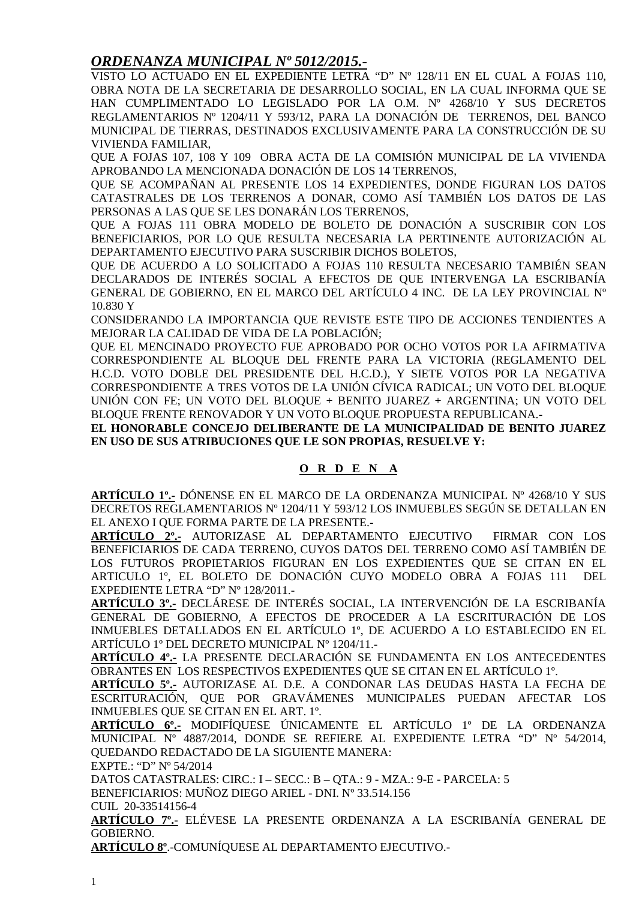# *ORDENANZA MUNICIPAL Nº 5012/2015.-*

VISTO LO ACTUADO EN EL EXPEDIENTE LETRA "D" Nº 128/11 EN EL CUAL A FOJAS 110, OBRA NOTA DE LA SECRETARIA DE DESARROLLO SOCIAL, EN LA CUAL INFORMA QUE SE HAN CUMPLIMENTADO LO LEGISLADO POR LA O.M. Nº 4268/10 Y SUS DECRETOS REGLAMENTARIOS Nº 1204/11 Y 593/12, PARA LA DONACIÓN DE TERRENOS, DEL BANCO MUNICIPAL DE TIERRAS, DESTINADOS EXCLUSIVAMENTE PARA LA CONSTRUCCIÓN DE SU VIVIENDA FAMILIAR,

QUE A FOJAS 107, 108 Y 109 OBRA ACTA DE LA COMISIÓN MUNICIPAL DE LA VIVIENDA APROBANDO LA MENCIONADA DONACIÓN DE LOS 14 TERRENOS,

QUE SE ACOMPAÑAN AL PRESENTE LOS 14 EXPEDIENTES, DONDE FIGURAN LOS DATOS CATASTRALES DE LOS TERRENOS A DONAR, COMO ASÍ TAMBIÉN LOS DATOS DE LAS PERSONAS A LAS QUE SE LES DONARÁN LOS TERRENOS,

QUE A FOJAS 111 OBRA MODELO DE BOLETO DE DONACIÓN A SUSCRIBIR CON LOS BENEFICIARIOS, POR LO QUE RESULTA NECESARIA LA PERTINENTE AUTORIZACIÓN AL DEPARTAMENTO EJECUTIVO PARA SUSCRIBIR DICHOS BOLETOS,

QUE DE ACUERDO A LO SOLICITADO A FOJAS 110 RESULTA NECESARIO TAMBIÉN SEAN DECLARADOS DE INTERÉS SOCIAL A EFECTOS DE QUE INTERVENGA LA ESCRIBANÍA GENERAL DE GOBIERNO, EN EL MARCO DEL ARTÍCULO 4 INC. DE LA LEY PROVINCIAL Nº 10.830 Y

CONSIDERANDO LA IMPORTANCIA QUE REVISTE ESTE TIPO DE ACCIONES TENDIENTES A MEJORAR LA CALIDAD DE VIDA DE LA POBLACIÓN;

QUE EL MENCINADO PROYECTO FUE APROBADO POR OCHO VOTOS POR LA AFIRMATIVA CORRESPONDIENTE AL BLOQUE DEL FRENTE PARA LA VICTORIA (REGLAMENTO DEL H.C.D. VOTO DOBLE DEL PRESIDENTE DEL H.C.D.), Y SIETE VOTOS POR LA NEGATIVA CORRESPONDIENTE A TRES VOTOS DE LA UNIÓN CÍVICA RADICAL; UN VOTO DEL BLOQUE UNIÓN CON FE; UN VOTO DEL BLOQUE + BENITO JUAREZ + ARGENTINA; UN VOTO DEL BLOQUE FRENTE RENOVADOR Y UN VOTO BLOQUE PROPUESTA REPUBLICANA.-

**EL HONORABLE CONCEJO DELIBERANTE DE LA MUNICIPALIDAD DE BENITO JUAREZ EN USO DE SUS ATRIBUCIONES QUE LE SON PROPIAS, RESUELVE Y:**

## O R D E N A

**ARTÍCULO 1º.-** DÓNENSE EN EL MARCO DE LA ORDENANZA MUNICIPAL Nº 4268/10 Y SUS DECRETOS REGLAMENTARIOS Nº 1204/11 Y 593/12 LOS INMUEBLES SEGÚN SE DETALLAN EN EL ANEXO I QUE FORMA PARTE DE LA PRESENTE.-

**ARTÍCULO 2º.-** AUTORIZASE AL DEPARTAMENTO EJECUTIVO FIRMAR CON LOS BENEFICIARIOS DE CADA TERRENO, CUYOS DATOS DEL TERRENO COMO ASÍ TAMBIÉN DE LOS FUTUROS PROPIETARIOS FIGURAN EN LOS EXPEDIENTES QUE SE CITAN EN EL ARTICULO 1º, EL BOLETO DE DONACIÓN CUYO MODELO OBRA A FOJAS 111 DEL EXPEDIENTE LETRA "D" Nº 128/2011.-

**ARTÍCULO 3º.-** DECLÁRESE DE INTERÉS SOCIAL, LA INTERVENCIÓN DE LA ESCRIBANÍA GENERAL DE GOBIERNO, A EFECTOS DE PROCEDER A LA ESCRITURACIÓN DE LOS INMUEBLES DETALLADOS EN EL ARTÍCULO 1º, DE ACUERDO A LO ESTABLECIDO EN EL ARTÍCULO 1º DEL DECRETO MUNICIPAL Nº 1204/11.-

**ARTÍCULO 4º.-** LA PRESENTE DECLARACIÓN SE FUNDAMENTA EN LOS ANTECEDENTES OBRANTES EN LOS RESPECTIVOS EXPEDIENTES QUE SE CITAN EN EL ARTÍCULO 1º.

**ARTÍCULO 5º.-** AUTORIZASE AL D.E. A CONDONAR LAS DEUDAS HASTA LA FECHA DE ESCRITURACIÓN, QUE POR GRAVÁMENES MUNICIPALES PUEDAN AFECTAR LOS INMUEBLES QUE SE CITAN EN EL ART. 1º.

**ARTÍCULO 6º.-** MODIFÍQUESE ÚNICAMENTE EL ARTÍCULO 1º DE LA ORDENANZA MUNICIPAL Nº 4887/2014, DONDE SE REFIERE AL EXPEDIENTE LETRA "D" Nº 54/2014, QUEDANDO REDACTADO DE LA SIGUIENTE MANERA:

EXPTE.: "D" Nº 54/2014

DATOS CATASTRALES: CIRC.: I – SECC.: B – QTA.: 9 - MZA.: 9-E - PARCELA: 5

BENEFICIARIOS: MUÑOZ DIEGO ARIEL - DNI. Nº 33.514.156

CUIL 20-33514156-4

**ARTÍCULO 7º.-** ELÉVESE LA PRESENTE ORDENANZA A LA ESCRIBANÍA GENERAL DE GOBIERNO.

**ARTÍCULO 8º**.-COMUNÍQUESE AL DEPARTAMENTO EJECUTIVO.-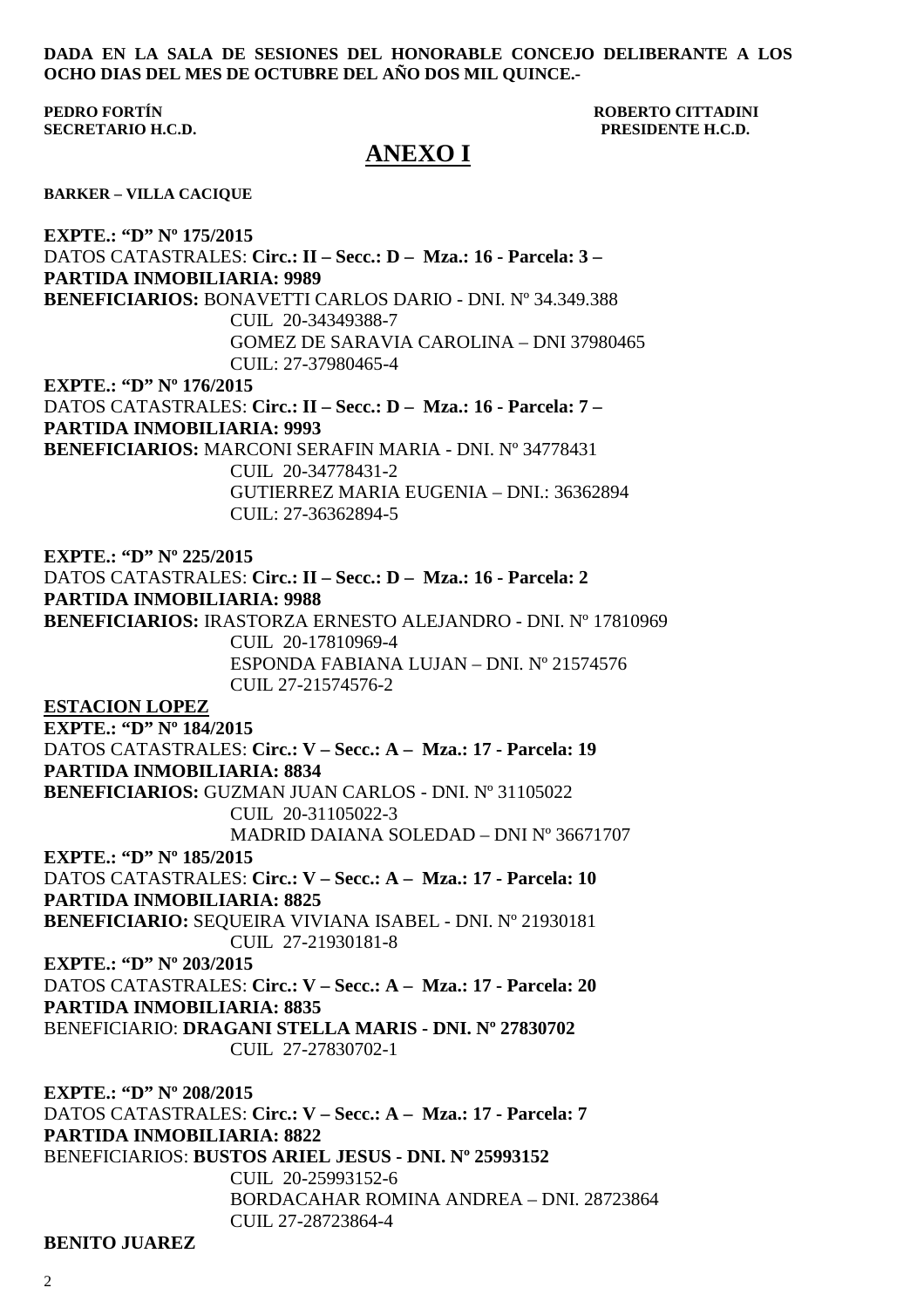**DADA EN LA SALA DE SESIONES DEL HONORABLE CONCEJO DELIBERANTE A LOS OCHO DIAS DEL MES DE OCTUBRE DEL AÑO DOS MIL QUINCE.-**

**PEDRO FORTÍN**
**SECRETARIO H.C.D.**

**ROBERTO CITTADINI**
**PRESIDENTE H.C.D.**

# ANEXO I

**BARKER – VILLA CACIQUE**

**EXPTE.: "D" Nº 175/2015**
DATOS CATASTRALES: **Circ.: II – Secc.: D – Mza.: 16 - Parcela: 3 –**
**PARTIDA INMOBILIARIA: 9989**
**BENEFICIARIOS:** BONAVETTI CARLOS DARIO - DNI. Nº 34.349.388
CUIL 20-34349388-7
GOMEZ DE SARAVIA CAROLINA – DNI 37980465
CUIL: 27-37980465-4

**EXPTE.: "D" Nº 176/2015**
DATOS CATASTRALES: **Circ.: II – Secc.: D – Mza.: 16 - Parcela: 7 –**
**PARTIDA INMOBILIARIA: 9993**
**BENEFICIARIOS:** MARCONI SERAFIN MARIA - DNI. Nº 34778431
CUIL 20-34778431-2
GUTIERREZ MARIA EUGENIA – DNI.: 36362894
CUIL: 27-36362894-5

**EXPTE.: "D" Nº 225/2015**
DATOS CATASTRALES: **Circ.: II – Secc.: D – Mza.: 16 - Parcela: 2**
**PARTIDA INMOBILIARIA: 9988**
**BENEFICIARIOS:** IRASTORZA ERNESTO ALEJANDRO - DNI. Nº 17810969
CUIL 20-17810969-4
ESPONDA FABIANA LUJAN – DNI. Nº 21574576
CUIL 27-21574576-2

**ESTACION LOPEZ**

**EXPTE.: "D" Nº 184/2015**
DATOS CATASTRALES: **Circ.: V – Secc.: A – Mza.: 17 - Parcela: 19**
**PARTIDA INMOBILIARIA: 8834**
**BENEFICIARIOS:** GUZMAN JUAN CARLOS - DNI. Nº 31105022
CUIL 20-31105022-3
MADRID DAIANA SOLEDAD – DNI Nº 36671707

**EXPTE.: "D" Nº 185/2015**
DATOS CATASTRALES: **Circ.: V – Secc.: A – Mza.: 17 - Parcela: 10**
**PARTIDA INMOBILIARIA: 8825**
**BENEFICIARIO:** SEQUEIRA VIVIANA ISABEL - DNI. Nº 21930181
CUIL 27-21930181-8

**EXPTE.: "D" Nº 203/2015**
DATOS CATASTRALES: **Circ.: V – Secc.: A – Mza.: 17 - Parcela: 20**
**PARTIDA INMOBILIARIA: 8835**
BENEFICIARIO: **DRAGANI STELLA MARIS - DNI. Nº 27830702**
CUIL 27-27830702-1

**EXPTE.: "D" Nº 208/2015**
DATOS CATASTRALES: **Circ.: V – Secc.: A – Mza.: 17 - Parcela: 7**
**PARTIDA INMOBILIARIA: 8822**
BENEFICIARIOS: **BUSTOS ARIEL JESUS - DNI. Nº 25993152**
CUIL 20-25993152-6
BORDACAHAR ROMINA ANDREA – DNI. 28723864
CUIL 27-28723864-4

**BENITO JUAREZ**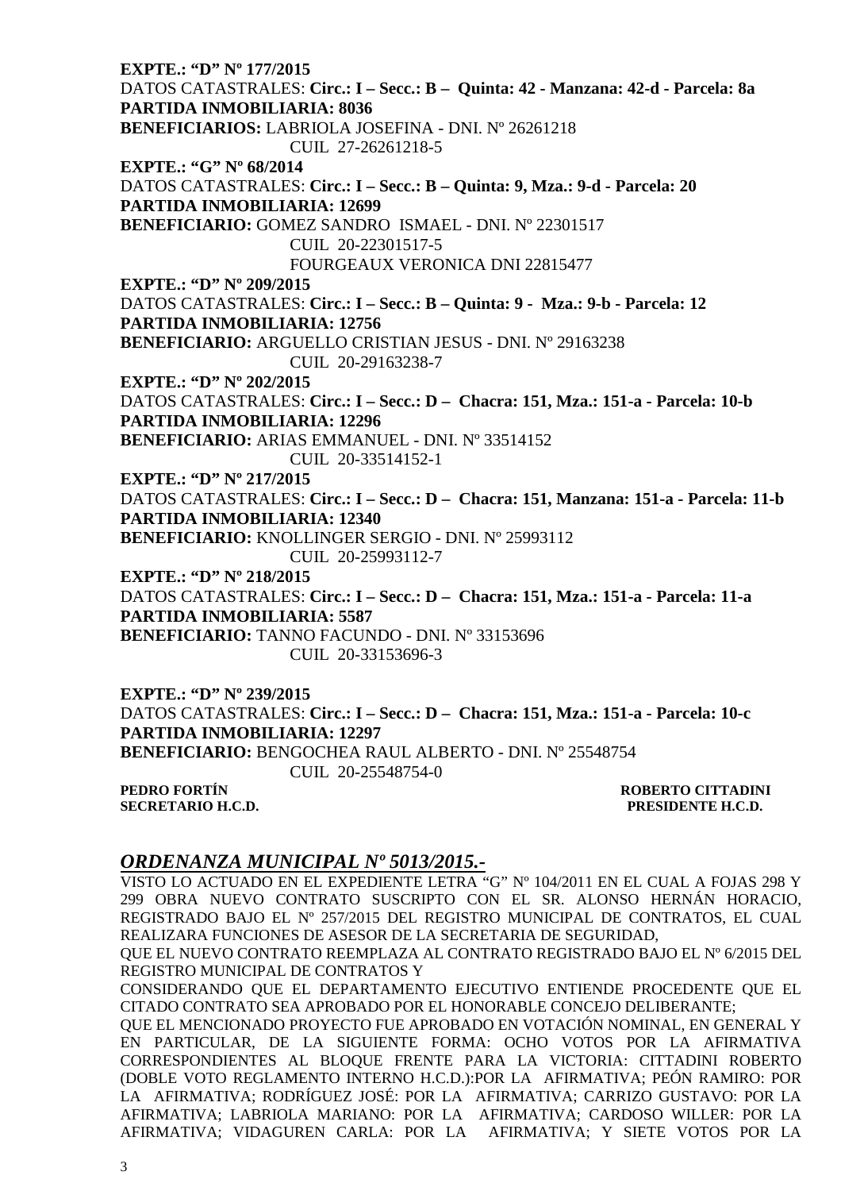**EXPTE.: "D" Nº 177/2015**
DATOS CATASTRALES: **Circ.: I – Secc.: B – Quinta: 42 - Manzana: 42-d - Parcela: 8a**
**PARTIDA INMOBILIARIA: 8036**
**BENEFICIARIOS:** LABRIOLA JOSEFINA - DNI. Nº 26261218
CUIL 27-26261218-5

**EXPTE.: "G" Nº 68/2014**
DATOS CATASTRALES: **Circ.: I – Secc.: B – Quinta: 9, Mza.: 9-d - Parcela: 20**
**PARTIDA INMOBILIARIA: 12699**
**BENEFICIARIO:** GOMEZ SANDRO ISMAEL - DNI. Nº 22301517
CUIL 20-22301517-5
FOURGEAUX VERONICA DNI 22815477

**EXPTE.: "D" Nº 209/2015**
DATOS CATASTRALES: **Circ.: I – Secc.: B – Quinta: 9 - Mza.: 9-b - Parcela: 12**
**PARTIDA INMOBILIARIA: 12756**
**BENEFICIARIO:** ARGUELLO CRISTIAN JESUS - DNI. Nº 29163238
CUIL 20-29163238-7

**EXPTE.: "D" Nº 202/2015**
DATOS CATASTRALES: **Circ.: I – Secc.: D – Chacra: 151, Mza.: 151-a - Parcela: 10-b**
**PARTIDA INMOBILIARIA: 12296**
**BENEFICIARIO:** ARIAS EMMANUEL - DNI. Nº 33514152
CUIL 20-33514152-1

**EXPTE.: "D" Nº 217/2015**
DATOS CATASTRALES: **Circ.: I – Secc.: D – Chacra: 151, Manzana: 151-a - Parcela: 11-b**
**PARTIDA INMOBILIARIA: 12340**
**BENEFICIARIO:** KNOLLINGER SERGIO - DNI. Nº 25993112
CUIL 20-25993112-7

**EXPTE.: "D" Nº 218/2015**
DATOS CATASTRALES: **Circ.: I – Secc.: D – Chacra: 151, Mza.: 151-a - Parcela: 11-a**
**PARTIDA INMOBILIARIA: 5587**
**BENEFICIARIO:** TANNO FACUNDO - DNI. Nº 33153696
CUIL 20-33153696-3

**EXPTE.: "D" Nº 239/2015**
DATOS CATASTRALES: **Circ.: I – Secc.: D – Chacra: 151, Mza.: 151-a - Parcela: 10-c**
**PARTIDA INMOBILIARIA: 12297**
**BENEFICIARIO:** BENGOCHEA RAUL ALBERTO - DNI. Nº 25548754
CUIL 20-25548754-0

**PEDRO FORTÍN** — **SECRETARIO H.C.D.**
**ROBERTO CITTADINI** — **PRESIDENTE H.C.D.**

## ***ORDENANZA MUNICIPAL Nº 5013/2015.-***

VISTO LO ACTUADO EN EL EXPEDIENTE LETRA "G" Nº 104/2011 EN EL CUAL A FOJAS 298 Y 299 OBRA NUEVO CONTRATO SUSCRIPTO CON EL SR. ALONSO HERNÁN HORACIO, REGISTRADO BAJO EL Nº 257/2015 DEL REGISTRO MUNICIPAL DE CONTRATOS, EL CUAL REALIZARA FUNCIONES DE ASESOR DE LA SECRETARIA DE SEGURIDAD,

QUE EL NUEVO CONTRATO REEMPLAZA AL CONTRATO REGISTRADO BAJO EL Nº 6/2015 DEL REGISTRO MUNICIPAL DE CONTRATOS Y

CONSIDERANDO QUE EL DEPARTAMENTO EJECUTIVO ENTIENDE PROCEDENTE QUE EL CITADO CONTRATO SEA APROBADO POR EL HONORABLE CONCEJO DELIBERANTE;

QUE EL MENCIONADO PROYECTO FUE APROBADO EN VOTACIÓN NOMINAL, EN GENERAL Y EN PARTICULAR, DE LA SIGUIENTE FORMA: OCHO VOTOS POR LA AFIRMATIVA CORRESPONDIENTES AL BLOQUE FRENTE PARA LA VICTORIA: CITTADINI ROBERTO (DOBLE VOTO REGLAMENTO INTERNO H.C.D.):POR LA AFIRMATIVA; PEÓN RAMIRO: POR LA AFIRMATIVA; RODRÍGUEZ JOSÉ: POR LA AFIRMATIVA; CARRIZO GUSTAVO: POR LA AFIRMATIVA; LABRIOLA MARIANO: POR LA AFIRMATIVA; CARDOSO WILLER: POR LA AFIRMATIVA; VIDAGUREN CARLA: POR LA AFIRMATIVA; Y SIETE VOTOS POR LA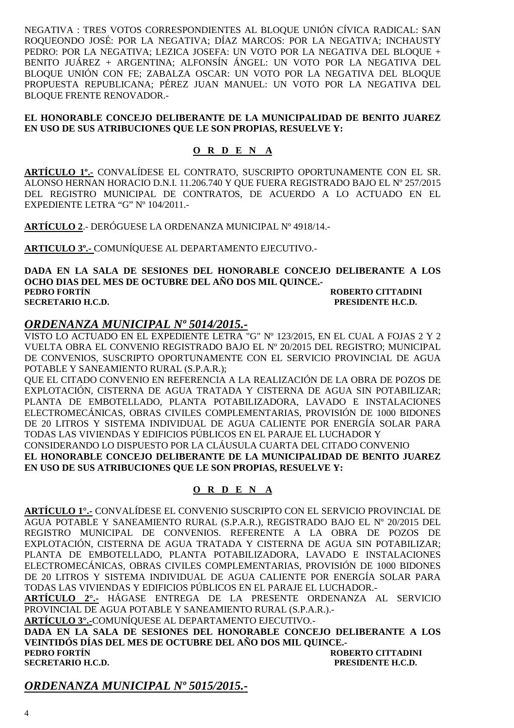NEGATIVA : TRES VOTOS CORRESPONDIENTES AL BLOQUE UNIÓN CÍVICA RADICAL: SAN ROQUEONDO JOSÉ: POR LA NEGATIVA; DÍAZ MARCOS: POR LA NEGATIVA; INCHAUSTY PEDRO: POR LA NEGATIVA; LEZICA JOSEFA: UN VOTO POR LA NEGATIVA DEL BLOQUE + BENITO JUÁREZ + ARGENTINA; ALFONSÍN ÁNGEL: UN VOTO POR LA NEGATIVA DEL BLOQUE UNIÓN CON FE; ZABALZA OSCAR: UN VOTO POR LA NEGATIVA DEL BLOQUE PROPUESTA REPUBLICANA; PÉREZ JUAN MANUEL: UN VOTO POR LA NEGATIVA DEL BLOQUE FRENTE RENOVADOR.-

**EL HONORABLE CONCEJO DELIBERANTE DE LA MUNICIPALIDAD DE BENITO JUAREZ EN USO DE SUS ATRIBUCIONES QUE LE SON PROPIAS, RESUELVE Y:**

**O R D E N A**

**ARTÍCULO 1º.-** CONVALÍDESE EL CONTRATO, SUSCRIPTO OPORTUNAMENTE CON EL SR. ALONSO HERNAN HORACIO D.N.I. 11.206.740 Y QUE FUERA REGISTRADO BAJO EL Nº 257/2015 DEL REGISTRO MUNICIPAL DE CONTRATOS, DE ACUERDO A LO ACTUADO EN EL EXPEDIENTE LETRA "G" Nº 104/2011.-

**ARTÍCULO 2**.- DERÓGUESE LA ORDENANZA MUNICIPAL Nº 4918/14.-

**ARTICULO 3º.-** COMUNÍQUESE AL DEPARTAMENTO EJECUTIVO.-

**DADA EN LA SALA DE SESIONES DEL HONORABLE CONCEJO DELIBERANTE A LOS OCHO DIAS DEL MES DE OCTUBRE DEL AÑO DOS MIL QUINCE.-**

**PEDRO FORTÍN** — **ROBERTO CITTADINI**
**SECRETARIO H.C.D.** — **PRESIDENTE H.C.D.**

## *ORDENANZA MUNICIPAL Nº 5014/2015.-*

VISTO LO ACTUADO EN EL EXPEDIENTE LETRA "G" Nº 123/2015, EN EL CUAL A FOJAS 2 Y 2 VUELTA OBRA EL CONVENIO REGISTRADO BAJO EL Nº 20/2015 DEL REGISTRO; MUNICIPAL DE CONVENIOS, SUSCRIPTO OPORTUNAMENTE CON EL SERVICIO PROVINCIAL DE AGUA POTABLE Y SANEAMIENTO RURAL (S.P.A.R.);

QUE EL CITADO CONVENIO EN REFERENCIA A LA REALIZACIÓN DE LA OBRA DE POZOS DE EXPLOTACIÓN, CISTERNA DE AGUA TRATADA Y CISTERNA DE AGUA SIN POTABILIZAR; PLANTA DE EMBOTELLADO, PLANTA POTABILIZADORA, LAVADO E INSTALACIONES ELECTROMECÁNICAS, OBRAS CIVILES COMPLEMENTARIAS, PROVISIÓN DE 1000 BIDONES DE 20 LITROS Y SISTEMA INDIVIDUAL DE AGUA CALIENTE POR ENERGÍA SOLAR PARA TODAS LAS VIVIENDAS Y EDIFICIOS PÚBLICOS EN EL PARAJE EL LUCHADOR Y

CONSIDERANDO LO DISPUESTO POR LA CLÁUSULA CUARTA DEL CITADO CONVENIO

**EL HONORABLE CONCEJO DELIBERANTE DE LA MUNICIPALIDAD DE BENITO JUAREZ EN USO DE SUS ATRIBUCIONES QUE LE SON PROPIAS, RESUELVE Y:**

**O R D E N A**

**ARTÍCULO 1°.-** CONVALÍDESE EL CONVENIO SUSCRIPTO CON EL SERVICIO PROVINCIAL DE AGUA POTABLE Y SANEAMIENTO RURAL (S.P.A.R.), REGISTRADO BAJO EL Nº 20/2015 DEL REGISTRO MUNICIPAL DE CONVENIOS. REFERENTE A LA OBRA DE POZOS DE EXPLOTACIÓN, CISTERNA DE AGUA TRATADA Y CISTERNA DE AGUA SIN POTABILIZAR; PLANTA DE EMBOTELLADO, PLANTA POTABILIZADORA, LAVADO E INSTALACIONES ELECTROMECÁNICAS, OBRAS CIVILES COMPLEMENTARIAS, PROVISIÓN DE 1000 BIDONES DE 20 LITROS Y SISTEMA INDIVIDUAL DE AGUA CALIENTE POR ENERGÍA SOLAR PARA TODAS LAS VIVIENDAS Y EDIFICIOS PÚBLICOS EN EL PARAJE EL LUCHADOR.-

**ARTÍCULO 2°.-** HÁGASE ENTREGA DE LA PRESENTE ORDENANZA AL SERVICIO PROVINCIAL DE AGUA POTABLE Y SANEAMIENTO RURAL (S.P.A.R.).-

**ARTÍCULO 3°.-**COMUNÍQUESE AL DEPARTAMENTO EJECUTIVO.-

**DADA EN LA SALA DE SESIONES DEL HONORABLE CONCEJO DELIBERANTE A LOS VEINTIDÓS DÍAS DEL MES DE OCTUBRE DEL AÑO DOS MIL QUINCE.-**

**PEDRO FORTÍN** — **ROBERTO CITTADINI**
**SECRETARIO H.C.D.** — **PRESIDENTE H.C.D.**

## *ORDENANZA MUNICIPAL Nº 5015/2015.-*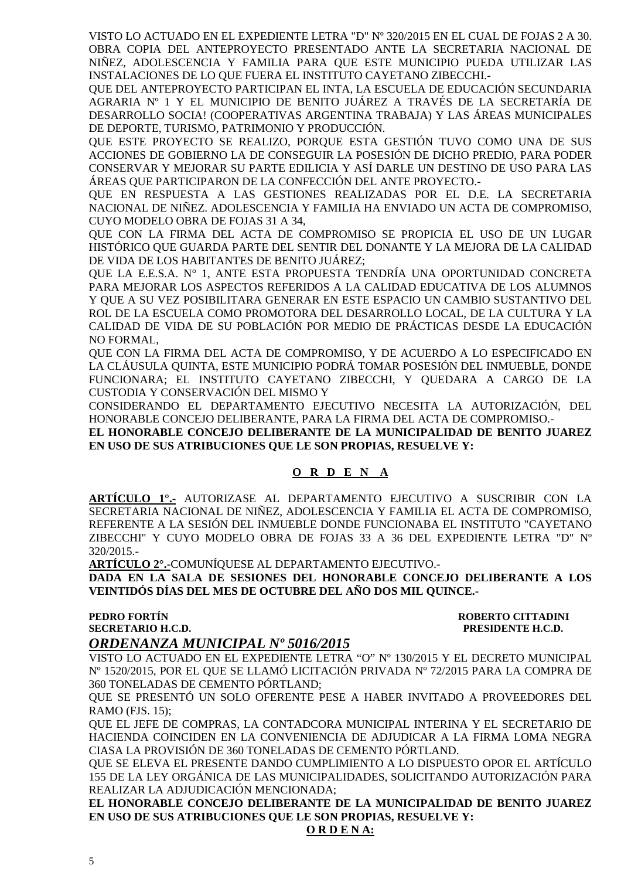VISTO LO ACTUADO EN EL EXPEDIENTE LETRA "D" Nº 320/2015 EN EL CUAL DE FOJAS 2 A 30. OBRA COPIA DEL ANTEPROYECTO PRESENTADO ANTE LA SECRETARIA NACIONAL DE NIÑEZ, ADOLESCENCIA Y FAMILIA PARA QUE ESTE MUNICIPIO PUEDA UTILIZAR LAS INSTALACIONES DE LO QUE FUERA EL INSTITUTO CAYETANO ZIBECCHI.-

QUE DEL ANTEPROYECTO PARTICIPAN EL INTA, LA ESCUELA DE EDUCACIÓN SECUNDARIA AGRARIA Nº 1 Y EL MUNICIPIO DE BENITO JUÁREZ A TRAVÉS DE LA SECRETARÍA DE DESARROLLO SOCIA! (COOPERATIVAS ARGENTINA TRABAJA) Y LAS ÁREAS MUNICIPALES DE DEPORTE, TURISMO, PATRIMONIO Y PRODUCCIÓN.

QUE ESTE PROYECTO SE REALIZO, PORQUE ESTA GESTIÓN TUVO COMO UNA DE SUS ACCIONES DE GOBIERNO LA DE CONSEGUIR LA POSESIÓN DE DICHO PREDIO, PARA PODER CONSERVAR Y MEJORAR SU PARTE EDILICIA Y ASÍ DARLE UN DESTINO DE USO PARA LAS ÁREAS QUE PARTICIPARON DE LA CONFECCIÓN DEL ANTE PROYECTO.-

QUE EN RESPUESTA A LAS GESTIONES REALIZADAS POR EL D.E. LA SECRETARIA NACIONAL DE NIÑEZ. ADOLESCENCIA Y FAMILIA HA ENVIADO UN ACTA DE COMPROMISO, CUYO MODELO OBRA DE FOJAS 31 A 34,

QUE CON LA FIRMA DEL ACTA DE COMPROMISO SE PROPICIA EL USO DE UN LUGAR HISTÓRICO QUE GUARDA PARTE DEL SENTIR DEL DONANTE Y LA MEJORA DE LA CALIDAD DE VIDA DE LOS HABITANTES DE BENITO JUÁREZ;

QUE LA E.E.S.A. N° 1, ANTE ESTA PROPUESTA TENDRÍA UNA OPORTUNIDAD CONCRETA PARA MEJORAR LOS ASPECTOS REFERIDOS A LA CALIDAD EDUCATIVA DE LOS ALUMNOS Y QUE A SU VEZ POSIBILITARA GENERAR EN ESTE ESPACIO UN CAMBIO SUSTANTIVO DEL ROL DE LA ESCUELA COMO PROMOTORA DEL DESARROLLO LOCAL, DE LA CULTURA Y LA CALIDAD DE VIDA DE SU POBLACIÓN POR MEDIO DE PRÁCTICAS DESDE LA EDUCACIÓN NO FORMAL,

QUE CON LA FIRMA DEL ACTA DE COMPROMISO, Y DE ACUERDO A LO ESPECIFICADO EN LA CLÁUSULA QUINTA, ESTE MUNICIPIO PODRÁ TOMAR POSESIÓN DEL INMUEBLE, DONDE FUNCIONARA; EL INSTITUTO CAYETANO ZIBECCHI, Y QUEDARA A CARGO DE LA CUSTODIA Y CONSERVACIÓN DEL MISMO Y

CONSIDERANDO EL DEPARTAMENTO EJECUTIVO NECESITA LA AUTORIZACIÓN, DEL HONORABLE CONCEJO DELIBERANTE, PARA LA FIRMA DEL ACTA DE COMPROMISO.-

**EL HONORABLE CONCEJO DELIBERANTE DE LA MUNICIPALIDAD DE BENITO JUAREZ EN USO DE SUS ATRIBUCIONES QUE LE SON PROPIAS, RESUELVE Y:**

**O R D E N A**

**ARTÍCULO 1°.-** AUTORIZASE AL DEPARTAMENTO EJECUTIVO A SUSCRIBIR CON LA SECRETARIA NACIONAL DE NIÑEZ, ADOLESCENCIA Y FAMILIA EL ACTA DE COMPROMISO, REFERENTE A LA SESIÓN DEL INMUEBLE DONDE FUNCIONABA EL INSTITUTO "CAYETANO ZIBECCHI" Y CUYO MODELO OBRA DE FOJAS 33 A 36 DEL EXPEDIENTE LETRA "D" Nº 320/2015.-

**ARTÍCULO 2°.-**COMUNÍQUESE AL DEPARTAMENTO EJECUTIVO.-

**DADA EN LA SALA DE SESIONES DEL HONORABLE CONCEJO DELIBERANTE A LOS VEINTIDÓS DÍAS DEL MES DE OCTUBRE DEL AÑO DOS MIL QUINCE.-**

**PEDRO FORTÍN** — **ROBERTO CITTADINI**
**SECRETARIO H.C.D.** — **PRESIDENTE H.C.D.**

## *ORDENANZA MUNICIPAL Nº 5016/2015*

VISTO LO ACTUADO EN EL EXPEDIENTE LETRA "O" Nº 130/2015 Y EL DECRETO MUNICIPAL Nº 1520/2015, POR EL QUE SE LLAMÓ LICITACIÓN PRIVADA Nº 72/2015 PARA LA COMPRA DE 360 TONELADAS DE CEMENTO PÓRTLAND;

QUE SE PRESENTÓ UN SOLO OFERENTE PESE A HABER INVITADO A PROVEEDORES DEL RAMO (FJS. 15);

QUE EL JEFE DE COMPRAS, LA CONTADCORA MUNICIPAL INTERINA Y EL SECRETARIO DE HACIENDA COINCIDEN EN LA CONVENIENCIA DE ADJUDICAR A LA FIRMA LOMA NEGRA CIASA LA PROVISIÓN DE 360 TONELADAS DE CEMENTO PÓRTLAND.

QUE SE ELEVA EL PRESENTE DANDO CUMPLIMIENTO A LO DISPUESTO OPOR EL ARTÍCULO 155 DE LA LEY ORGÁNICA DE LAS MUNICIPALIDADES, SOLICITANDO AUTORIZACIÓN PARA REALIZAR LA ADJUDICACIÓN MENCIONADA;

**EL HONORABLE CONCEJO DELIBERANTE DE LA MUNICIPALIDAD DE BENITO JUAREZ EN USO DE SUS ATRIBUCIONES QUE LE SON PROPIAS, RESUELVE Y:**

**O R D E N A:**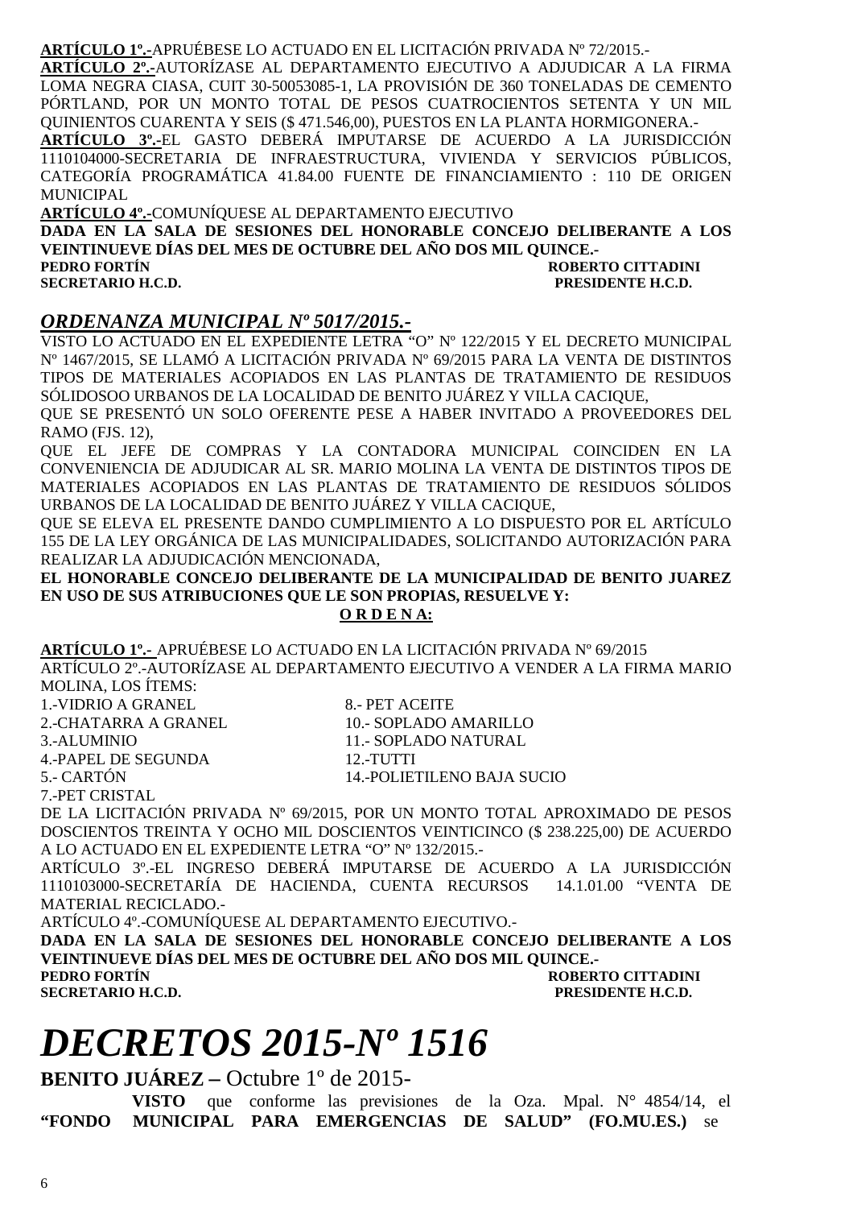**ARTÍCULO 1º.-**APRUÉBESE LO ACTUADO EN EL LICITACIÓN PRIVADA Nº 72/2015.-
**ARTÍCULO 2º.-**AUTORÍZASE AL DEPARTAMENTO EJECUTIVO A ADJUDICAR A LA FIRMA LOMA NEGRA CIASA, CUIT 30-50053085-1, LA PROVISIÓN DE 360 TONELADAS DE CEMENTO PÓRTLAND, POR UN MONTO TOTAL DE PESOS CUATROCIENTOS SETENTA Y UN MIL QUINIENTOS CUARENTA Y SEIS ($ 471.546,00), PUESTOS EN LA PLANTA HORMIGONERA.-
**ARTÍCULO 3º.-**EL GASTO DEBERÁ IMPUTARSE DE ACUERDO A LA JURISDICCIÓN 1110104000-SECRETARIA DE INFRAESTRUCTURA, VIVIENDA Y SERVICIOS PÚBLICOS, CATEGORÍA PROGRAMÁTICA 41.84.00 FUENTE DE FINANCIAMIENTO : 110 DE ORIGEN MUNICIPAL
**ARTÍCULO 4º.-**COMUNÍQUESE AL DEPARTAMENTO EJECUTIVO
**DADA EN LA SALA DE SESIONES DEL HONORABLE CONCEJO DELIBERANTE A LOS VEINTINUEVE DÍAS DEL MES DE OCTUBRE DEL AÑO DOS MIL QUINCE.-**
**PEDRO FORTÍN** — **ROBERTO CITTADINI**
**SECRETARIO H.C.D.** — **PRESIDENTE H.C.D.**

## *ORDENANZA MUNICIPAL Nº 5017/2015.-*

VISTO LO ACTUADO EN EL EXPEDIENTE LETRA "O" Nº 122/2015 Y EL DECRETO MUNICIPAL Nº 1467/2015, SE LLAMÓ A LICITACIÓN PRIVADA Nº 69/2015 PARA LA VENTA DE DISTINTOS TIPOS DE MATERIALES ACOPIADOS EN LAS PLANTAS DE TRATAMIENTO DE RESIDUOS SÓLIDOSOO URBANOS DE LA LOCALIDAD DE BENITO JUÁREZ Y VILLA CACIQUE,
QUE SE PRESENTÓ UN SOLO OFERENTE PESE A HABER INVITADO A PROVEEDORES DEL RAMO (FJS. 12),
QUE EL JEFE DE COMPRAS Y LA CONTADORA MUNICIPAL COINCIDEN EN LA CONVENIENCIA DE ADJUDICAR AL SR. MARIO MOLINA LA VENTA DE DISTINTOS TIPOS DE MATERIALES ACOPIADOS EN LAS PLANTAS DE TRATAMIENTO DE RESIDUOS SÓLIDOS URBANOS DE LA LOCALIDAD DE BENITO JUÁREZ Y VILLA CACIQUE,
QUE SE ELEVA EL PRESENTE DANDO CUMPLIMIENTO A LO DISPUESTO POR EL ARTÍCULO 155 DE LA LEY ORGÁNICA DE LAS MUNICIPALIDADES, SOLICITANDO AUTORIZACIÓN PARA REALIZAR LA ADJUDICACIÓN MENCIONADA,
**EL HONORABLE CONCEJO DELIBERANTE DE LA MUNICIPALIDAD DE BENITO JUAREZ EN USO DE SUS ATRIBUCIONES QUE LE SON PROPIAS, RESUELVE Y:**

**O R D E N A:**

**ARTÍCULO 1º.-** APRUÉBESE LO ACTUADO EN LA LICITACIÓN PRIVADA Nº 69/2015
ARTÍCULO 2º.-AUTORÍZASE AL DEPARTAMENTO EJECUTIVO A VENDER A LA FIRMA MARIO MOLINA, LOS ÍTEMS:

1.-VIDRIO A GRANEL
2.-CHATARRA A GRANEL
3.-ALUMINIO
4.-PAPEL DE SEGUNDA
5.- CARTÓN
7.-PET CRISTAL
8.- PET ACEITE
10.- SOPLADO AMARILLO
11.- SOPLADO NATURAL
12.-TUTTI
14.-POLIETILENO BAJA SUCIO

DE LA LICITACIÓN PRIVADA Nº 69/2015, POR UN MONTO TOTAL APROXIMADO DE PESOS DOSCIENTOS TREINTA Y OCHO MIL DOSCIENTOS VEINTICINCO ($ 238.225,00) DE ACUERDO A LO ACTUADO EN EL EXPEDIENTE LETRA "O" Nº 132/2015.-
ARTÍCULO 3º.-EL INGRESO DEBERÁ IMPUTARSE DE ACUERDO A LA JURISDICCIÓN 1110103000-SECRETARÍA DE HACIENDA, CUENTA RECURSOS 14.1.01.00 "VENTA DE MATERIAL RECICLADO.-
ARTÍCULO 4º.-COMUNÍQUESE AL DEPARTAMENTO EJECUTIVO.-
**DADA EN LA SALA DE SESIONES DEL HONORABLE CONCEJO DELIBERANTE A LOS VEINTINUEVE DÍAS DEL MES DE OCTUBRE DEL AÑO DOS MIL QUINCE.-**
**PEDRO FORTÍN** — **ROBERTO CITTADINI**
**SECRETARIO H.C.D.** — **PRESIDENTE H.C.D.**

# *DECRETOS 2015-Nº 1516*

**BENITO JUÁREZ –** Octubre 1º de 2015-

**VISTO** que conforme las previsiones de la Oza. Mpal. N° 4854/14, el **"FONDO MUNICIPAL PARA EMERGENCIAS DE SALUD" (FO.MU.ES.)** se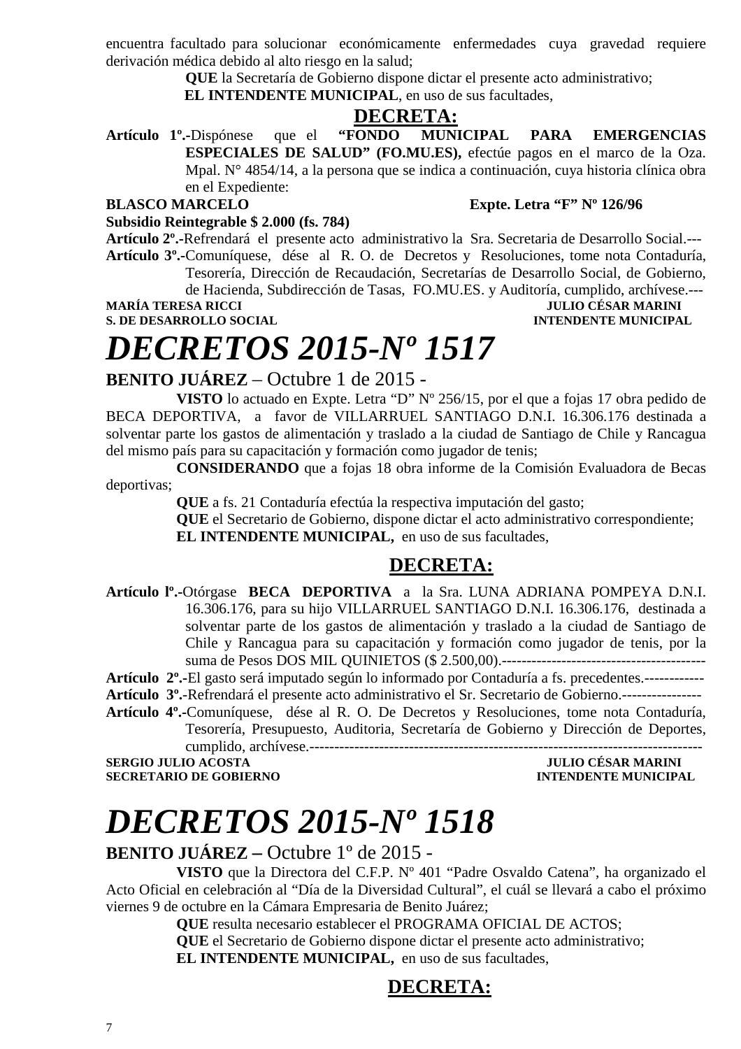encuentra facultado para solucionar económicamente enfermedades cuya gravedad requiere derivación médica debido al alto riesgo en la salud;

**QUE** la Secretaría de Gobierno dispone dictar el presente acto administrativo;

**EL INTENDENTE MUNICIPAL**, en uso de sus facultades,

## DECRETA:

**Artículo 1º.-**Dispónese que el **"FONDO MUNICIPAL PARA EMERGENCIAS ESPECIALES DE SALUD" (FO.MU.ES),** efectúe pagos en el marco de la Oza. Mpal. N° 4854/14, a la persona que se indica a continuación, cuya historia clínica obra en el Expediente:

**BLASCO MARCELO** **Expte. Letra "F" Nº 126/96**
**Subsidio Reintegrable $ 2.000 (fs. 784)**

**Artículo 2º.-**Refrendará el presente acto administrativo la Sra. Secretaria de Desarrollo Social.---

**Artículo 3º.-**Comuníquese, dése al R. O. de Decretos y Resoluciones, tome nota Contaduría, Tesorería, Dirección de Recaudación, Secretarías de Desarrollo Social, de Gobierno, de Hacienda, Subdirección de Tasas, FO.MU.ES. y Auditoría, cumplido, archívese.---

**MARÍA TERESA RICCI** — **S. DE DESARROLLO SOCIAL**
**JULIO CÉSAR MARINI** — **INTENDENTE MUNICIPAL**

# *DECRETOS 2015-Nº 1517*

**BENITO JUÁREZ** – Octubre 1 de 2015 -

**VISTO** lo actuado en Expte. Letra "D" Nº 256/15, por el que a fojas 17 obra pedido de BECA DEPORTIVA, a favor de VILLARRUEL SANTIAGO D.N.I. 16.306.176 destinada a solventar parte los gastos de alimentación y traslado a la ciudad de Santiago de Chile y Rancagua del mismo país para su capacitación y formación como jugador de tenis;

**CONSIDERANDO** que a fojas 18 obra informe de la Comisión Evaluadora de Becas deportivas;

**QUE** a fs. 21 Contaduría efectúa la respectiva imputación del gasto;

**QUE** el Secretario de Gobierno, dispone dictar el acto administrativo correspondiente;

**EL INTENDENTE MUNICIPAL,** en uso de sus facultades,

## DECRETA:

**Artículo lº.-**Otórgase **BECA DEPORTIVA** a la Sra. LUNA ADRIANA POMPEYA D.N.I. 16.306.176, para su hijo VILLARRUEL SANTIAGO D.N.I. 16.306.176, destinada a solventar parte de los gastos de alimentación y traslado a la ciudad de Santiago de Chile y Rancagua para su capacitación y formación como jugador de tenis, por la suma de Pesos DOS MIL QUINIETOS ($ 2.500,00).----------------------------------------

**Artículo 2º.-**El gasto será imputado según lo informado por Contaduría a fs. precedentes.------------

**Artículo 3º.-**Refrendará el presente acto administrativo el Sr. Secretario de Gobierno.----------------

**Artículo 4º.-**Comuníquese, dése al R. O. De Decretos y Resoluciones, tome nota Contaduría, Tesorería, Presupuesto, Auditoria, Secretaría de Gobierno y Dirección de Deportes, cumplido, archívese.--------------------------------------------------------------------------------

**SERGIO JULIO ACOSTA** — **SECRETARIO DE GOBIERNO**
**JULIO CÉSAR MARINI** — **INTENDENTE MUNICIPAL**

# *DECRETOS 2015-Nº 1518*

**BENITO JUÁREZ –** Octubre 1º de 2015 -

**VISTO** que la Directora del C.F.P. Nº 401 "Padre Osvaldo Catena", ha organizado el Acto Oficial en celebración al "Día de la Diversidad Cultural", el cuál se llevará a cabo el próximo viernes 9 de octubre en la Cámara Empresaria de Benito Juárez;

**QUE** resulta necesario establecer el PROGRAMA OFICIAL DE ACTOS;

**QUE** el Secretario de Gobierno dispone dictar el presente acto administrativo;

**EL INTENDENTE MUNICIPAL,** en uso de sus facultades,

## DECRETA: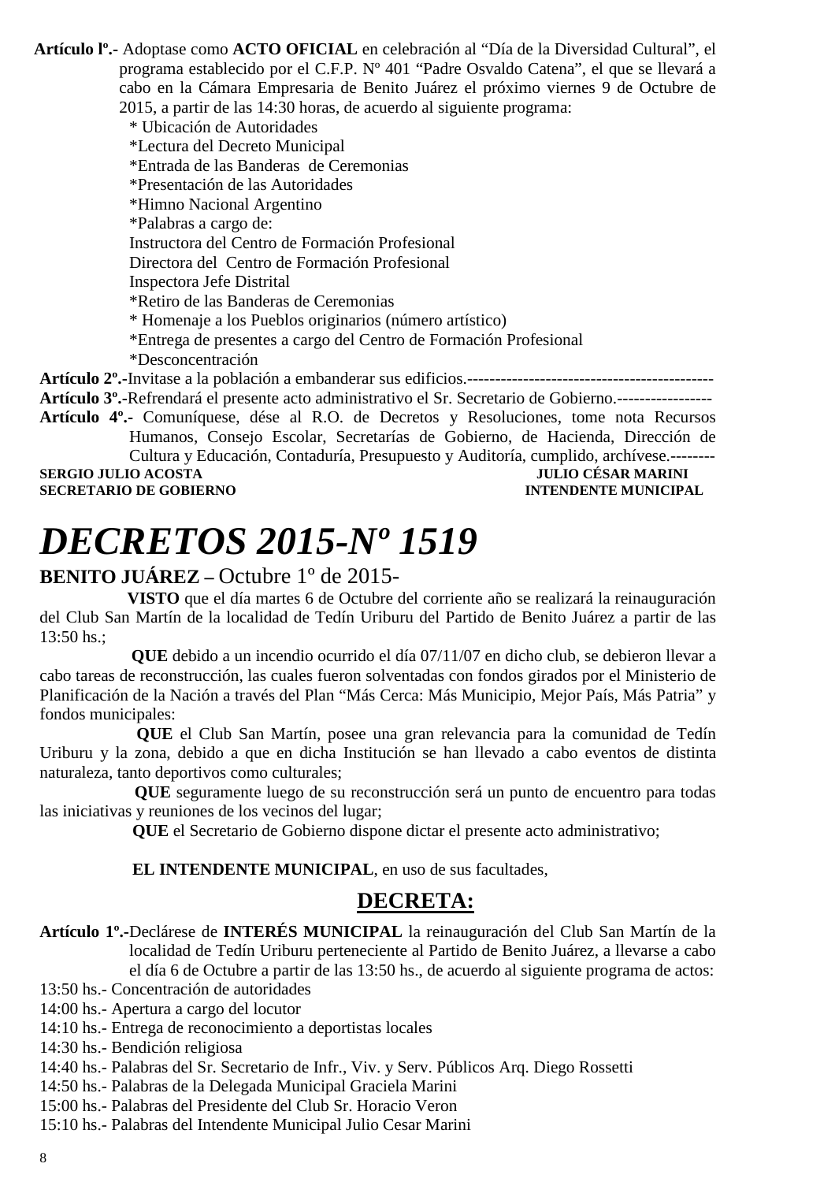**Artículo lº.-** Adoptase como **ACTO OFICIAL** en celebración al "Día de la Diversidad Cultural", el programa establecido por el C.F.P. Nº 401 "Padre Osvaldo Catena", el que se llevará a cabo en la Cámara Empresaria de Benito Juárez el próximo viernes 9 de Octubre de 2015, a partir de las 14:30 horas, de acuerdo al siguiente programa:

* Ubicación de Autoridades
*Lectura del Decreto Municipal
*Entrada de las Banderas de Ceremonias
*Presentación de las Autoridades
*Himno Nacional Argentino
*Palabras a cargo de:
Instructora del Centro de Formación Profesional
Directora del Centro de Formación Profesional
Inspectora Jefe Distrital
*Retiro de las Banderas de Ceremonias
* Homenaje a los Pueblos originarios (número artístico)
*Entrega de presentes a cargo del Centro de Formación Profesional
*Desconcentración

**Artículo 2º.-**Invitase a la población a embanderar sus edificios.--------------------------------------------

**Artículo 3º.-**Refrendará el presente acto administrativo el Sr. Secretario de Gobierno.-----------------

**Artículo 4º.-** Comuníquese, dése al R.O. de Decretos y Resoluciones, tome nota Recursos Humanos, Consejo Escolar, Secretarías de Gobierno, de Hacienda, Dirección de Cultura y Educación, Contaduría, Presupuesto y Auditoría, cumplido, archívese.--------

**SERGIO JULIO ACOSTA** — **JULIO CÉSAR MARINI**
**SECRETARIO DE GOBIERNO** — **INTENDENTE MUNICIPAL**

# *DECRETOS 2015-Nº 1519*

**BENITO JUÁREZ –** Octubre 1º de 2015-

**VISTO** que el día martes 6 de Octubre del corriente año se realizará la reinauguración del Club San Martín de la localidad de Tedín Uriburu del Partido de Benito Juárez a partir de las 13:50 hs.;

**QUE** debido a un incendio ocurrido el día 07/11/07 en dicho club, se debieron llevar a cabo tareas de reconstrucción, las cuales fueron solventadas con fondos girados por el Ministerio de Planificación de la Nación a través del Plan "Más Cerca: Más Municipio, Mejor País, Más Patria" y fondos municipales:

**QUE** el Club San Martín, posee una gran relevancia para la comunidad de Tedín Uriburu y la zona, debido a que en dicha Institución se han llevado a cabo eventos de distinta naturaleza, tanto deportivos como culturales;

**QUE** seguramente luego de su reconstrucción será un punto de encuentro para todas las iniciativas y reuniones de los vecinos del lugar;

**QUE** el Secretario de Gobierno dispone dictar el presente acto administrativo;

**EL INTENDENTE MUNICIPAL**, en uso de sus facultades,

## DECRETA:

**Artículo 1º.-**Declárese de **INTERÉS MUNICIPAL** la reinauguración del Club San Martín de la localidad de Tedín Uriburu perteneciente al Partido de Benito Juárez, a llevarse a cabo el día 6 de Octubre a partir de las 13:50 hs., de acuerdo al siguiente programa de actos:

13:50 hs.- Concentración de autoridades
14:00 hs.- Apertura a cargo del locutor
14:10 hs.- Entrega de reconocimiento a deportistas locales
14:30 hs.- Bendición religiosa
14:40 hs.- Palabras del Sr. Secretario de Infr., Viv. y Serv. Públicos Arq. Diego Rossetti
14:50 hs.- Palabras de la Delegada Municipal Graciela Marini
15:00 hs.- Palabras del Presidente del Club Sr. Horacio Veron
15:10 hs.- Palabras del Intendente Municipal Julio Cesar Marini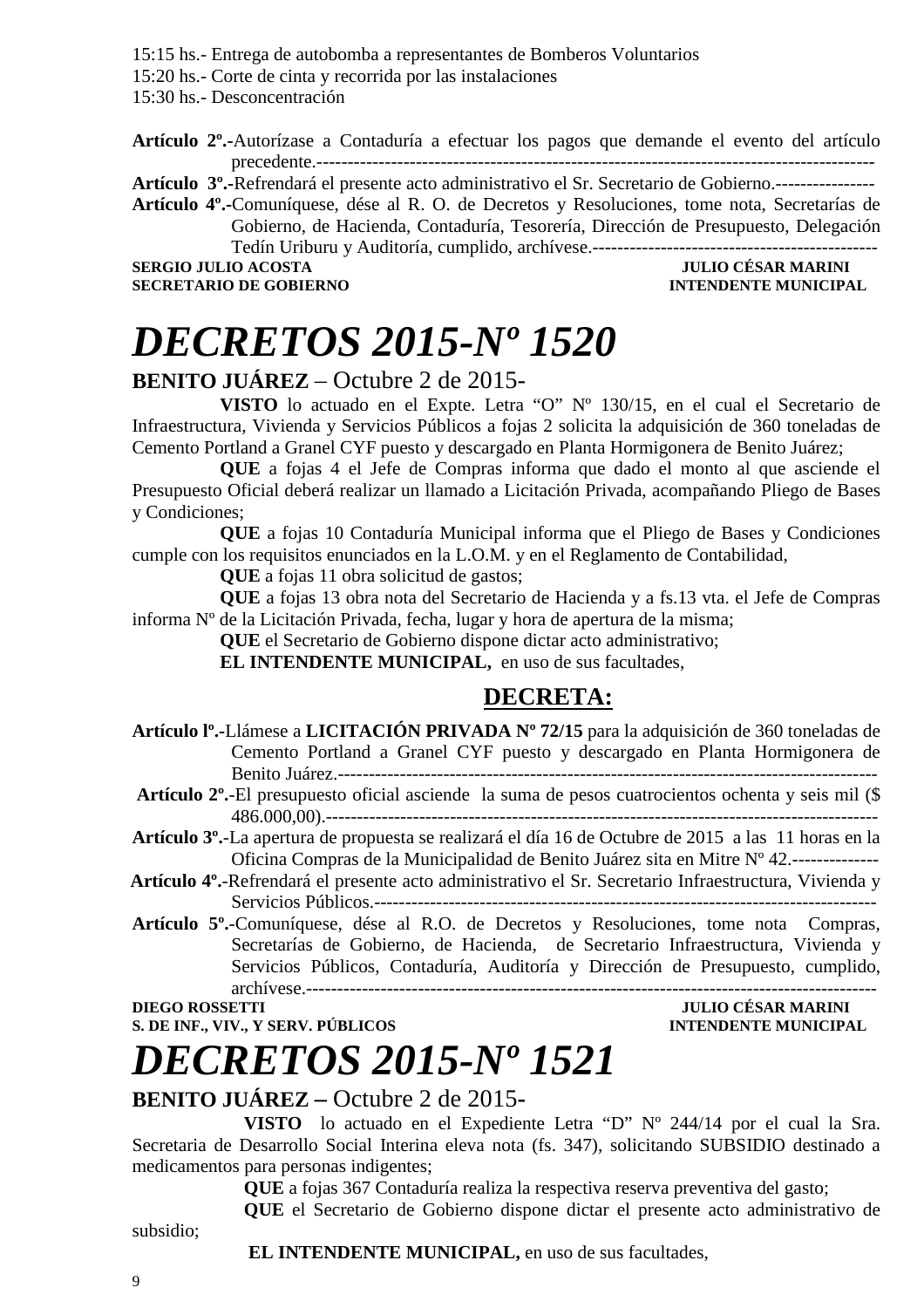15:15 hs.- Entrega de autobomba a representantes de Bomberos Voluntarios
15:20 hs.- Corte de cinta y recorrida por las instalaciones
15:30 hs.- Desconcentración

**Artículo 2º.-**Autorízase a Contaduría a efectuar los pagos que demande el evento del artículo precedente.-----------------------------------------------------------------------------------------

**Artículo 3º.-**Refrendará el presente acto administrativo el Sr. Secretario de Gobierno.----------------

**Artículo 4º.-**Comuníquese, dése al R. O. de Decretos y Resoluciones, tome nota, Secretarías de Gobierno, de Hacienda, Contaduría, Tesorería, Dirección de Presupuesto, Delegación Tedín Uriburu y Auditoría, cumplido, archívese.----------------------------------------------

**SERGIO JULIO ACOSTA** — **JULIO CÉSAR MARINI**
**SECRETARIO DE GOBIERNO** — **INTENDENTE MUNICIPAL**

# *DECRETOS 2015-Nº 1520*

**BENITO JUÁREZ** – Octubre 2 de 2015-

**VISTO** lo actuado en el Expte. Letra "O" Nº 130/15, en el cual el Secretario de Infraestructura, Vivienda y Servicios Públicos a fojas 2 solicita la adquisición de 360 toneladas de Cemento Portland a Granel CYF puesto y descargado en Planta Hormigonera de Benito Juárez;

**QUE** a fojas 4 el Jefe de Compras informa que dado el monto al que asciende el Presupuesto Oficial deberá realizar un llamado a Licitación Privada, acompañando Pliego de Bases y Condiciones;

**QUE** a fojas 10 Contaduría Municipal informa que el Pliego de Bases y Condiciones cumple con los requisitos enunciados en la L.O.M. y en el Reglamento de Contabilidad,

**QUE** a fojas 11 obra solicitud de gastos;

**QUE** a fojas 13 obra nota del Secretario de Hacienda y a fs.13 vta. el Jefe de Compras informa Nº de la Licitación Privada, fecha, lugar y hora de apertura de la misma;

**QUE** el Secretario de Gobierno dispone dictar acto administrativo;

**EL INTENDENTE MUNICIPAL,** en uso de sus facultades,

## DECRETA:

**Artículo lº.-**Llámese a **LICITACIÓN PRIVADA Nº 72/15** para la adquisición de 360 toneladas de Cemento Portland a Granel CYF puesto y descargado en Planta Hormigonera de Benito Juárez.-----------------------------------------------------------------------------------------

**Artículo 2º.-**El presupuesto oficial asciende la suma de pesos cuatrocientos ochenta y seis mil ($ 486.000,00).-----------------------------------------------------------------------------------------

**Artículo 3º.-**La apertura de propuesta se realizará el día 16 de Octubre de 2015 a las 11 horas en la Oficina Compras de la Municipalidad de Benito Juárez sita en Mitre Nº 42.--------------

**Artículo 4º.-**Refrendará el presente acto administrativo el Sr. Secretario Infraestructura, Vivienda y Servicios Públicos.---------------------------------------------------------------------------------

**Artículo 5º.-**Comuníquese, dése al R.O. de Decretos y Resoluciones, tome nota Compras, Secretarías de Gobierno, de Hacienda, de Secretario Infraestructura, Vivienda y Servicios Públicos, Contaduría, Auditoría y Dirección de Presupuesto, cumplido, archívese.------------------------------------------------------------------------------------------

**DIEGO ROSSETTI** — **JULIO CÉSAR MARINI**
**S. DE INF., VIV., Y SERV. PÚBLICOS** — **INTENDENTE MUNICIPAL**

# *DECRETOS 2015-Nº 1521*

**BENITO JUÁREZ –** Octubre 2 de 2015-

**VISTO** lo actuado en el Expediente Letra "D" Nº 244/14 por el cual la Sra. Secretaria de Desarrollo Social Interina eleva nota (fs. 347), solicitando SUBSIDIO destinado a medicamentos para personas indigentes;

**QUE** a fojas 367 Contaduría realiza la respectiva reserva preventiva del gasto;

**QUE** el Secretario de Gobierno dispone dictar el presente acto administrativo de subsidio;

**EL INTENDENTE MUNICIPAL,** en uso de sus facultades,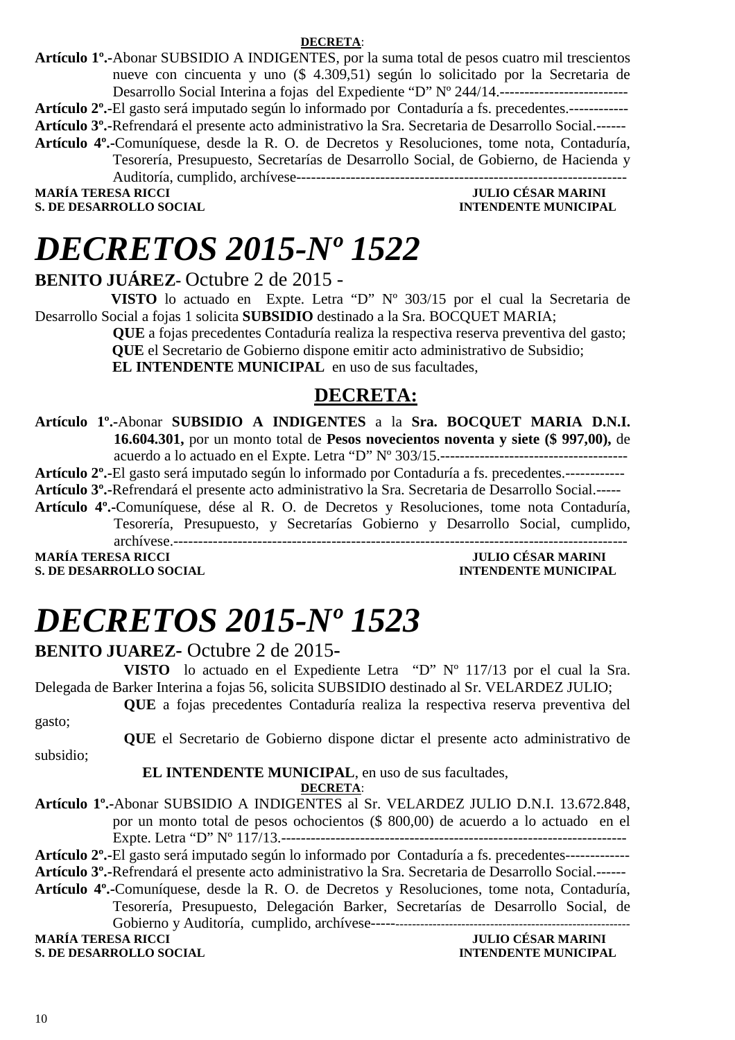**DECRETA**:

**Artículo 1º.-**Abonar SUBSIDIO A INDIGENTES, por la suma total de pesos cuatro mil trescientos nueve con cincuenta y uno ($ 4.309,51) según lo solicitado por la Secretaria de Desarrollo Social Interina a fojas del Expediente "D" Nº 244/14.--------------------------

**Artículo 2º.-**El gasto será imputado según lo informado por Contaduría a fs. precedentes.------------

**Artículo 3º.-**Refrendará el presente acto administrativo la Sra. Secretaria de Desarrollo Social.------

**Artículo 4º.-**Comuníquese, desde la R. O. de Decretos y Resoluciones, tome nota, Contaduría, Tesorería, Presupuesto, Secretarías de Desarrollo Social, de Gobierno, de Hacienda y Auditoría, cumplido, archívese-------------------------------------------------------------------

**MARÍA TERESA RICCI** — **JULIO CÉSAR MARINI**
**S. DE DESARROLLO SOCIAL** — **INTENDENTE MUNICIPAL**

# *DECRETOS 2015-Nº 1522*

**BENITO JUÁREZ**- Octubre 2 de 2015 -

**VISTO** lo actuado en Expte. Letra "D" Nº 303/15 por el cual la Secretaria de Desarrollo Social a fojas 1 solicita **SUBSIDIO** destinado a la Sra. BOCQUET MARIA;

**QUE** a fojas precedentes Contaduría realiza la respectiva reserva preventiva del gasto;

**QUE** el Secretario de Gobierno dispone emitir acto administrativo de Subsidio;

**EL INTENDENTE MUNICIPAL** en uso de sus facultades,

## DECRETA:

**Artículo 1º.-**Abonar **SUBSIDIO A INDIGENTES** a la **Sra. BOCQUET MARIA D.N.I. 16.604.301,** por un monto total de **Pesos novecientos noventa y siete ($ 997,00),** de acuerdo a lo actuado en el Expte. Letra "D" Nº 303/15.--------------------------------------

**Artículo 2º.-**El gasto será imputado según lo informado por Contaduría a fs. precedentes.------------

**Artículo 3º.-**Refrendará el presente acto administrativo la Sra. Secretaria de Desarrollo Social.-----

**Artículo 4º.-**Comuníquese, dése al R. O. de Decretos y Resoluciones, tome nota Contaduría, Tesorería, Presupuesto, y Secretarías Gobierno y Desarrollo Social, cumplido, archívese.------------------------------------------------------------------------------------------

**MARÍA TERESA RICCI** — **JULIO CÉSAR MARINI**
**S. DE DESARROLLO SOCIAL** — **INTENDENTE MUNICIPAL**

# *DECRETOS 2015-Nº 1523*

**BENITO JUAREZ-** Octubre 2 de 2015-

**VISTO** lo actuado en el Expediente Letra "D" Nº 117/13 por el cual la Sra. Delegada de Barker Interina a fojas 56, solicita SUBSIDIO destinado al Sr. VELARDEZ JULIO;

**QUE** a fojas precedentes Contaduría realiza la respectiva reserva preventiva del gasto;

**QUE** el Secretario de Gobierno dispone dictar el presente acto administrativo de subsidio;

**EL INTENDENTE MUNICIPAL**, en uso de sus facultades,

**DECRETA**:

**Artículo 1º.-**Abonar SUBSIDIO A INDIGENTES al Sr. VELARDEZ JULIO D.N.I. 13.672.848, por un monto total de pesos ochocientos ($ 800,00) de acuerdo a lo actuado en el Expte. Letra "D" Nº 117/13.-----------------------------------------------------------------------

**Artículo 2º.-**El gasto será imputado según lo informado por Contaduría a fs. precedentes-------------

**Artículo 3º.-**Refrendará el presente acto administrativo la Sra. Secretaria de Desarrollo Social.------

**Artículo 4º.-**Comuníquese, desde la R. O. de Decretos y Resoluciones, tome nota, Contaduría, Tesorería, Presupuesto, Delegación Barker, Secretarías de Desarrollo Social, de Gobierno y Auditoría, cumplido, archívese----------------------------------------------------------

**MARÍA TERESA RICCI** — **JULIO CÉSAR MARINI**
**S. DE DESARROLLO SOCIAL** — **INTENDENTE MUNICIPAL**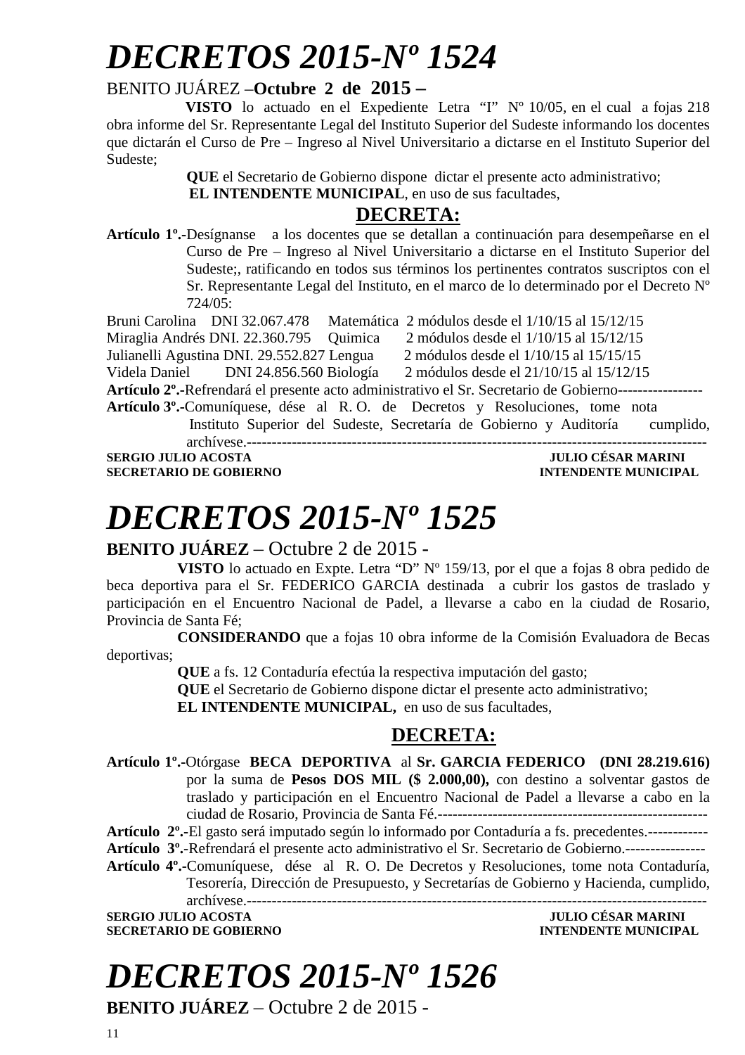# *DECRETOS 2015-Nº 1524*

BENITO JUÁREZ –**Octubre 2 de 2015 –**

**VISTO** lo actuado en el Expediente Letra "I" Nº 10/05, en el cual a fojas 218 obra informe del Sr. Representante Legal del Instituto Superior del Sudeste informando los docentes que dictarán el Curso de Pre – Ingreso al Nivel Universitario a dictarse en el Instituto Superior del Sudeste;

**QUE** el Secretario de Gobierno dispone dictar el presente acto administrativo;

**EL INTENDENTE MUNICIPAL**, en uso de sus facultades,

**DECRETA:**

**Artículo 1º.-**Desígnanse a los docentes que se detallan a continuación para desempeñarse en el Curso de Pre – Ingreso al Nivel Universitario a dictarse en el Instituto Superior del Sudeste;, ratificando en todos sus términos los pertinentes contratos suscriptos con el Sr. Representante Legal del Instituto, en el marco de lo determinado por el Decreto Nº 724/05:

Bruni Carolina DNI 32.067.478 Matemática 2 módulos desde el 1/10/15 al 15/12/15
Miraglia Andrés DNI. 22.360.795 Quimica 2 módulos desde el 1/10/15 al 15/12/15
Julianelli Agustina DNI. 29.552.827 Lengua 2 módulos desde el 1/10/15 al 15/15/15
Videla Daniel DNI 24.856.560 Biología 2 módulos desde el 21/10/15 al 15/12/15

**Artículo 2º.-**Refrendará el presente acto administrativo el Sr. Secretario de Gobierno-----------------

**Artículo 3º.-**Comuníquese, dése al R. O. de Decretos y Resoluciones, tome nota Instituto Superior del Sudeste, Secretaría de Gobierno y Auditoría cumplido, archívese.------------------------------------------------------------------------------------------

**SERGIO JULIO ACOSTA** — **JULIO CÉSAR MARINI**
**SECRETARIO DE GOBIERNO** — **INTENDENTE MUNICIPAL**

# *DECRETOS 2015-Nº 1525*

**BENITO JUÁREZ** – Octubre 2 de 2015 -

**VISTO** lo actuado en Expte. Letra "D" Nº 159/13, por el que a fojas 8 obra pedido de beca deportiva para el Sr. FEDERICO GARCIA destinada a cubrir los gastos de traslado y participación en el Encuentro Nacional de Padel, a llevarse a cabo en la ciudad de Rosario, Provincia de Santa Fé;

**CONSIDERANDO** que a fojas 10 obra informe de la Comisión Evaluadora de Becas deportivas;

**QUE** a fs. 12 Contaduría efectúa la respectiva imputación del gasto;

**QUE** el Secretario de Gobierno dispone dictar el presente acto administrativo;

**EL INTENDENTE MUNICIPAL,** en uso de sus facultades,

**DECRETA:**

**Artículo 1º.-**Otórgase **BECA DEPORTIVA** al **Sr. GARCIA FEDERICO (DNI 28.219.616)** por la suma de **Pesos DOS MIL ($ 2.000,00),** con destino a solventar gastos de traslado y participación en el Encuentro Nacional de Padel a llevarse a cabo en la ciudad de Rosario, Provincia de Santa Fé.------------------------------------------------------

**Artículo 2º.-**El gasto será imputado según lo informado por Contaduría a fs. precedentes.------------

**Artículo 3º.-**Refrendará el presente acto administrativo el Sr. Secretario de Gobierno.----------------

**Artículo 4º.-**Comuníquese, dése al R. O. De Decretos y Resoluciones, tome nota Contaduría, Tesorería, Dirección de Presupuesto, y Secretarías de Gobierno y Hacienda, cumplido, archívese.------------------------------------------------------------------------------------------

**SERGIO JULIO ACOSTA** — **JULIO CÉSAR MARINI**
**SECRETARIO DE GOBIERNO** — **INTENDENTE MUNICIPAL**

# *DECRETOS 2015-Nº 1526*

**BENITO JUÁREZ** – Octubre 2 de 2015 -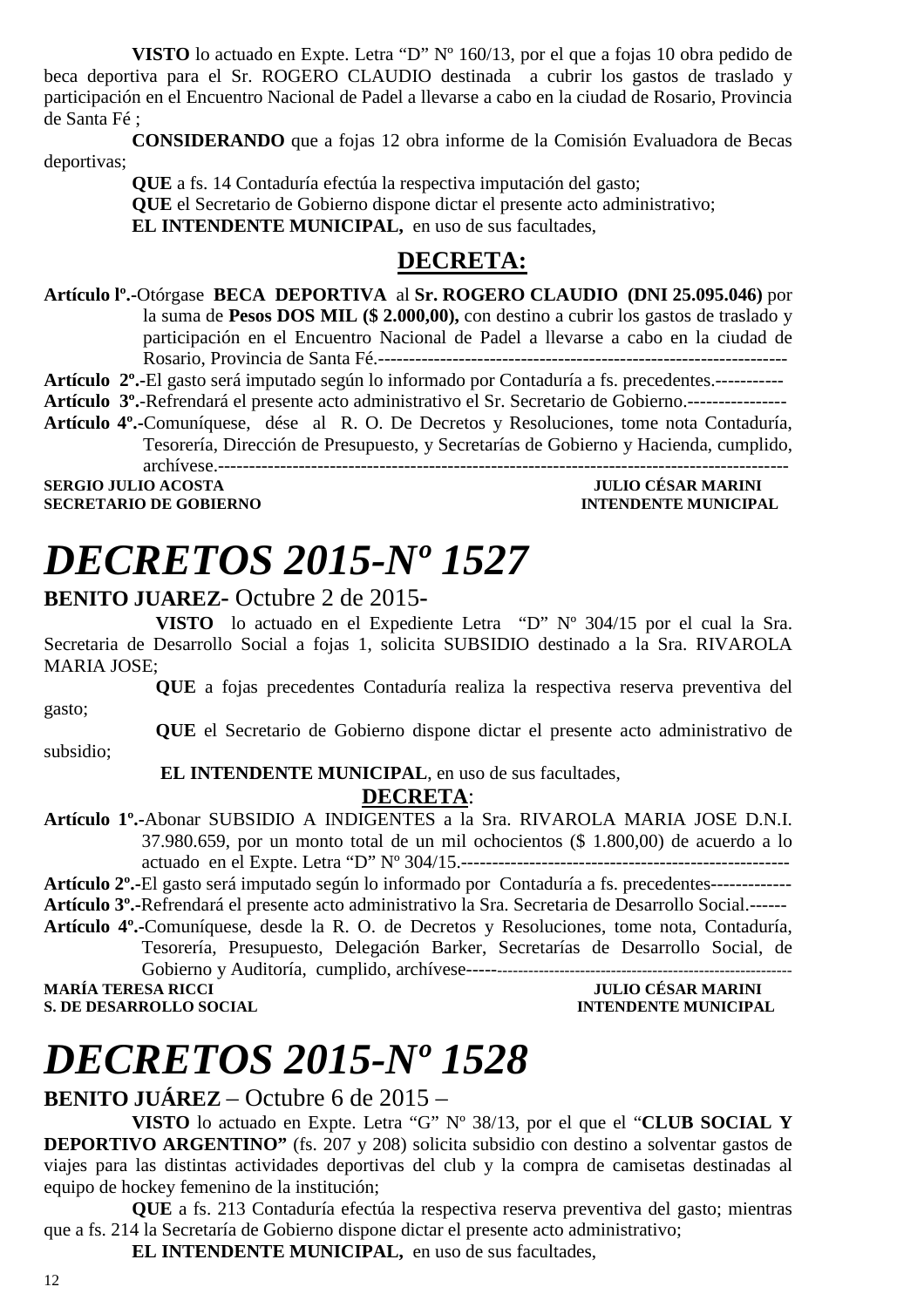**VISTO** lo actuado en Expte. Letra "D" Nº 160/13, por el que a fojas 10 obra pedido de beca deportiva para el Sr. ROGERO CLAUDIO destinada a cubrir los gastos de traslado y participación en el Encuentro Nacional de Padel a llevarse a cabo en la ciudad de Rosario, Provincia de Santa Fé ;

**CONSIDERANDO** que a fojas 12 obra informe de la Comisión Evaluadora de Becas deportivas;

**QUE** a fs. 14 Contaduría efectúa la respectiva imputación del gasto;

**QUE** el Secretario de Gobierno dispone dictar el presente acto administrativo;

**EL INTENDENTE MUNICIPAL,** en uso de sus facultades,

**DECRETA:**

**Artículo lº.-**Otórgase **BECA DEPORTIVA** al **Sr. ROGERO CLAUDIO (DNI 25.095.046)** por la suma de **Pesos DOS MIL ($ 2.000,00),** con destino a cubrir los gastos de traslado y participación en el Encuentro Nacional de Padel a llevarse a cabo en la ciudad de Rosario, Provincia de Santa Fé.------------------------------------------------------------------

**Artículo 2º.-**El gasto será imputado según lo informado por Contaduría a fs. precedentes.-----------

**Artículo 3º.-**Refrendará el presente acto administrativo el Sr. Secretario de Gobierno.----------------

**Artículo 4º.-**Comuníquese, dése al R. O. De Decretos y Resoluciones, tome nota Contaduría, Tesorería, Dirección de Presupuesto, y Secretarías de Gobierno y Hacienda, cumplido, archívese.-------------------------------------------------------------------------------------------

**SERGIO JULIO ACOSTA** — **JULIO CÉSAR MARINI**
**SECRETARIO DE GOBIERNO** — **INTENDENTE MUNICIPAL**

# *DECRETOS 2015-Nº 1527*

**BENITO JUAREZ-** Octubre 2 de 2015-

**VISTO** lo actuado en el Expediente Letra "D" Nº 304/15 por el cual la Sra. Secretaria de Desarrollo Social a fojas 1, solicita SUBSIDIO destinado a la Sra. RIVAROLA MARIA JOSE;

**QUE** a fojas precedentes Contaduría realiza la respectiva reserva preventiva del gasto;

**QUE** el Secretario de Gobierno dispone dictar el presente acto administrativo de subsidio;

**EL INTENDENTE MUNICIPAL**, en uso de sus facultades,

**DECRETA**:

**Artículo 1º.-**Abonar SUBSIDIO A INDIGENTES a la Sra. RIVAROLA MARIA JOSE D.N.I. 37.980.659, por un monto total de un mil ochocientos ($ 1.800,00) de acuerdo a lo actuado en el Expte. Letra "D" Nº 304/15.------------------------------------------------------

**Artículo 2º.-**El gasto será imputado según lo informado por Contaduría a fs. precedentes-------------

**Artículo 3º.-**Refrendará el presente acto administrativo la Sra. Secretaria de Desarrollo Social.------

**Artículo 4º.-**Comuníquese, desde la R. O. de Decretos y Resoluciones, tome nota, Contaduría, Tesorería, Presupuesto, Delegación Barker, Secretarías de Desarrollo Social, de Gobierno y Auditoría, cumplido, archívese-----------------------------------------------------------

**MARÍA TERESA RICCI** — **JULIO CÉSAR MARINI**
**S. DE DESARROLLO SOCIAL** — **INTENDENTE MUNICIPAL**

# *DECRETOS 2015-Nº 1528*

**BENITO JUÁREZ** – Octubre 6 de 2015 –

**VISTO** lo actuado en Expte. Letra "G" Nº 38/13, por el que el "**CLUB SOCIAL Y DEPORTIVO ARGENTINO"** (fs. 207 y 208) solicita subsidio con destino a solventar gastos de viajes para las distintas actividades deportivas del club y la compra de camisetas destinadas al equipo de hockey femenino de la institución;

**QUE** a fs. 213 Contaduría efectúa la respectiva reserva preventiva del gasto; mientras que a fs. 214 la Secretaría de Gobierno dispone dictar el presente acto administrativo;

**EL INTENDENTE MUNICIPAL,** en uso de sus facultades,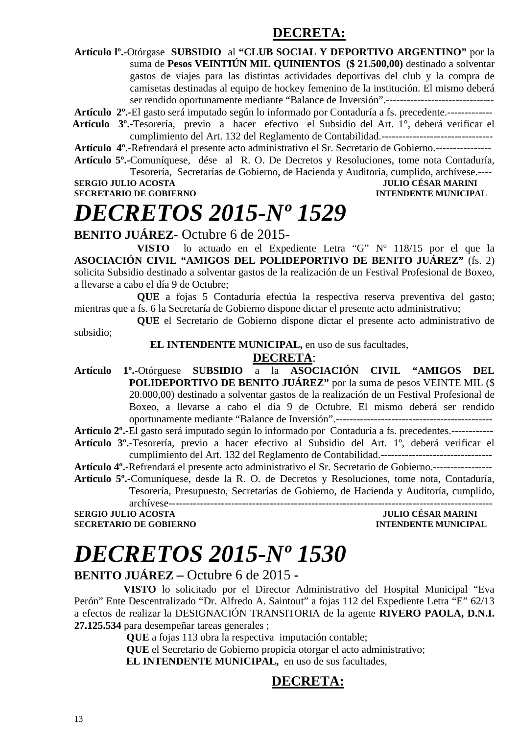**DECRETA:**

**Artículo lº.-**Otórgase **SUBSIDIO** al **"CLUB SOCIAL Y DEPORTIVO ARGENTINO"** por la suma de **Pesos VEINTIÚN MIL QUINIENTOS ($ 21.500,00)** destinado a solventar gastos de viajes para las distintas actividades deportivas del club y la compra de camisetas destinadas al equipo de hockey femenino de la institución. El mismo deberá ser rendido oportunamente mediante "Balance de Inversión".-------------------------------

**Artículo 2º.-**El gasto será imputado según lo informado por Contaduría a fs. precedente.-------------

**Artículo 3º.-**Tesorería, previo a hacer efectivo el Subsidio del Art. 1°, deberá verificar el cumplimiento del Art. 132 del Reglamento de Contabilidad.--------------------------------

**Artículo 4º**.-Refrendará el presente acto administrativo el Sr. Secretario de Gobierno.----------------

**Artículo 5º.-**Comuníquese, dése al R. O. De Decretos y Resoluciones, tome nota Contaduría, Tesorería, Secretarías de Gobierno, de Hacienda y Auditoría, cumplido, archívese.----

**SERGIO JULIO ACOSTA** — **SECRETARIO DE GOBIERNO**
**JULIO CÉSAR MARINI** — **INTENDENTE MUNICIPAL**

# *DECRETOS 2015-Nº 1529*

**BENITO JUÁREZ-** Octubre 6 de 2015-

**VISTO** lo actuado en el Expediente Letra "G" Nº 118/15 por el que la **ASOCIACIÓN CIVIL "AMIGOS DEL POLIDEPORTIVO DE BENITO JUÁREZ"** (fs. 2) solicita Subsidio destinado a solventar gastos de la realización de un Festival Profesional de Boxeo, a llevarse a cabo el día 9 de Octubre;

**QUE** a fojas 5 Contaduría efectúa la respectiva reserva preventiva del gasto; mientras que a fs. 6 la Secretaría de Gobierno dispone dictar el presente acto administrativo;

**QUE** el Secretario de Gobierno dispone dictar el presente acto administrativo de subsidio;

**EL INTENDENTE MUNICIPAL,** en uso de sus facultades,

**DECRETA**:

**Artículo 1º.-**Otórguese **SUBSIDIO** a la **ASOCIACIÓN CIVIL "AMIGOS DEL POLIDEPORTIVO DE BENITO JUÁREZ"** por la suma de pesos VEINTE MIL ($ 20.000,00) destinado a solventar gastos de la realización de un Festival Profesional de Boxeo, a llevarse a cabo el día 9 de Octubre. El mismo deberá ser rendido oportunamente mediante "Balance de Inversión".---------------------------------------------

**Artículo 2º.-**El gasto será imputado según lo informado por Contaduría a fs. precedentes.------------

**Artículo 3º.-**Tesorería, previo a hacer efectivo al Subsidio del Art. 1º, deberá verificar el cumplimiento del Art. 132 del Reglamento de Contabilidad.--------------------------------

**Artículo 4º.-**Refrendará el presente acto administrativo el Sr. Secretario de Gobierno.-----------------

**Artículo 5º.-**Comuníquese, desde la R. O. de Decretos y Resoluciones, tome nota, Contaduría, Tesorería, Presupuesto, Secretarías de Gobierno, de Hacienda y Auditoría, cumplido, archívese-------------------------------------------------------------------------------------------

**SERGIO JULIO ACOSTA** — **SECRETARIO DE GOBIERNO**
**JULIO CÉSAR MARINI** — **INTENDENTE MUNICIPAL**

# *DECRETOS 2015-Nº 1530*

**BENITO JUÁREZ –** Octubre 6 de 2015 -

**VISTO** lo solicitado por el Director Administrativo del Hospital Municipal "Eva Perón" Ente Descentralizado "Dr. Alfredo A. Saintout" a fojas 112 del Expediente Letra "E" 62/13 a efectos de realizar la DESIGNACIÓN TRANSITORIA de la agente **RIVERO PAOLA, D.N.I. 27.125.534** para desempeñar tareas generales ;

**QUE** a fojas 113 obra la respectiva imputación contable;

**QUE** el Secretario de Gobierno propicia otorgar el acto administrativo;

**EL INTENDENTE MUNICIPAL,** en uso de sus facultades,

**DECRETA:**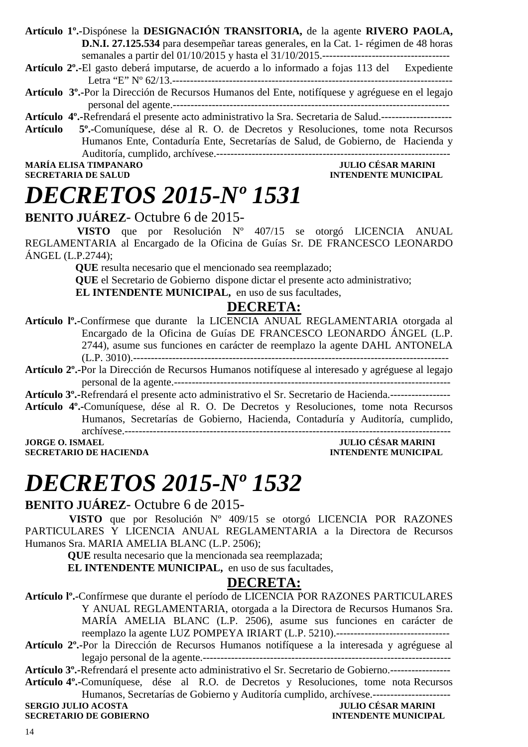**Artículo 1º.-**Dispónese la **DESIGNACIÓN TRANSITORIA,** de la agente **RIVERO PAOLA, D.N.I. 27.125.534** para desempeñar tareas generales, en la Cat. 1- régimen de 48 horas semanales a partir del 01/10/2015 y hasta el 31/10/2015.------------------------------------

**Artículo 2º.-**El gasto deberá imputarse, de acuerdo a lo informado a fojas 113 del Expediente Letra "E" Nº 62/13.--------------------------------------------------------------------------------

**Artículo 3º.-**Por la Dirección de Recursos Humanos del Ente, notifíquese y agréguese en el legajo personal del agente.-------------------------------------------------------------------------------

**Artículo 4º.-**Refrendará el presente acto administrativo la Sra. Secretaria de Salud.--------------------

**Artículo 5º.-**Comuníquese, dése al R. O. de Decretos y Resoluciones, tome nota Recursos Humanos Ente, Contaduría Ente, Secretarías de Salud, de Gobierno, de Hacienda y Auditoría, cumplido, archívese.------------------------------------------------------------------

**MARÍA ELISA TIMPANARO** — **JULIO CÉSAR MARINI**
**SECRETARIA DE SALUD** — **INTENDENTE MUNICIPAL**

# *DECRETOS 2015-Nº 1531*

**BENITO JUÁREZ**- Octubre 6 de 2015-

**VISTO** que por Resolución Nº 407/15 se otorgó LICENCIA ANUAL REGLAMENTARIA al Encargado de la Oficina de Guías Sr. DE FRANCESCO LEONARDO ÁNGEL (L.P.2744);

**QUE** resulta necesario que el mencionado sea reemplazado;

**QUE** el Secretario de Gobierno dispone dictar el presente acto administrativo;

**EL INTENDENTE MUNICIPAL,** en uso de sus facultades,

## DECRETA:

**Artículo lº.-**Confírmese que durante la LICENCIA ANUAL REGLAMENTARIA otorgada al Encargado de la Oficina de Guías DE FRANCESCO LEONARDO ÁNGEL (L.P. 2744), asume sus funciones en carácter de reemplazo la agente DAHL ANTONELA (L.P. 3010).-----------------------------------------------------------------------------------------

**Artículo 2º.-**Por la Dirección de Recursos Humanos notifíquese al interesado y agréguese al legajo personal de la agente.-------------------------------------------------------------------------------

**Artículo 3º.-**Refrendará el presente acto administrativo el Sr. Secretario de Hacienda.-----------------

**Artículo 4º.-**Comuníquese, dése al R. O. De Decretos y Resoluciones, tome nota Recursos Humanos, Secretarías de Gobierno, Hacienda, Contaduría y Auditoría, cumplido, archívese.-------------------------------------------------------------------------------------------

**JORGE O. ISMAEL** — **JULIO CÉSAR MARINI**
**SECRETARIO DE HACIENDA** — **INTENDENTE MUNICIPAL**

# *DECRETOS 2015-Nº 1532*

**BENITO JUÁREZ**- Octubre 6 de 2015-

**VISTO** que por Resolución Nº 409/15 se otorgó LICENCIA POR RAZONES PARTICULARES Y LICENCIA ANUAL REGLAMENTARIA a la Directora de Recursos Humanos Sra. MARIA AMELIA BLANC (L.P. 2506);

**QUE** resulta necesario que la mencionada sea reemplazada;

**EL INTENDENTE MUNICIPAL,** en uso de sus facultades,

## DECRETA:

**Artículo lº.-**Confírmese que durante el período de LICENCIA POR RAZONES PARTICULARES Y ANUAL REGLAMENTARIA, otorgada a la Directora de Recursos Humanos Sra. MARÍA AMELIA BLANC (L.P. 2506), asume sus funciones en carácter de reemplazo la agente LUZ POMPEYA IRIART (L.P. 5210).--------------------------------

**Artículo 2º.-**Por la Dirección de Recursos Humanos notifíquese a la interesada y agréguese al legajo personal de la agente.----------------------------------------------------------------------

**Artículo 3º.-**Refrendará el presente acto administrativo el Sr. Secretario de Gobierno.-----------------

**Artículo 4º.-**Comuníquese, dése al R.O. de Decretos y Resoluciones, tome nota Recursos Humanos, Secretarías de Gobierno y Auditoría cumplido, archívese.----------------------

**SERGIO JULIO ACOSTA** — **JULIO CÉSAR MARINI**
**SECRETARIO DE GOBIERNO** — **INTENDENTE MUNICIPAL**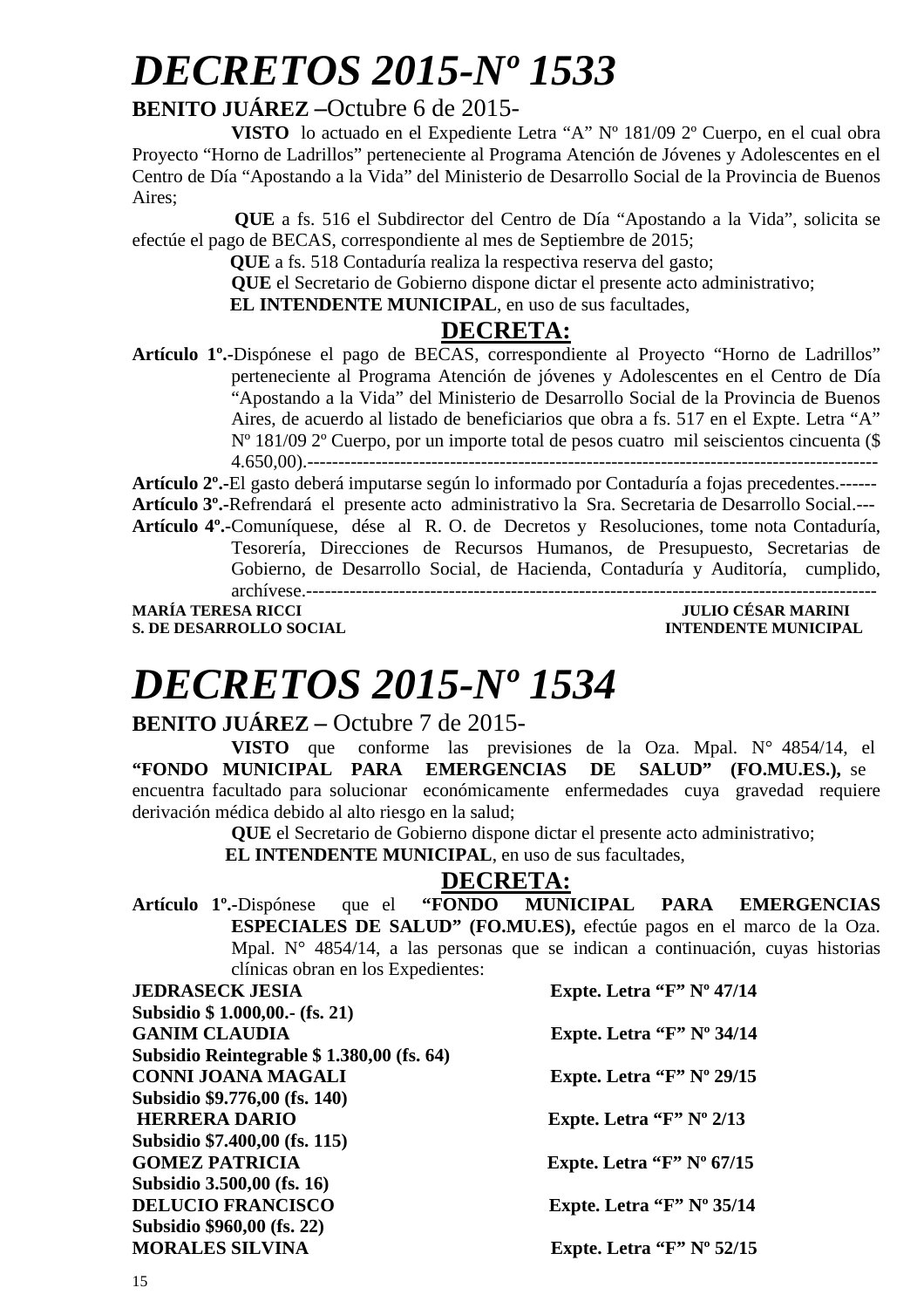# *DECRETOS 2015-Nº 1533*

**BENITO JUÁREZ –**Octubre 6 de 2015-

**VISTO** lo actuado en el Expediente Letra "A" Nº 181/09 2º Cuerpo, en el cual obra Proyecto "Horno de Ladrillos" perteneciente al Programa Atención de Jóvenes y Adolescentes en el Centro de Día "Apostando a la Vida" del Ministerio de Desarrollo Social de la Provincia de Buenos Aires;

**QUE** a fs. 516 el Subdirector del Centro de Día "Apostando a la Vida", solicita se efectúe el pago de BECAS, correspondiente al mes de Septiembre de 2015;

**QUE** a fs. 518 Contaduría realiza la respectiva reserva del gasto;

**QUE** el Secretario de Gobierno dispone dictar el presente acto administrativo;

**EL INTENDENTE MUNICIPAL**, en uso de sus facultades,

## DECRETA:

**Artículo 1º.-**Dispónese el pago de BECAS, correspondiente al Proyecto "Horno de Ladrillos" perteneciente al Programa Atención de jóvenes y Adolescentes en el Centro de Día "Apostando a la Vida" del Ministerio de Desarrollo Social de la Provincia de Buenos Aires, de acuerdo al listado de beneficiarios que obra a fs. 517 en el Expte. Letra "A" Nº 181/09 2º Cuerpo, por un importe total de pesos cuatro mil seiscientos cincuenta ($ 4.650,00).------------------------------------------------------------------------------------------

**Artículo 2º.-**El gasto deberá imputarse según lo informado por Contaduría a fojas precedentes.------

**Artículo 3º.-**Refrendará el presente acto administrativo la Sra. Secretaria de Desarrollo Social.---

**Artículo 4º.-**Comuníquese, dése al R. O. de Decretos y Resoluciones, tome nota Contaduría, Tesorería, Direcciones de Recursos Humanos, de Presupuesto, Secretarias de Gobierno, de Desarrollo Social, de Hacienda, Contaduría y Auditoría, cumplido, archívese.------------------------------------------------------------------------------------------

**MARÍA TERESA RICCI** — **JULIO CÉSAR MARINI**
**S. DE DESARROLLO SOCIAL** — **INTENDENTE MUNICIPAL**

# *DECRETOS 2015-Nº 1534*

**BENITO JUÁREZ –** Octubre 7 de 2015-

**VISTO** que conforme las previsiones de la Oza. Mpal. N° 4854/14, el **"FONDO MUNICIPAL PARA EMERGENCIAS DE SALUD" (FO.MU.ES.),** se encuentra facultado para solucionar económicamente enfermedades cuya gravedad requiere derivación médica debido al alto riesgo en la salud;

**QUE** el Secretario de Gobierno dispone dictar el presente acto administrativo;

**EL INTENDENTE MUNICIPAL**, en uso de sus facultades,

## DECRETA:

**Artículo 1º.-**Dispónese que el **"FONDO MUNICIPAL PARA EMERGENCIAS ESPECIALES DE SALUD" (FO.MU.ES),** efectúe pagos en el marco de la Oza. Mpal. N° 4854/14, a las personas que se indican a continuación, cuyas historias clínicas obran en los Expedientes:

**JEDRASECK JESIA** — **Expte. Letra "F" Nº 47/14**
**Subsidio $ 1.000,00.- (fs. 21)**

**GANIM CLAUDIA** — **Expte. Letra "F" Nº 34/14**
**Subsidio Reintegrable $ 1.380,00 (fs. 64)**

**CONNI JOANA MAGALI** — **Expte. Letra "F" Nº 29/15**
**Subsidio $9.776,00 (fs. 140)**

**HERRERA DARIO** — **Expte. Letra "F" Nº 2/13**
**Subsidio $7.400,00 (fs. 115)**

**GOMEZ PATRICIA** — **Expte. Letra "F" Nº 67/15**
**Subsidio 3.500,00 (fs. 16)**

**DELUCIO FRANCISCO** — **Expte. Letra "F" Nº 35/14**
**Subsidio $960,00 (fs. 22)**

**MORALES SILVINA** — **Expte. Letra "F" Nº 52/15**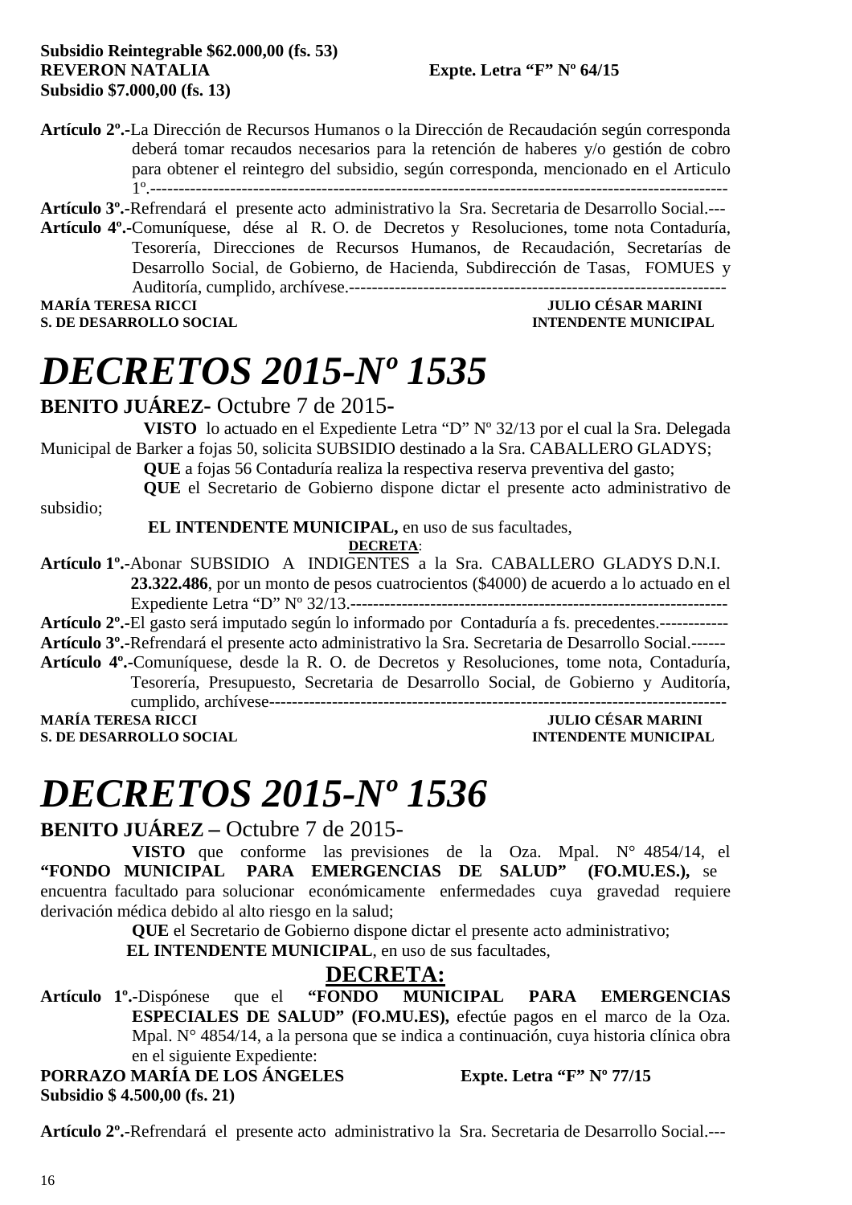**Subsidio Reintegrable $62.000,00 (fs. 53)**
**REVERON NATALIA** **Expte. Letra "F" Nº 64/15**
**Subsidio $7.000,00 (fs. 13)**

**Artículo 2º.-**La Dirección de Recursos Humanos o la Dirección de Recaudación según corresponda deberá tomar recaudos necesarios para la retención de haberes y/o gestión de cobro para obtener el reintegro del subsidio, según corresponda, mencionado en el Articulo 1º.-----------------------------------------------------------------------------------------------------
**Artículo 3º.-**Refrendará el presente acto administrativo la Sra. Secretaria de Desarrollo Social.---
**Artículo 4º.-**Comuníquese, dése al R. O. de Decretos y Resoluciones, tome nota Contaduría, Tesorería, Direcciones de Recursos Humanos, de Recaudación, Secretarías de Desarrollo Social, de Gobierno, de Hacienda, Subdirección de Tasas, FOMUES y Auditoría, cumplido, archívese.-----------------------------------------------------------------

**MARÍA TERESA RICCI** — **S. DE DESARROLLO SOCIAL**
**JULIO CÉSAR MARINI** — **INTENDENTE MUNICIPAL**

# *DECRETOS 2015-Nº 1535*

**BENITO JUÁREZ-** Octubre 7 de 2015-

**VISTO** lo actuado en el Expediente Letra "D" Nº 32/13 por el cual la Sra. Delegada Municipal de Barker a fojas 50, solicita SUBSIDIO destinado a la Sra. CABALLERO GLADYS;

**QUE** a fojas 56 Contaduría realiza la respectiva reserva preventiva del gasto;

**QUE** el Secretario de Gobierno dispone dictar el presente acto administrativo de subsidio;

**EL INTENDENTE MUNICIPAL,** en uso de sus facultades,

**DECRETA**:

**Artículo 1º.-**Abonar SUBSIDIO A INDIGENTES a la Sra. CABALLERO GLADYS D.N.I. **23.322.486**, por un monto de pesos cuatrocientos ($4000) de acuerdo a lo actuado en el Expediente Letra "D" Nº 32/13.------------------------------------------------------------------
**Artículo 2º.-**El gasto será imputado según lo informado por Contaduría a fs. precedentes.------------
**Artículo 3º.-**Refrendará el presente acto administrativo la Sra. Secretaria de Desarrollo Social.------
**Artículo 4º.-**Comuníquese, desde la R. O. de Decretos y Resoluciones, tome nota, Contaduría, Tesorería, Presupuesto, Secretaria de Desarrollo Social, de Gobierno y Auditoría, cumplido, archívese---------------------------------------------------------------------------------

**MARÍA TERESA RICCI** — **S. DE DESARROLLO SOCIAL**
**JULIO CÉSAR MARINI** — **INTENDENTE MUNICIPAL**

# *DECRETOS 2015-Nº 1536*

**BENITO JUÁREZ –** Octubre 7 de 2015-

**VISTO** que conforme las previsiones de la Oza. Mpal. N° 4854/14, el **"FONDO MUNICIPAL PARA EMERGENCIAS DE SALUD" (FO.MU.ES.),** se encuentra facultado para solucionar económicamente enfermedades cuya gravedad requiere derivación médica debido al alto riesgo en la salud;

**QUE** el Secretario de Gobierno dispone dictar el presente acto administrativo;

**EL INTENDENTE MUNICIPAL**, en uso de sus facultades,

**DECRETA:**

**Artículo 1º.-**Dispónese que el **"FONDO MUNICIPAL PARA EMERGENCIAS ESPECIALES DE SALUD" (FO.MU.ES),** efectúe pagos en el marco de la Oza. Mpal. N° 4854/14, a la persona que se indica a continuación, cuya historia clínica obra en el siguiente Expediente:

**PORRAZO MARÍA DE LOS ÁNGELES** **Expte. Letra "F" Nº 77/15**
**Subsidio $ 4.500,00 (fs. 21)**

**Artículo 2º.-**Refrendará el presente acto administrativo la Sra. Secretaria de Desarrollo Social.---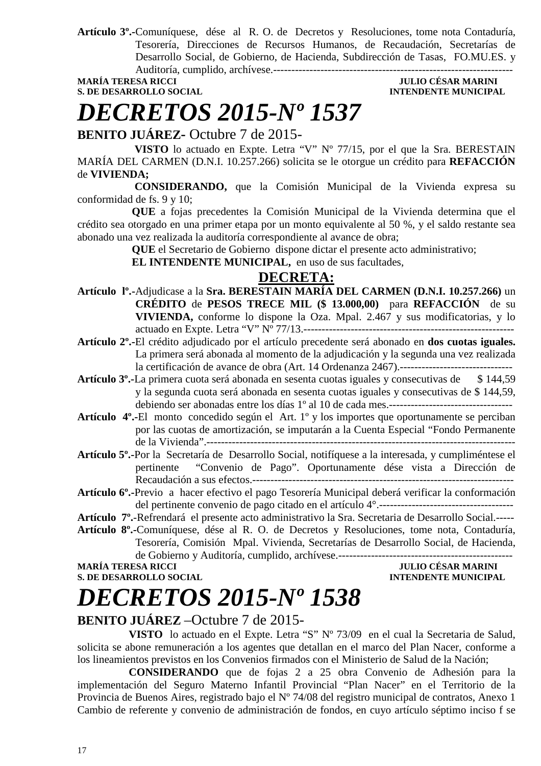**Artículo 3º.-**Comuníquese, dése al R. O. de Decretos y Resoluciones, tome nota Contaduría, Tesorería, Direcciones de Recursos Humanos, de Recaudación, Secretarías de Desarrollo Social, de Gobierno, de Hacienda, Subdirección de Tasas, FO.MU.ES. y Auditoría, cumplido, archívese.-------------------------------------------------------------------

**MARÍA TERESA RICCI** — **JULIO CÉSAR MARINI**
**S. DE DESARROLLO SOCIAL** — **INTENDENTE MUNICIPAL**

# *DECRETOS 2015-Nº 1537*

**BENITO JUÁREZ-** Octubre 7 de 2015-

**VISTO** lo actuado en Expte. Letra "V" Nº 77/15, por el que la Sra. BERESTAIN MARÍA DEL CARMEN (D.N.I. 10.257.266) solicita se le otorgue un crédito para **REFACCIÓN** de **VIVIENDA;**

**CONSIDERANDO,** que la Comisión Municipal de la Vivienda expresa su conformidad de fs. 9 y 10;

**QUE** a fojas precedentes la Comisión Municipal de la Vivienda determina que el crédito sea otorgado en una primer etapa por un monto equivalente al 50 %, y el saldo restante sea abonado una vez realizada la auditoría correspondiente al avance de obra;

**QUE** el Secretario de Gobierno dispone dictar el presente acto administrativo;

**EL INTENDENTE MUNICIPAL,** en uso de sus facultades,

## DECRETA:

**Artículo lº.-**Adjudicase a la **Sra. BERESTAIN MARÍA DEL CARMEN (D.N.I. 10.257.266)** un **CRÉDITO** de **PESOS TRECE MIL ($ 13.000,00)** para **REFACCIÓN** de su **VIVIENDA,** conforme lo dispone la Oza. Mpal. 2.467 y sus modificatorias, y lo actuado en Expte. Letra "V" Nº 77/13.----------------------------------------------------------

**Artículo 2º.-**El crédito adjudicado por el artículo precedente será abonado en **dos cuotas iguales.** La primera será abonada al momento de la adjudicación y la segunda una vez realizada la certificación de avance de obra (Art. 14 Ordenanza 2467).-------------------------------

**Artículo 3º.-**La primera cuota será abonada en sesenta cuotas iguales y consecutivas de $ 144,59 y la segunda cuota será abonada en sesenta cuotas iguales y consecutivas de $ 144,59, debiendo ser abonadas entre los días 1º al 10 de cada mes.----------------------------------

**Artículo 4º.-**El monto concedido según el Art. 1º y los importes que oportunamente se perciban por las cuotas de amortización, se imputarán a la Cuenta Especial "Fondo Permanente de la Vivienda".-------------------------------------------------------------------------------------

**Artículo 5º.-**Por la Secretaría de Desarrollo Social, notifíquese a la interesada, y cumpliméntese el pertinente "Convenio de Pago". Oportunamente dése vista a Dirección de Recaudación a sus efectos.------------------------------------------------------------------------

**Artículo 6º.-**Previo a hacer efectivo el pago Tesorería Municipal deberá verificar la conformación del pertinente convenio de pago citado en el artículo 4°.-------------------------------------

**Artículo 7º.-**Refrendará el presente acto administrativo la Sra. Secretaria de Desarrollo Social.-----

**Artículo 8º.-**Comuníquese, dése al R. O. de Decretos y Resoluciones, tome nota, Contaduría, Tesorería, Comisión Mpal. Vivienda, Secretarías de Desarrollo Social, de Hacienda, de Gobierno y Auditoría, cumplido, archívese.------------------------------------------------

**MARÍA TERESA RICCI** — **JULIO CÉSAR MARINI**
**S. DE DESARROLLO SOCIAL** — **INTENDENTE MUNICIPAL**

# *DECRETOS 2015-Nº 1538*

**BENITO JUÁREZ** –Octubre 7 de 2015-

**VISTO** lo actuado en el Expte. Letra "S" Nº 73/09 en el cual la Secretaria de Salud, solicita se abone remuneración a los agentes que detallan en el marco del Plan Nacer, conforme a los lineamientos previstos en los Convenios firmados con el Ministerio de Salud de la Nación;

**CONSIDERANDO** que de fojas 2 a 25 obra Convenio de Adhesión para la implementación del Seguro Materno Infantil Provincial "Plan Nacer" en el Territorio de la Provincia de Buenos Aires, registrado bajo el Nº 74/08 del registro municipal de contratos, Anexo 1 Cambio de referente y convenio de administración de fondos, en cuyo artículo séptimo inciso f se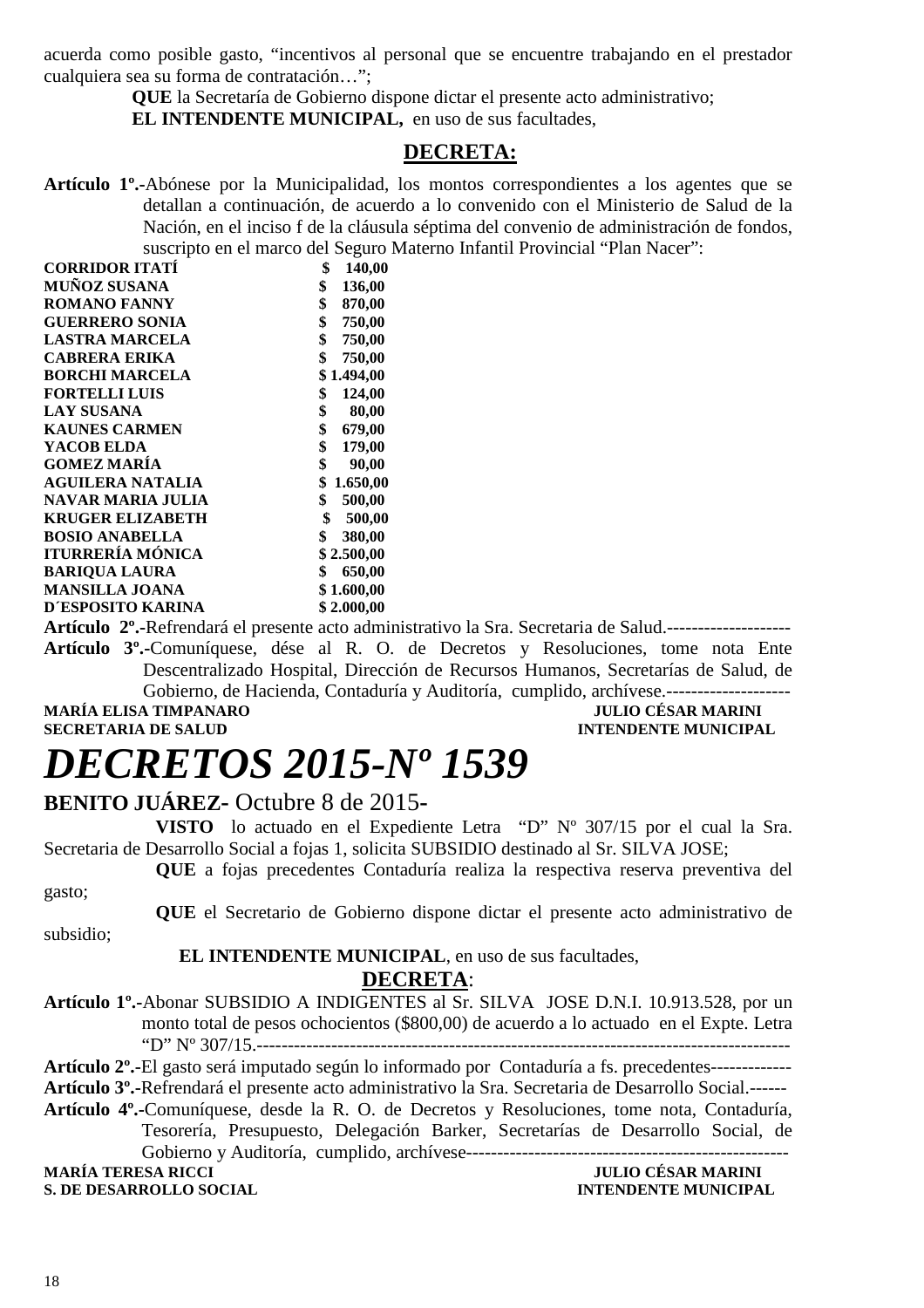acuerda como posible gasto, "incentivos al personal que se encuentre trabajando en el prestador cualquiera sea su forma de contratación…";

**QUE** la Secretaría de Gobierno dispone dictar el presente acto administrativo;

**EL INTENDENTE MUNICIPAL,** en uso de sus facultades,

## DECRETA:

**Artículo 1º.-**Abónese por la Municipalidad, los montos correspondientes a los agentes que se detallan a continuación, de acuerdo a lo convenido con el Ministerio de Salud de la Nación, en el inciso f de la cláusula séptima del convenio de administración de fondos, suscripto en el marco del Seguro Materno Infantil Provincial "Plan Nacer":

| | |
|---|---|
| **CORRIDOR ITATÍ** | **$ 140,00** |
| **MUÑOZ SUSANA** | **$ 136,00** |
| **ROMANO FANNY** | **$ 870,00** |
| **GUERRERO SONIA** | **$ 750,00** |
| **LASTRA MARCELA** | **$ 750,00** |
| **CABRERA ERIKA** | **$ 750,00** |
| **BORCHI MARCELA** | **$ 1.494,00** |
| **FORTELLI LUIS** | **$ 124,00** |
| **LAY SUSANA** | **$ 80,00** |
| **KAUNES CARMEN** | **$ 679,00** |
| **YACOB ELDA** | **$ 179,00** |
| **GOMEZ MARÍA** | **$ 90,00** |
| **AGUILERA NATALIA** | **$ 1.650,00** |
| **NAVAR MARIA JULIA** | **$ 500,00** |
| **KRUGER ELIZABETH** | **$ 500,00** |
| **BOSIO ANABELLA** | **$ 380,00** |
| **ITURRERÍA MÓNICA** | **$ 2.500,00** |
| **BARIQUA LAURA** | **$ 650,00** |
| **MANSILLA JOANA** | **$ 1.600,00** |
| **D´ESPOSITO KARINA** | **$ 2.000,00** |

**Artículo 2º.-**Refrendará el presente acto administrativo la Sra. Secretaria de Salud.--------------------

**Artículo 3º.-**Comuníquese, dése al R. O. de Decretos y Resoluciones, tome nota Ente Descentralizado Hospital, Dirección de Recursos Humanos, Secretarías de Salud, de Gobierno, de Hacienda, Contaduría y Auditoría, cumplido, archívese.--------------------

**MARÍA ELISA TIMPANARO** — **SECRETARIA DE SALUD**

**JULIO CÉSAR MARINI** — **INTENDENTE MUNICIPAL**

# *DECRETOS 2015-Nº 1539*

**BENITO JUÁREZ-** Octubre 8 de 2015-

**VISTO** lo actuado en el Expediente Letra "D" Nº 307/15 por el cual la Sra. Secretaria de Desarrollo Social a fojas 1, solicita SUBSIDIO destinado al Sr. SILVA JOSE;

**QUE** a fojas precedentes Contaduría realiza la respectiva reserva preventiva del gasto;

**QUE** el Secretario de Gobierno dispone dictar el presente acto administrativo de subsidio;

**EL INTENDENTE MUNICIPAL**, en uso de sus facultades,

## DECRETA:

**Artículo 1º.-**Abonar SUBSIDIO A INDIGENTES al Sr. SILVA JOSE D.N.I. 10.913.528, por un monto total de pesos ochocientos ($800,00) de acuerdo a lo actuado en el Expte. Letra "D" Nº 307/15.------------------------------------------------------------------------------------

**Artículo 2º.-**El gasto será imputado según lo informado por Contaduría a fs. precedentes-------------

**Artículo 3º.-**Refrendará el presente acto administrativo la Sra. Secretaria de Desarrollo Social.------

**Artículo 4º.-**Comuníquese, desde la R. O. de Decretos y Resoluciones, tome nota, Contaduría, Tesorería, Presupuesto, Delegación Barker, Secretarías de Desarrollo Social, de Gobierno y Auditoría, cumplido, archívese----------------------------------------------------

**MARÍA TERESA RICCI** — **S. DE DESARROLLO SOCIAL**

**JULIO CÉSAR MARINI** — **INTENDENTE MUNICIPAL**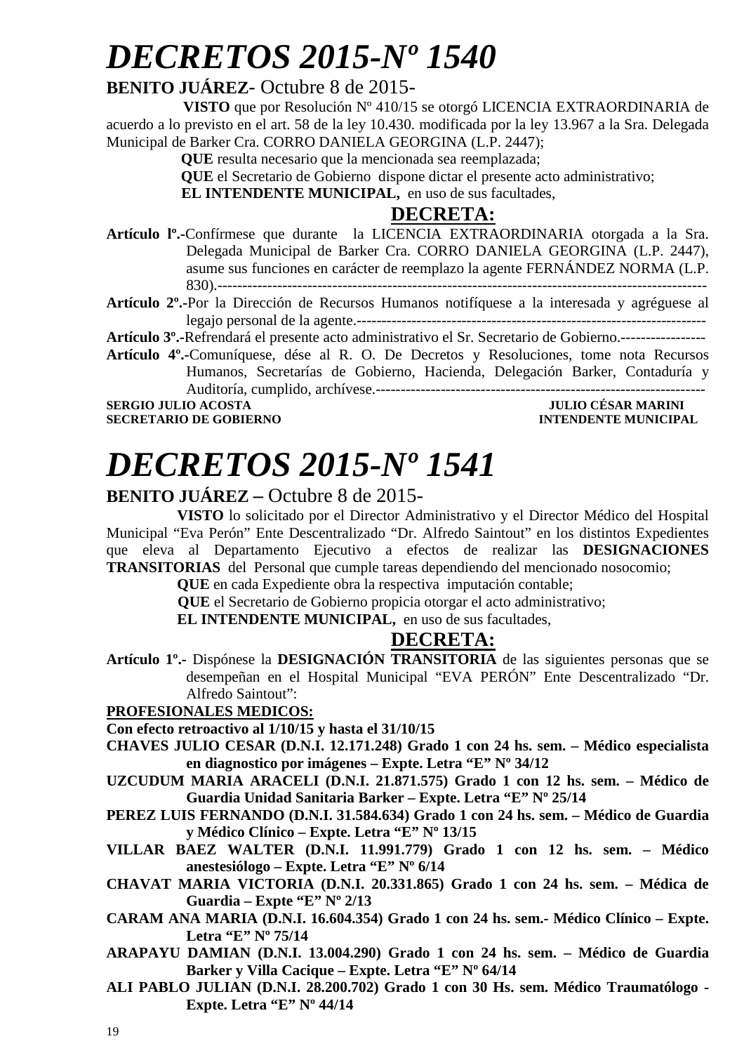# *DECRETOS 2015-Nº 1540*

**BENITO JUÁREZ**- Octubre 8 de 2015-

**VISTO** que por Resolución Nº 410/15 se otorgó LICENCIA EXTRAORDINARIA de acuerdo a lo previsto en el art. 58 de la ley 10.430. modificada por la ley 13.967 a la Sra. Delegada Municipal de Barker Cra. CORRO DANIELA GEORGINA (L.P. 2447);

**QUE** resulta necesario que la mencionada sea reemplazada;

**QUE** el Secretario de Gobierno dispone dictar el presente acto administrativo;

**EL INTENDENTE MUNICIPAL,** en uso de sus facultades,

**DECRETA:**

**Artículo lº.-**Confírmese que durante la LICENCIA EXTRAORDINARIA otorgada a la Sra. Delegada Municipal de Barker Cra. CORRO DANIELA GEORGINA (L.P. 2447), asume sus funciones en carácter de reemplazo la agente FERNÁNDEZ NORMA (L.P. 830).-----------------------------------------------------------------------------------------------

**Artículo 2º.-**Por la Dirección de Recursos Humanos notifíquese a la interesada y agréguese al legajo personal de la agente.-------------------------------------------------------------------------

**Artículo 3º.-**Refrendará el presente acto administrativo el Sr. Secretario de Gobierno.-----------------

**Artículo 4º.-**Comuníquese, dése al R. O. De Decretos y Resoluciones, tome nota Recursos Humanos, Secretarías de Gobierno, Hacienda, Delegación Barker, Contaduría y Auditoría, cumplido, archívese.-----------------------------------------------------------------

**SERGIO JULIO ACOSTA** — **SECRETARIO DE GOBIERNO**

**JULIO CÉSAR MARINI** — **INTENDENTE MUNICIPAL**

# *DECRETOS 2015-Nº 1541*

**BENITO JUÁREZ –** Octubre 8 de 2015-

**VISTO** lo solicitado por el Director Administrativo y el Director Médico del Hospital Municipal "Eva Perón" Ente Descentralizado "Dr. Alfredo Saintout" en los distintos Expedientes que eleva al Departamento Ejecutivo a efectos de realizar las **DESIGNACIONES TRANSITORIAS** del Personal que cumple tareas dependiendo del mencionado nosocomio;

**QUE** en cada Expediente obra la respectiva imputación contable;

**QUE** el Secretario de Gobierno propicia otorgar el acto administrativo;

**EL INTENDENTE MUNICIPAL,** en uso de sus facultades,

**DECRETA:**

**Artículo 1º.-** Dispónese la **DESIGNACIÓN TRANSITORIA** de las siguientes personas que se desempeñan en el Hospital Municipal "EVA PERÓN" Ente Descentralizado "Dr. Alfredo Saintout":

**PROFESIONALES MEDICOS:**

**Con efecto retroactivo al 1/10/15 y hasta el 31/10/15**

**CHAVES JULIO CESAR (D.N.I. 12.171.248) Grado 1 con 24 hs. sem. – Médico especialista en diagnostico por imágenes – Expte. Letra "E" Nº 34/12**

**UZCUDUM MARIA ARACELI (D.N.I. 21.871.575) Grado 1 con 12 hs. sem. – Médico de Guardia Unidad Sanitaria Barker – Expte. Letra "E" Nº 25/14**

**PEREZ LUIS FERNANDO (D.N.I. 31.584.634) Grado 1 con 24 hs. sem. – Médico de Guardia y Médico Clínico – Expte. Letra "E" Nº 13/15**

**VILLAR BAEZ WALTER (D.N.I. 11.991.779) Grado 1 con 12 hs. sem. – Médico anestesiólogo – Expte. Letra "E" Nº 6/14**

**CHAVAT MARIA VICTORIA (D.N.I. 20.331.865) Grado 1 con 24 hs. sem. – Médica de Guardia – Expte "E" Nº 2/13**

**CARAM ANA MARIA (D.N.I. 16.604.354) Grado 1 con 24 hs. sem.- Médico Clínico – Expte. Letra "E" Nº 75/14**

**ARAPAYU DAMIAN (D.N.I. 13.004.290) Grado 1 con 24 hs. sem. – Médico de Guardia Barker y Villa Cacique – Expte. Letra "E" Nº 64/14**

**ALI PABLO JULIAN (D.N.I. 28.200.702) Grado 1 con 30 Hs. sem. Médico Traumatólogo - Expte. Letra "E" Nº 44/14**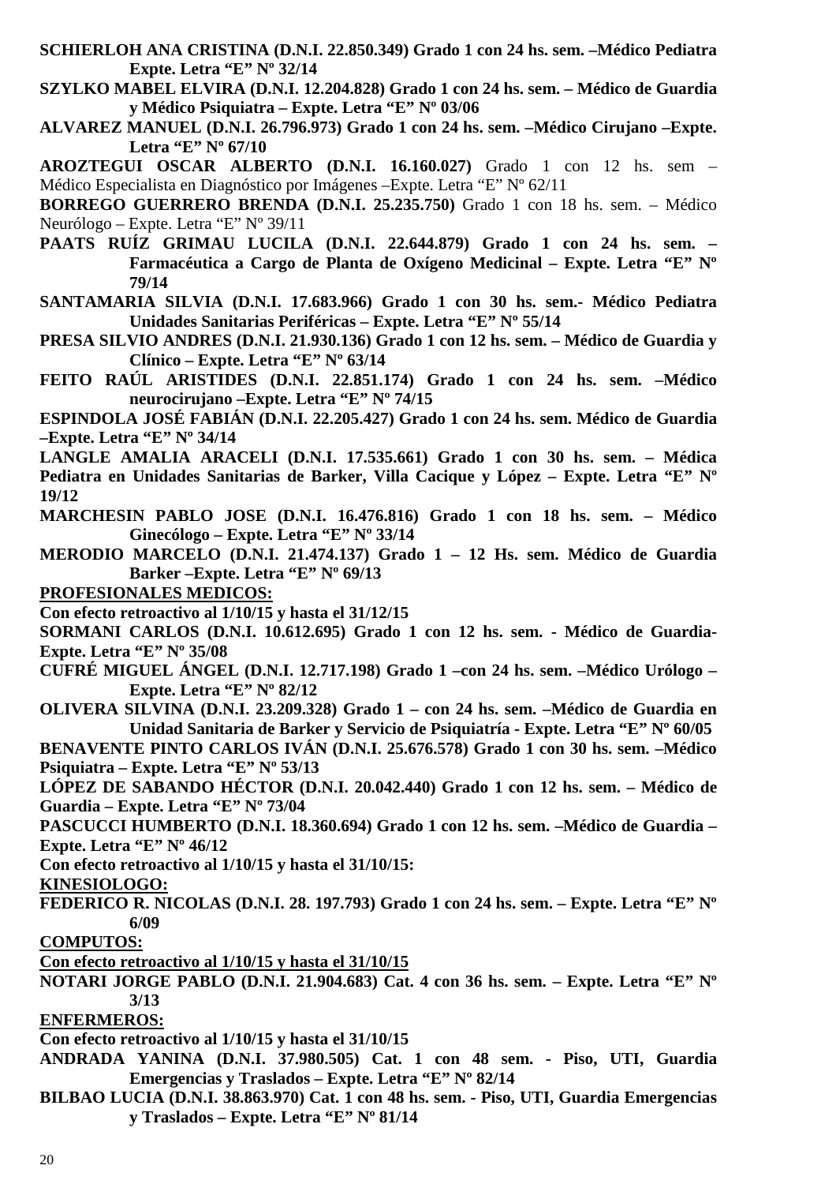**SCHIERLOH ANA CRISTINA (D.N.I. 22.850.349) Grado 1 con 24 hs. sem. –Médico Pediatra Expte. Letra "E" Nº 32/14**

**SZYLKO MABEL ELVIRA (D.N.I. 12.204.828) Grado 1 con 24 hs. sem. – Médico de Guardia y Médico Psiquiatra – Expte. Letra "E" Nº 03/06**

**ALVAREZ MANUEL (D.N.I. 26.796.973) Grado 1 con 24 hs. sem. –Médico Cirujano –Expte. Letra "E" Nº 67/10**

**AROZTEGUI OSCAR ALBERTO (D.N.I. 16.160.027)** Grado 1 con 12 hs. sem – Médico Especialista en Diagnóstico por Imágenes –Expte. Letra "E" Nº 62/11

**BORREGO GUERRERO BRENDA (D.N.I. 25.235.750)** Grado 1 con 18 hs. sem. – Médico Neurólogo – Expte. Letra "E" Nº 39/11

**PAATS RUÍZ GRIMAU LUCILA (D.N.I. 22.644.879) Grado 1 con 24 hs. sem. – Farmacéutica a Cargo de Planta de Oxígeno Medicinal – Expte. Letra "E" Nº 79/14**

**SANTAMARIA SILVIA (D.N.I. 17.683.966) Grado 1 con 30 hs. sem.- Médico Pediatra Unidades Sanitarias Periféricas – Expte. Letra "E" Nº 55/14**

**PRESA SILVIO ANDRES (D.N.I. 21.930.136) Grado 1 con 12 hs. sem. – Médico de Guardia y Clínico – Expte. Letra "E" Nº 63/14**

**FEITO RAÚL ARISTIDES (D.N.I. 22.851.174) Grado 1 con 24 hs. sem. –Médico neurocirujano –Expte. Letra "E" Nº 74/15**

**ESPINDOLA JOSÉ FABIÁN (D.N.I. 22.205.427) Grado 1 con 24 hs. sem. Médico de Guardia –Expte. Letra "E" Nº 34/14**

**LANGLE AMALIA ARACELI (D.N.I. 17.535.661) Grado 1 con 30 hs. sem. – Médica Pediatra en Unidades Sanitarias de Barker, Villa Cacique y López – Expte. Letra "E" Nº 19/12**

**MARCHESIN PABLO JOSE (D.N.I. 16.476.816) Grado 1 con 18 hs. sem. – Médico Ginecólogo – Expte. Letra "E" Nº 33/14**

**MERODIO MARCELO (D.N.I. 21.474.137) Grado 1 – 12 Hs. sem. Médico de Guardia Barker –Expte. Letra "E" Nº 69/13**

**PROFESIONALES MEDICOS:**

**Con efecto retroactivo al 1/10/15 y hasta el 31/12/15**

**SORMANI CARLOS (D.N.I. 10.612.695) Grado 1 con 12 hs. sem. - Médico de Guardia- Expte. Letra "E" Nº 35/08**

**CUFRÉ MIGUEL ÁNGEL (D.N.I. 12.717.198) Grado 1 –con 24 hs. sem. –Médico Urólogo – Expte. Letra "E" Nº 82/12**

**OLIVERA SILVINA (D.N.I. 23.209.328) Grado 1 – con 24 hs. sem. –Médico de Guardia en Unidad Sanitaria de Barker y Servicio de Psiquiatría - Expte. Letra "E" Nº 60/05**

**BENAVENTE PINTO CARLOS IVÁN (D.N.I. 25.676.578) Grado 1 con 30 hs. sem. –Médico Psiquiatra – Expte. Letra "E" Nº 53/13**

**LÓPEZ DE SABANDO HÉCTOR (D.N.I. 20.042.440) Grado 1 con 12 hs. sem. – Médico de Guardia – Expte. Letra "E" Nº 73/04**

**PASCUCCI HUMBERTO (D.N.I. 18.360.694) Grado 1 con 12 hs. sem. –Médico de Guardia – Expte. Letra "E" Nº 46/12**

**Con efecto retroactivo al 1/10/15 y hasta el 31/10/15:**

**KINESIOLOGO:**

**FEDERICO R. NICOLAS (D.N.I. 28. 197.793) Grado 1 con 24 hs. sem. – Expte. Letra "E" Nº 6/09**

**COMPUTOS:**

**Con efecto retroactivo al 1/10/15 y hasta el 31/10/15**

**NOTARI JORGE PABLO (D.N.I. 21.904.683) Cat. 4 con 36 hs. sem. – Expte. Letra "E" Nº 3/13**

**ENFERMEROS:**

**Con efecto retroactivo al 1/10/15 y hasta el 31/10/15**

**ANDRADA YANINA (D.N.I. 37.980.505) Cat. 1 con 48 sem. - Piso, UTI, Guardia Emergencias y Traslados – Expte. Letra "E" Nº 82/14**

**BILBAO LUCIA (D.N.I. 38.863.970) Cat. 1 con 48 hs. sem. - Piso, UTI, Guardia Emergencias y Traslados – Expte. Letra "E" Nº 81/14**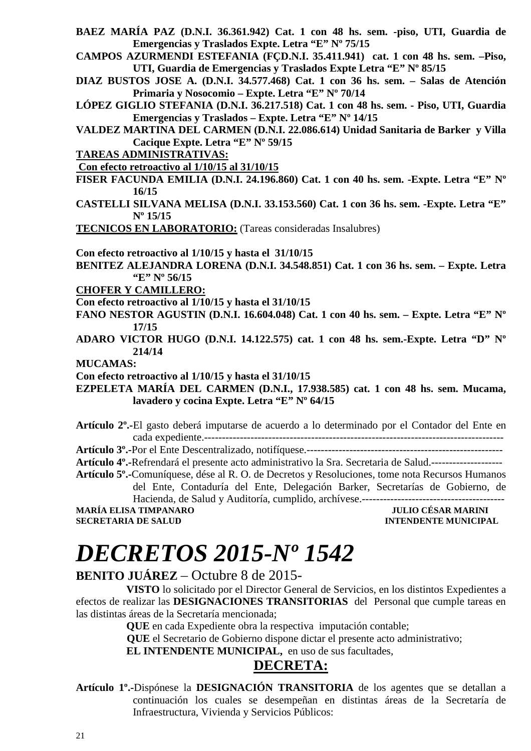**BAEZ MARÍA PAZ (D.N.I. 36.361.942) Cat. 1 con 48 hs. sem. -piso, UTI, Guardia de Emergencias y Traslados Expte. Letra "E" Nº 75/15**

**CAMPOS AZURMENDI ESTEFANIA (FÇD.N.I. 35.411.941) cat. 1 con 48 hs. sem. –Piso, UTI, Guardia de Emergencias y Traslados Expte Letra "E" Nº 85/15**

**DIAZ BUSTOS JOSE A. (D.N.I. 34.577.468) Cat. 1 con 36 hs. sem. – Salas de Atención Primaria y Nosocomio – Expte. Letra "E" Nº 70/14**

**LÓPEZ GIGLIO STEFANIA (D.N.I. 36.217.518) Cat. 1 con 48 hs. sem. - Piso, UTI, Guardia Emergencias y Traslados – Expte. Letra "E" Nº 14/15**

**VALDEZ MARTINA DEL CARMEN (D.N.I. 22.086.614) Unidad Sanitaria de Barker y Villa Cacique Expte. Letra "E" Nº 59/15**

**TAREAS ADMINISTRATIVAS:**

**Con efecto retroactivo al 1/10/15 al 31/10/15**

**FISER FACUNDA EMILIA (D.N.I. 24.196.860) Cat. 1 con 40 hs. sem. -Expte. Letra "E" Nº 16/15**

**CASTELLI SILVANA MELISA (D.N.I. 33.153.560) Cat. 1 con 36 hs. sem. -Expte. Letra "E" Nº 15/15**

**TECNICOS EN LABORATORIO:** (Tareas consideradas Insalubres)

**Con efecto retroactivo al 1/10/15 y hasta el 31/10/15**

**BENITEZ ALEJANDRA LORENA (D.N.I. 34.548.851) Cat. 1 con 36 hs. sem. – Expte. Letra "E" Nº 56/15**

**CHOFER Y CAMILLERO:**

**Con efecto retroactivo al 1/10/15 y hasta el 31/10/15**

**FANO NESTOR AGUSTIN (D.N.I. 16.604.048) Cat. 1 con 40 hs. sem. – Expte. Letra "E" Nº 17/15**

**ADARO VICTOR HUGO (D.N.I. 14.122.575) cat. 1 con 48 hs. sem.-Expte. Letra "D" Nº 214/14**

**MUCAMAS:**

**Con efecto retroactivo al 1/10/15 y hasta el 31/10/15**

**EZPELETA MARÍA DEL CARMEN (D.N.I., 17.938.585) cat. 1 con 48 hs. sem. Mucama, lavadero y cocina Expte. Letra "E" Nº 64/15**

**Artículo 2º.-**El gasto deberá imputarse de acuerdo a lo determinado por el Contador del Ente en cada expediente.-------------------------------------------------------------------------------------

**Artículo 3º.-**Por el Ente Descentralizado, notifíquese.-------------------------------------------------------

**Artículo 4º.-**Refrendará el presente acto administrativo la Sra. Secretaria de Salud.--------------------

**Artículo 5º.-**Comuníquese, dése al R. O. de Decretos y Resoluciones, tome nota Recursos Humanos del Ente, Contaduría del Ente, Delegación Barker, Secretarías de Gobierno, de Hacienda, de Salud y Auditoría, cumplido, archívese.----------------------------------------

**MARÍA ELISA TIMPANARO** — **JULIO CÉSAR MARINI**
**SECRETARIA DE SALUD** — **INTENDENTE MUNICIPAL**

# *DECRETOS 2015-Nº 1542*

**BENITO JUÁREZ** – Octubre 8 de 2015-

**VISTO** lo solicitado por el Director General de Servicios, en los distintos Expedientes a efectos de realizar las **DESIGNACIONES TRANSITORIAS** del Personal que cumple tareas en las distintas áreas de la Secretaría mencionada;

**QUE** en cada Expediente obra la respectiva imputación contable;

**QUE** el Secretario de Gobierno dispone dictar el presente acto administrativo;

**EL INTENDENTE MUNICIPAL,** en uso de sus facultades,

## DECRETA:

**Artículo 1º.-**Dispónese la **DESIGNACIÓN TRANSITORIA** de los agentes que se detallan a continuación los cuales se desempeñan en distintas áreas de la Secretaría de Infraestructura, Vivienda y Servicios Públicos: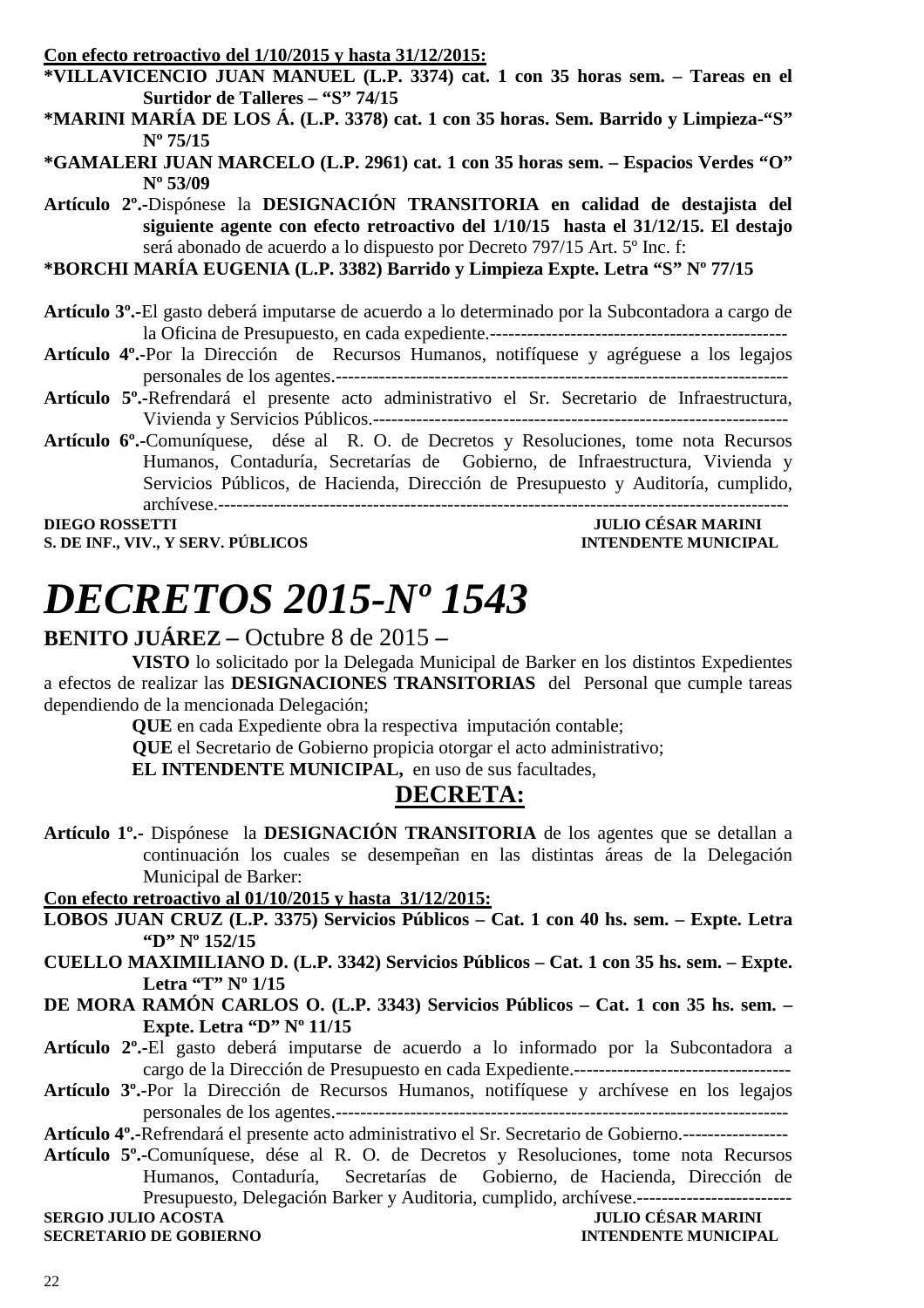**Con efecto retroactivo del 1/10/2015 y hasta 31/12/2015:**

**\*VILLAVICENCIO JUAN MANUEL (L.P. 3374) cat. 1 con 35 horas sem. – Tareas en el Surtidor de Talleres – "S" 74/15**

**\*MARINI MARÍA DE LOS Á. (L.P. 3378) cat. 1 con 35 horas. Sem. Barrido y Limpieza-"S" Nº 75/15**

**\*GAMALERI JUAN MARCELO (L.P. 2961) cat. 1 con 35 horas sem. – Espacios Verdes "O" Nº 53/09**

**Artículo 2º.-**Dispónese la **DESIGNACIÓN TRANSITORIA en calidad de destajista del siguiente agente con efecto retroactivo del 1/10/15 hasta el 31/12/15. El destajo** será abonado de acuerdo a lo dispuesto por Decreto 797/15 Art. 5º Inc. f:

**\*BORCHI MARÍA EUGENIA (L.P. 3382) Barrido y Limpieza Expte. Letra "S" Nº 77/15**

**Artículo 3º.-**El gasto deberá imputarse de acuerdo a lo determinado por la Subcontadora a cargo de la Oficina de Presupuesto, en cada expediente.------------------------------------------------

**Artículo 4º.-**Por la Dirección de Recursos Humanos, notifíquese y agréguese a los legajos personales de los agentes.-------------------------------------------------------------------------

**Artículo 5º.-**Refrendará el presente acto administrativo el Sr. Secretario de Infraestructura, Vivienda y Servicios Públicos.-------------------------------------------------------------------

**Artículo 6º.-**Comuníquese, dése al R. O. de Decretos y Resoluciones, tome nota Recursos Humanos, Contaduría, Secretarías de Gobierno, de Infraestructura, Vivienda y Servicios Públicos, de Hacienda, Dirección de Presupuesto y Auditoría, cumplido, archívese.------------------------------------------------------------------------------------------

**DIEGO ROSSETTI** — **JULIO CÉSAR MARINI**
**S. DE INF., VIV., Y SERV. PÚBLICOS** — **INTENDENTE MUNICIPAL**

# *DECRETOS 2015-Nº 1543*

**BENITO JUÁREZ –** Octubre 8 de 2015 **–**

**VISTO** lo solicitado por la Delegada Municipal de Barker en los distintos Expedientes a efectos de realizar las **DESIGNACIONES TRANSITORIAS** del Personal que cumple tareas dependiendo de la mencionada Delegación;

**QUE** en cada Expediente obra la respectiva imputación contable;

**QUE** el Secretario de Gobierno propicia otorgar el acto administrativo;

**EL INTENDENTE MUNICIPAL,** en uso de sus facultades,

## DECRETA:

**Artículo 1º.-** Dispónese la **DESIGNACIÓN TRANSITORIA** de los agentes que se detallan a continuación los cuales se desempeñan en las distintas áreas de la Delegación Municipal de Barker:

**Con efecto retroactivo al 01/10/2015 y hasta 31/12/2015:**

**LOBOS JUAN CRUZ (L.P. 3375) Servicios Públicos – Cat. 1 con 40 hs. sem. – Expte. Letra "D" Nº 152/15**

**CUELLO MAXIMILIANO D. (L.P. 3342) Servicios Públicos – Cat. 1 con 35 hs. sem. – Expte. Letra "T" Nº 1/15**

**DE MORA RAMÓN CARLOS O. (L.P. 3343) Servicios Públicos – Cat. 1 con 35 hs. sem. – Expte. Letra "D" Nº 11/15**

**Artículo 2º.-**El gasto deberá imputarse de acuerdo a lo informado por la Subcontadora a cargo de la Dirección de Presupuesto en cada Expediente.-----------------------------------

**Artículo 3º.-**Por la Dirección de Recursos Humanos, notifíquese y archívese en los legajos personales de los agentes.-------------------------------------------------------------------------

**Artículo 4º.-**Refrendará el presente acto administrativo el Sr. Secretario de Gobierno.-----------------

**Artículo 5º.-**Comuníquese, dése al R. O. de Decretos y Resoluciones, tome nota Recursos Humanos, Contaduría, Secretarías de Gobierno, de Hacienda, Dirección de Presupuesto, Delegación Barker y Auditoria, cumplido, archívese.-------------------------

**SERGIO JULIO ACOSTA** — **JULIO CÉSAR MARINI**
**SECRETARIO DE GOBIERNO** — **INTENDENTE MUNICIPAL**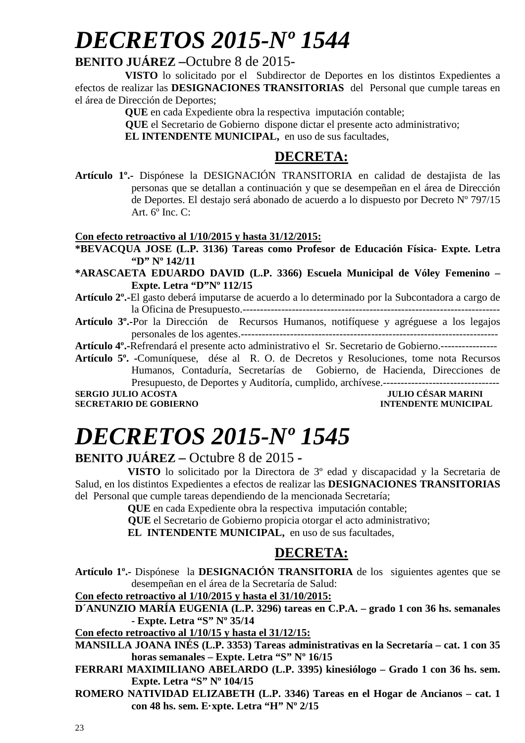# *DECRETOS 2015-Nº 1544*

**BENITO JUÁREZ –**Octubre 8 de 2015-

**VISTO** lo solicitado por el Subdirector de Deportes en los distintos Expedientes a efectos de realizar las **DESIGNACIONES TRANSITORIAS** del Personal que cumple tareas en el área de Dirección de Deportes;

**QUE** en cada Expediente obra la respectiva imputación contable;

**QUE** el Secretario de Gobierno dispone dictar el presente acto administrativo;

**EL INTENDENTE MUNICIPAL,** en uso de sus facultades,

## DECRETA:

**Artículo 1º.-** Dispónese la DESIGNACIÓN TRANSITORIA en calidad de destajista de las personas que se detallan a continuación y que se desempeñan en el área de Dirección de Deportes. El destajo será abonado de acuerdo a lo dispuesto por Decreto Nº 797/15 Art. 6º Inc. C:

**Con efecto retroactivo al 1/10/2015 y hasta 31/12/2015:**

**\*BEVACQUA JOSE (L.P. 3136) Tareas como Profesor de Educación Física- Expte. Letra "D" Nº 142/11**

**\*ARASCAETA EDUARDO DAVID (L.P. 3366) Escuela Municipal de Vóley Femenino – Expte. Letra "D"Nº 112/15**

**Artículo 2º.-**El gasto deberá imputarse de acuerdo a lo determinado por la Subcontadora a cargo de la Oficina de Presupuesto.-------------------------------------------------------------------------

**Artículo 3º.-**Por la Dirección de Recursos Humanos, notifíquese y agréguese a los legajos personales de los agentes.------------------------------------------------------------------------

**Artículo 4º.-**Refrendará el presente acto administrativo el Sr. Secretario de Gobierno.----------------

**Artículo 5º. -**Comuníquese, dése al R. O. de Decretos y Resoluciones, tome nota Recursos Humanos, Contaduría, Secretarías de Gobierno, de Hacienda, Direcciones de Presupuesto, de Deportes y Auditoría, cumplido, archívese.---------------------------------

**SERGIO JULIO ACOSTA** — **JULIO CÉSAR MARINI**
**SECRETARIO DE GOBIERNO** — **INTENDENTE MUNICIPAL**

# *DECRETOS 2015-Nº 1545*

**BENITO JUÁREZ –** Octubre 8 de 2015 -

**VISTO** lo solicitado por la Directora de 3º edad y discapacidad y la Secretaria de Salud, en los distintos Expedientes a efectos de realizar las **DESIGNACIONES TRANSITORIAS** del Personal que cumple tareas dependiendo de la mencionada Secretaría;

**QUE** en cada Expediente obra la respectiva imputación contable;

**QUE** el Secretario de Gobierno propicia otorgar el acto administrativo;

**EL INTENDENTE MUNICIPAL,** en uso de sus facultades,

## DECRETA:

**Artículo 1º.-** Dispónese la **DESIGNACIÓN TRANSITORIA** de los siguientes agentes que se desempeñan en el área de la Secretaría de Salud:

**Con efecto retroactivo al 1/10/2015 y hasta el 31/10/2015:**

**D´ANUNZIO MARÍA EUGENIA (L.P. 3296) tareas en C.P.A. – grado 1 con 36 hs. semanales - Expte. Letra "S" Nº 35/14**

**Con efecto retroactivo al 1/10/15 y hasta el 31/12/15:**

**MANSILLA JOANA INÉS (L.P. 3353) Tareas administrativas en la Secretaría – cat. 1 con 35 horas semanales – Expte. Letra "S" Nº 16/15**

**FERRARI MAXIMILIANO ABELARDO (L.P. 3395) kinesiólogo – Grado 1 con 36 hs. sem. Expte. Letra "S" Nº 104/15**

**ROMERO NATIVIDAD ELIZABETH (L.P. 3346) Tareas en el Hogar de Ancianos – cat. 1 con 48 hs. sem. E·xpte. Letra "H" Nº 2/15**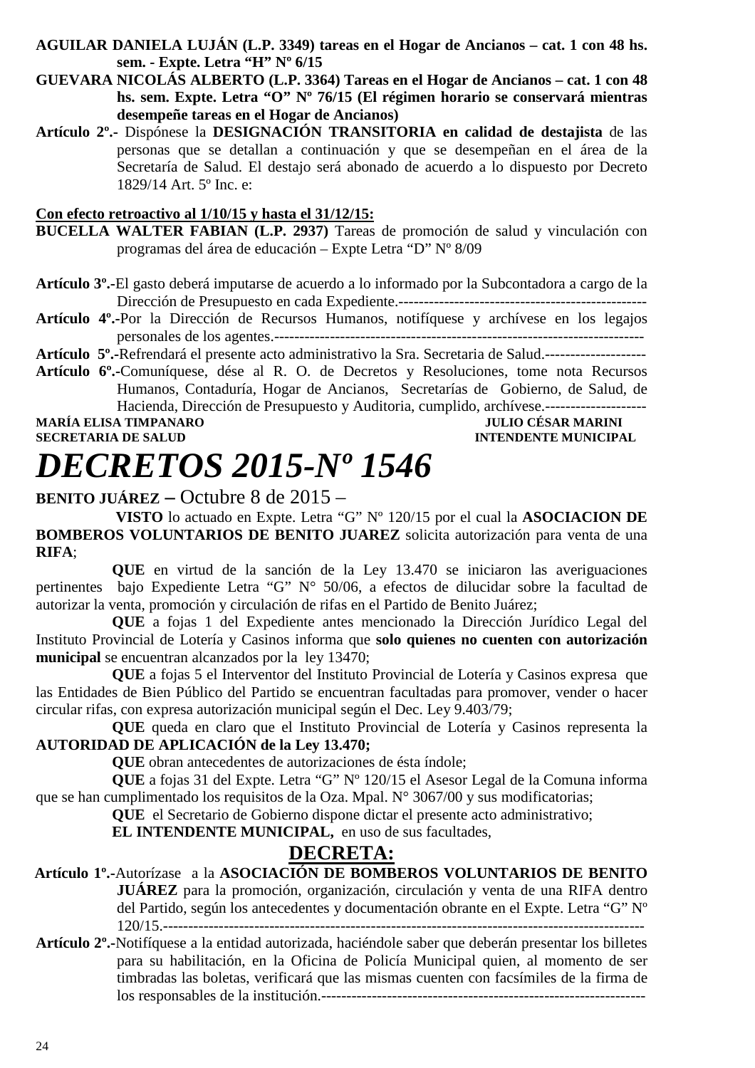**AGUILAR DANIELA LUJÁN (L.P. 3349) tareas en el Hogar de Ancianos – cat. 1 con 48 hs. sem. - Expte. Letra "H" Nº 6/15**

**GUEVARA NICOLÁS ALBERTO (L.P. 3364) Tareas en el Hogar de Ancianos – cat. 1 con 48 hs. sem. Expte. Letra "O" Nº 76/15 (El régimen horario se conservará mientras desempeñe tareas en el Hogar de Ancianos)**

**Artículo 2º.-** Dispónese la **DESIGNACIÓN TRANSITORIA en calidad de destajista** de las personas que se detallan a continuación y que se desempeñan en el área de la Secretaría de Salud. El destajo será abonado de acuerdo a lo dispuesto por Decreto 1829/14 Art. 5º Inc. e:

**Con efecto retroactivo al 1/10/15 y hasta el 31/12/15:**

**BUCELLA WALTER FABIAN (L.P. 2937)** Tareas de promoción de salud y vinculación con programas del área de educación – Expte Letra "D" Nº 8/09

**Artículo 3º.-**El gasto deberá imputarse de acuerdo a lo informado por la Subcontadora a cargo de la Dirección de Presupuesto en cada Expediente.-------------------------------------------------

**Artículo 4º.-**Por la Dirección de Recursos Humanos, notifíquese y archívese en los legajos personales de los agentes.-----------------------------------------------------------------------

**Artículo 5º.-**Refrendará el presente acto administrativo la Sra. Secretaria de Salud.--------------------

**Artículo 6º.-**Comuníquese, dése al R. O. de Decretos y Resoluciones, tome nota Recursos Humanos, Contaduría, Hogar de Ancianos, Secretarías de Gobierno, de Salud, de Hacienda, Dirección de Presupuesto y Auditoria, cumplido, archívese.--------------------

**MARÍA ELISA TIMPANARO** — **JULIO CÉSAR MARINI**
**SECRETARIA DE SALUD** — **INTENDENTE MUNICIPAL**

# *DECRETOS 2015-Nº 1546*

**BENITO JUÁREZ –** Octubre 8 de 2015 –

**VISTO** lo actuado en Expte. Letra "G" Nº 120/15 por el cual la **ASOCIACION DE BOMBEROS VOLUNTARIOS DE BENITO JUAREZ** solicita autorización para venta de una **RIFA**;

**QUE** en virtud de la sanción de la Ley 13.470 se iniciaron las averiguaciones pertinentes bajo Expediente Letra "G" N° 50/06, a efectos de dilucidar sobre la facultad de autorizar la venta, promoción y circulación de rifas en el Partido de Benito Juárez;

**QUE** a fojas 1 del Expediente antes mencionado la Dirección Jurídico Legal del Instituto Provincial de Lotería y Casinos informa que **solo quienes no cuenten con autorización municipal** se encuentran alcanzados por la ley 13470;

**QUE** a fojas 5 el Interventor del Instituto Provincial de Lotería y Casinos expresa que las Entidades de Bien Público del Partido se encuentran facultadas para promover, vender o hacer circular rifas, con expresa autorización municipal según el Dec. Ley 9.403/79;

**QUE** queda en claro que el Instituto Provincial de Lotería y Casinos representa la **AUTORIDAD DE APLICACIÓN de la Ley 13.470;**

**QUE** obran antecedentes de autorizaciones de ésta índole;

**QUE** a fojas 31 del Expte. Letra "G" Nº 120/15 el Asesor Legal de la Comuna informa que se han cumplimentado los requisitos de la Oza. Mpal. N° 3067/00 y sus modificatorias;

**QUE** el Secretario de Gobierno dispone dictar el presente acto administrativo;

**EL INTENDENTE MUNICIPAL,** en uso de sus facultades,

## DECRETA:

**Artículo 1º.-**Autorízase a la **ASOCIACIÓN DE BOMBEROS VOLUNTARIOS DE BENITO JUÁREZ** para la promoción, organización, circulación y venta de una RIFA dentro del Partido, según los antecedentes y documentación obrante en el Expte. Letra "G" Nº 120/15.-----------------------------------------------------------------------------------------------

**Artículo 2º.-**Notifíquese a la entidad autorizada, haciéndole saber que deberán presentar los billetes para su habilitación, en la Oficina de Policía Municipal quien, al momento de ser timbradas las boletas, verificará que las mismas cuenten con facsímiles de la firma de los responsables de la institución.-----------------------------------------------------------------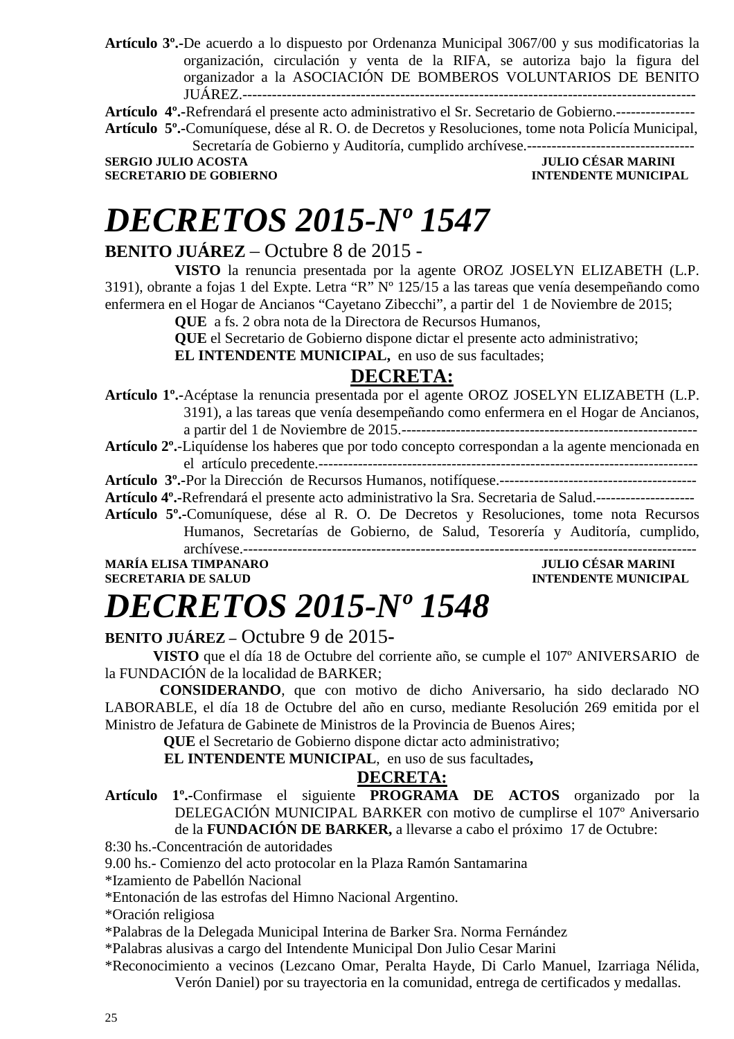**Artículo 3º.-**De acuerdo a lo dispuesto por Ordenanza Municipal 3067/00 y sus modificatorias la organización, circulación y venta de la RIFA, se autoriza bajo la figura del organizador a la ASOCIACIÓN DE BOMBEROS VOLUNTARIOS DE BENITO JUÁREZ.-----------------------------------------------------------------------------------------

**Artículo 4º.-**Refrendará el presente acto administrativo el Sr. Secretario de Gobierno.----------------

**Artículo 5º.-**Comuníquese, dése al R. O. de Decretos y Resoluciones, tome nota Policía Municipal, Secretaría de Gobierno y Auditoría, cumplido archívese.----------------------------------

**SERGIO JULIO ACOSTA** — **SECRETARIO DE GOBIERNO**

**JULIO CÉSAR MARINI** — **INTENDENTE MUNICIPAL**

# *DECRETOS 2015-Nº 1547*

**BENITO JUÁREZ** – Octubre 8 de 2015 -

**VISTO** la renuncia presentada por la agente OROZ JOSELYN ELIZABETH (L.P. 3191), obrante a fojas 1 del Expte. Letra "R" Nº 125/15 a las tareas que venía desempeñando como enfermera en el Hogar de Ancianos "Cayetano Zibecchi", a partir del 1 de Noviembre de 2015;

**QUE** a fs. 2 obra nota de la Directora de Recursos Humanos,

**QUE** el Secretario de Gobierno dispone dictar el presente acto administrativo;

**EL INTENDENTE MUNICIPAL,** en uso de sus facultades;

## DECRETA:

**Artículo 1º.-**Acéptase la renuncia presentada por el agente OROZ JOSELYN ELIZABETH (L.P. 3191), a las tareas que venía desempeñando como enfermera en el Hogar de Ancianos, a partir del 1 de Noviembre de 2015.------------------------------------------------------------------

**Artículo 2º.-**Liquídense los haberes que por todo concepto correspondan a la agente mencionada en el artículo precedente.-----------------------------------------------------------------------------

**Artículo 3º.-**Por la Dirección de Recursos Humanos, notifíquese.----------------------------------------

**Artículo 4º.-**Refrendará el presente acto administrativo la Sra. Secretaria de Salud.--------------------

**Artículo 5º.-**Comuníquese, dése al R. O. De Decretos y Resoluciones, tome nota Recursos Humanos, Secretarías de Gobierno, de Salud, Tesorería y Auditoría, cumplido, archívese.-----------------------------------------------------------------------------------------

**MARÍA ELISA TIMPANARO** — **SECRETARIA DE SALUD**

**JULIO CÉSAR MARINI** — **INTENDENTE MUNICIPAL**

# *DECRETOS 2015-Nº 1548*

**BENITO JUÁREZ –** Octubre 9 de 2015-

**VISTO** que el día 18 de Octubre del corriente año, se cumple el 107º ANIVERSARIO de la FUNDACIÓN de la localidad de BARKER;

**CONSIDERANDO**, que con motivo de dicho Aniversario, ha sido declarado NO LABORABLE, el día 18 de Octubre del año en curso, mediante Resolución 269 emitida por el Ministro de Jefatura de Gabinete de Ministros de la Provincia de Buenos Aires;

**QUE** el Secretario de Gobierno dispone dictar acto administrativo;

**EL INTENDENTE MUNICIPAL**, en uso de sus facultades**,**

## DECRETA:

**Artículo 1º.-**Confirmase el siguiente **PROGRAMA DE ACTOS** organizado por la DELEGACIÓN MUNICIPAL BARKER con motivo de cumplirse el 107º Aniversario de la **FUNDACIÓN DE BARKER,** a llevarse a cabo el próximo 17 de Octubre:

8:30 hs.-Concentración de autoridades

9.00 hs.- Comienzo del acto protocolar en la Plaza Ramón Santamarina

*Izamiento de Pabellón Nacional

*Entonación de las estrofas del Himno Nacional Argentino.

*Oración religiosa

*Palabras de la Delegada Municipal Interina de Barker Sra. Norma Fernández

*Palabras alusivas a cargo del Intendente Municipal Don Julio Cesar Marini

*Reconocimiento a vecinos (Lezcano Omar, Peralta Hayde, Di Carlo Manuel, Izarriaga Nélida, Verón Daniel) por su trayectoria en la comunidad, entrega de certificados y medallas.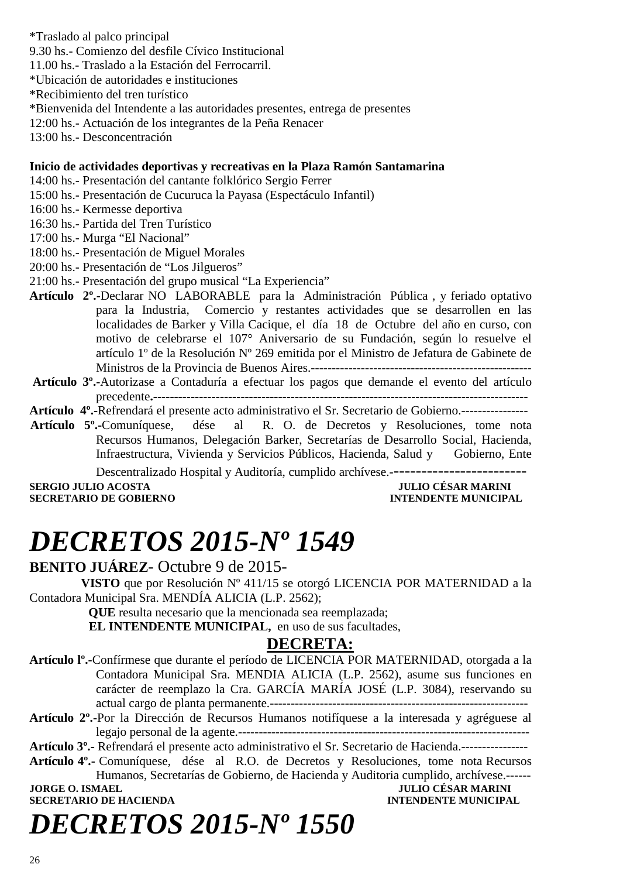*Traslado al palco principal
9.30 hs.- Comienzo del desfile Cívico Institucional
11.00 hs.- Traslado a la Estación del Ferrocarril.
*Ubicación de autoridades e instituciones
*Recibimiento del tren turístico
*Bienvenida del Intendente a las autoridades presentes, entrega de presentes
12:00 hs.- Actuación de los integrantes de la Peña Renacer
13:00 hs.- Desconcentración

**Inicio de actividades deportivas y recreativas en la Plaza Ramón Santamarina**
14:00 hs.- Presentación del cantante folklórico Sergio Ferrer
15:00 hs.- Presentación de Cucuruca la Payasa (Espectáculo Infantil)
16:00 hs.- Kermesse deportiva
16:30 hs.- Partida del Tren Turístico
17:00 hs.- Murga "El Nacional"
18:00 hs.- Presentación de Miguel Morales
20:00 hs.- Presentación de "Los Jilgueros"
21:00 hs.- Presentación del grupo musical "La Experiencia"

**Artículo 2º.-**Declarar NO LABORABLE para la Administración Pública , y feriado optativo para la Industria, Comercio y restantes actividades que se desarrollen en las localidades de Barker y Villa Cacique, el día 18 de Octubre del año en curso, con motivo de celebrarse el 107° Aniversario de su Fundación, según lo resuelve el artículo 1º de la Resolución Nº 269 emitida por el Ministro de Jefatura de Gabinete de Ministros de la Provincia de Buenos Aires.-----------------------------------------------------

**Artículo 3º.-**Autorizase a Contaduría a efectuar los pagos que demande el evento del artículo precedente.-----------------------------------------------------------------------------------------------

**Artículo 4º.-**Refrendará el presente acto administrativo el Sr. Secretario de Gobierno.----------------

**Artículo 5º.-**Comuníquese, dése al R. O. de Decretos y Resoluciones, tome nota Recursos Humanos, Delegación Barker, Secretarías de Desarrollo Social, Hacienda, Infraestructura, Vivienda y Servicios Públicos, Hacienda, Salud y Gobierno, Ente Descentralizado Hospital y Auditoría, cumplido archívese.-------------------------

**SERGIO JULIO ACOSTA** — **JULIO CÉSAR MARINI**
**SECRETARIO DE GOBIERNO** — **INTENDENTE MUNICIPAL**

# *DECRETOS 2015-Nº 1549*

**BENITO JUÁREZ-** Octubre 9 de 2015-

**VISTO** que por Resolución Nº 411/15 se otorgó LICENCIA POR MATERNIDAD a la Contadora Municipal Sra. MENDÍA ALICIA (L.P. 2562);

**QUE** resulta necesario que la mencionada sea reemplazada;

**EL INTENDENTE MUNICIPAL,** en uso de sus facultades,

## DECRETA:

**Artículo lº.-**Confírmese que durante el período de LICENCIA POR MATERNIDAD, otorgada a la Contadora Municipal Sra. MENDIA ALICIA (L.P. 2562), asume sus funciones en carácter de reemplazo la Cra. GARCÍA MARÍA JOSÉ (L.P. 3084), reservando su actual cargo de planta permanente.---------------------------------------------------------------

**Artículo 2º.-**Por la Dirección de Recursos Humanos notifíquese a la interesada y agréguese al legajo personal de la agente.---------------------------------------------------------------------

**Artículo 3º.-** Refrendará el presente acto administrativo el Sr. Secretario de Hacienda.----------------

**Artículo 4º.-** Comuníquese, dése al R.O. de Decretos y Resoluciones, tome nota Recursos Humanos, Secretarías de Gobierno, de Hacienda y Auditoria cumplido, archívese.------

**JORGE O. ISMAEL** — **JULIO CÉSAR MARINI**
**SECRETARIO DE HACIENDA** — **INTENDENTE MUNICIPAL**

# *DECRETOS 2015-Nº 1550*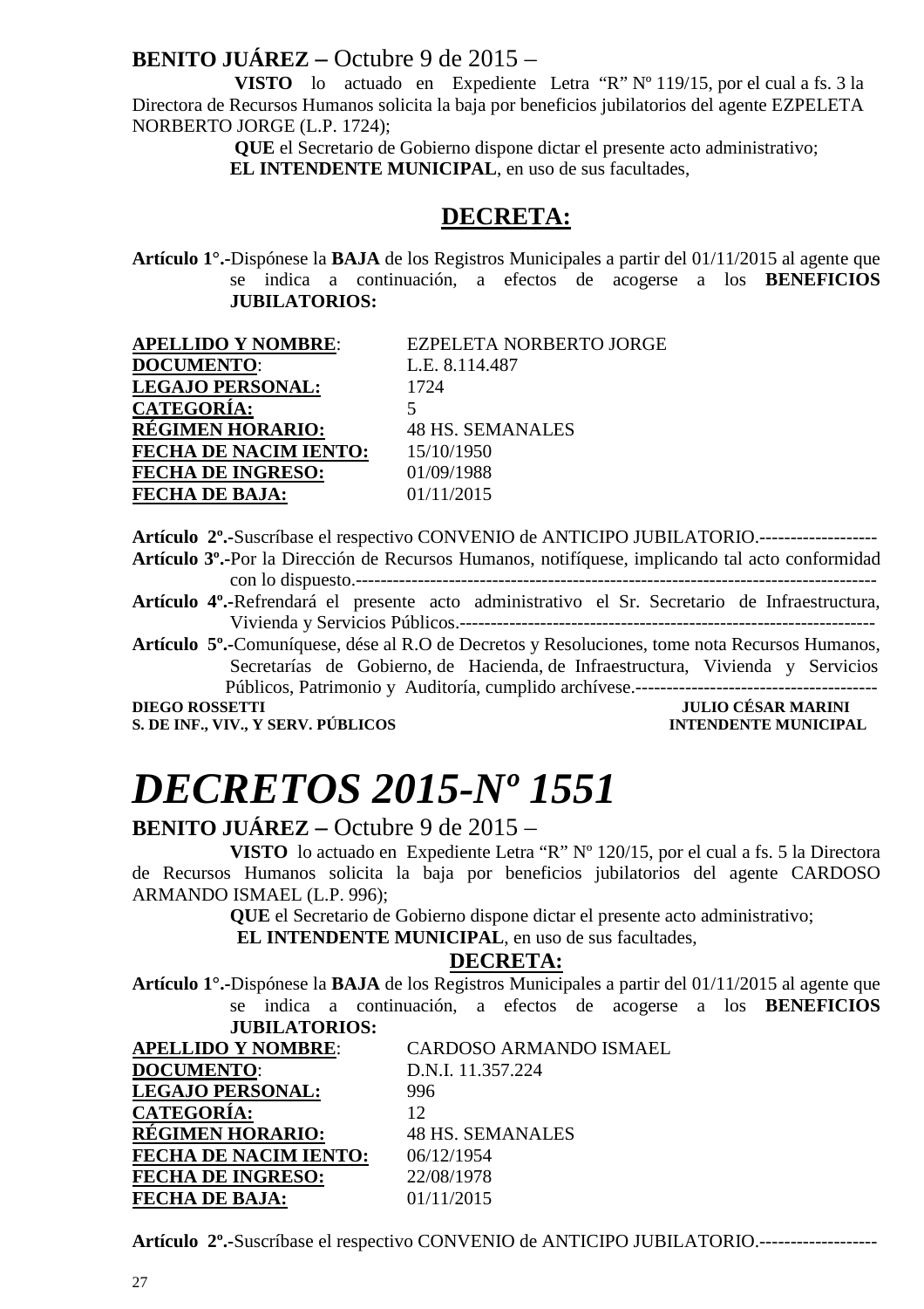**BENITO JUÁREZ –** Octubre 9 de 2015 –

**VISTO** lo actuado en Expediente Letra "R" Nº 119/15, por el cual a fs. 3 la Directora de Recursos Humanos solicita la baja por beneficios jubilatorios del agente EZPELETA NORBERTO JORGE (L.P. 1724);

**QUE** el Secretario de Gobierno dispone dictar el presente acto administrativo;

**EL INTENDENTE MUNICIPAL**, en uso de sus facultades,

## DECRETA:

**Artículo 1°.-**Dispónese la **BAJA** de los Registros Municipales a partir del 01/11/2015 al agente que se indica a continuación, a efectos de acogerse a los **BENEFICIOS JUBILATORIOS:**

| | |
|---|---|
| **APELLIDO Y NOMBRE**: | EZPELETA NORBERTO JORGE |
| **DOCUMENTO**: | L.E. 8.114.487 |
| **LEGAJO PERSONAL:** | 1724 |
| **CATEGORÍA:** | 5 |
| **RÉGIMEN HORARIO:** | 48 HS. SEMANALES |
| **FECHA DE NACIM IENTO:** | 15/10/1950 |
| **FECHA DE INGRESO:** | 01/09/1988 |
| **FECHA DE BAJA:** | 01/11/2015 |

**Artículo 2º.-**Suscríbase el respectivo CONVENIO de ANTICIPO JUBILATORIO.-------------------

**Artículo 3º.-**Por la Dirección de Recursos Humanos, notifíquese, implicando tal acto conformidad con lo dispuesto.------------------------------------------------------------------------------------

**Artículo 4º.-**Refrendará el presente acto administrativo el Sr. Secretario de Infraestructura, Vivienda y Servicios Públicos.-------------------------------------------------------------------

**Artículo 5º.-**Comuníquese, dése al R.O de Decretos y Resoluciones, tome nota Recursos Humanos, Secretarías de Gobierno, de Hacienda, de Infraestructura, Vivienda y Servicios Públicos, Patrimonio y Auditoría, cumplido archívese.---------------------------------------

**DIEGO ROSSETTI** — **S. DE INF., VIV., Y SERV. PÚBLICOS**

**JULIO CÉSAR MARINI** — **INTENDENTE MUNICIPAL**

# *DECRETOS 2015-Nº 1551*

**BENITO JUÁREZ –** Octubre 9 de 2015 –

**VISTO** lo actuado en Expediente Letra "R" Nº 120/15, por el cual a fs. 5 la Directora de Recursos Humanos solicita la baja por beneficios jubilatorios del agente CARDOSO ARMANDO ISMAEL (L.P. 996);

**QUE** el Secretario de Gobierno dispone dictar el presente acto administrativo;

**EL INTENDENTE MUNICIPAL**, en uso de sus facultades,

## DECRETA:

**Artículo 1°.-**Dispónese la **BAJA** de los Registros Municipales a partir del 01/11/2015 al agente que se indica a continuación, a efectos de acogerse a los **BENEFICIOS JUBILATORIOS:**

| | |
|---|---|
| **APELLIDO Y NOMBRE**: | CARDOSO ARMANDO ISMAEL |
| **DOCUMENTO**: | D.N.I. 11.357.224 |
| **LEGAJO PERSONAL:** | 996 |
| **CATEGORÍA:** | 12 |
| **RÉGIMEN HORARIO:** | 48 HS. SEMANALES |
| **FECHA DE NACIM IENTO:** | 06/12/1954 |
| **FECHA DE INGRESO:** | 22/08/1978 |
| **FECHA DE BAJA:** | 01/11/2015 |

**Artículo 2º.-**Suscríbase el respectivo CONVENIO de ANTICIPO JUBILATORIO.-------------------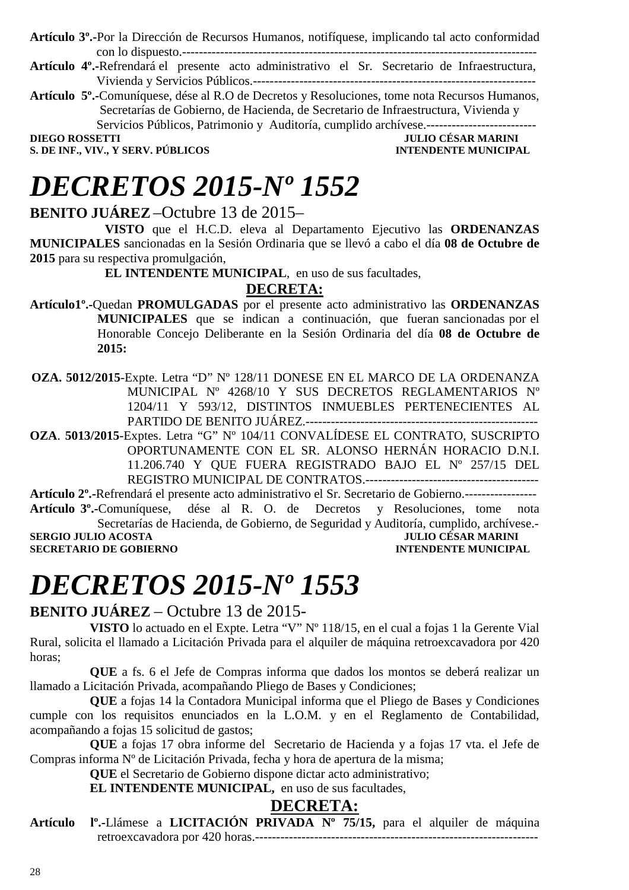**Artículo 3º.-**Por la Dirección de Recursos Humanos, notifíquese, implicando tal acto conformidad con lo dispuesto.-----------------------------------------------------------------------------------------

**Artículo 4º.-**Refrendará el presente acto administrativo el Sr. Secretario de Infraestructura, Vivienda y Servicios Públicos.-------------------------------------------------------------------

**Artículo 5º.-**Comuníquese, dése al R.O de Decretos y Resoluciones, tome nota Recursos Humanos, Secretarías de Gobierno, de Hacienda, de Secretario de Infraestructura, Vivienda y Servicios Públicos, Patrimonio y Auditoría, cumplido archívese.--------------------------

**DIEGO ROSSETTI** — **JULIO CÉSAR MARINI**
**S. DE INF., VIV., Y SERV. PÚBLICOS** — **INTENDENTE MUNICIPAL**

# *DECRETOS 2015-Nº 1552*

**BENITO JUÁREZ** –Octubre 13 de 2015–

**VISTO** que el H.C.D. eleva al Departamento Ejecutivo las **ORDENANZAS MUNICIPALES** sancionadas en la Sesión Ordinaria que se llevó a cabo el día **08 de Octubre de 2015** para su respectiva promulgación,

**EL INTENDENTE MUNICIPAL**, en uso de sus facultades,

**DECRETA:**

**Artículo1º.-**Quedan **PROMULGADAS** por el presente acto administrativo las **ORDENANZAS MUNICIPALES** que se indican a continuación, que fueran sancionadas por el Honorable Concejo Deliberante en la Sesión Ordinaria del día **08 de Octubre de 2015:**

**OZA. 5012/2015**-Expte. Letra "D" Nº 128/11 DONESE EN EL MARCO DE LA ORDENANZA MUNICIPAL Nº 4268/10 Y SUS DECRETOS REGLAMENTARIOS Nº 1204/11 Y 593/12, DISTINTOS INMUEBLES PERTENECIENTES AL PARTIDO DE BENITO JUÁREZ.--------------------------------------------------------

**OZA**. **5013/2015**-Exptes. Letra "G" Nº 104/11 CONVALÍDESE EL CONTRATO, SUSCRIPTO OPORTUNAMENTE CON EL SR. ALONSO HERNÁN HORACIO D.N.I. 11.206.740 Y QUE FUERA REGISTRADO BAJO EL Nº 257/15 DEL REGISTRO MUNICIPAL DE CONTRATOS.-----------------------------------------

**Artículo 2º.-**Refrendará el presente acto administrativo el Sr. Secretario de Gobierno.-----------------

**Artículo 3º.-**Comuníquese, dése al R. O. de Decretos y Resoluciones, tome nota Secretarías de Hacienda, de Gobierno, de Seguridad y Auditoría, cumplido, archívese.-

**SERGIO JULIO ACOSTA** — **JULIO CÉSAR MARINI**
**SECRETARIO DE GOBIERNO** — **INTENDENTE MUNICIPAL**

# *DECRETOS 2015-Nº 1553*

**BENITO JUÁREZ** – Octubre 13 de 2015-

**VISTO** lo actuado en el Expte. Letra "V" Nº 118/15, en el cual a fojas 1 la Gerente Vial Rural, solicita el llamado a Licitación Privada para el alquiler de máquina retroexcavadora por 420 horas;

**QUE** a fs. 6 el Jefe de Compras informa que dados los montos se deberá realizar un llamado a Licitación Privada, acompañando Pliego de Bases y Condiciones;

**QUE** a fojas 14 la Contadora Municipal informa que el Pliego de Bases y Condiciones cumple con los requisitos enunciados en la L.O.M. y en el Reglamento de Contabilidad, acompañando a fojas 15 solicitud de gastos;

**QUE** a fojas 17 obra informe del Secretario de Hacienda y a fojas 17 vta. el Jefe de Compras informa Nº de Licitación Privada, fecha y hora de apertura de la misma;

**QUE** el Secretario de Gobierno dispone dictar acto administrativo;

**EL INTENDENTE MUNICIPAL,** en uso de sus facultades,

**DECRETA:**

**Artículo lº.-**Llámese a **LICITACIÓN PRIVADA Nº 75/15,** para el alquiler de máquina retroexcavadora por 420 horas.-------------------------------------------------------------------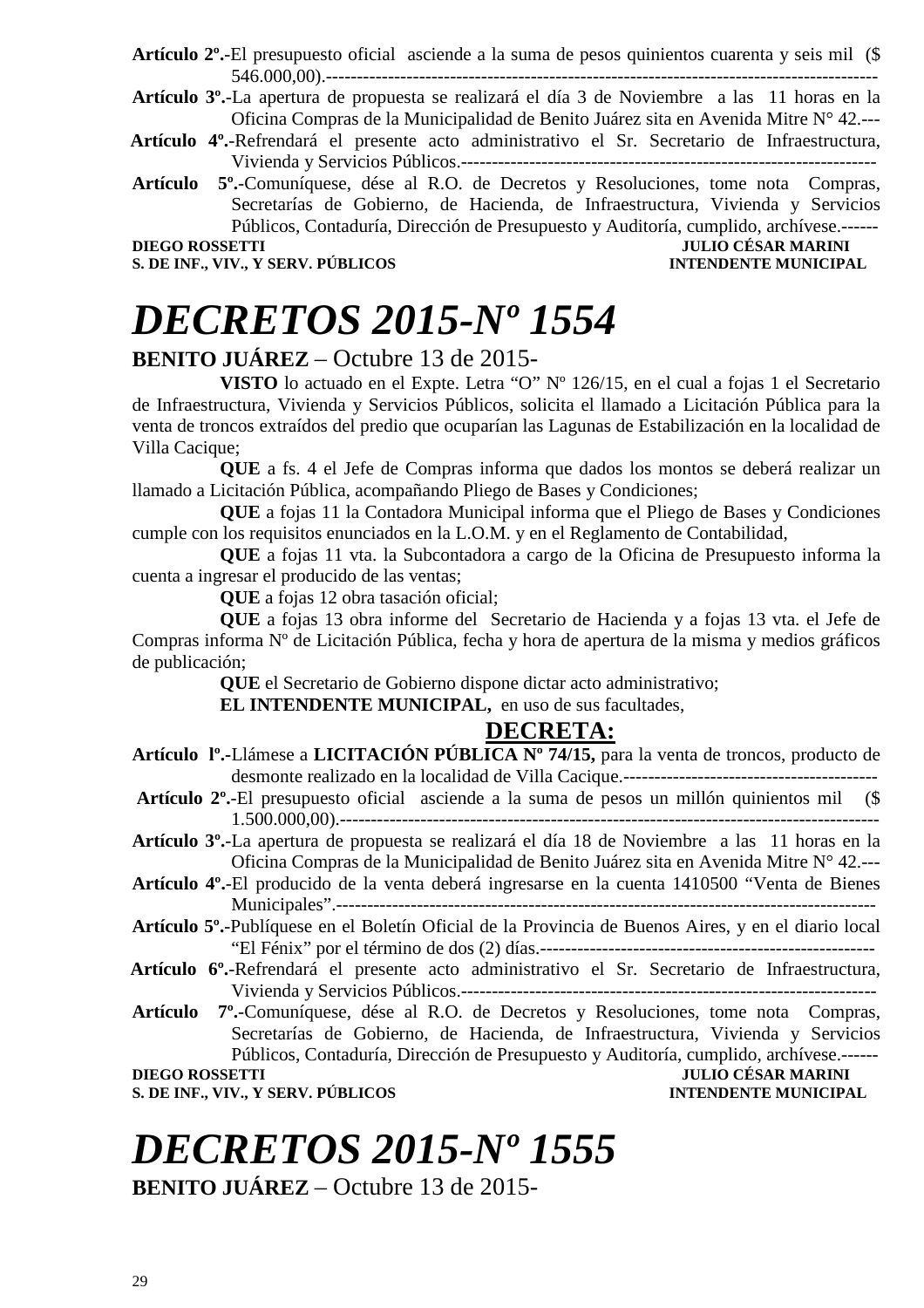**Artículo 2º.-**El presupuesto oficial asciende a la suma de pesos quinientos cuarenta y seis mil ($ 546.000,00).-------------------------------------------------------------------------------------------

**Artículo 3º.-**La apertura de propuesta se realizará el día 3 de Noviembre a las 11 horas en la Oficina Compras de la Municipalidad de Benito Juárez sita en Avenida Mitre N° 42.---

**Artículo 4º.-**Refrendará el presente acto administrativo el Sr. Secretario de Infraestructura, Vivienda y Servicios Públicos.-------------------------------------------------------------------

**Artículo 5º.-**Comuníquese, dése al R.O. de Decretos y Resoluciones, tome nota Compras, Secretarías de Gobierno, de Hacienda, de Infraestructura, Vivienda y Servicios Públicos, Contaduría, Dirección de Presupuesto y Auditoría, cumplido, archívese.------

**DIEGO ROSSETTI** — **S. DE INF., VIV., Y SERV. PÚBLICOS**

**JULIO CÉSAR MARINI** — **INTENDENTE MUNICIPAL**

# *DECRETOS 2015-Nº 1554*

**BENITO JUÁREZ** – Octubre 13 de 2015-

**VISTO** lo actuado en el Expte. Letra "O" Nº 126/15, en el cual a fojas 1 el Secretario de Infraestructura, Vivienda y Servicios Públicos, solicita el llamado a Licitación Pública para la venta de troncos extraídos del predio que ocuparían las Lagunas de Estabilización en la localidad de Villa Cacique;

**QUE** a fs. 4 el Jefe de Compras informa que dados los montos se deberá realizar un llamado a Licitación Pública, acompañando Pliego de Bases y Condiciones;

**QUE** a fojas 11 la Contadora Municipal informa que el Pliego de Bases y Condiciones cumple con los requisitos enunciados en la L.O.M. y en el Reglamento de Contabilidad,

**QUE** a fojas 11 vta. la Subcontadora a cargo de la Oficina de Presupuesto informa la cuenta a ingresar el producido de las ventas;

**QUE** a fojas 12 obra tasación oficial;

**QUE** a fojas 13 obra informe del Secretario de Hacienda y a fojas 13 vta. el Jefe de Compras informa Nº de Licitación Pública, fecha y hora de apertura de la misma y medios gráficos de publicación;

**QUE** el Secretario de Gobierno dispone dictar acto administrativo;

**EL INTENDENTE MUNICIPAL,** en uso de sus facultades,

**DECRETA:**

**Artículo lº.-**Llámese a **LICITACIÓN PÚBLICA Nº 74/15,** para la venta de troncos, producto de desmonte realizado en la localidad de Villa Cacique.-----------------------------------------

**Artículo 2º.-**El presupuesto oficial asciende a la suma de pesos un millón quinientos mil ($ 1.500.000,00).------------------------------------------------------------------------------------

**Artículo 3º.-**La apertura de propuesta se realizará el día 18 de Noviembre a las 11 horas en la Oficina Compras de la Municipalidad de Benito Juárez sita en Avenida Mitre N° 42.---

**Artículo 4º.-**El producido de la venta deberá ingresarse en la cuenta 1410500 "Venta de Bienes Municipales".---------------------------------------------------------------------------------------

**Artículo 5º.-**Publíquese en el Boletín Oficial de la Provincia de Buenos Aires, y en el diario local "El Fénix" por el término de dos (2) días.------------------------------------------------------

**Artículo 6º.-**Refrendará el presente acto administrativo el Sr. Secretario de Infraestructura, Vivienda y Servicios Públicos.-------------------------------------------------------------------

**Artículo 7º.-**Comuníquese, dése al R.O. de Decretos y Resoluciones, tome nota Compras, Secretarías de Gobierno, de Hacienda, de Infraestructura, Vivienda y Servicios Públicos, Contaduría, Dirección de Presupuesto y Auditoría, cumplido, archívese.------

**DIEGO ROSSETTI** — **S. DE INF., VIV., Y SERV. PÚBLICOS**

**JULIO CÉSAR MARINI** — **INTENDENTE MUNICIPAL**

# *DECRETOS 2015-Nº 1555*

**BENITO JUÁREZ** – Octubre 13 de 2015-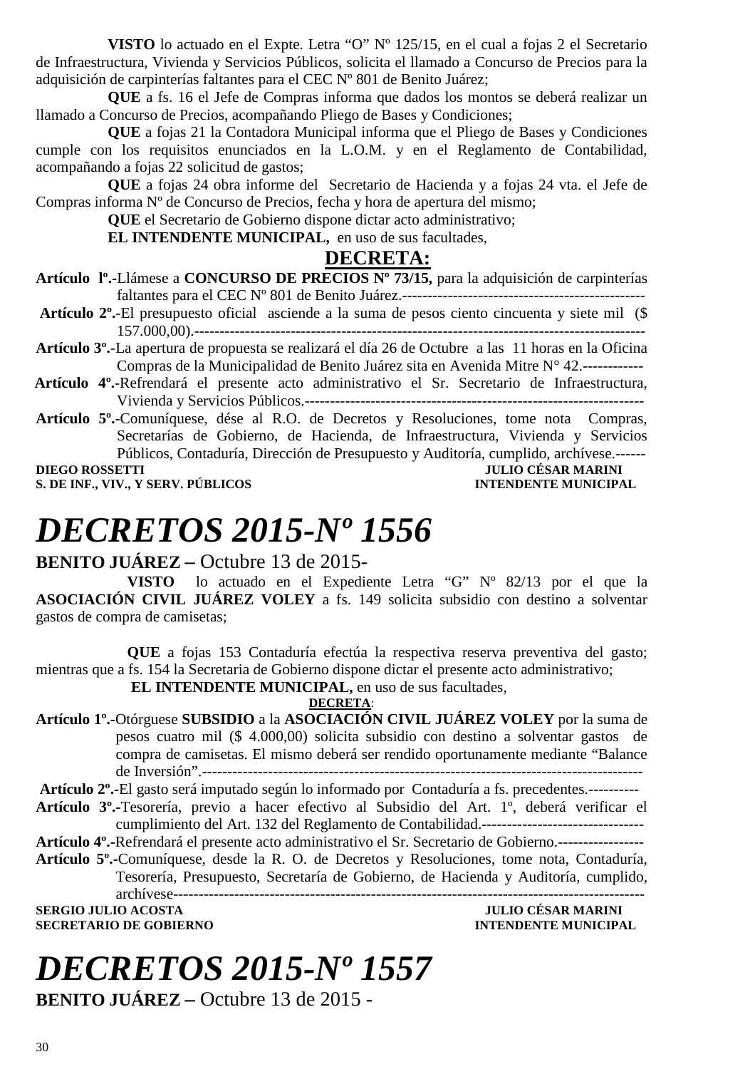**VISTO** lo actuado en el Expte. Letra "O" Nº 125/15, en el cual a fojas 2 el Secretario de Infraestructura, Vivienda y Servicios Públicos, solicita el llamado a Concurso de Precios para la adquisición de carpinterías faltantes para el CEC Nº 801 de Benito Juárez;

**QUE** a fs. 16 el Jefe de Compras informa que dados los montos se deberá realizar un llamado a Concurso de Precios, acompañando Pliego de Bases y Condiciones;

**QUE** a fojas 21 la Contadora Municipal informa que el Pliego de Bases y Condiciones cumple con los requisitos enunciados en la L.O.M. y en el Reglamento de Contabilidad, acompañando a fojas 22 solicitud de gastos;

**QUE** a fojas 24 obra informe del Secretario de Hacienda y a fojas 24 vta. el Jefe de Compras informa Nº de Concurso de Precios, fecha y hora de apertura del mismo;

**QUE** el Secretario de Gobierno dispone dictar acto administrativo;

**EL INTENDENTE MUNICIPAL,** en uso de sus facultades,

**DECRETA:**

**Artículo lº.-**Llámese a **CONCURSO DE PRECIOS Nº 73/15,** para la adquisición de carpinterías faltantes para el CEC Nº 801 de Benito Juárez.-----------------------------------------------

**Artículo 2º.-**El presupuesto oficial asciende a la suma de pesos ciento cincuenta y siete mil ($ 157.000,00).-------------------------------------------------------------------------------------

**Artículo 3º.-**La apertura de propuesta se realizará el día 26 de Octubre a las 11 horas en la Oficina Compras de la Municipalidad de Benito Juárez sita en Avenida Mitre N° 42.------------

**Artículo 4º.-**Refrendará el presente acto administrativo el Sr. Secretario de Infraestructura, Vivienda y Servicios Públicos.-------------------------------------------------------------------

**Artículo 5º.-**Comuníquese, dése al R.O. de Decretos y Resoluciones, tome nota Compras, Secretarías de Gobierno, de Hacienda, de Infraestructura, Vivienda y Servicios Públicos, Contaduría, Dirección de Presupuesto y Auditoría, cumplido, archívese.------

**DIEGO ROSSETTI** — **S. DE INF., VIV., Y SERV. PÚBLICOS**

**JULIO CÉSAR MARINI** — **INTENDENTE MUNICIPAL**

# *DECRETOS 2015-Nº 1556*

**BENITO JUÁREZ –** Octubre 13 de 2015-

**VISTO** lo actuado en el Expediente Letra "G" Nº 82/13 por el que la **ASOCIACIÓN CIVIL JUÁREZ VOLEY** a fs. 149 solicita subsidio con destino a solventar gastos de compra de camisetas;

**QUE** a fojas 153 Contaduría efectúa la respectiva reserva preventiva del gasto; mientras que a fs. 154 la Secretaria de Gobierno dispone dictar el presente acto administrativo;

**EL INTENDENTE MUNICIPAL,** en uso de sus facultades,

**DECRETA**:

**Artículo 1º.-**Otórguese **SUBSIDIO** a la **ASOCIACIÓN CIVIL JUÁREZ VOLEY** por la suma de pesos cuatro mil ($ 4.000,00) solicita subsidio con destino a solventar gastos de compra de camisetas. El mismo deberá ser rendido oportunamente mediante "Balance de Inversión".-------------------------------------------------------------------------------------

**Artículo 2º.-**El gasto será imputado según lo informado por Contaduría a fs. precedentes.----------

**Artículo 3º.-**Tesorería, previo a hacer efectivo al Subsidio del Art. 1º, deberá verificar el cumplimiento del Art. 132 del Reglamento de Contabilidad.--------------------------------

**Artículo 4º.-**Refrendará el presente acto administrativo el Sr. Secretario de Gobierno.-----------------

**Artículo 5º.-**Comuníquese, desde la R. O. de Decretos y Resoluciones, tome nota, Contaduría, Tesorería, Presupuesto, Secretaría de Gobierno, de Hacienda y Auditoría, cumplido, archívese-----------------------------------------------------------------------------------------

**SERGIO JULIO ACOSTA** — **SECRETARIO DE GOBIERNO**

**JULIO CÉSAR MARINI** — **INTENDENTE MUNICIPAL**

# *DECRETOS 2015-Nº 1557*

**BENITO JUÁREZ –** Octubre 13 de 2015 -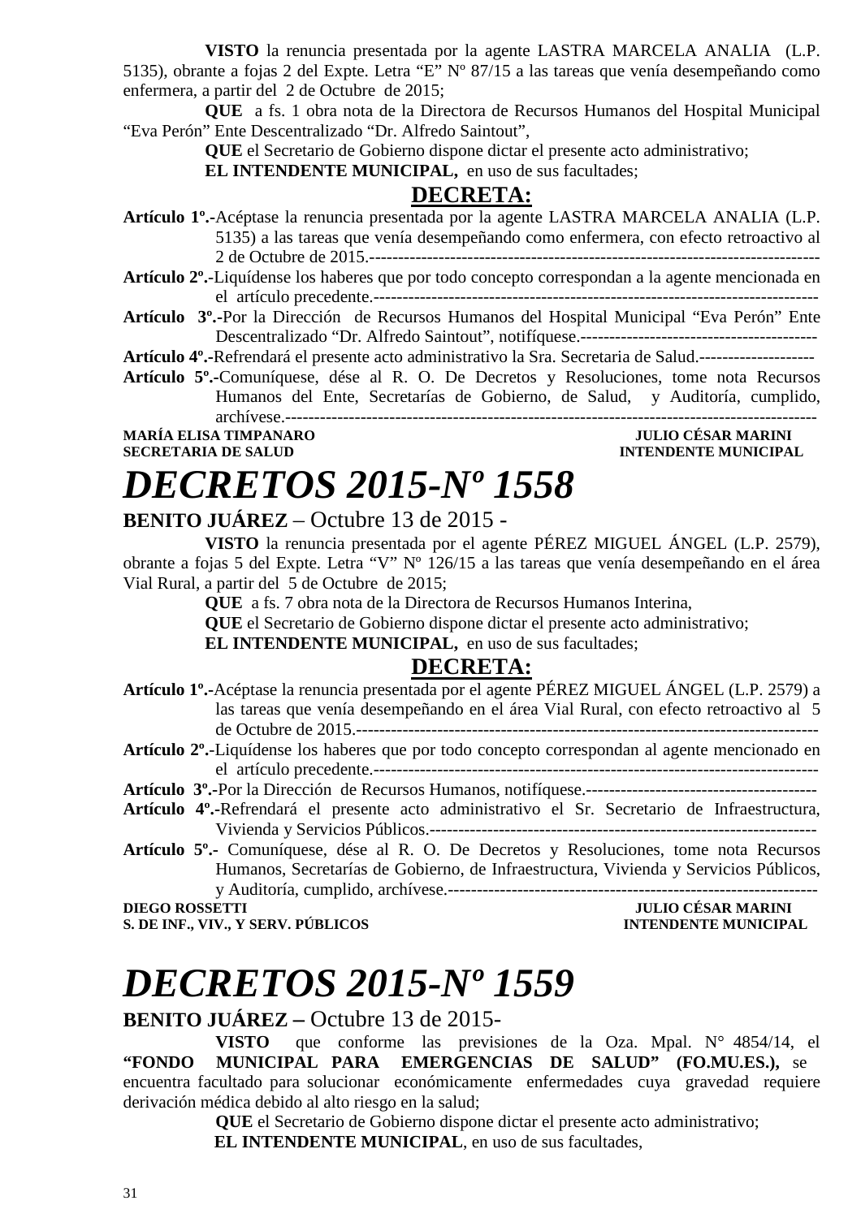**VISTO** la renuncia presentada por la agente LASTRA MARCELA ANALIA (L.P. 5135), obrante a fojas 2 del Expte. Letra “E” Nº 87/15 a las tareas que venía desempeñando como enfermera, a partir del 2 de Octubre de 2015;

**QUE** a fs. 1 obra nota de la Directora de Recursos Humanos del Hospital Municipal “Eva Perón” Ente Descentralizado “Dr. Alfredo Saintout”,

**QUE** el Secretario de Gobierno dispone dictar el presente acto administrativo;

**EL INTENDENTE MUNICIPAL,** en uso de sus facultades;

**DECRETA:**

**Artículo 1º.-**Acéptase la renuncia presentada por la agente LASTRA MARCELA ANALIA (L.P. 5135) a las tareas que venía desempeñando como enfermera, con efecto retroactivo al 2 de Octubre de 2015.-------------------------------------------------------------------------

**Artículo 2º.-**Liquídense los haberes que por todo concepto correspondan a la agente mencionada en el artículo precedente.-----------------------------------------------------------------------------

**Artículo 3º.-**Por la Dirección de Recursos Humanos del Hospital Municipal “Eva Perón” Ente Descentralizado “Dr. Alfredo Saintout”, notifíquese.-----------------------------------------

**Artículo 4º.-**Refrendará el presente acto administrativo la Sra. Secretaria de Salud.--------------------

**Artículo 5º.-**Comuníquese, dése al R. O. De Decretos y Resoluciones, tome nota Recursos Humanos del Ente, Secretarías de Gobierno, de Salud, y Auditoría, cumplido, archívese.------------------------------------------------------------------------------------------

**MARÍA ELISA TIMPANARO** — **JULIO CÉSAR MARINI**
**SECRETARIA DE SALUD** — **INTENDENTE MUNICIPAL**

# *DECRETOS 2015-Nº 1558*

**BENITO JUÁREZ** – Octubre 13 de 2015 -

**VISTO** la renuncia presentada por el agente PÉREZ MIGUEL ÁNGEL (L.P. 2579), obrante a fojas 5 del Expte. Letra “V” Nº 126/15 a las tareas que venía desempeñando en el área Vial Rural, a partir del 5 de Octubre de 2015;

**QUE** a fs. 7 obra nota de la Directora de Recursos Humanos Interina,

**QUE** el Secretario de Gobierno dispone dictar el presente acto administrativo;

**EL INTENDENTE MUNICIPAL,** en uso de sus facultades;

**DECRETA:**

**Artículo 1º.-**Acéptase la renuncia presentada por el agente PÉREZ MIGUEL ÁNGEL (L.P. 2579) a las tareas que venía desempeñando en el área Vial Rural, con efecto retroactivo al 5 de Octubre de 2015.-------------------------------------------------------------------------------

**Artículo 2º.-**Liquídense los haberes que por todo concepto correspondan al agente mencionado en el artículo precedente.-----------------------------------------------------------------------------

**Artículo 3º.-**Por la Dirección de Recursos Humanos, notifíquese.---------------------------------------

**Artículo 4º.-**Refrendará el presente acto administrativo el Sr. Secretario de Infraestructura, Vivienda y Servicios Públicos.-------------------------------------------------------------------

**Artículo 5º.-** Comuníquese, dése al R. O. De Decretos y Resoluciones, tome nota Recursos Humanos, Secretarías de Gobierno, de Infraestructura, Vivienda y Servicios Públicos, y Auditoría, cumplido, archívese.----------------------------------------------------------------

**DIEGO ROSSETTI** — **JULIO CÉSAR MARINI**
**S. DE INF., VIV., Y SERV. PÚBLICOS** — **INTENDENTE MUNICIPAL**

# *DECRETOS 2015-Nº 1559*

**BENITO JUÁREZ –** Octubre 13 de 2015-

**VISTO** que conforme las previsiones de la Oza. Mpal. N° 4854/14, el **“FONDO MUNICIPAL PARA EMERGENCIAS DE SALUD” (FO.MU.ES.),** se encuentra facultado para solucionar económicamente enfermedades cuya gravedad requiere derivación médica debido al alto riesgo en la salud;

**QUE** el Secretario de Gobierno dispone dictar el presente acto administrativo;

**EL INTENDENTE MUNICIPAL**, en uso de sus facultades,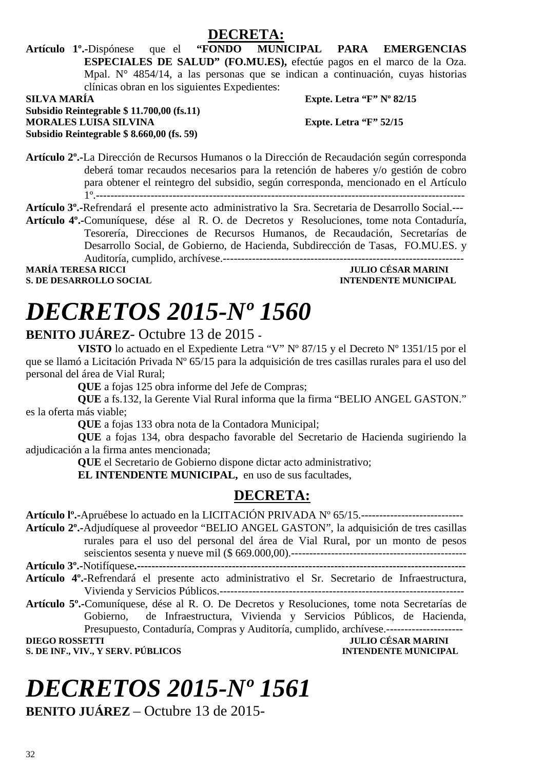## DECRETA:

**Artículo 1º.-**Dispónese que el **"FONDO MUNICIPAL PARA EMERGENCIAS ESPECIALES DE SALUD" (FO.MU.ES),** efectúe pagos en el marco de la Oza. Mpal. N° 4854/14, a las personas que se indican a continuación, cuyas historias clínicas obran en los siguientes Expedientes:

**SILVA MARÍA** **Expte. Letra "F" Nº 82/15**
**Subsidio Reintegrable $ 11.700,00 (fs.11)**
**MORALES LUISA SILVINA** **Expte. Letra "F" 52/15**
**Subsidio Reintegrable $ 8.660,00 (fs. 59)**

**Artículo 2º.-**La Dirección de Recursos Humanos o la Dirección de Recaudación según corresponda deberá tomar recaudos necesarios para la retención de haberes y/o gestión de cobro para obtener el reintegro del subsidio, según corresponda, mencionado en el Artículo 1º.----------------------------------------------------------------------------------------------------

**Artículo 3º.-**Refrendará el presente acto administrativo la Sra. Secretaria de Desarrollo Social.---

**Artículo 4º.-**Comuníquese, dése al R. O. de Decretos y Resoluciones, tome nota Contaduría, Tesorería, Direcciones de Recursos Humanos, de Recaudación, Secretarías de Desarrollo Social, de Gobierno, de Hacienda, Subdirección de Tasas, FO.MU.ES. y Auditoría, cumplido, archívese.------------------------------------------------------------------

**MARÍA TERESA RICCI** **JULIO CÉSAR MARINI**
**S. DE DESARROLLO SOCIAL** **INTENDENTE MUNICIPAL**

# *DECRETOS 2015-Nº 1560*

**BENITO JUÁREZ**- Octubre 13 de 2015 -

**VISTO** lo actuado en el Expediente Letra "V" Nº 87/15 y el Decreto Nº 1351/15 por el que se llamó a Licitación Privada Nº 65/15 para la adquisición de tres casillas rurales para el uso del personal del área de Vial Rural;

**QUE** a fojas 125 obra informe del Jefe de Compras;

**QUE** a fs.132, la Gerente Vial Rural informa que la firma "BELIO ANGEL GASTON." es la oferta más viable;

**QUE** a fojas 133 obra nota de la Contadora Municipal;

**QUE** a fojas 134, obra despacho favorable del Secretario de Hacienda sugiriendo la adjudicación a la firma antes mencionada;

**QUE** el Secretario de Gobierno dispone dictar acto administrativo;

**EL INTENDENTE MUNICIPAL,** en uso de sus facultades,

## DECRETA:

**Artículo lº.-**Apruébese lo actuado en la LICITACIÓN PRIVADA Nº 65/15.----------------------------

**Artículo 2º.-**Adjudíquese al proveedor "BELIO ANGEL GASTON", la adquisición de tres casillas rurales para el uso del personal del área de Vial Rural, por un monto de pesos seiscientos sesenta y nueve mil ($ 669.000,00).------------------------------------------------

**Artículo 3º.-**Notifíquese**.-------------------------------------------------------------------------------------------**

**Artículo 4º.-**Refrendará el presente acto administrativo el Sr. Secretario de Infraestructura, Vivienda y Servicios Públicos.-------------------------------------------------------------------

**Artículo 5º.-**Comuníquese, dése al R. O. De Decretos y Resoluciones, tome nota Secretarías de Gobierno, de Infraestructura, Vivienda y Servicios Públicos, de Hacienda, Presupuesto, Contaduría, Compras y Auditoría, cumplido, archívese.---------------------

**DIEGO ROSSETTI** **JULIO CÉSAR MARINI**
**S. DE INF., VIV., Y SERV. PÚBLICOS** **INTENDENTE MUNICIPAL**

# *DECRETOS 2015-Nº 1561*

**BENITO JUÁREZ** – Octubre 13 de 2015-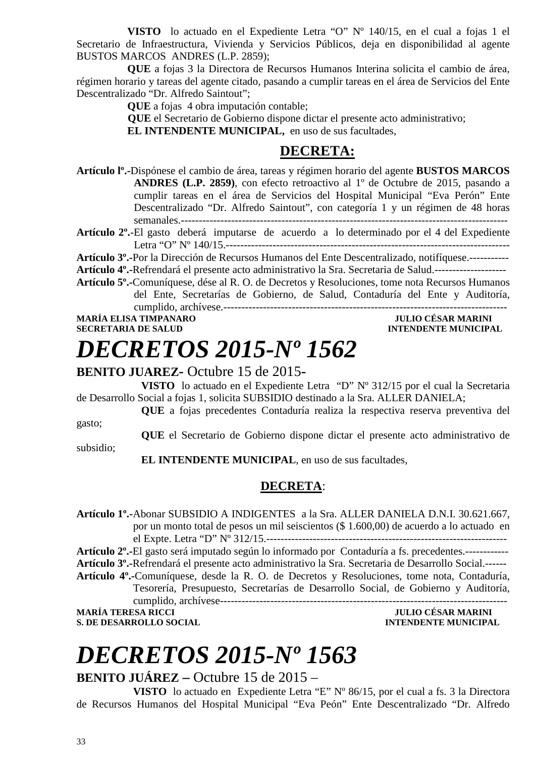**VISTO** lo actuado en el Expediente Letra "O" Nº 140/15, en el cual a fojas 1 el Secretario de Infraestructura, Vivienda y Servicios Públicos, deja en disponibilidad al agente BUSTOS MARCOS ANDRES (L.P. 2859);

**QUE** a fojas 3 la Directora de Recursos Humanos Interina solicita el cambio de área, régimen horario y tareas del agente citado, pasando a cumplir tareas en el área de Servicios del Ente Descentralizado "Dr. Alfredo Saintout";

**QUE** a fojas 4 obra imputación contable;

**QUE** el Secretario de Gobierno dispone dictar el presente acto administrativo;

**EL INTENDENTE MUNICIPAL,** en uso de sus facultades,

**DECRETA:**

**Artículo lº.-**Dispónese el cambio de área, tareas y régimen horario del agente **BUSTOS MARCOS ANDRES (L.P. 2859)**, con efecto retroactivo al 1º de Octubre de 2015, pasando a cumplir tareas en el área de Servicios del Hospital Municipal "Eva Perón" Ente Descentralizado "Dr. Alfredo Saintout", con categoría 1 y un régimen de 48 horas semanales.------------------------------------------------------------------------------------------

**Artículo 2º.-**El gasto deberá imputarse de acuerdo a lo determinado por el 4 del Expediente Letra "O" Nº 140/15.----------------------------------------------------------------------------------

**Artículo 3º.-**Por la Dirección de Recursos Humanos del Ente Descentralizado, notifíquese.-----------

**Artículo 4º.-**Refrendará el presente acto administrativo la Sra. Secretaria de Salud.--------------------

**Artículo 5º.-**Comuníquese, dése al R. O. de Decretos y Resoluciones, tome nota Recursos Humanos del Ente, Secretarías de Gobierno, de Salud, Contaduría del Ente y Auditoría, cumplido, archívese.---------------------------------------------------------------------------------

**MARÍA ELISA TIMPANARO** — **JULIO CÉSAR MARINI**
**SECRETARIA DE SALUD** — **INTENDENTE MUNICIPAL**

# *DECRETOS 2015-Nº 1562*

**BENITO JUAREZ-** Octubre 15 de 2015-

**VISTO** lo actuado en el Expediente Letra "D" Nº 312/15 por el cual la Secretaria de Desarrollo Social a fojas 1, solicita SUBSIDIO destinado a la Sra. ALLER DANIELA;

**QUE** a fojas precedentes Contaduría realiza la respectiva reserva preventiva del gasto;

**QUE** el Secretario de Gobierno dispone dictar el presente acto administrativo de subsidio;

**EL INTENDENTE MUNICIPAL**, en uso de sus facultades,

**DECRETA**:

**Artículo 1º.-**Abonar SUBSIDIO A INDIGENTES a la Sra. ALLER DANIELA D.N.I. 30.621.667, por un monto total de pesos un mil seiscientos ($ 1.600,00) de acuerdo a lo actuado en el Expte. Letra "D" Nº 312/15.--------------------------------------------------------------------

**Artículo 2º.-**El gasto será imputado según lo informado por Contaduría a fs. precedentes.------------

**Artículo 3º.-**Refrendará el presente acto administrativo la Sra. Secretaria de Desarrollo Social.------

**Artículo 4º.-**Comuníquese, desde la R. O. de Decretos y Resoluciones, tome nota, Contaduría, Tesorería, Presupuesto, Secretarías de Desarrollo Social, de Gobierno y Auditoría, cumplido, archívese---------------------------------------------------------------------------------

**MARÍA TERESA RICCI** — **JULIO CÉSAR MARINI**
**S. DE DESARROLLO SOCIAL** — **INTENDENTE MUNICIPAL**

# *DECRETOS 2015-Nº 1563*

**BENITO JUÁREZ –** Octubre 15 de 2015 –

**VISTO** lo actuado en Expediente Letra "E" Nº 86/15, por el cual a fs. 3 la Directora de Recursos Humanos del Hospital Municipal "Eva Peón" Ente Descentralizado "Dr. Alfredo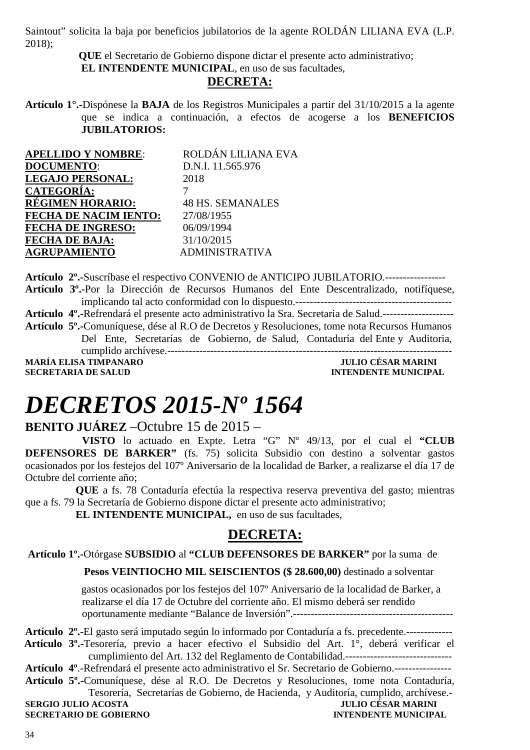Saintout" solicita la baja por beneficios jubilatorios de la agente ROLDÁN LILIANA EVA (L.P. 2018);

**QUE** el Secretario de Gobierno dispone dictar el presente acto administrativo;

**EL INTENDENTE MUNICIPAL**, en uso de sus facultades,

**DECRETA:**

**Artículo 1°.-**Dispónese la **BAJA** de los Registros Municipales a partir del 31/10/2015 a la agente que se indica a continuación, a efectos de acogerse a los **BENEFICIOS JUBILATORIOS:**

| | |
|---|---|
| **APELLIDO Y NOMBRE**: | ROLDÁN LILIANA EVA |
| **DOCUMENTO**: | D.N.I. 11.565.976 |
| **LEGAJO PERSONAL:** | 2018 |
| **CATEGORÍA:** | 7 |
| **RÉGIMEN HORARIO:** | 48 HS. SEMANALES |
| **FECHA DE NACIM IENTO:** | 27/08/1955 |
| **FECHA DE INGRESO:** | 06/09/1994 |
| **FECHA DE BAJA:** | 31/10/2015 |
| **AGRUPAMIENTO** | ADMINISTRATIVA |

**Artículo 2º.-**Suscríbase el respectivo CONVENIO de ANTICIPO JUBILATORIO.-----------------

**Artículo 3º.-**Por la Dirección de Recursos Humanos del Ente Descentralizado, notifíquese, implicando tal acto conformidad con lo dispuesto.-------------------------------------------

**Artículo 4º.-**Refrendará el presente acto administrativo la Sra. Secretaria de Salud.--------------------

**Artículo 5º.-**Comuníquese, dése al R.O de Decretos y Resoluciones, tome nota Recursos Humanos Del Ente, Secretarías de Gobierno, de Salud, Contaduría del Ente y Auditoria, cumplido archívese.-------------------------------------------------------------------------------

**MARÍA ELISA TIMPANARO**
**SECRETARIA DE SALUD**

**JULIO CÉSAR MARINI**
**INTENDENTE MUNICIPAL**

# *DECRETOS 2015-Nº 1564*

**BENITO JUÁREZ** –Octubre 15 de 2015 –

**VISTO** lo actuado en Expte. Letra "G" Nº 49/13, por el cual el **"CLUB DEFENSORES DE BARKER"** (fs. 75) solicita Subsidio con destino a solventar gastos ocasionados por los festejos del 107º Aniversario de la localidad de Barker, a realizarse el día 17 de Octubre del corriente año;

**QUE** a fs. 78 Contaduría efectúa la respectiva reserva preventiva del gasto; mientras que a fs. 79 la Secretaría de Gobierno dispone dictar el presente acto administrativo;

**EL INTENDENTE MUNICIPAL,** en uso de sus facultades,

**DECRETA:**

**Artículo 1º.-**Otórgase **SUBSIDIO** al **"CLUB DEFENSORES DE BARKER"** por la suma de **Pesos VEINTIOCHO MIL SEISCIENTOS ($ 28.600,00)** destinado a solventar gastos ocasionados por los festejos del 107º Aniversario de la localidad de Barker, a realizarse el día 17 de Octubre del corriente año. El mismo deberá ser rendido oportunamente mediante "Balance de Inversión".---------------------------------------------

**Artículo 2º.-**El gasto será imputado según lo informado por Contaduría a fs. precedente.-------------

**Artículo 3º.-**Tesorería, previo a hacer efectivo el Subsidio del Art. 1°, deberá verificar el cumplimiento del Art. 132 del Reglamento de Contabilidad.------------------------------

**Artículo 4º**.-Refrendará el presente acto administrativo el Sr. Secretario de Gobierno.----------------

**Artículo 5º.-**Comuníquese, dése al R.O. De Decretos y Resoluciones, tome nota Contaduría, Tesorería, Secretarías de Gobierno, de Hacienda, y Auditoría, cumplido, archívese.-

**SERGIO JULIO ACOSTA**
**SECRETARIO DE GOBIERNO**

**JULIO CÉSAR MARINI**
**INTENDENTE MUNICIPAL**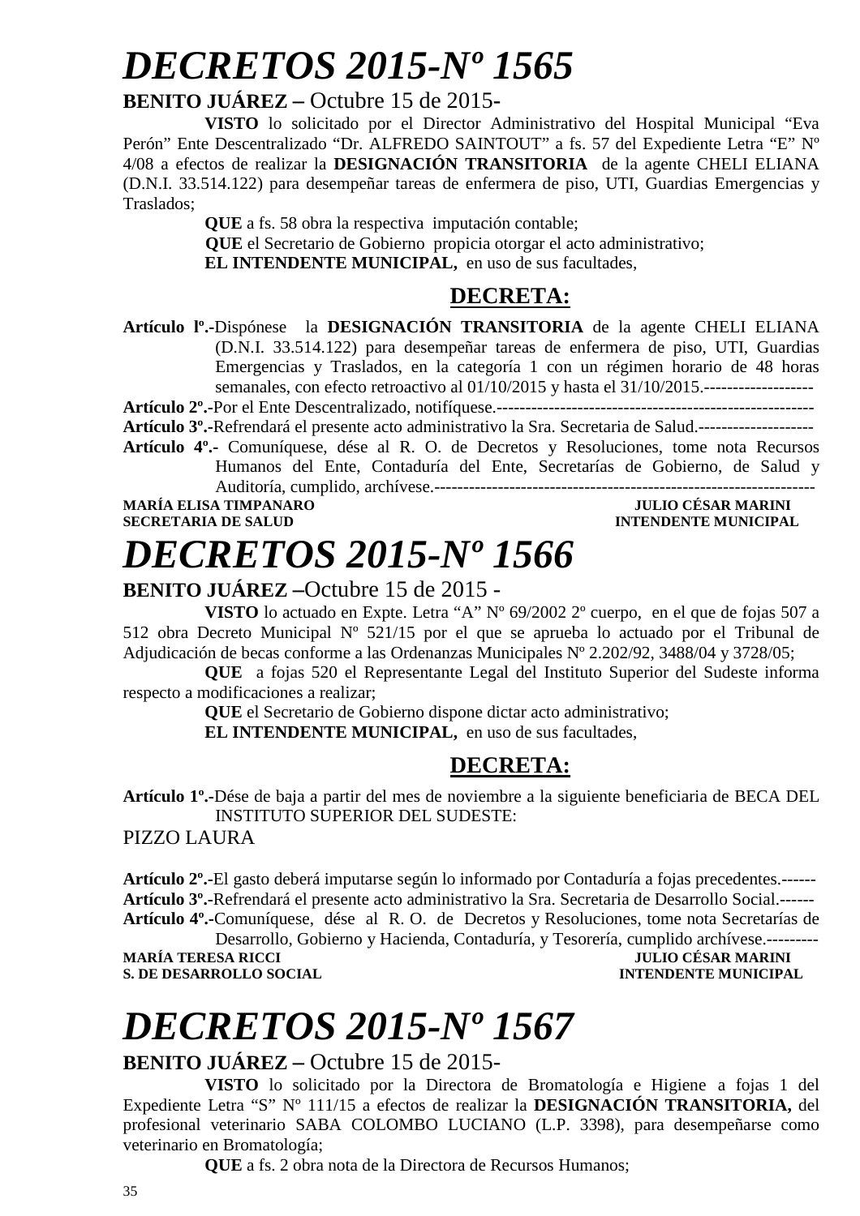// DECRETOS 2015-Nº 1565

**BENITO JUÁREZ –** Octubre 15 de 2015-

**VISTO** lo solicitado por el Director Administrativo del Hospital Municipal "Eva Perón" Ente Descentralizado "Dr. ALFREDO SAINTOUT" a fs. 57 del Expediente Letra "E" Nº 4/08 a efectos de realizar la **DESIGNACIÓN TRANSITORIA** de la agente CHELI ELIANA (D.N.I. 33.514.122) para desempeñar tareas de enfermera de piso, UTI, Guardias Emergencias y Traslados;

**QUE** a fs. 58 obra la respectiva imputación contable;

**QUE** el Secretario de Gobierno propicia otorgar el acto administrativo;

**EL INTENDENTE MUNICIPAL,** en uso de sus facultades,

## DECRETA:

**Artículo lº.-**Dispónese la **DESIGNACIÓN TRANSITORIA** de la agente CHELI ELIANA (D.N.I. 33.514.122) para desempeñar tareas de enfermera de piso, UTI, Guardias Emergencias y Traslados, en la categoría 1 con un régimen horario de 48 horas semanales, con efecto retroactivo al 01/10/2015 y hasta el 31/10/2015.-------------------

**Artículo 2º.-**Por el Ente Descentralizado, notifíquese.-------------------------------------------------------

**Artículo 3º.-**Refrendará el presente acto administrativo la Sra. Secretaria de Salud.--------------------

**Artículo 4º.-** Comuníquese, dése al R. O. de Decretos y Resoluciones, tome nota Recursos Humanos del Ente, Contaduría del Ente, Secretarías de Gobierno, de Salud y Auditoría, cumplido, archívese.------------------------------------------------------------------

**MARÍA ELISA TIMPANARO** — **JULIO CÉSAR MARINI**
**SECRETARIA DE SALUD** — **INTENDENTE MUNICIPAL**

# DECRETOS 2015-Nº 1566

**BENITO JUÁREZ –**Octubre 15 de 2015 -

**VISTO** lo actuado en Expte. Letra "A" Nº 69/2002 2º cuerpo, en el que de fojas 507 a 512 obra Decreto Municipal Nº 521/15 por el que se aprueba lo actuado por el Tribunal de Adjudicación de becas conforme a las Ordenanzas Municipales Nº 2.202/92, 3488/04 y 3728/05;

**QUE** a fojas 520 el Representante Legal del Instituto Superior del Sudeste informa respecto a modificaciones a realizar;

**QUE** el Secretario de Gobierno dispone dictar acto administrativo;

**EL INTENDENTE MUNICIPAL,** en uso de sus facultades,

## DECRETA:

**Artículo 1º.-**Dése de baja a partir del mes de noviembre a la siguiente beneficiaria de BECA DEL INSTITUTO SUPERIOR DEL SUDESTE:

PIZZO LAURA

**Artículo 2º.-**El gasto deberá imputarse según lo informado por Contaduría a fojas precedentes.------

**Artículo 3º.-**Refrendará el presente acto administrativo la Sra. Secretaria de Desarrollo Social.------

**Artículo 4º.-**Comuníquese, dése al R. O. de Decretos y Resoluciones, tome nota Secretarías de Desarrollo, Gobierno y Hacienda, Contaduría, y Tesorería, cumplido archívese.---------

**MARÍA TERESA RICCI** — **JULIO CÉSAR MARINI**
**S. DE DESARROLLO SOCIAL** — **INTENDENTE MUNICIPAL**

# DECRETOS 2015-Nº 1567

**BENITO JUÁREZ –** Octubre 15 de 2015-

**VISTO** lo solicitado por la Directora de Bromatología e Higiene a fojas 1 del Expediente Letra "S" Nº 111/15 a efectos de realizar la **DESIGNACIÓN TRANSITORIA,** del profesional veterinario SABA COLOMBO LUCIANO (L.P. 3398), para desempeñarse como veterinario en Bromatología;

**QUE** a fs. 2 obra nota de la Directora de Recursos Humanos;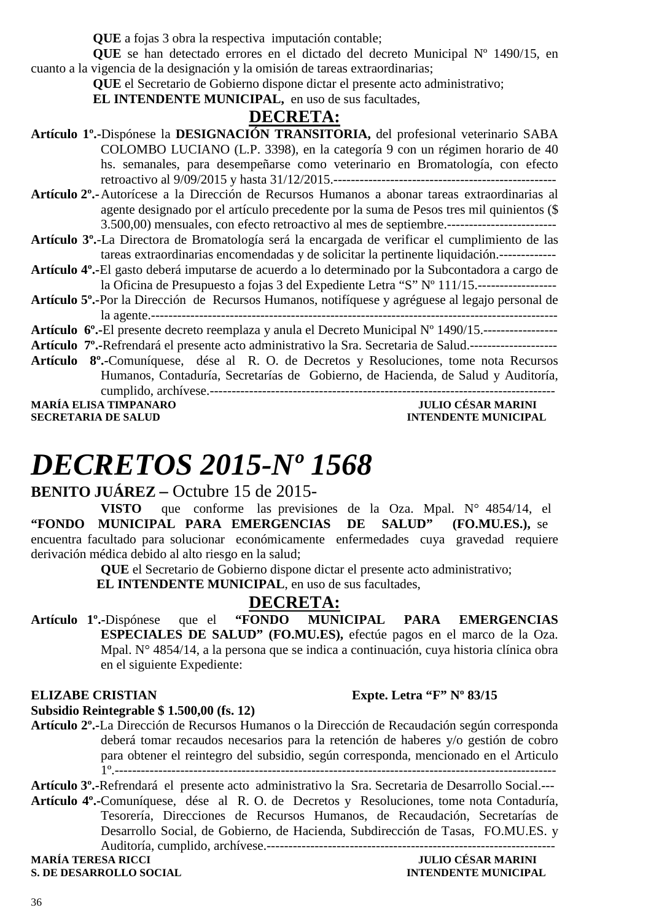**QUE** a fojas 3 obra la respectiva imputación contable;

**QUE** se han detectado errores en el dictado del decreto Municipal Nº 1490/15, en cuanto a la vigencia de la designación y la omisión de tareas extraordinarias;

**QUE** el Secretario de Gobierno dispone dictar el presente acto administrativo;

**EL INTENDENTE MUNICIPAL,** en uso de sus facultades,

## DECRETA:

**Artículo 1º.-** Dispónese la **DESIGNACIÓN TRANSITORIA,** del profesional veterinario SABA COLOMBO LUCIANO (L.P. 3398), en la categoría 9 con un régimen horario de 40 hs. semanales, para desempeñarse como veterinario en Bromatología, con efecto retroactivo al 9/09/2015 y hasta 31/12/2015.---------------------------------------------------

**Artículo 2º.-** Autorícese a la Dirección de Recursos Humanos a abonar tareas extraordinarias al agente designado por el artículo precedente por la suma de Pesos tres mil quinientos ($ 3.500,00) mensuales, con efecto retroactivo al mes de septiembre.-------------------------

**Artículo 3º.-** La Directora de Bromatología será la encargada de verificar el cumplimiento de las tareas extraordinarias encomendadas y de solicitar la pertinente liquidación.-------------

**Artículo 4º.-** El gasto deberá imputarse de acuerdo a lo determinado por la Subcontadora a cargo de la Oficina de Presupuesto a fojas 3 del Expediente Letra "S" Nº 111/15.------------------

**Artículo 5º.-** Por la Dirección de Recursos Humanos, notifíquese y agréguese al legajo personal de la agente.-----------------------------------------------------------------------------------------------

**Artículo 6º.-** El presente decreto reemplaza y anula el Decreto Municipal Nº 1490/15.-----------------

**Artículo 7º.-** Refrendará el presente acto administrativo la Sra. Secretaria de Salud.--------------------

**Artículo 8º.-** Comuníquese, dése al R. O. de Decretos y Resoluciones, tome nota Recursos Humanos, Contaduría, Secretarías de Gobierno, de Hacienda, de Salud y Auditoría, cumplido, archívese.------------------------------------------------------------------------------

**MARÍA ELISA TIMPANARO** — **JULIO CÉSAR MARINI**
**SECRETARIA DE SALUD** — **INTENDENTE MUNICIPAL**

# *DECRETOS 2015-Nº 1568*

**BENITO JUÁREZ –** Octubre 15 de 2015-

**VISTO** que conforme las previsiones de la Oza. Mpal. N° 4854/14, el **"FONDO MUNICIPAL PARA EMERGENCIAS DE SALUD" (FO.MU.ES.),** se encuentra facultado para solucionar económicamente enfermedades cuya gravedad requiere derivación médica debido al alto riesgo en la salud;

**QUE** el Secretario de Gobierno dispone dictar el presente acto administrativo;

**EL INTENDENTE MUNICIPAL**, en uso de sus facultades,

## DECRETA:

**Artículo 1º.-** Dispónese que el **"FONDO MUNICIPAL PARA EMERGENCIAS ESPECIALES DE SALUD" (FO.MU.ES),** efectúe pagos en el marco de la Oza. Mpal. N° 4854/14, a la persona que se indica a continuación, cuya historia clínica obra en el siguiente Expediente:

**ELIZABE CRISTIAN** — **Expte. Letra "F" Nº 83/15**
**Subsidio Reintegrable $ 1.500,00 (fs. 12)**

**Artículo 2º.-** La Dirección de Recursos Humanos o la Dirección de Recaudación según corresponda deberá tomar recaudos necesarios para la retención de haberes y/o gestión de cobro para obtener el reintegro del subsidio, según corresponda, mencionado en el Articulo 1º.---------------------------------------------------------------------------------------------------

**Artículo 3º.-** Refrendará el presente acto administrativo la Sra. Secretaria de Desarrollo Social.---

**Artículo 4º.-** Comuníquese, dése al R. O. de Decretos y Resoluciones, tome nota Contaduría, Tesorería, Direcciones de Recursos Humanos, de Recaudación, Secretarías de Desarrollo Social, de Gobierno, de Hacienda, Subdirección de Tasas, FO.MU.ES. y Auditoría, cumplido, archívese.------------------------------------------------------------------

**MARÍA TERESA RICCI** — **JULIO CÉSAR MARINI**
**S. DE DESARROLLO SOCIAL** — **INTENDENTE MUNICIPAL**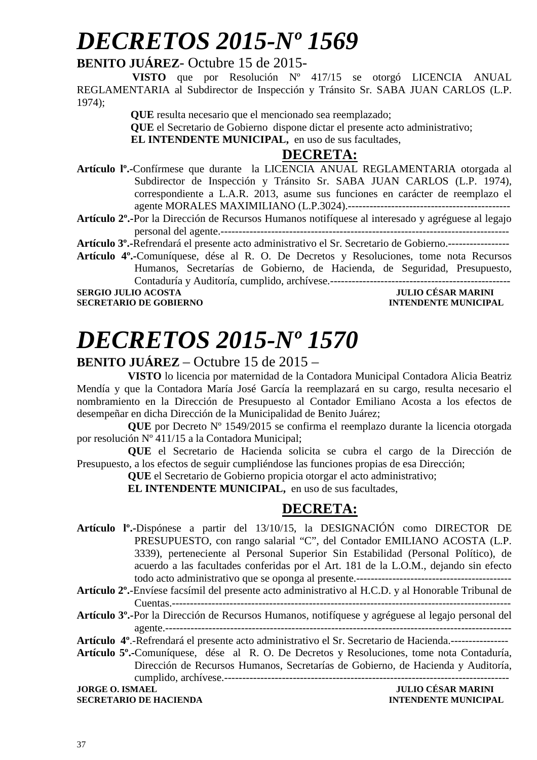# *DECRETOS 2015-Nº 1569*

**BENITO JUÁREZ**- Octubre 15 de 2015-

**VISTO** que por Resolución Nº 417/15 se otorgó LICENCIA ANUAL REGLAMENTARIA al Subdirector de Inspección y Tránsito Sr. SABA JUAN CARLOS (L.P. 1974);

**QUE** resulta necesario que el mencionado sea reemplazado;

**QUE** el Secretario de Gobierno dispone dictar el presente acto administrativo;

**EL INTENDENTE MUNICIPAL,** en uso de sus facultades,

**DECRETA:**

**Artículo lº.-**Confírmese que durante la LICENCIA ANUAL REGLAMENTARIA otorgada al Subdirector de Inspección y Tránsito Sr. SABA JUAN CARLOS (L.P. 1974), correspondiente a L.A.R. 2013, asume sus funciones en carácter de reemplazo el agente MORALES MAXIMILIANO (L.P.3024).---------------------------------------------

**Artículo 2º.-**Por la Dirección de Recursos Humanos notifíquese al interesado y agréguese al legajo personal del agente.-----------------------------------------------------------------------------------

**Artículo 3º.-**Refrendará el presente acto administrativo el Sr. Secretario de Gobierno.-----------------

**Artículo 4º.-**Comuníquese, dése al R. O. De Decretos y Resoluciones, tome nota Recursos Humanos, Secretarías de Gobierno, de Hacienda, de Seguridad, Presupuesto, Contaduría y Auditoría, cumplido, archívese.--------------------------------------------------

**SERGIO JULIO ACOSTA** — **SECRETARIO DE GOBIERNO**

**JULIO CÉSAR MARINI** — **INTENDENTE MUNICIPAL**

# *DECRETOS 2015-Nº 1570*

**BENITO JUÁREZ** – Octubre 15 de 2015 –

**VISTO** lo licencia por maternidad de la Contadora Municipal Contadora Alicia Beatriz Mendía y que la Contadora María José García la reemplazará en su cargo, resulta necesario el nombramiento en la Dirección de Presupuesto al Contador Emiliano Acosta a los efectos de desempeñar en dicha Dirección de la Municipalidad de Benito Juárez;

**QUE** por Decreto Nº 1549/2015 se confirma el reemplazo durante la licencia otorgada por resolución Nº 411/15 a la Contadora Municipal;

**QUE** el Secretario de Hacienda solicita se cubra el cargo de la Dirección de Presupuesto, a los efectos de seguir cumpliéndose las funciones propias de esa Dirección;

**QUE** el Secretario de Gobierno propicia otorgar el acto administrativo;

**EL INTENDENTE MUNICIPAL,** en uso de sus facultades,

**DECRETA:**

**Artículo lº.-**Dispónese a partir del 13/10/15, la DESIGNACIÓN como DIRECTOR DE PRESUPUESTO, con rango salarial "C", del Contador EMILIANO ACOSTA (L.P. 3339), perteneciente al Personal Superior Sin Estabilidad (Personal Político), de acuerdo a las facultades conferidas por el Art. 181 de la L.O.M., dejando sin efecto todo acto administrativo que se oponga al presente.-------------------------------------------

**Artículo 2º.-**Envíese facsímil del presente acto administrativo al H.C.D. y al Honorable Tribunal de Cuentas.---------------------------------------------------------------------------------------------

**Artículo 3º.-**Por la Dirección de Recursos Humanos, notifíquese y agréguese al legajo personal del agente.------------------------------------------------------------------------------------------------

**Artículo 4º**.-Refrendará el presente acto administrativo el Sr. Secretario de Hacienda.----------------

**Artículo 5º.-**Comuníquese, dése al R. O. De Decretos y Resoluciones, tome nota Contaduría, Dirección de Recursos Humanos, Secretarías de Gobierno, de Hacienda y Auditoría, cumplido, archívese.------------------------------------------------------------------------------

**JORGE O. ISMAEL** — **SECRETARIO DE HACIENDA**

**JULIO CÉSAR MARINI** — **INTENDENTE MUNICIPAL**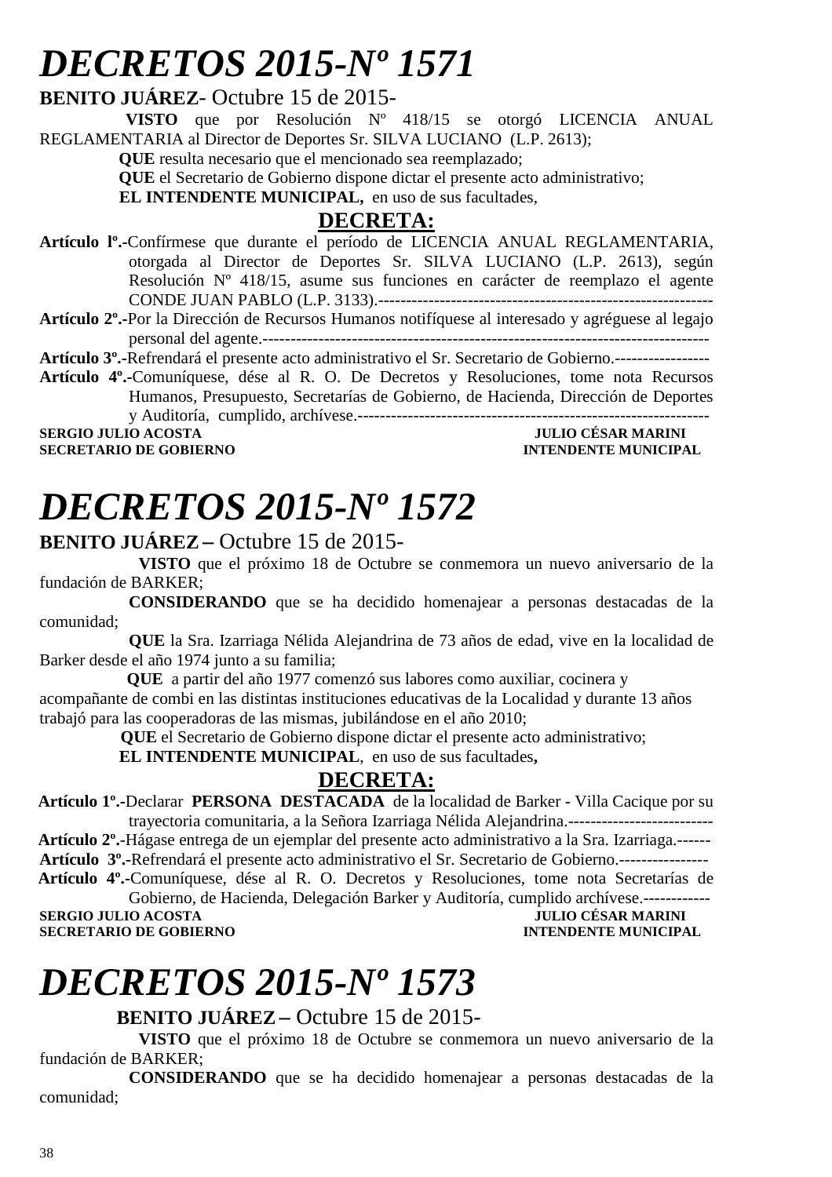# DECRETOS 2015-Nº 1571

**BENITO JUÁREZ**- Octubre 15 de 2015-

**VISTO** que por Resolución Nº 418/15 se otorgó LICENCIA ANUAL REGLAMENTARIA al Director de Deportes Sr. SILVA LUCIANO (L.P. 2613);

**QUE** resulta necesario que el mencionado sea reemplazado;

**QUE** el Secretario de Gobierno dispone dictar el presente acto administrativo;

**EL INTENDENTE MUNICIPAL,** en uso de sus facultades,

**DECRETA:**

**Artículo lº.-**Confírmese que durante el período de LICENCIA ANUAL REGLAMENTARIA, otorgada al Director de Deportes Sr. SILVA LUCIANO (L.P. 2613), según Resolución Nº 418/15, asume sus funciones en carácter de reemplazo el agente CONDE JUAN PABLO (L.P. 3133).-----------------------------------------------------------

**Artículo 2º.-**Por la Dirección de Recursos Humanos notifíquese al interesado y agréguese al legajo personal del agente.--------------------------------------------------------------------------------

**Artículo 3º.-**Refrendará el presente acto administrativo el Sr. Secretario de Gobierno.-----------------

**Artículo 4º.-**Comuníquese, dése al R. O. De Decretos y Resoluciones, tome nota Recursos Humanos, Presupuesto, Secretarías de Gobierno, de Hacienda, Dirección de Deportes y Auditoría, cumplido, archívese.---------------------------------------------------------------

**SERGIO JULIO ACOSTA** — **JULIO CÉSAR MARINI**
**SECRETARIO DE GOBIERNO** — **INTENDENTE MUNICIPAL**

# DECRETOS 2015-Nº 1572

**BENITO JUÁREZ –** Octubre 15 de 2015-

**VISTO** que el próximo 18 de Octubre se conmemora un nuevo aniversario de la fundación de BARKER;

**CONSIDERANDO** que se ha decidido homenajear a personas destacadas de la comunidad;

**QUE** la Sra. Izarriaga Nélida Alejandrina de 73 años de edad, vive en la localidad de Barker desde el año 1974 junto a su familia;

**QUE** a partir del año 1977 comenzó sus labores como auxiliar, cocinera y acompañante de combi en las distintas instituciones educativas de la Localidad y durante 13 años trabajó para las cooperadoras de las mismas, jubilándose en el año 2010;

**QUE** el Secretario de Gobierno dispone dictar el presente acto administrativo;

**EL INTENDENTE MUNICIPAL**, en uso de sus facultades**,**

**DECRETA:**

**Artículo 1º.-**Declarar **PERSONA DESTACADA** de la localidad de Barker - Villa Cacique por su trayectoria comunitaria, a la Señora Izarriaga Nélida Alejandrina.--------------------------

**Artículo 2º.-**Hágase entrega de un ejemplar del presente acto administrativo a la Sra. Izarriaga.------

**Artículo 3º.-**Refrendará el presente acto administrativo el Sr. Secretario de Gobierno.----------------

**Artículo 4º.-**Comuníquese, dése al R. O. Decretos y Resoluciones, tome nota Secretarías de Gobierno, de Hacienda, Delegación Barker y Auditoría, cumplido archívese.------------

**SERGIO JULIO ACOSTA** — **JULIO CÉSAR MARINI**
**SECRETARIO DE GOBIERNO** — **INTENDENTE MUNICIPAL**

# DECRETOS 2015-Nº 1573

**BENITO JUÁREZ –** Octubre 15 de 2015-

**VISTO** que el próximo 18 de Octubre se conmemora un nuevo aniversario de la fundación de BARKER;

**CONSIDERANDO** que se ha decidido homenajear a personas destacadas de la comunidad;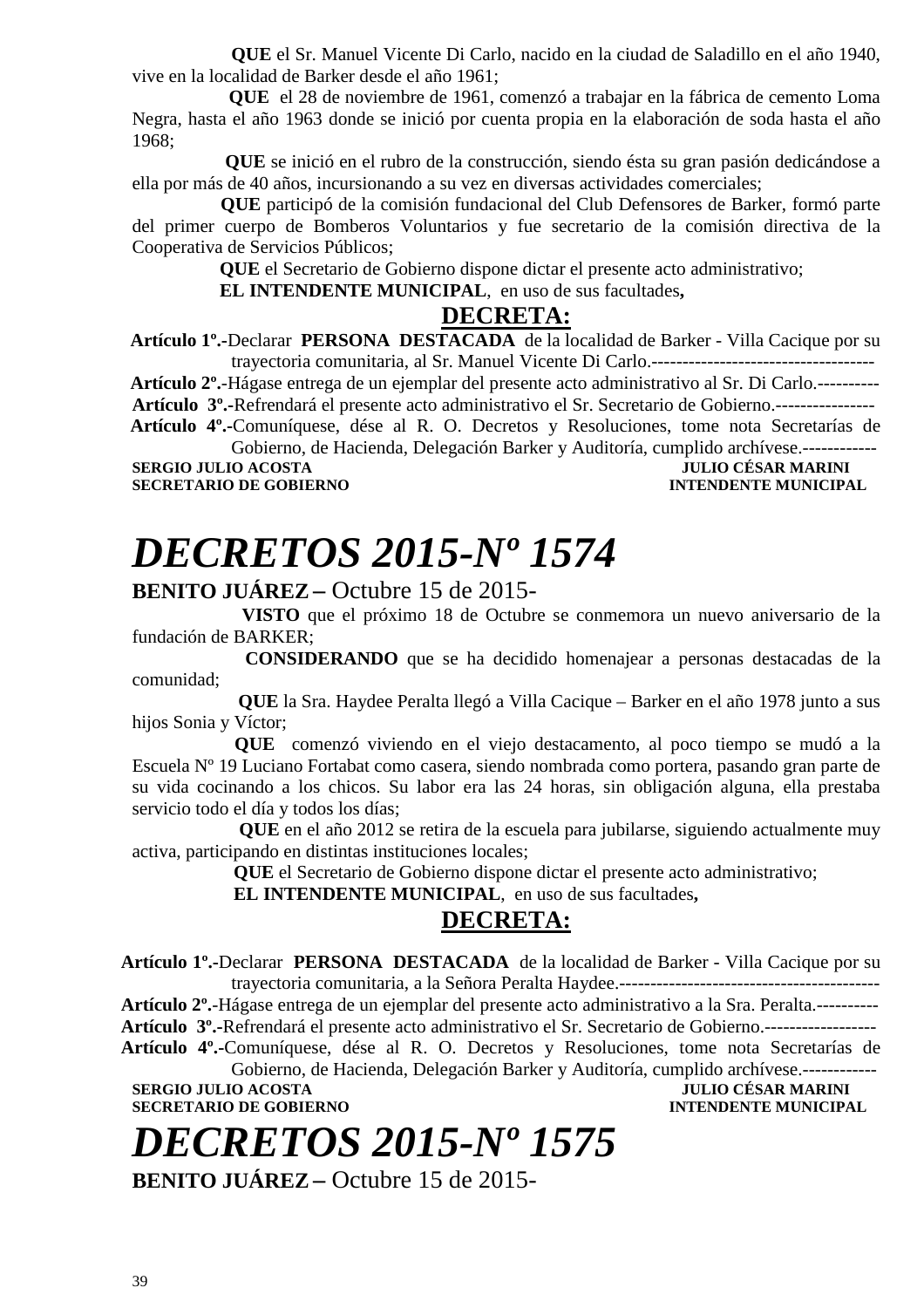**QUE** el Sr. Manuel Vicente Di Carlo, nacido en la ciudad de Saladillo en el año 1940, vive en la localidad de Barker desde el año 1961;

**QUE** el 28 de noviembre de 1961, comenzó a trabajar en la fábrica de cemento Loma Negra, hasta el año 1963 donde se inició por cuenta propia en la elaboración de soda hasta el año 1968;

**QUE** se inició en el rubro de la construcción, siendo ésta su gran pasión dedicándose a ella por más de 40 años, incursionando a su vez en diversas actividades comerciales;

**QUE** participó de la comisión fundacional del Club Defensores de Barker, formó parte del primer cuerpo de Bomberos Voluntarios y fue secretario de la comisión directiva de la Cooperativa de Servicios Públicos;

**QUE** el Secretario de Gobierno dispone dictar el presente acto administrativo;

**EL INTENDENTE MUNICIPAL**, en uso de sus facultades**,**

**DECRETA:**

**Artículo 1º.-**Declarar **PERSONA DESTACADA** de la localidad de Barker - Villa Cacique por su trayectoria comunitaria, al Sr. Manuel Vicente Di Carlo.------------------------------------

**Artículo 2º.-**Hágase entrega de un ejemplar del presente acto administrativo al Sr. Di Carlo.----------

**Artículo 3º.-**Refrendará el presente acto administrativo el Sr. Secretario de Gobierno.----------------

**Artículo 4º.-**Comuníquese, dése al R. O. Decretos y Resoluciones, tome nota Secretarías de Gobierno, de Hacienda, Delegación Barker y Auditoría, cumplido archívese.------------

**SERGIO JULIO ACOSTA** — **JULIO CÉSAR MARINI**
**SECRETARIO DE GOBIERNO** — **INTENDENTE MUNICIPAL**

# *DECRETOS 2015-Nº 1574*

**BENITO JUÁREZ –** Octubre 15 de 2015-

**VISTO** que el próximo 18 de Octubre se conmemora un nuevo aniversario de la fundación de BARKER;

**CONSIDERANDO** que se ha decidido homenajear a personas destacadas de la comunidad;

**QUE** la Sra. Haydee Peralta llegó a Villa Cacique – Barker en el año 1978 junto a sus hijos Sonia y Víctor;

**QUE** comenzó viviendo en el viejo destacamento, al poco tiempo se mudó a la Escuela Nº 19 Luciano Fortabat como casera, siendo nombrada como portera, pasando gran parte de su vida cocinando a los chicos. Su labor era las 24 horas, sin obligación alguna, ella prestaba servicio todo el día y todos los días;

**QUE** en el año 2012 se retira de la escuela para jubilarse, siguiendo actualmente muy activa, participando en distintas instituciones locales;

**QUE** el Secretario de Gobierno dispone dictar el presente acto administrativo;

**EL INTENDENTE MUNICIPAL**, en uso de sus facultades**,**

**DECRETA:**

**Artículo 1º.-**Declarar **PERSONA DESTACADA** de la localidad de Barker - Villa Cacique por su trayectoria comunitaria, a la Señora Peralta Haydee.------------------------------------------

**Artículo 2º.-**Hágase entrega de un ejemplar del presente acto administrativo a la Sra. Peralta.----------

**Artículo 3º.-**Refrendará el presente acto administrativo el Sr. Secretario de Gobierno.------------------

**Artículo 4º.-**Comuníquese, dése al R. O. Decretos y Resoluciones, tome nota Secretarías de Gobierno, de Hacienda, Delegación Barker y Auditoría, cumplido archívese.------------

**SERGIO JULIO ACOSTA** — **JULIO CÉSAR MARINI**
**SECRETARIO DE GOBIERNO** — **INTENDENTE MUNICIPAL**

# *DECRETOS 2015-Nº 1575*

**BENITO JUÁREZ –** Octubre 15 de 2015-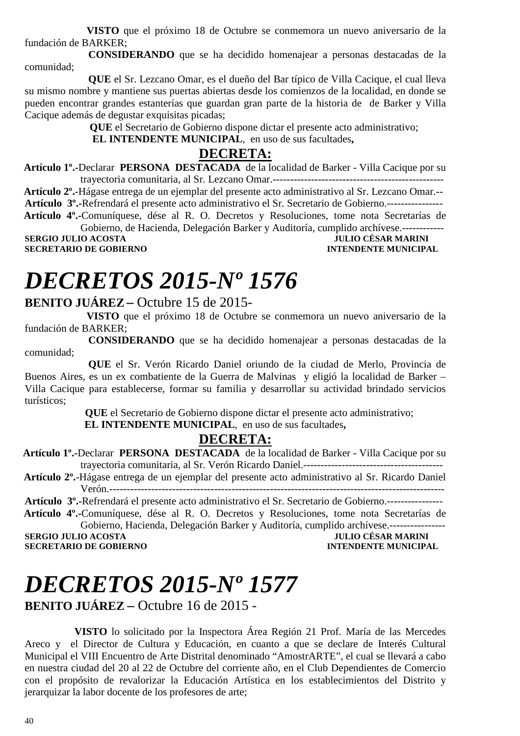**VISTO** que el próximo 18 de Octubre se conmemora un nuevo aniversario de la fundación de BARKER;

**CONSIDERANDO** que se ha decidido homenajear a personas destacadas de la comunidad;

**QUE** el Sr. Lezcano Omar, es el dueño del Bar típico de Villa Cacique, el cual lleva su mismo nombre y mantiene sus puertas abiertas desde los comienzos de la localidad, en donde se pueden encontrar grandes estanterías que guardan gran parte de la historia de de Barker y Villa Cacique además de degustar exquisitas picadas;

**QUE** el Secretario de Gobierno dispone dictar el presente acto administrativo;

**EL INTENDENTE MUNICIPAL**, en uso de sus facultades**,**

**DECRETA:**

**Artículo 1º.-**Declarar **PERSONA DESTACADA** de la localidad de Barker - Villa Cacique por su trayectoria comunitaria, al Sr. Lezcano Omar.-------------------------------------------------

**Artículo 2º.-**Hágase entrega de un ejemplar del presente acto administrativo al Sr. Lezcano Omar.--

**Artículo 3º.-**Refrendará el presente acto administrativo el Sr. Secretario de Gobierno.----------------

**Artículo 4º.-**Comuníquese, dése al R. O. Decretos y Resoluciones, tome nota Secretarías de Gobierno, de Hacienda, Delegación Barker y Auditoría, cumplido archívese.------------

**SERGIO JULIO ACOSTA** — **JULIO CÉSAR MARINI**
**SECRETARIO DE GOBIERNO** — **INTENDENTE MUNICIPAL**

# *DECRETOS 2015-Nº 1576*

**BENITO JUÁREZ –** Octubre 15 de 2015-

**VISTO** que el próximo 18 de Octubre se conmemora un nuevo aniversario de la fundación de BARKER;

**CONSIDERANDO** que se ha decidido homenajear a personas destacadas de la comunidad;

**QUE** el Sr. Verón Ricardo Daniel oriundo de la ciudad de Merlo, Provincia de Buenos Aires, es un ex combatiente de la Guerra de Malvinas y eligió la localidad de Barker – Villa Cacique para establecerse, formar su familia y desarrollar su actividad brindado servicios turísticos;

**QUE** el Secretario de Gobierno dispone dictar el presente acto administrativo;

**EL INTENDENTE MUNICIPAL**, en uso de sus facultades**,**

**DECRETA:**

**Artículo 1º.-**Declarar **PERSONA DESTACADA** de la localidad de Barker - Villa Cacique por su trayectoria comunitaria, al Sr. Verón Ricardo Daniel.----------------------------------------

**Artículo 2º.-**Hágase entrega de un ejemplar del presente acto administrativo al Sr. Ricardo Daniel Verón.---------------------------------------------------------------------------------------------

**Artículo 3º.-**Refrendará el presente acto administrativo el Sr. Secretario de Gobierno.----------------

**Artículo 4º.-**Comuníquese, dése al R. O. Decretos y Resoluciones, tome nota Secretarías de Gobierno, Hacienda, Delegación Barker y Auditoría, cumplido archívese.----------------

**SERGIO JULIO ACOSTA** — **JULIO CÉSAR MARINI**
**SECRETARIO DE GOBIERNO** — **INTENDENTE MUNICIPAL**

# *DECRETOS 2015-Nº 1577*

**BENITO JUÁREZ –** Octubre 16 de 2015 -

**VISTO** lo solicitado por la Inspectora Área Región 21 Prof. María de las Mercedes Areco y el Director de Cultura y Educación, en cuanto a que se declare de Interés Cultural Municipal el VIII Encuentro de Arte Distrital denominado "AmostrARTE", el cual se llevará a cabo en nuestra ciudad del 20 al 22 de Octubre del corriente año, en el Club Dependientes de Comercio con el propósito de revalorizar la Educación Artística en los establecimientos del Distrito y jerarquizar la labor docente de los profesores de arte;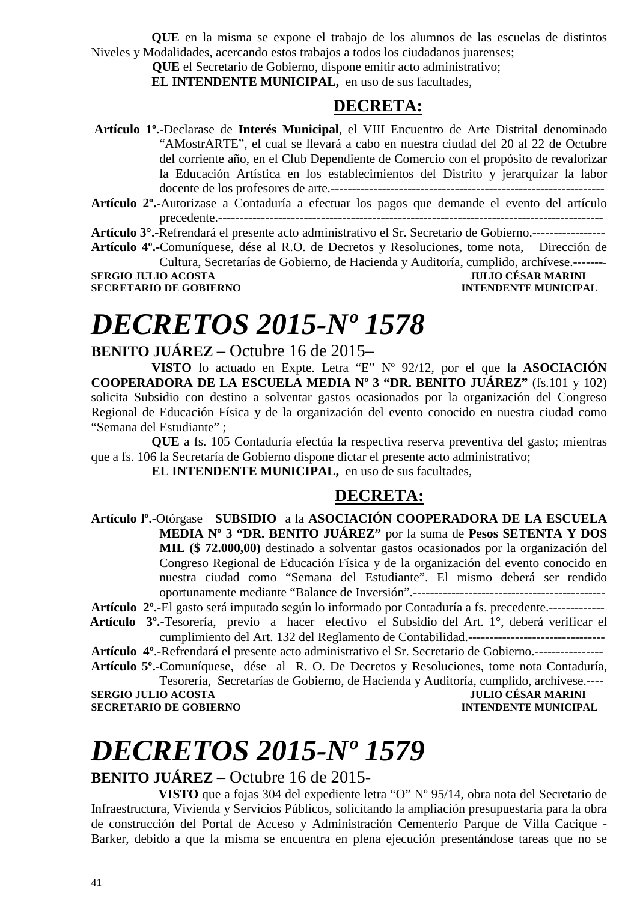**QUE** en la misma se expone el trabajo de los alumnos de las escuelas de distintos Niveles y Modalidades, acercando estos trabajos a todos los ciudadanos juarenses;

**QUE** el Secretario de Gobierno, dispone emitir acto administrativo;

**EL INTENDENTE MUNICIPAL,** en uso de sus facultades,

**DECRETA:**

**Artículo 1º.-**Declarase de **Interés Municipal**, el VIII Encuentro de Arte Distrital denominado "AMostrARTE", el cual se llevará a cabo en nuestra ciudad del 20 al 22 de Octubre del corriente año, en el Club Dependiente de Comercio con el propósito de revalorizar la Educación Artística en los establecimientos del Distrito y jerarquizar la labor docente de los profesores de arte.----------------------------------------------------------------

**Artículo 2º.-**Autorizase a Contaduría a efectuar los pagos que demande el evento del artículo precedente.---------------------------------------------------------------------------------------

**Artículo 3°.-**Refrendará el presente acto administrativo el Sr. Secretario de Gobierno.-----------------

**Artículo 4º.-**Comuníquese, dése al R.O. de Decretos y Resoluciones, tome nota, Dirección de Cultura, Secretarías de Gobierno, de Hacienda y Auditoría, cumplido, archívese.--------

**SERGIO JULIO ACOSTA** — **SECRETARIO DE GOBIERNO**
**JULIO CÉSAR MARINI** — **INTENDENTE MUNICIPAL**

# *DECRETOS 2015-Nº 1578*

**BENITO JUÁREZ** – Octubre 16 de 2015–

**VISTO** lo actuado en Expte. Letra "E" Nº 92/12, por el que la **ASOCIACIÓN COOPERADORA DE LA ESCUELA MEDIA Nº 3 "DR. BENITO JUÁREZ"** (fs.101 y 102) solicita Subsidio con destino a solventar gastos ocasionados por la organización del Congreso Regional de Educación Física y de la organización del evento conocido en nuestra ciudad como "Semana del Estudiante" ;

**QUE** a fs. 105 Contaduría efectúa la respectiva reserva preventiva del gasto; mientras que a fs. 106 la Secretaría de Gobierno dispone dictar el presente acto administrativo;

**EL INTENDENTE MUNICIPAL,** en uso de sus facultades,

**DECRETA:**

**Artículo lº.-**Otórgase **SUBSIDIO** a la **ASOCIACIÓN COOPERADORA DE LA ESCUELA MEDIA Nº 3 "DR. BENITO JUÁREZ"** por la suma de **Pesos SETENTA Y DOS MIL ($ 72.000,00)** destinado a solventar gastos ocasionados por la organización del Congreso Regional de Educación Física y de la organización del evento conocido en nuestra ciudad como "Semana del Estudiante". El mismo deberá ser rendido oportunamente mediante "Balance de Inversión".---------------------------------------------

**Artículo 2º.-**El gasto será imputado según lo informado por Contaduría a fs. precedente.-------------

**Artículo 3º.-**Tesorería, previo a hacer efectivo el Subsidio del Art. 1°, deberá verificar el cumplimiento del Art. 132 del Reglamento de Contabilidad.--------------------------------

**Artículo 4º**.-Refrendará el presente acto administrativo el Sr. Secretario de Gobierno.----------------

**Artículo 5º.-**Comuníquese, dése al R. O. De Decretos y Resoluciones, tome nota Contaduría, Tesorería, Secretarías de Gobierno, de Hacienda y Auditoría, cumplido, archívese.----

**SERGIO JULIO ACOSTA** — **SECRETARIO DE GOBIERNO**
**JULIO CÉSAR MARINI** — **INTENDENTE MUNICIPAL**

# *DECRETOS 2015-Nº 1579*

**BENITO JUÁREZ** – Octubre 16 de 2015-

**VISTO** que a fojas 304 del expediente letra "O" Nº 95/14, obra nota del Secretario de Infraestructura, Vivienda y Servicios Públicos, solicitando la ampliación presupuestaria para la obra de construcción del Portal de Acceso y Administración Cementerio Parque de Villa Cacique - Barker, debido a que la misma se encuentra en plena ejecución presentándose tareas que no se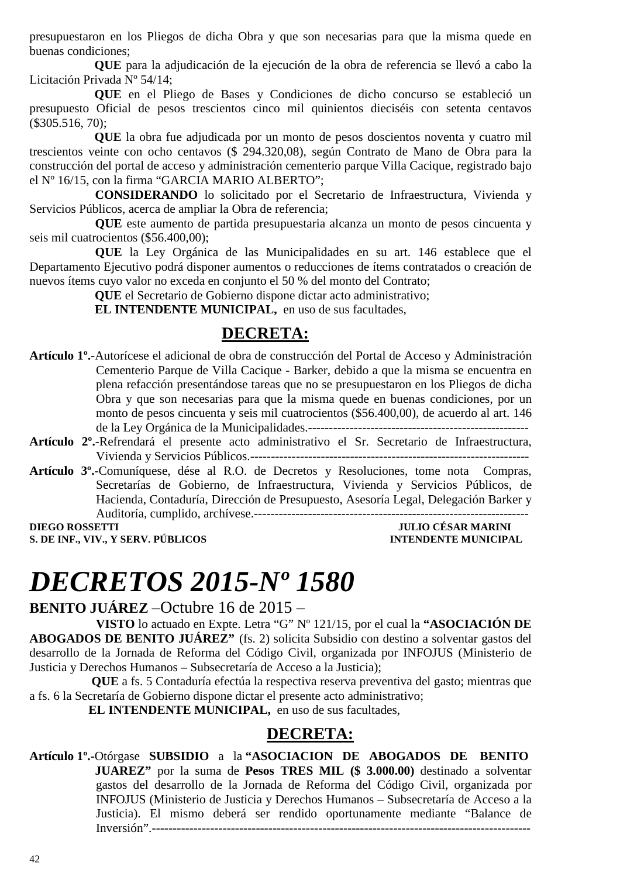presupuestaron en los Pliegos de dicha Obra y que son necesarias para que la misma quede en buenas condiciones;

**QUE** para la adjudicación de la ejecución de la obra de referencia se llevó a cabo la Licitación Privada Nº 54/14;

**QUE** en el Pliego de Bases y Condiciones de dicho concurso se estableció un presupuesto Oficial de pesos trescientos cinco mil quinientos dieciséis con setenta centavos ($305.516, 70);

**QUE** la obra fue adjudicada por un monto de pesos doscientos noventa y cuatro mil trescientos veinte con ocho centavos ($ 294.320,08), según Contrato de Mano de Obra para la construcción del portal de acceso y administración cementerio parque Villa Cacique, registrado bajo el Nº 16/15, con la firma "GARCIA MARIO ALBERTO";

**CONSIDERANDO** lo solicitado por el Secretario de Infraestructura, Vivienda y Servicios Públicos, acerca de ampliar la Obra de referencia;

**QUE** este aumento de partida presupuestaria alcanza un monto de pesos cincuenta y seis mil cuatrocientos ($56.400,00);

**QUE** la Ley Orgánica de las Municipalidades en su art. 146 establece que el Departamento Ejecutivo podrá disponer aumentos o reducciones de ítems contratados o creación de nuevos ítems cuyo valor no exceda en conjunto el 50 % del monto del Contrato;

**QUE** el Secretario de Gobierno dispone dictar acto administrativo;

**EL INTENDENTE MUNICIPAL,** en uso de sus facultades,

## DECRETA:

**Artículo 1º.-**Autorícese el adicional de obra de construcción del Portal de Acceso y Administración Cementerio Parque de Villa Cacique - Barker, debido a que la misma se encuentra en plena refacción presentándose tareas que no se presupuestaron en los Pliegos de dicha Obra y que son necesarias para que la misma quede en buenas condiciones, por un monto de pesos cincuenta y seis mil cuatrocientos ($56.400,00), de acuerdo al art. 146 de la Ley Orgánica de la Municipalidades.-----------------------------------------------------

**Artículo 2º.-**Refrendará el presente acto administrativo el Sr. Secretario de Infraestructura, Vivienda y Servicios Públicos.------------------------------------------------------------------

**Artículo 3º.-**Comuníquese, dése al R.O. de Decretos y Resoluciones, tome nota Compras, Secretarías de Gobierno, de Infraestructura, Vivienda y Servicios Públicos, de Hacienda, Contaduría, Dirección de Presupuesto, Asesoría Legal, Delegación Barker y Auditoría, cumplido, archívese.------------------------------------------------------------------

**DIEGO ROSSETTI** — **S. DE INF., VIV., Y SERV. PÚBLICOS**

**JULIO CÉSAR MARINI** — **INTENDENTE MUNICIPAL**

# *DECRETOS 2015-Nº 1580*

**BENITO JUÁREZ** –Octubre 16 de 2015 –

**VISTO** lo actuado en Expte. Letra "G" Nº 121/15, por el cual la **"ASOCIACIÓN DE ABOGADOS DE BENITO JUÁREZ"** (fs. 2) solicita Subsidio con destino a solventar gastos del desarrollo de la Jornada de Reforma del Código Civil, organizada por INFOJUS (Ministerio de Justicia y Derechos Humanos – Subsecretaría de Acceso a la Justicia);

**QUE** a fs. 5 Contaduría efectúa la respectiva reserva preventiva del gasto; mientras que a fs. 6 la Secretaría de Gobierno dispone dictar el presente acto administrativo;

**EL INTENDENTE MUNICIPAL,** en uso de sus facultades,

## DECRETA:

**Artículo 1º.-**Otórgase **SUBSIDIO** a la **"ASOCIACION DE ABOGADOS DE BENITO JUAREZ"** por la suma de **Pesos TRES MIL ($ 3.000.00)** destinado a solventar gastos del desarrollo de la Jornada de Reforma del Código Civil, organizada por INFOJUS (Ministerio de Justicia y Derechos Humanos – Subsecretaría de Acceso a la Justicia). El mismo deberá ser rendido oportunamente mediante "Balance de Inversión".------------------------------------------------------------------------------------------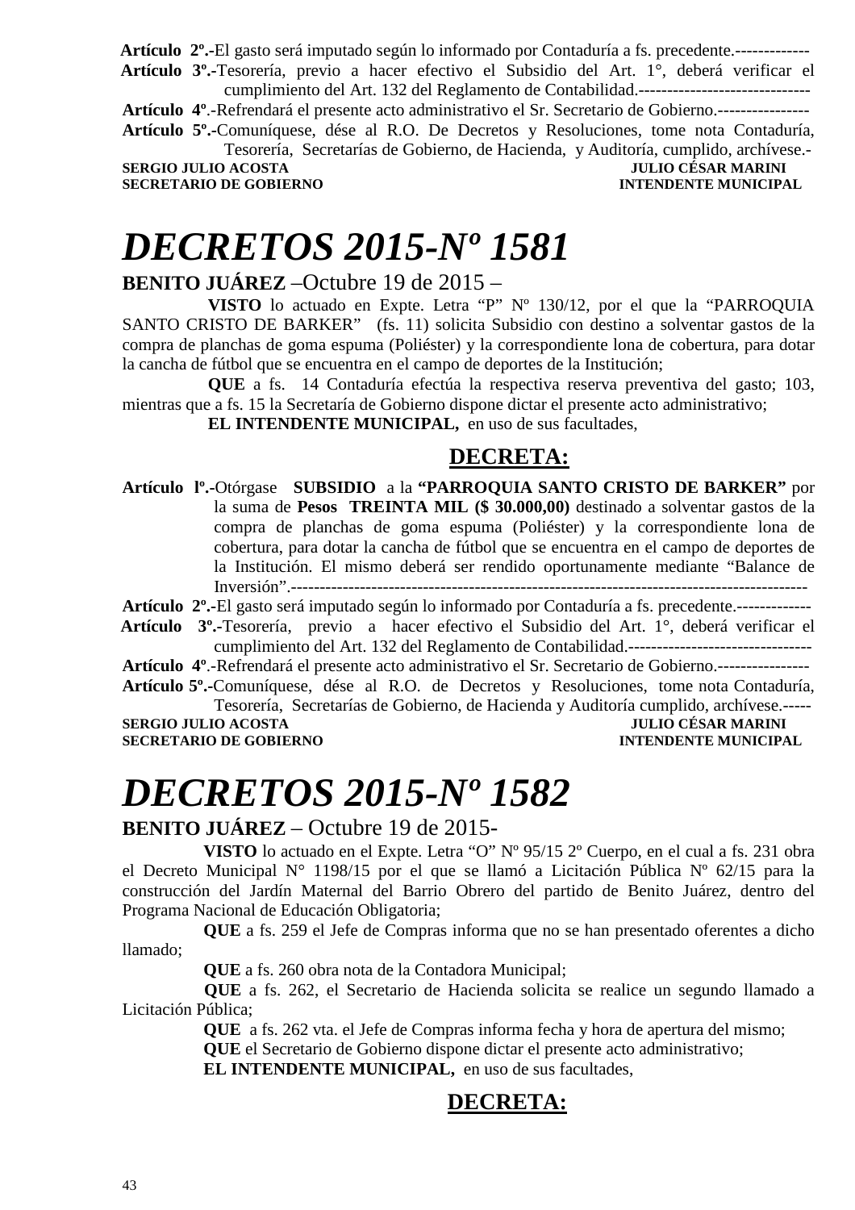**Artículo 2º.-**El gasto será imputado según lo informado por Contaduría a fs. precedente.-------------

**Artículo 3º.-**Tesorería, previo a hacer efectivo el Subsidio del Art. 1°, deberá verificar el cumplimiento del Art. 132 del Reglamento de Contabilidad.------------------------------

**Artículo 4º**.-Refrendará el presente acto administrativo el Sr. Secretario de Gobierno.----------------

**Artículo 5º.-**Comuníquese, dése al R.O. De Decretos y Resoluciones, tome nota Contaduría, Tesorería, Secretarías de Gobierno, de Hacienda, y Auditoría, cumplido, archívese.-

**SERGIO JULIO ACOSTA** — **JULIO CÉSAR MARINI**
**SECRETARIO DE GOBIERNO** — **INTENDENTE MUNICIPAL**

# *DECRETOS 2015-Nº 1581*

**BENITO JUÁREZ** –Octubre 19 de 2015 –

**VISTO** lo actuado en Expte. Letra "P" Nº 130/12, por el que la "PARROQUIA SANTO CRISTO DE BARKER" (fs. 11) solicita Subsidio con destino a solventar gastos de la compra de planchas de goma espuma (Poliéster) y la correspondiente lona de cobertura, para dotar la cancha de fútbol que se encuentra en el campo de deportes de la Institución;

**QUE** a fs. 14 Contaduría efectúa la respectiva reserva preventiva del gasto; 103, mientras que a fs. 15 la Secretaría de Gobierno dispone dictar el presente acto administrativo;

**EL INTENDENTE MUNICIPAL,** en uso de sus facultades,

## DECRETA:

**Artículo lº.-**Otórgase **SUBSIDIO** a la **"PARROQUIA SANTO CRISTO DE BARKER"** por la suma de **Pesos TREINTA MIL ($ 30.000,00)** destinado a solventar gastos de la compra de planchas de goma espuma (Poliéster) y la correspondiente lona de cobertura, para dotar la cancha de fútbol que se encuentra en el campo de deportes de la Institución. El mismo deberá ser rendido oportunamente mediante "Balance de Inversión".------------------------------------------------------------------------------------------

**Artículo 2º.-**El gasto será imputado según lo informado por Contaduría a fs. precedente.-------------

**Artículo 3º.-**Tesorería, previo a hacer efectivo el Subsidio del Art. 1°, deberá verificar el cumplimiento del Art. 132 del Reglamento de Contabilidad.--------------------------------

**Artículo 4º**.-Refrendará el presente acto administrativo el Sr. Secretario de Gobierno.----------------

**Artículo 5º.-**Comuníquese, dése al R.O. de Decretos y Resoluciones, tome nota Contaduría, Tesorería, Secretarías de Gobierno, de Hacienda y Auditoría cumplido, archívese.-----

**SERGIO JULIO ACOSTA** — **JULIO CÉSAR MARINI**
**SECRETARIO DE GOBIERNO** — **INTENDENTE MUNICIPAL**

# *DECRETOS 2015-Nº 1582*

**BENITO JUÁREZ** – Octubre 19 de 2015-

**VISTO** lo actuado en el Expte. Letra "O" Nº 95/15 2º Cuerpo, en el cual a fs. 231 obra el Decreto Municipal N° 1198/15 por el que se llamó a Licitación Pública Nº 62/15 para la construcción del Jardín Maternal del Barrio Obrero del partido de Benito Juárez, dentro del Programa Nacional de Educación Obligatoria;

**QUE** a fs. 259 el Jefe de Compras informa que no se han presentado oferentes a dicho llamado;

**QUE** a fs. 260 obra nota de la Contadora Municipal;

**QUE** a fs. 262, el Secretario de Hacienda solicita se realice un segundo llamado a Licitación Pública;

**QUE** a fs. 262 vta. el Jefe de Compras informa fecha y hora de apertura del mismo;

**QUE** el Secretario de Gobierno dispone dictar el presente acto administrativo;

**EL INTENDENTE MUNICIPAL,** en uso de sus facultades,

## DECRETA: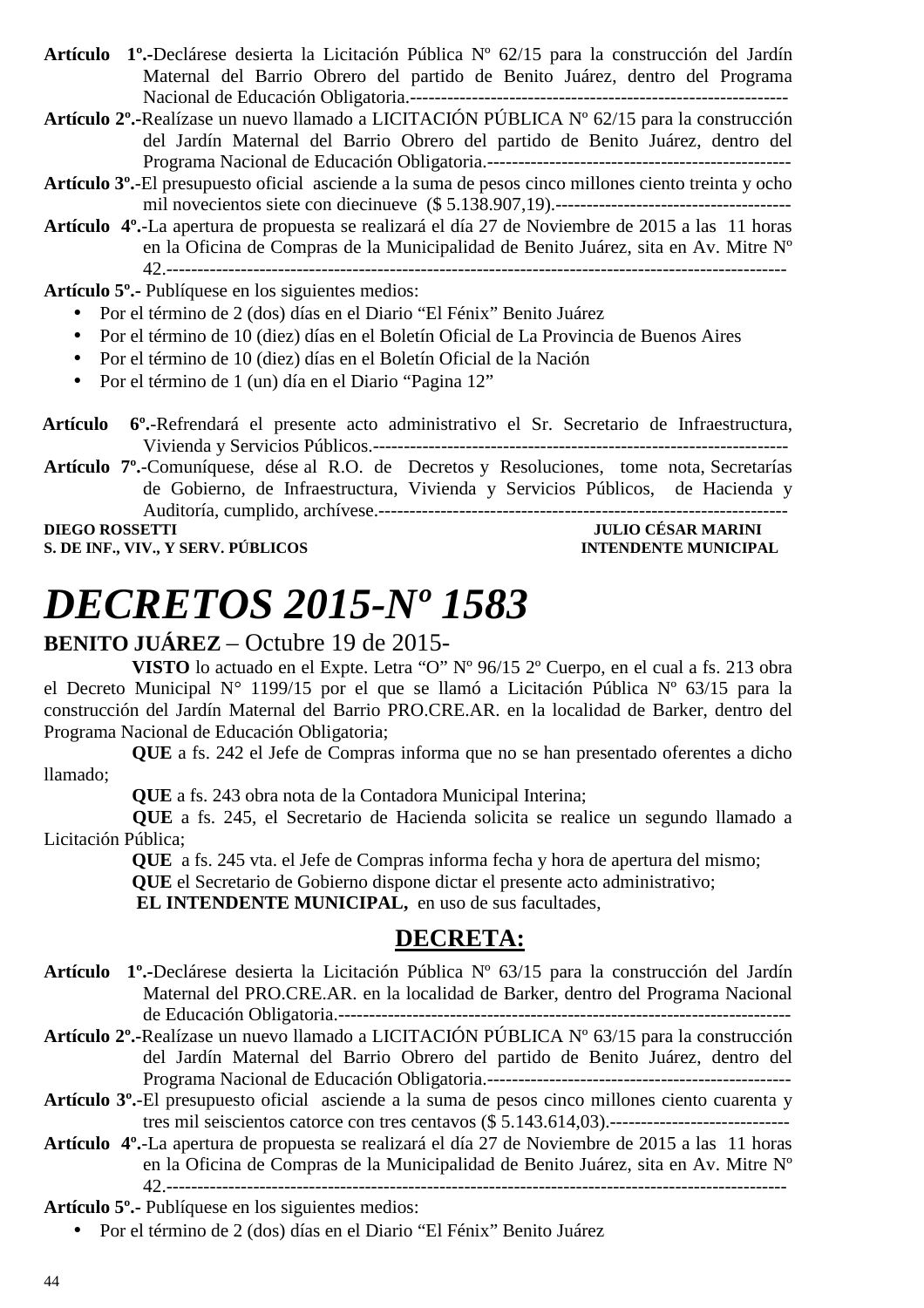**Artículo 1º.-**Declárese desierta la Licitación Pública Nº 62/15 para la construcción del Jardín Maternal del Barrio Obrero del partido de Benito Juárez, dentro del Programa Nacional de Educación Obligatoria.-------------------------------------------------------------

**Artículo 2º.-**Realízase un nuevo llamado a LICITACIÓN PÚBLICA Nº 62/15 para la construcción del Jardín Maternal del Barrio Obrero del partido de Benito Juárez, dentro del Programa Nacional de Educación Obligatoria.-------------------------------------------------

**Artículo 3º.-**El presupuesto oficial asciende a la suma de pesos cinco millones ciento treinta y ocho mil novecientos siete con diecinueve ($ 5.138.907,19).--------------------------------------

**Artículo 4º.-**La apertura de propuesta se realizará el día 27 de Noviembre de 2015 a las 11 horas en la Oficina de Compras de la Municipalidad de Benito Juárez, sita en Av. Mitre Nº 42.--------------------------------------------------------------------------------------------------

**Artículo 5º.-** Publíquese en los siguientes medios:

- Por el término de 2 (dos) días en el Diario "El Fénix" Benito Juárez
- Por el término de 10 (diez) días en el Boletín Oficial de La Provincia de Buenos Aires
- Por el término de 10 (diez) días en el Boletín Oficial de la Nación
- Por el término de 1 (un) día en el Diario "Pagina 12"

**Artículo 6º.-**Refrendará el presente acto administrativo el Sr. Secretario de Infraestructura, Vivienda y Servicios Públicos.-----------------------------------------------------------------

**Artículo 7º.-**Comuníquese, dése al R.O. de Decretos y Resoluciones, tome nota, Secretarías de Gobierno, de Infraestructura, Vivienda y Servicios Públicos, de Hacienda y Auditoría, cumplido, archívese.------------------------------------------------------------------

**DIEGO ROSSETTI** — **S. DE INF., VIV., Y SERV. PÚBLICOS**

**JULIO CÉSAR MARINI** — **INTENDENTE MUNICIPAL**

# *DECRETOS 2015-Nº 1583*

**BENITO JUÁREZ** – Octubre 19 de 2015-

**VISTO** lo actuado en el Expte. Letra "O" Nº 96/15 2º Cuerpo, en el cual a fs. 213 obra el Decreto Municipal N° 1199/15 por el que se llamó a Licitación Pública Nº 63/15 para la construcción del Jardín Maternal del Barrio PRO.CRE.AR. en la localidad de Barker, dentro del Programa Nacional de Educación Obligatoria;

**QUE** a fs. 242 el Jefe de Compras informa que no se han presentado oferentes a dicho llamado;

**QUE** a fs. 243 obra nota de la Contadora Municipal Interina;

**QUE** a fs. 245, el Secretario de Hacienda solicita se realice un segundo llamado a Licitación Pública;

**QUE** a fs. 245 vta. el Jefe de Compras informa fecha y hora de apertura del mismo;

**QUE** el Secretario de Gobierno dispone dictar el presente acto administrativo;

**EL INTENDENTE MUNICIPAL,** en uso de sus facultades,

## DECRETA:

**Artículo 1º.-**Declárese desierta la Licitación Pública Nº 63/15 para la construcción del Jardín Maternal del PRO.CRE.AR. en la localidad de Barker, dentro del Programa Nacional de Educación Obligatoria.------------------------------------------------------------------------

**Artículo 2º.-**Realízase un nuevo llamado a LICITACIÓN PÚBLICA Nº 63/15 para la construcción del Jardín Maternal del Barrio Obrero del partido de Benito Juárez, dentro del Programa Nacional de Educación Obligatoria.-------------------------------------------------

**Artículo 3º.-**El presupuesto oficial asciende a la suma de pesos cinco millones ciento cuarenta y tres mil seiscientos catorce con tres centavos ($ 5.143.614,03).-----------------------------

**Artículo 4º.-**La apertura de propuesta se realizará el día 27 de Noviembre de 2015 a las 11 horas en la Oficina de Compras de la Municipalidad de Benito Juárez, sita en Av. Mitre Nº 42.--------------------------------------------------------------------------------------------------

**Artículo 5º.-** Publíquese en los siguientes medios:

- Por el término de 2 (dos) días en el Diario "El Fénix" Benito Juárez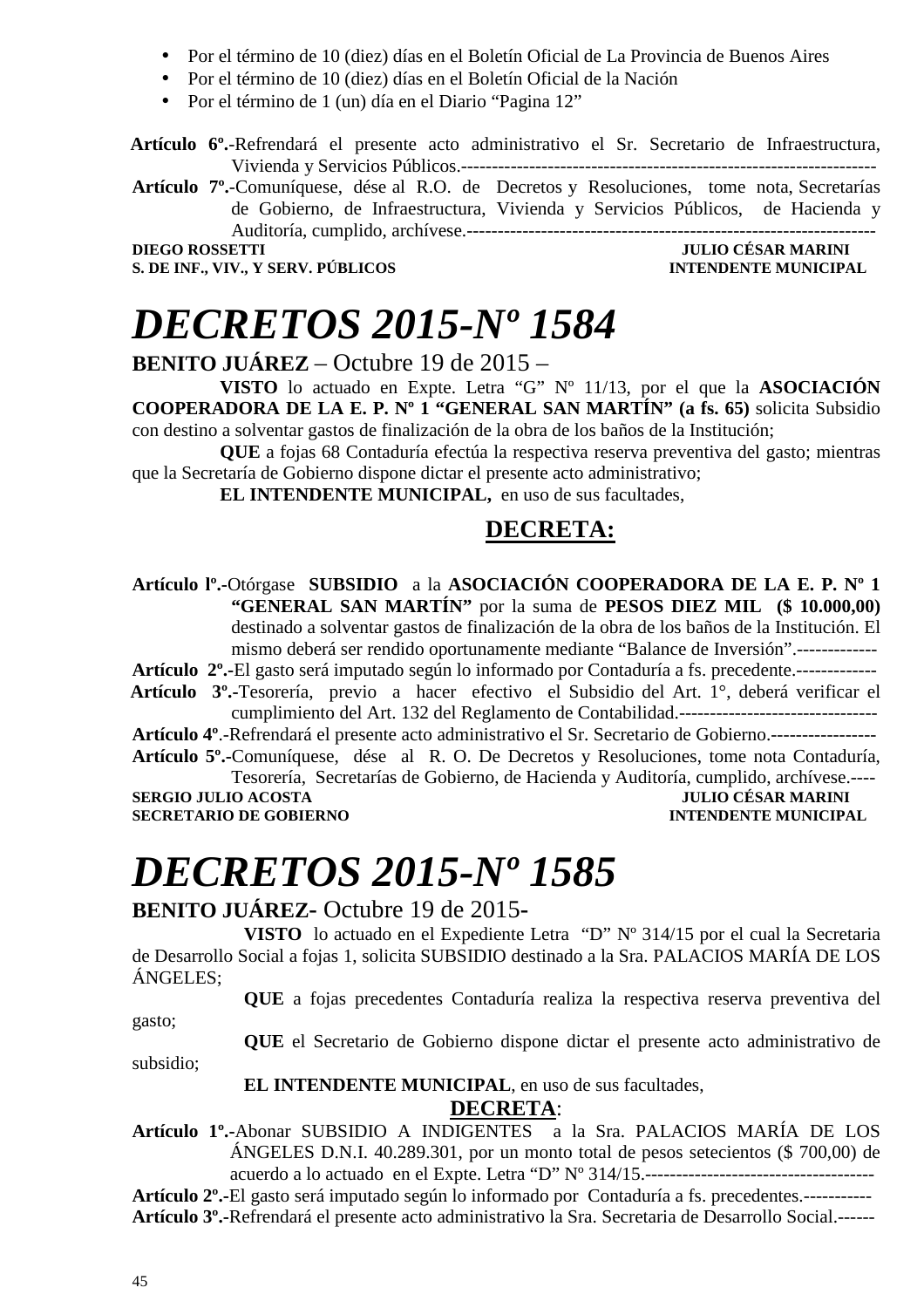- Por el término de 10 (diez) días en el Boletín Oficial de La Provincia de Buenos Aires
- Por el término de 10 (diez) días en el Boletín Oficial de la Nación
- Por el término de 1 (un) día en el Diario "Pagina 12"

**Artículo 6º.**-Refrendará el presente acto administrativo el Sr. Secretario de Infraestructura, Vivienda y Servicios Públicos.-------------------------------------------------------------------

**Artículo 7º.**-Comuníquese, dése al R.O. de Decretos y Resoluciones, tome nota, Secretarías de Gobierno, de Infraestructura, Vivienda y Servicios Públicos, de Hacienda y Auditoría, cumplido, archívese.-------------------------------------------------------------------

**DIEGO ROSSETTI** — **JULIO CÉSAR MARINI**
**S. DE INF., VIV., Y SERV. PÚBLICOS** — **INTENDENTE MUNICIPAL**

# *DECRETOS 2015-Nº 1584*

**BENITO JUÁREZ** – Octubre 19 de 2015 –

**VISTO** lo actuado en Expte. Letra "G" Nº 11/13, por el que la **ASOCIACIÓN COOPERADORA DE LA E. P. Nº 1 "GENERAL SAN MARTÍN" (a fs. 65)** solicita Subsidio con destino a solventar gastos de finalización de la obra de los baños de la Institución;

**QUE** a fojas 68 Contaduría efectúa la respectiva reserva preventiva del gasto; mientras que la Secretaría de Gobierno dispone dictar el presente acto administrativo;

**EL INTENDENTE MUNICIPAL,** en uso de sus facultades,

**DECRETA:**

**Artículo lº.**-Otórgase **SUBSIDIO** a la **ASOCIACIÓN COOPERADORA DE LA E. P. Nº 1 "GENERAL SAN MARTÍN"** por la suma de **PESOS DIEZ MIL ($ 10.000,00)** destinado a solventar gastos de finalización de la obra de los baños de la Institución. El mismo deberá ser rendido oportunamente mediante "Balance de Inversión".-------------

**Artículo 2º.**-El gasto será imputado según lo informado por Contaduría a fs. precedente.-------------

**Artículo 3º.**-Tesorería, previo a hacer efectivo el Subsidio del Art. 1°, deberá verificar el cumplimiento del Art. 132 del Reglamento de Contabilidad.---------------------------------

**Artículo 4º**.-Refrendará el presente acto administrativo el Sr. Secretario de Gobierno.-----------------

**Artículo 5º.**-Comuníquese, dése al R. O. De Decretos y Resoluciones, tome nota Contaduría, Tesorería, Secretarías de Gobierno, de Hacienda y Auditoría, cumplido, archívese.----

**SERGIO JULIO ACOSTA** — **JULIO CÉSAR MARINI**
**SECRETARIO DE GOBIERNO** — **INTENDENTE MUNICIPAL**

# *DECRETOS 2015-Nº 1585*

**BENITO JUÁREZ-** Octubre 19 de 2015-

**VISTO** lo actuado en el Expediente Letra "D" Nº 314/15 por el cual la Secretaria de Desarrollo Social a fojas 1, solicita SUBSIDIO destinado a la Sra. PALACIOS MARÍA DE LOS ÁNGELES;

**QUE** a fojas precedentes Contaduría realiza la respectiva reserva preventiva del gasto;

**QUE** el Secretario de Gobierno dispone dictar el presente acto administrativo de subsidio;

**EL INTENDENTE MUNICIPAL**, en uso de sus facultades,

**DECRETA**:

**Artículo 1º.**-Abonar SUBSIDIO A INDIGENTES a la Sra. PALACIOS MARÍA DE LOS ÁNGELES D.N.I. 40.289.301, por un monto total de pesos setecientos ($ 700,00) de acuerdo a lo actuado en el Expte. Letra "D" Nº 314/15.-------------------------------------

**Artículo 2º.**-El gasto será imputado según lo informado por Contaduría a fs. precedentes.-----------

**Artículo 3º.**-Refrendará el presente acto administrativo la Sra. Secretaria de Desarrollo Social.------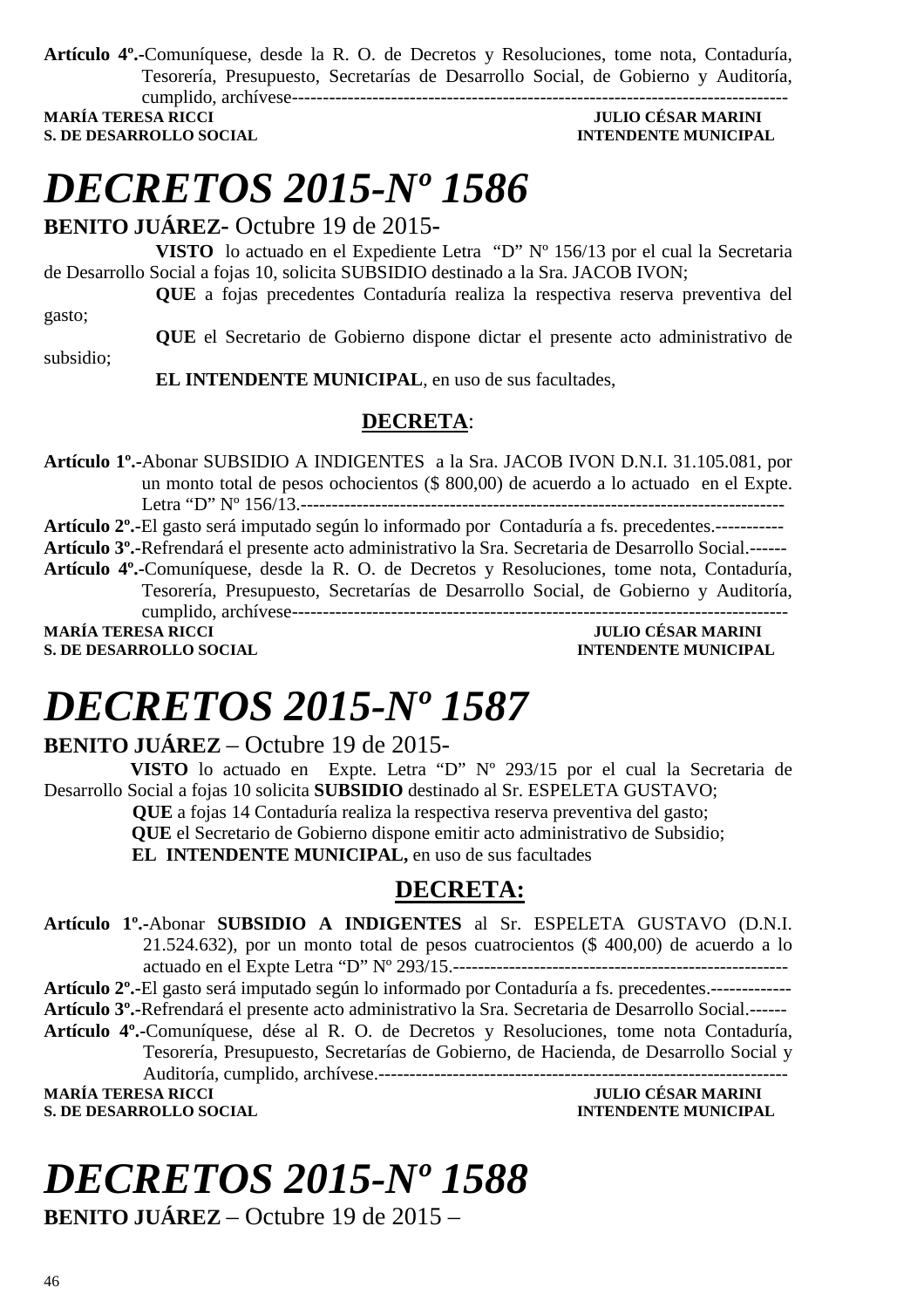**Artículo 4º.-**Comuníquese, desde la R. O. de Decretos y Resoluciones, tome nota, Contaduría, Tesorería, Presupuesto, Secretarías de Desarrollo Social, de Gobierno y Auditoría, cumplido, archívese-------------------------------------------------------------------------------

**MARÍA TERESA RICCI** — **JULIO CÉSAR MARINI**
**S. DE DESARROLLO SOCIAL** — **INTENDENTE MUNICIPAL**

# *DECRETOS 2015-Nº 1586*

**BENITO JUÁREZ-** Octubre 19 de 2015-

**VISTO** lo actuado en el Expediente Letra "D" Nº 156/13 por el cual la Secretaria de Desarrollo Social a fojas 10, solicita SUBSIDIO destinado a la Sra. JACOB IVON;

**QUE** a fojas precedentes Contaduría realiza la respectiva reserva preventiva del gasto;

**QUE** el Secretario de Gobierno dispone dictar el presente acto administrativo de subsidio;

**EL INTENDENTE MUNICIPAL**, en uso de sus facultades,

## **DECRETA**:

**Artículo 1º.-**Abonar SUBSIDIO A INDIGENTES a la Sra. JACOB IVON D.N.I. 31.105.081, por un monto total de pesos ochocientos ($ 800,00) de acuerdo a lo actuado en el Expte. Letra "D" Nº 156/13.-----------------------------------------------------------------------------

**Artículo 2º.-**El gasto será imputado según lo informado por Contaduría a fs. precedentes.-----------

**Artículo 3º.-**Refrendará el presente acto administrativo la Sra. Secretaria de Desarrollo Social.------

**Artículo 4º.-**Comuníquese, desde la R. O. de Decretos y Resoluciones, tome nota, Contaduría, Tesorería, Presupuesto, Secretarías de Desarrollo Social, de Gobierno y Auditoría, cumplido, archívese-------------------------------------------------------------------------------

**MARÍA TERESA RICCI** — **JULIO CÉSAR MARINI**
**S. DE DESARROLLO SOCIAL** — **INTENDENTE MUNICIPAL**

# *DECRETOS 2015-Nº 1587*

**BENITO JUÁREZ** – Octubre 19 de 2015-

**VISTO** lo actuado en Expte. Letra "D" Nº 293/15 por el cual la Secretaria de Desarrollo Social a fojas 10 solicita **SUBSIDIO** destinado al Sr. ESPELETA GUSTAVO;

**QUE** a fojas 14 Contaduría realiza la respectiva reserva preventiva del gasto;

**QUE** el Secretario de Gobierno dispone emitir acto administrativo de Subsidio;

**EL INTENDENTE MUNICIPAL,** en uso de sus facultades

## **DECRETA:**

**Artículo 1º.-**Abonar **SUBSIDIO A INDIGENTES** al Sr. ESPELETA GUSTAVO (D.N.I. 21.524.632), por un monto total de pesos cuatrocientos ($ 400,00) de acuerdo a lo actuado en el Expte Letra "D" Nº 293/15.------------------------------------------------------

**Artículo 2º.-**El gasto será imputado según lo informado por Contaduría a fs. precedentes.-------------

**Artículo 3º.-**Refrendará el presente acto administrativo la Sra. Secretaria de Desarrollo Social.------

**Artículo 4º.-**Comuníquese, dése al R. O. de Decretos y Resoluciones, tome nota Contaduría, Tesorería, Presupuesto, Secretarías de Gobierno, de Hacienda, de Desarrollo Social y Auditoría, cumplido, archívese.-----------------------------------------------------------------

**MARÍA TERESA RICCI** — **JULIO CÉSAR MARINI**
**S. DE DESARROLLO SOCIAL** — **INTENDENTE MUNICIPAL**

# *DECRETOS 2015-Nº 1588*

**BENITO JUÁREZ** – Octubre 19 de 2015 –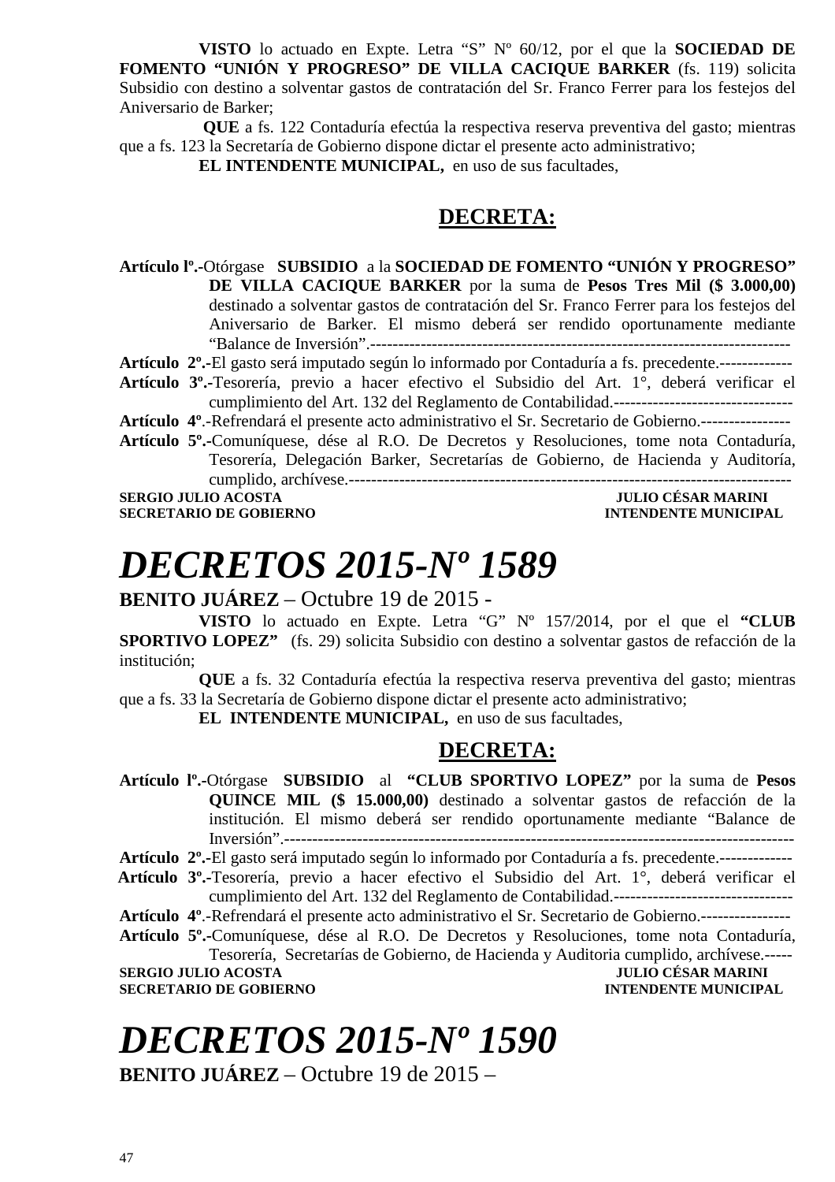**VISTO** lo actuado en Expte. Letra "S" Nº 60/12, por el que la **SOCIEDAD DE FOMENTO "UNIÓN Y PROGRESO" DE VILLA CACIQUE BARKER** (fs. 119) solicita Subsidio con destino a solventar gastos de contratación del Sr. Franco Ferrer para los festejos del Aniversario de Barker;

**QUE** a fs. 122 Contaduría efectúa la respectiva reserva preventiva del gasto; mientras que a fs. 123 la Secretaría de Gobierno dispone dictar el presente acto administrativo;

**EL INTENDENTE MUNICIPAL,** en uso de sus facultades,

## DECRETA:

**Artículo lº.-**Otórgase **SUBSIDIO** a la **SOCIEDAD DE FOMENTO "UNIÓN Y PROGRESO" DE VILLA CACIQUE BARKER** por la suma de **Pesos Tres Mil ($ 3.000,00)** destinado a solventar gastos de contratación del Sr. Franco Ferrer para los festejos del Aniversario de Barker. El mismo deberá ser rendido oportunamente mediante "Balance de Inversión".-------------------------------------------------------------------------

**Artículo 2º.-**El gasto será imputado según lo informado por Contaduría a fs. precedente.-------------

**Artículo 3º.-**Tesorería, previo a hacer efectivo el Subsidio del Art. 1°, deberá verificar el cumplimiento del Art. 132 del Reglamento de Contabilidad.--------------------------------

**Artículo 4º**.-Refrendará el presente acto administrativo el Sr. Secretario de Gobierno.----------------

**Artículo 5º.-**Comuníquese, dése al R.O. De Decretos y Resoluciones, tome nota Contaduría, Tesorería, Delegación Barker, Secretarías de Gobierno, de Hacienda y Auditoría, cumplido, archívese.-----------------------------------------------------------------------------

**SERGIO JULIO ACOSTA** — **SECRETARIO DE GOBIERNO**
**JULIO CÉSAR MARINI** — **INTENDENTE MUNICIPAL**

# *DECRETOS 2015-Nº 1589*

**BENITO JUÁREZ** – Octubre 19 de 2015 -

**VISTO** lo actuado en Expte. Letra "G" Nº 157/2014, por el que el **"CLUB SPORTIVO LOPEZ"** (fs. 29) solicita Subsidio con destino a solventar gastos de refacción de la institución;

**QUE** a fs. 32 Contaduría efectúa la respectiva reserva preventiva del gasto; mientras que a fs. 33 la Secretaría de Gobierno dispone dictar el presente acto administrativo;

**EL INTENDENTE MUNICIPAL,** en uso de sus facultades,

## DECRETA:

**Artículo lº.-**Otórgase **SUBSIDIO** al **"CLUB SPORTIVO LOPEZ"** por la suma de **Pesos QUINCE MIL ($ 15.000,00)** destinado a solventar gastos de refacción de la institución. El mismo deberá ser rendido oportunamente mediante "Balance de Inversión".------------------------------------------------------------------------------------------

**Artículo 2º.-**El gasto será imputado según lo informado por Contaduría a fs. precedente.-------------

**Artículo 3º.-**Tesorería, previo a hacer efectivo el Subsidio del Art. 1°, deberá verificar el cumplimiento del Art. 132 del Reglamento de Contabilidad.--------------------------------

**Artículo 4º**.-Refrendará el presente acto administrativo el Sr. Secretario de Gobierno.----------------

**Artículo 5º.-**Comuníquese, dése al R.O. De Decretos y Resoluciones, tome nota Contaduría, Tesorería, Secretarías de Gobierno, de Hacienda y Auditoria cumplido, archívese.-----

**SERGIO JULIO ACOSTA** — **SECRETARIO DE GOBIERNO**
**JULIO CÉSAR MARINI** — **INTENDENTE MUNICIPAL**

# *DECRETOS 2015-Nº 1590*

**BENITO JUÁREZ** – Octubre 19 de 2015 –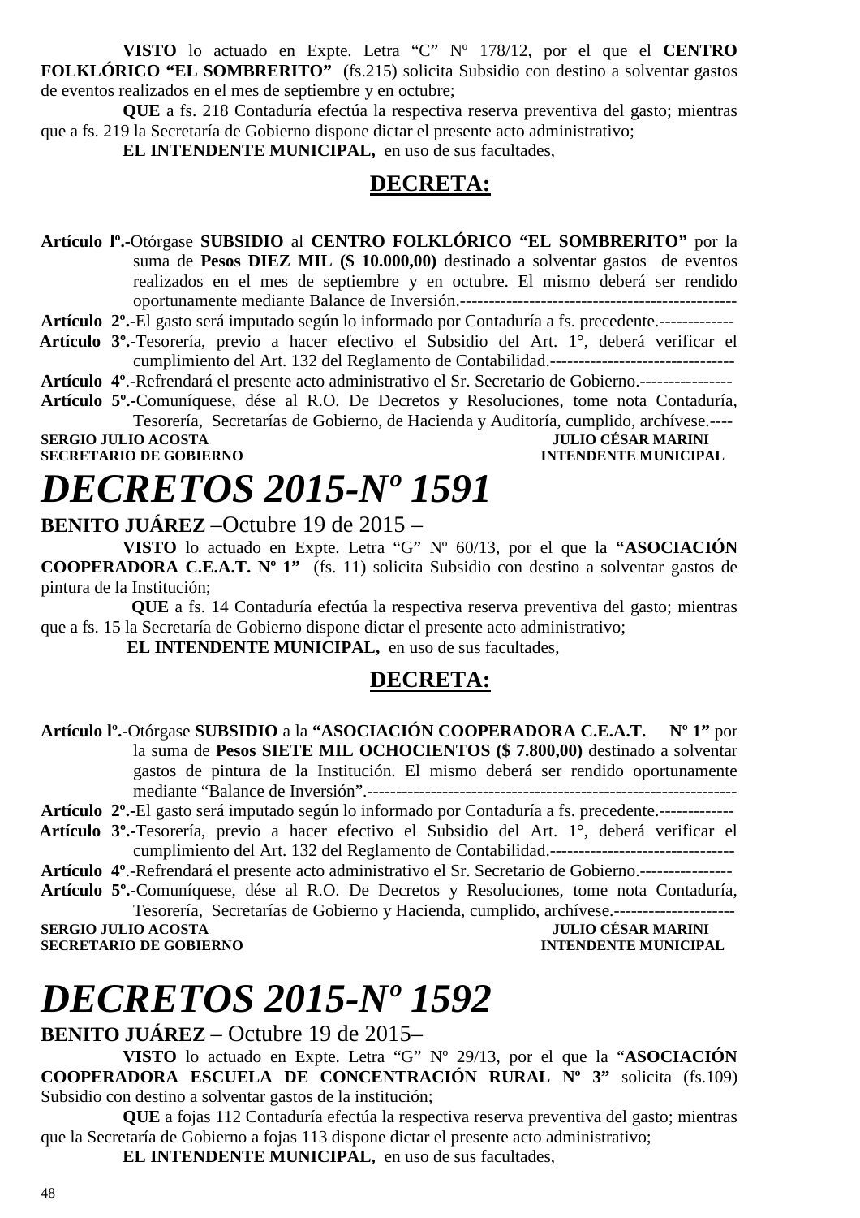**VISTO** lo actuado en Expte. Letra "C" Nº 178/12, por el que el **CENTRO FOLKLÓRICO "EL SOMBRERITO"** (fs.215) solicita Subsidio con destino a solventar gastos de eventos realizados en el mes de septiembre y en octubre;

**QUE** a fs. 218 Contaduría efectúa la respectiva reserva preventiva del gasto; mientras que a fs. 219 la Secretaría de Gobierno dispone dictar el presente acto administrativo;

**EL INTENDENTE MUNICIPAL,** en uso de sus facultades,

## DECRETA:

**Artículo lº.-**Otórgase **SUBSIDIO** al **CENTRO FOLKLÓRICO "EL SOMBRERITO"** por la suma de **Pesos DIEZ MIL ($ 10.000,00)** destinado a solventar gastos de eventos realizados en el mes de septiembre y en octubre. El mismo deberá ser rendido oportunamente mediante Balance de Inversión.------------------------------------------------

**Artículo 2º.-**El gasto será imputado según lo informado por Contaduría a fs. precedente.-------------

**Artículo 3º.-**Tesorería, previo a hacer efectivo el Subsidio del Art. 1°, deberá verificar el cumplimiento del Art. 132 del Reglamento de Contabilidad.--------------------------------

**Artículo 4º**.-Refrendará el presente acto administrativo el Sr. Secretario de Gobierno.----------------

**Artículo 5º.-**Comuníquese, dése al R.O. De Decretos y Resoluciones, tome nota Contaduría, Tesorería, Secretarías de Gobierno, de Hacienda y Auditoría, cumplido, archívese.----

**SERGIO JULIO ACOSTA** — **JULIO CÉSAR MARINI**
**SECRETARIO DE GOBIERNO** — **INTENDENTE MUNICIPAL**

# *DECRETOS 2015-Nº 1591*

**BENITO JUÁREZ** –Octubre 19 de 2015 –

**VISTO** lo actuado en Expte. Letra "G" Nº 60/13, por el que la **"ASOCIACIÓN COOPERADORA C.E.A.T. Nº 1"** (fs. 11) solicita Subsidio con destino a solventar gastos de pintura de la Institución;

**QUE** a fs. 14 Contaduría efectúa la respectiva reserva preventiva del gasto; mientras que a fs. 15 la Secretaría de Gobierno dispone dictar el presente acto administrativo;

**EL INTENDENTE MUNICIPAL,** en uso de sus facultades,

## DECRETA:

**Artículo lº.-**Otórgase **SUBSIDIO** a la **"ASOCIACIÓN COOPERADORA C.E.A.T. Nº 1"** por la suma de **Pesos SIETE MIL OCHOCIENTOS ($ 7.800,00)** destinado a solventar gastos de pintura de la Institución. El mismo deberá ser rendido oportunamente mediante "Balance de Inversión".----------------------------------------------------------------

**Artículo 2º.-**El gasto será imputado según lo informado por Contaduría a fs. precedente.-------------

**Artículo 3º.-**Tesorería, previo a hacer efectivo el Subsidio del Art. 1°, deberá verificar el cumplimiento del Art. 132 del Reglamento de Contabilidad.--------------------------------

**Artículo 4º**.-Refrendará el presente acto administrativo el Sr. Secretario de Gobierno.----------------

**Artículo 5º.-**Comuníquese, dése al R.O. De Decretos y Resoluciones, tome nota Contaduría, Tesorería, Secretarías de Gobierno y Hacienda, cumplido, archívese.---------------------

**SERGIO JULIO ACOSTA** — **JULIO CÉSAR MARINI**
**SECRETARIO DE GOBIERNO** — **INTENDENTE MUNICIPAL**

# *DECRETOS 2015-Nº 1592*

**BENITO JUÁREZ** – Octubre 19 de 2015–

**VISTO** lo actuado en Expte. Letra "G" Nº 29/13, por el que la "**ASOCIACIÓN COOPERADORA ESCUELA DE CONCENTRACIÓN RURAL Nº 3"** solicita (fs.109) Subsidio con destino a solventar gastos de la institución;

**QUE** a fojas 112 Contaduría efectúa la respectiva reserva preventiva del gasto; mientras que la Secretaría de Gobierno a fojas 113 dispone dictar el presente acto administrativo;

**EL INTENDENTE MUNICIPAL,** en uso de sus facultades,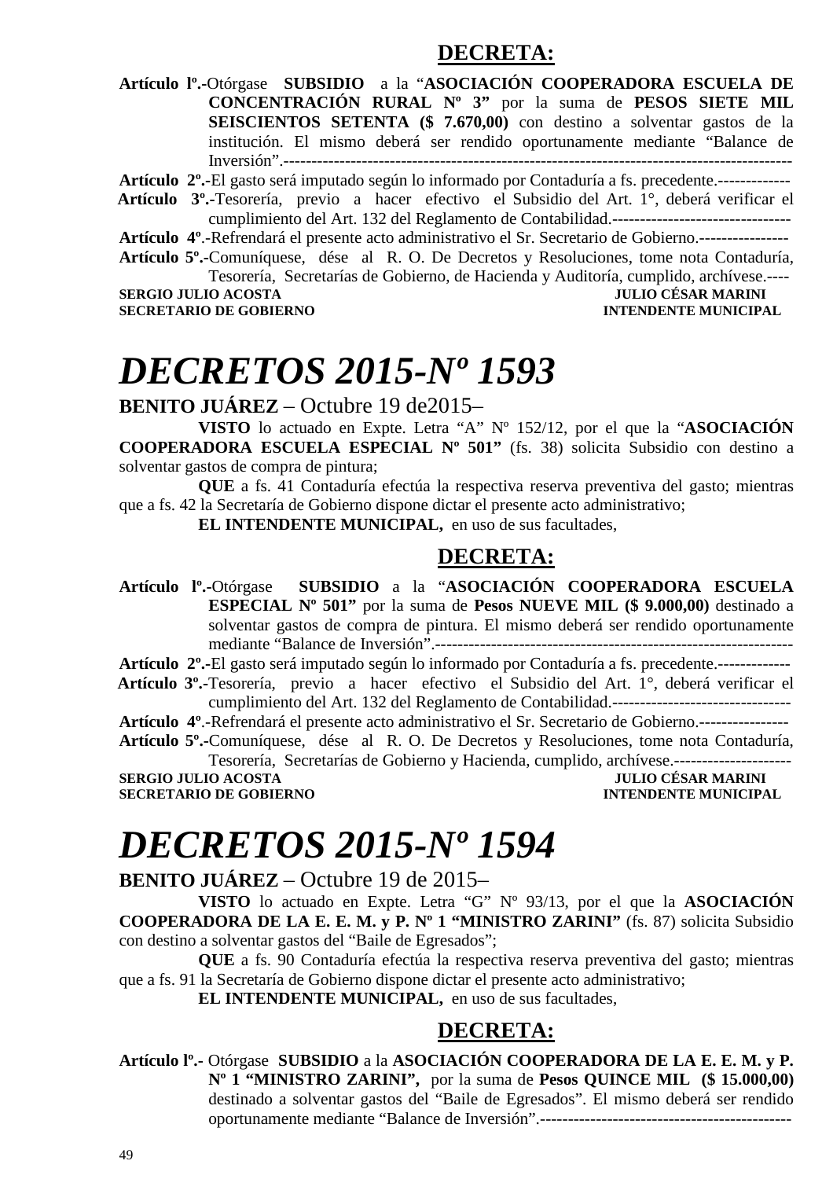## DECRETA:

**Artículo lº.-**Otórgase **SUBSIDIO** a la "**ASOCIACIÓN COOPERADORA ESCUELA DE CONCENTRACIÓN RURAL Nº 3"** por la suma de **PESOS SIETE MIL SEISCIENTOS SETENTA ($ 7.670,00)** con destino a solventar gastos de la institución. El mismo deberá ser rendido oportunamente mediante "Balance de Inversión".-----------------------------------------------------------------------------------------

**Artículo 2º.-**El gasto será imputado según lo informado por Contaduría a fs. precedente.-------------

**Artículo 3º.-**Tesorería, previo a hacer efectivo el Subsidio del Art. 1°, deberá verificar el cumplimiento del Art. 132 del Reglamento de Contabilidad.---------------------------------

**Artículo 4º**.-Refrendará el presente acto administrativo el Sr. Secretario de Gobierno.----------------

**Artículo 5º.-**Comuníquese, dése al R. O. De Decretos y Resoluciones, tome nota Contaduría, Tesorería, Secretarías de Gobierno, de Hacienda y Auditoría, cumplido, archívese.----

**SERGIO JULIO ACOSTA** — **SECRETARIO DE GOBIERNO**
**JULIO CÉSAR MARINI** — **INTENDENTE MUNICIPAL**

# *DECRETOS 2015-Nº 1593*

**BENITO JUÁREZ** – Octubre 19 de2015–

**VISTO** lo actuado en Expte. Letra "A" Nº 152/12, por el que la "**ASOCIACIÓN COOPERADORA ESCUELA ESPECIAL Nº 501"** (fs. 38) solicita Subsidio con destino a solventar gastos de compra de pintura;

**QUE** a fs. 41 Contaduría efectúa la respectiva reserva preventiva del gasto; mientras que a fs. 42 la Secretaría de Gobierno dispone dictar el presente acto administrativo;

**EL INTENDENTE MUNICIPAL,** en uso de sus facultades,

## DECRETA:

**Artículo lº.-**Otórgase **SUBSIDIO** a la "**ASOCIACIÓN COOPERADORA ESCUELA ESPECIAL Nº 501"** por la suma de **Pesos NUEVE MIL ($ 9.000,00)** destinado a solventar gastos de compra de pintura. El mismo deberá ser rendido oportunamente mediante "Balance de Inversión".-----------------------------------------------------------------

**Artículo 2º.-**El gasto será imputado según lo informado por Contaduría a fs. precedente.-------------

**Artículo 3º.-**Tesorería, previo a hacer efectivo el Subsidio del Art. 1°, deberá verificar el cumplimiento del Art. 132 del Reglamento de Contabilidad.---------------------------------

**Artículo 4º**.-Refrendará el presente acto administrativo el Sr. Secretario de Gobierno.----------------

**Artículo 5º.-**Comuníquese, dése al R. O. De Decretos y Resoluciones, tome nota Contaduría, Tesorería, Secretarías de Gobierno y Hacienda, cumplido, archívese.---------------------

**SERGIO JULIO ACOSTA** — **SECRETARIO DE GOBIERNO**
**JULIO CÉSAR MARINI** — **INTENDENTE MUNICIPAL**

# *DECRETOS 2015-Nº 1594*

**BENITO JUÁREZ** – Octubre 19 de 2015–

**VISTO** lo actuado en Expte. Letra "G" Nº 93/13, por el que la **ASOCIACIÓN COOPERADORA DE LA E. E. M. y P. Nº 1 "MINISTRO ZARINI"** (fs. 87) solicita Subsidio con destino a solventar gastos del "Baile de Egresados";

**QUE** a fs. 90 Contaduría efectúa la respectiva reserva preventiva del gasto; mientras que a fs. 91 la Secretaría de Gobierno dispone dictar el presente acto administrativo;

**EL INTENDENTE MUNICIPAL,** en uso de sus facultades,

## DECRETA:

**Artículo lº.-** Otórgase **SUBSIDIO** a la **ASOCIACIÓN COOPERADORA DE LA E. E. M. y P. Nº 1 "MINISTRO ZARINI",** por la suma de **Pesos QUINCE MIL ($ 15.000,00)** destinado a solventar gastos del "Baile de Egresados". El mismo deberá ser rendido oportunamente mediante "Balance de Inversión".---------------------------------------------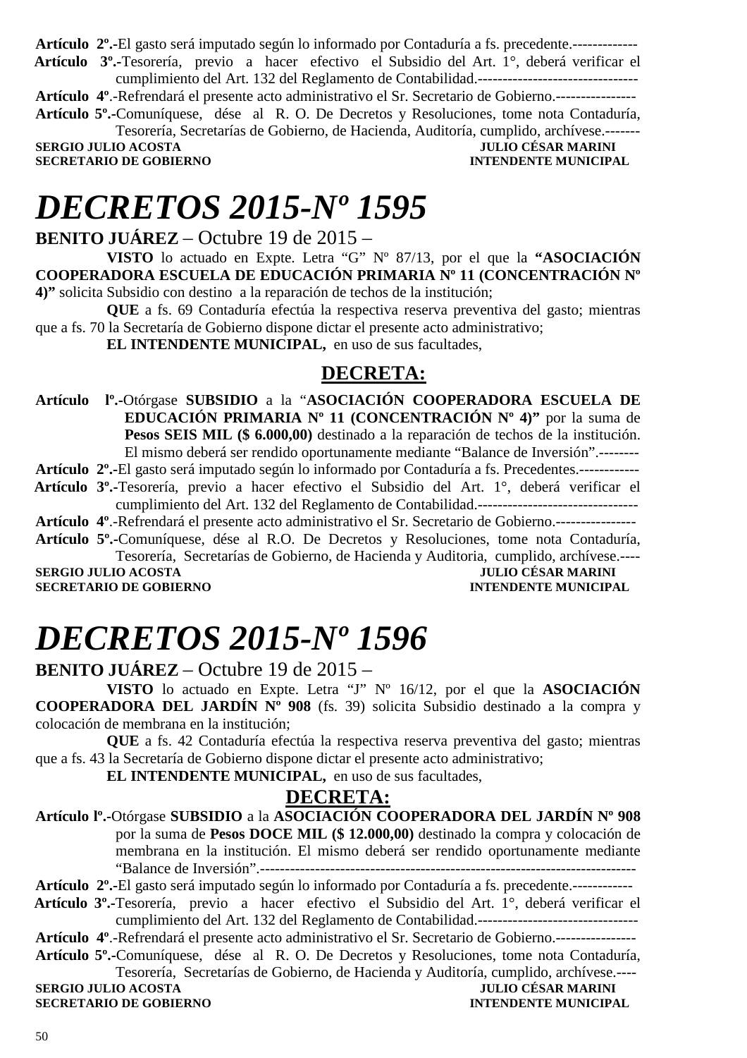**Artículo 2º.-**El gasto será imputado según lo informado por Contaduría a fs. precedente.-------------

**Artículo 3º.-**Tesorería, previo a hacer efectivo el Subsidio del Art. 1°, deberá verificar el cumplimiento del Art. 132 del Reglamento de Contabilidad.--------------------------------

**Artículo 4º**.-Refrendará el presente acto administrativo el Sr. Secretario de Gobierno.----------------

**Artículo 5º.-**Comuníquese, dése al R. O. De Decretos y Resoluciones, tome nota Contaduría, Tesorería, Secretarías de Gobierno, de Hacienda, Auditoría, cumplido, archívese.-------

**SERGIO JULIO ACOSTA** — **JULIO CÉSAR MARINI**
**SECRETARIO DE GOBIERNO** — **INTENDENTE MUNICIPAL**

# *DECRETOS 2015-Nº 1595*

**BENITO JUÁREZ** – Octubre 19 de 2015 –

**VISTO** lo actuado en Expte. Letra "G" Nº 87/13, por el que la **"ASOCIACIÓN COOPERADORA ESCUELA DE EDUCACIÓN PRIMARIA Nº 11 (CONCENTRACIÓN Nº 4)"** solicita Subsidio con destino a la reparación de techos de la institución;

**QUE** a fs. 69 Contaduría efectúa la respectiva reserva preventiva del gasto; mientras que a fs. 70 la Secretaría de Gobierno dispone dictar el presente acto administrativo;

**EL INTENDENTE MUNICIPAL,** en uso de sus facultades,

## DECRETA:

**Artículo lº.-**Otórgase **SUBSIDIO** a la "**ASOCIACIÓN COOPERADORA ESCUELA DE EDUCACIÓN PRIMARIA Nº 11 (CONCENTRACIÓN Nº 4)"** por la suma de **Pesos SEIS MIL ($ 6.000,00)** destinado a la reparación de techos de la institución. El mismo deberá ser rendido oportunamente mediante "Balance de Inversión".--------

**Artículo 2º.-**El gasto será imputado según lo informado por Contaduría a fs. Precedentes.------------

**Artículo 3º.-**Tesorería, previo a hacer efectivo el Subsidio del Art. 1°, deberá verificar el cumplimiento del Art. 132 del Reglamento de Contabilidad.--------------------------------

**Artículo 4º**.-Refrendará el presente acto administrativo el Sr. Secretario de Gobierno.----------------

**Artículo 5º.-**Comuníquese, dése al R.O. De Decretos y Resoluciones, tome nota Contaduría, Tesorería, Secretarías de Gobierno, de Hacienda y Auditoria, cumplido, archívese.----

**SERGIO JULIO ACOSTA** — **JULIO CÉSAR MARINI**
**SECRETARIO DE GOBIERNO** — **INTENDENTE MUNICIPAL**

# *DECRETOS 2015-Nº 1596*

**BENITO JUÁREZ** – Octubre 19 de 2015 –

**VISTO** lo actuado en Expte. Letra "J" Nº 16/12, por el que la **ASOCIACIÓN COOPERADORA DEL JARDÍN Nº 908** (fs. 39) solicita Subsidio destinado a la compra y colocación de membrana en la institución;

**QUE** a fs. 42 Contaduría efectúa la respectiva reserva preventiva del gasto; mientras que a fs. 43 la Secretaría de Gobierno dispone dictar el presente acto administrativo;

**EL INTENDENTE MUNICIPAL,** en uso de sus facultades,

## DECRETA:

**Artículo lº.-**Otórgase **SUBSIDIO** a la **ASOCIACIÓN COOPERADORA DEL JARDÍN Nº 908** por la suma de **Pesos DOCE MIL ($ 12.000,00)** destinado la compra y colocación de membrana en la institución. El mismo deberá ser rendido oportunamente mediante "Balance de Inversión".------------------------------------------------------------------------

**Artículo 2º.-**El gasto será imputado según lo informado por Contaduría a fs. precedente.------------

**Artículo 3º.-**Tesorería, previo a hacer efectivo el Subsidio del Art. 1°, deberá verificar el cumplimiento del Art. 132 del Reglamento de Contabilidad.--------------------------------

**Artículo 4º**.-Refrendará el presente acto administrativo el Sr. Secretario de Gobierno.----------------

**Artículo 5º.-**Comuníquese, dése al R. O. De Decretos y Resoluciones, tome nota Contaduría, Tesorería, Secretarías de Gobierno, de Hacienda y Auditoría, cumplido, archívese.----

**SERGIO JULIO ACOSTA** — **JULIO CÉSAR MARINI**
**SECRETARIO DE GOBIERNO** — **INTENDENTE MUNICIPAL**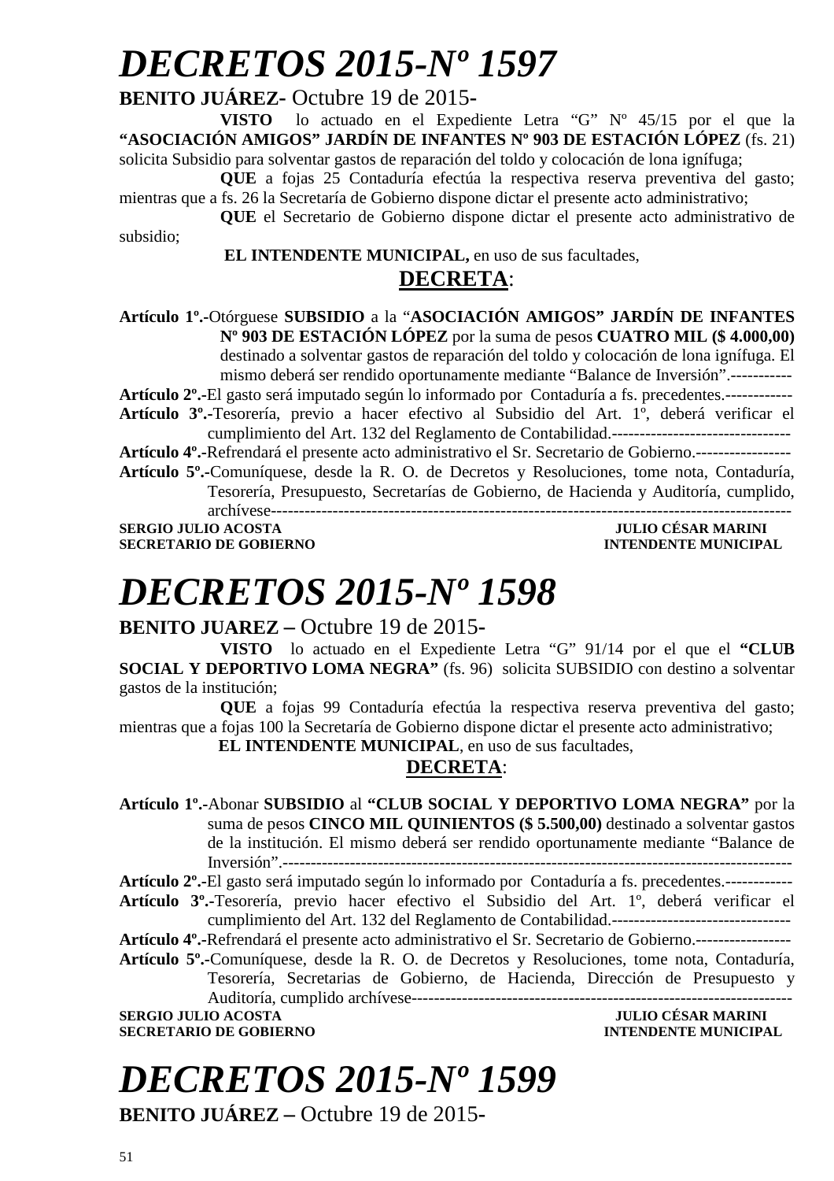# DECRETOS 2015-Nº 1597

**BENITO JUÁREZ-** Octubre 19 de 2015-

**VISTO** lo actuado en el Expediente Letra "G" Nº 45/15 por el que la **"ASOCIACIÓN AMIGOS" JARDÍN DE INFANTES Nº 903 DE ESTACIÓN LÓPEZ** (fs. 21) solicita Subsidio para solventar gastos de reparación del toldo y colocación de lona ignífuga;

**QUE** a fojas 25 Contaduría efectúa la respectiva reserva preventiva del gasto; mientras que a fs. 26 la Secretaría de Gobierno dispone dictar el presente acto administrativo;

**QUE** el Secretario de Gobierno dispone dictar el presente acto administrativo de subsidio;

**EL INTENDENTE MUNICIPAL,** en uso de sus facultades,

**DECRETA:**

**Artículo 1º.-**Otórguese **SUBSIDIO** a la "**ASOCIACIÓN AMIGOS" JARDÍN DE INFANTES Nº 903 DE ESTACIÓN LÓPEZ** por la suma de pesos **CUATRO MIL ($ 4.000,00)** destinado a solventar gastos de reparación del toldo y colocación de lona ignífuga. El mismo deberá ser rendido oportunamente mediante "Balance de Inversión".-----------

**Artículo 2º.-**El gasto será imputado según lo informado por Contaduría a fs. precedentes.------------

**Artículo 3º.-**Tesorería, previo a hacer efectivo al Subsidio del Art. 1º, deberá verificar el cumplimiento del Art. 132 del Reglamento de Contabilidad.--------------------------------

**Artículo 4º.-**Refrendará el presente acto administrativo el Sr. Secretario de Gobierno.-----------------

**Artículo 5º.-**Comuníquese, desde la R. O. de Decretos y Resoluciones, tome nota, Contaduría, Tesorería, Presupuesto, Secretarías de Gobierno, de Hacienda y Auditoría, cumplido, archívese-------------------------------------------------------------------------------------------

**SERGIO JULIO ACOSTA** — **SECRETARIO DE GOBIERNO**

**JULIO CÉSAR MARINI** — **INTENDENTE MUNICIPAL**

# DECRETOS 2015-Nº 1598

**BENITO JUAREZ –** Octubre 19 de 2015-

**VISTO** lo actuado en el Expediente Letra "G" 91/14 por el que el **"CLUB SOCIAL Y DEPORTIVO LOMA NEGRA"** (fs. 96) solicita SUBSIDIO con destino a solventar gastos de la institución;

**QUE** a fojas 99 Contaduría efectúa la respectiva reserva preventiva del gasto; mientras que a fojas 100 la Secretaría de Gobierno dispone dictar el presente acto administrativo;

**EL INTENDENTE MUNICIPAL**, en uso de sus facultades,

**DECRETA:**

**Artículo 1º.-**Abonar **SUBSIDIO** al **"CLUB SOCIAL Y DEPORTIVO LOMA NEGRA"** por la suma de pesos **CINCO MIL QUINIENTOS ($ 5.500,00)** destinado a solventar gastos de la institución. El mismo deberá ser rendido oportunamente mediante "Balance de Inversión".-------------------------------------------------------------------------------------------

**Artículo 2º.-**El gasto será imputado según lo informado por Contaduría a fs. precedentes.------------

**Artículo 3º.-**Tesorería, previo hacer efectivo el Subsidio del Art. 1º, deberá verificar el cumplimiento del Art. 132 del Reglamento de Contabilidad.--------------------------------

**Artículo 4º.-**Refrendará el presente acto administrativo el Sr. Secretario de Gobierno.-----------------

**Artículo 5º.-**Comuníquese, desde la R. O. de Decretos y Resoluciones, tome nota, Contaduría, Tesorería, Secretarias de Gobierno, de Hacienda, Dirección de Presupuesto y Auditoría, cumplido archívese-----------------------------------------------------------------------------

**SERGIO JULIO ACOSTA** — **SECRETARIO DE GOBIERNO**

**JULIO CÉSAR MARINI** — **INTENDENTE MUNICIPAL**

# DECRETOS 2015-Nº 1599

**BENITO JUÁREZ –** Octubre 19 de 2015-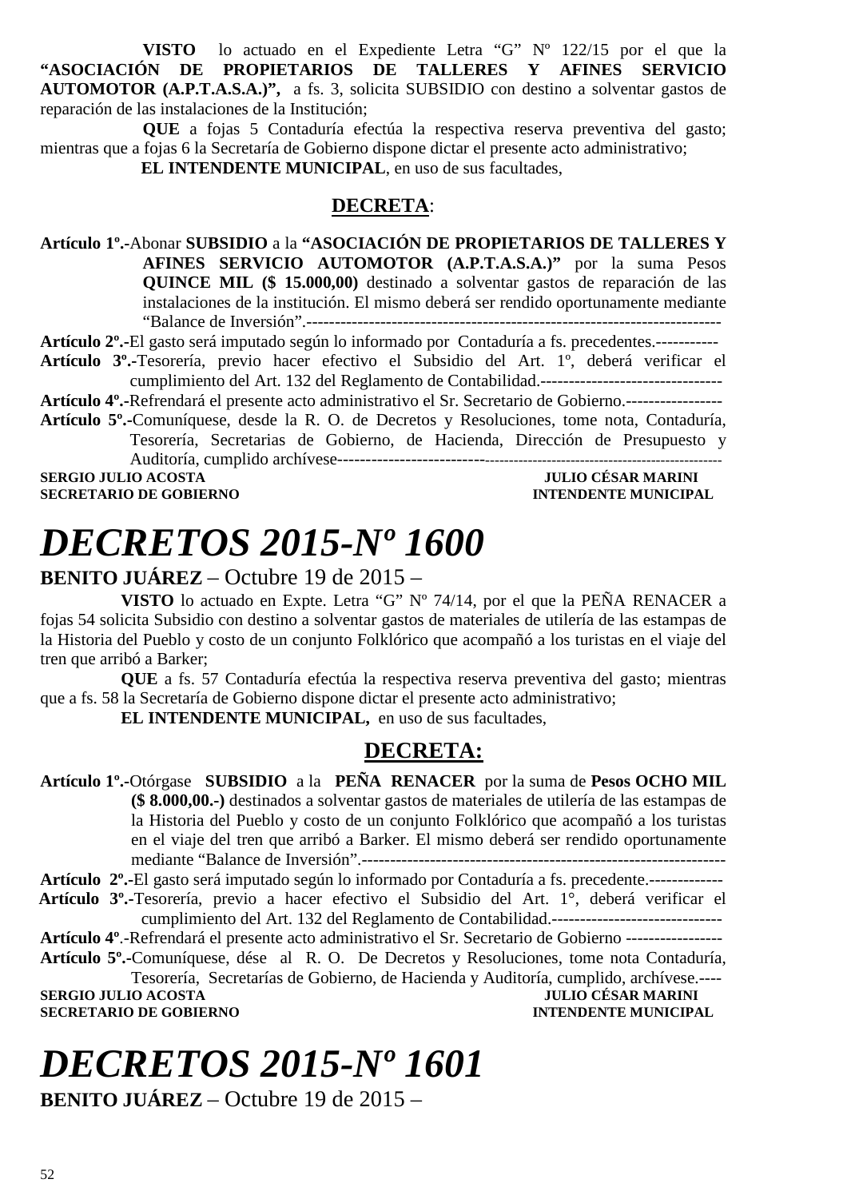**VISTO** lo actuado en el Expediente Letra “G” Nº 122/15 por el que la **“ASOCIACIÓN DE PROPIETARIOS DE TALLERES Y AFINES SERVICIO AUTOMOTOR (A.P.T.A.S.A.)”,** a fs. 3, solicita SUBSIDIO con destino a solventar gastos de reparación de las instalaciones de la Institución;

**QUE** a fojas 5 Contaduría efectúa la respectiva reserva preventiva del gasto; mientras que a fojas 6 la Secretaría de Gobierno dispone dictar el presente acto administrativo;

**EL INTENDENTE MUNICIPAL**, en uso de sus facultades,

**DECRETA**:

**Artículo 1º.-**Abonar **SUBSIDIO** a la **“ASOCIACIÓN DE PROPIETARIOS DE TALLERES Y AFINES SERVICIO AUTOMOTOR (A.P.T.A.S.A.)”** por la suma Pesos **QUINCE MIL ($ 15.000,00)** destinado a solventar gastos de reparación de las instalaciones de la institución. El mismo deberá ser rendido oportunamente mediante “Balance de Inversión”.--------------------------------------------------------------------------

**Artículo 2º.-**El gasto será imputado según lo informado por Contaduría a fs. precedentes.-----------

**Artículo 3º.-**Tesorería, previo hacer efectivo el Subsidio del Art. 1º, deberá verificar el cumplimiento del Art. 132 del Reglamento de Contabilidad.--------------------------------

**Artículo 4º.-**Refrendará el presente acto administrativo el Sr. Secretario de Gobierno.-----------------

**Artículo 5º.-**Comuníquese, desde la R. O. de Decretos y Resoluciones, tome nota, Contaduría, Tesorería, Secretarias de Gobierno, de Hacienda, Dirección de Presupuesto y Auditoría, cumplido archívese-------------------------------------------------------------------------------

**SERGIO JULIO ACOSTA** — **JULIO CÉSAR MARINI**
**SECRETARIO DE GOBIERNO** — **INTENDENTE MUNICIPAL**

# *DECRETOS 2015-Nº 1600*

**BENITO JUÁREZ** – Octubre 19 de 2015 –

**VISTO** lo actuado en Expte. Letra “G” Nº 74/14, por el que la PEÑA RENACER a fojas 54 solicita Subsidio con destino a solventar gastos de materiales de utilería de las estampas de la Historia del Pueblo y costo de un conjunto Folklórico que acompañó a los turistas en el viaje del tren que arribó a Barker;

**QUE** a fs. 57 Contaduría efectúa la respectiva reserva preventiva del gasto; mientras que a fs. 58 la Secretaría de Gobierno dispone dictar el presente acto administrativo;

**EL INTENDENTE MUNICIPAL,** en uso de sus facultades,

**DECRETA:**

**Artículo 1º.-**Otórgase **SUBSIDIO** a la **PEÑA RENACER** por la suma de **Pesos OCHO MIL ($ 8.000,00.-)** destinados a solventar gastos de materiales de utilería de las estampas de la Historia del Pueblo y costo de un conjunto Folklórico que acompañó a los turistas en el viaje del tren que arribó a Barker. El mismo deberá ser rendido oportunamente mediante “Balance de Inversión”.-----------------------------------------------------------------

**Artículo 2º.-**El gasto será imputado según lo informado por Contaduría a fs. precedente.-------------

**Artículo 3º.-**Tesorería, previo a hacer efectivo el Subsidio del Art. 1°, deberá verificar el cumplimiento del Art. 132 del Reglamento de Contabilidad.------------------------------

**Artículo 4º**.-Refrendará el presente acto administrativo el Sr. Secretario de Gobierno -----------------

**Artículo 5º.-**Comuníquese, dése al R. O. De Decretos y Resoluciones, tome nota Contaduría, Tesorería, Secretarías de Gobierno, de Hacienda y Auditoría, cumplido, archívese.----

**SERGIO JULIO ACOSTA** — **JULIO CÉSAR MARINI**
**SECRETARIO DE GOBIERNO** — **INTENDENTE MUNICIPAL**

# *DECRETOS 2015-Nº 1601*

**BENITO JUÁREZ** – Octubre 19 de 2015 –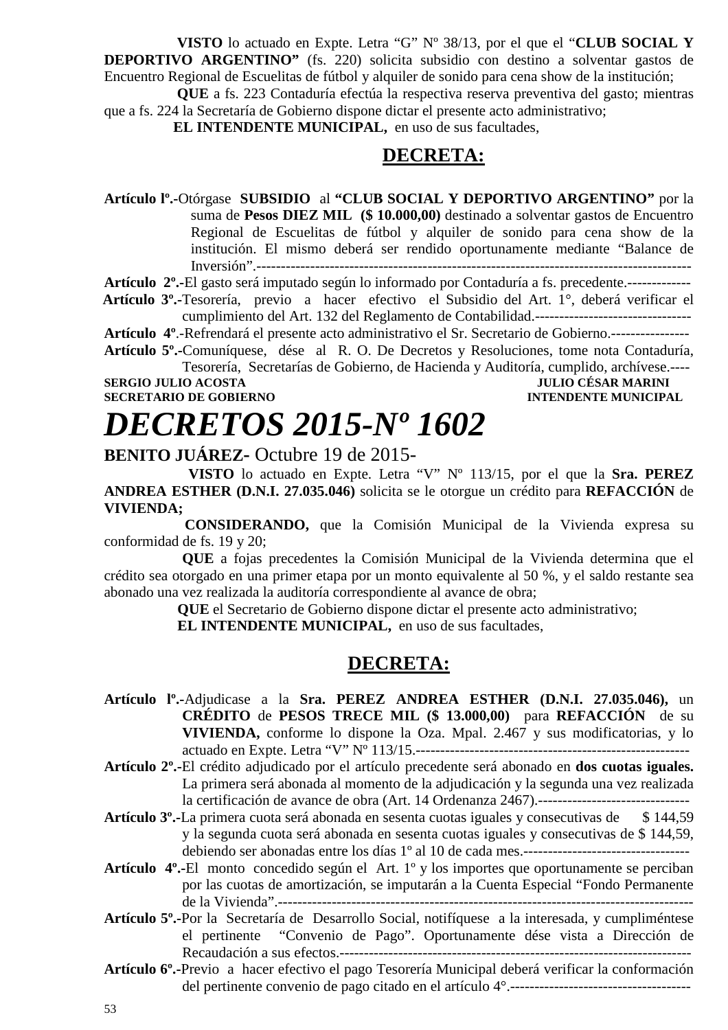**VISTO** lo actuado en Expte. Letra “G” Nº 38/13, por el que el “**CLUB SOCIAL Y DEPORTIVO ARGENTINO”** (fs. 220) solicita subsidio con destino a solventar gastos de Encuentro Regional de Escuelitas de fútbol y alquiler de sonido para cena show de la institución;

**QUE** a fs. 223 Contaduría efectúa la respectiva reserva preventiva del gasto; mientras que a fs. 224 la Secretaría de Gobierno dispone dictar el presente acto administrativo;

**EL INTENDENTE MUNICIPAL,** en uso de sus facultades,

## DECRETA:

**Artículo lº.-**Otórgase **SUBSIDIO** al **“CLUB SOCIAL Y DEPORTIVO ARGENTINO”** por la suma de **Pesos DIEZ MIL ($ 10.000,00)** destinado a solventar gastos de Encuentro Regional de Escuelitas de fútbol y alquiler de sonido para cena show de la institución. El mismo deberá ser rendido oportunamente mediante “Balance de Inversión”.-------------------------------------------------------------------------------------

**Artículo 2º.-**El gasto será imputado según lo informado por Contaduría a fs. precedente.-------------

**Artículo 3º.-**Tesorería, previo a hacer efectivo el Subsidio del Art. 1°, deberá verificar el cumplimiento del Art. 132 del Reglamento de Contabilidad.--------------------------------

**Artículo 4º.**-Refrendará el presente acto administrativo el Sr. Secretario de Gobierno.----------------

**Artículo 5º.-**Comuníquese, dése al R. O. De Decretos y Resoluciones, tome nota Contaduría, Tesorería, Secretarías de Gobierno, de Hacienda y Auditoría, cumplido, archívese.----

**SERGIO JULIO ACOSTA** — **JULIO CÉSAR MARINI**
**SECRETARIO DE GOBIERNO** — **INTENDENTE MUNICIPAL**

# *DECRETOS 2015-Nº 1602*

**BENITO JUÁREZ-** Octubre 19 de 2015-

**VISTO** lo actuado en Expte. Letra “V” Nº 113/15, por el que la **Sra. PEREZ ANDREA ESTHER (D.N.I. 27.035.046)** solicita se le otorgue un crédito para **REFACCIÓN** de **VIVIENDA;**

**CONSIDERANDO,** que la Comisión Municipal de la Vivienda expresa su conformidad de fs. 19 y 20;

**QUE** a fojas precedentes la Comisión Municipal de la Vivienda determina que el crédito sea otorgado en una primer etapa por un monto equivalente al 50 %, y el saldo restante sea abonado una vez realizada la auditoría correspondiente al avance de obra;

**QUE** el Secretario de Gobierno dispone dictar el presente acto administrativo;

**EL INTENDENTE MUNICIPAL,** en uso de sus facultades,

## DECRETA:

**Artículo lº.-**Adjudicase a la **Sra. PEREZ ANDREA ESTHER (D.N.I. 27.035.046),** un **CRÉDITO** de **PESOS TRECE MIL ($ 13.000,00)** para **REFACCIÓN** de su **VIVIENDA,** conforme lo dispone la Oza. Mpal. 2.467 y sus modificatorias, y lo actuado en Expte. Letra “V” Nº 113/15.--------------------------------------------------------

**Artículo 2º.-**El crédito adjudicado por el artículo precedente será abonado en **dos cuotas iguales.** La primera será abonada al momento de la adjudicación y la segunda una vez realizada la certificación de avance de obra (Art. 14 Ordenanza 2467).-------------------------------

**Artículo 3º.-**La primera cuota será abonada en sesenta cuotas iguales y consecutivas de $ 144,59 y la segunda cuota será abonada en sesenta cuotas iguales y consecutivas de $ 144,59, debiendo ser abonadas entre los días 1º al 10 de cada mes.----------------------------------

**Artículo 4º.-**El monto concedido según el Art. 1º y los importes que oportunamente se perciban por las cuotas de amortización, se imputarán a la Cuenta Especial “Fondo Permanente de la Vivienda”.-------------------------------------------------------------------------------------

**Artículo 5º.-**Por la Secretaría de Desarrollo Social, notifíquese a la interesada, y cumpliméntese el pertinente “Convenio de Pago”. Oportunamente dése vista a Dirección de Recaudación a sus efectos.------------------------------------------------------------------------

**Artículo 6º.-**Previo a hacer efectivo el pago Tesorería Municipal deberá verificar la conformación del pertinente convenio de pago citado en el artículo 4°.-------------------------------------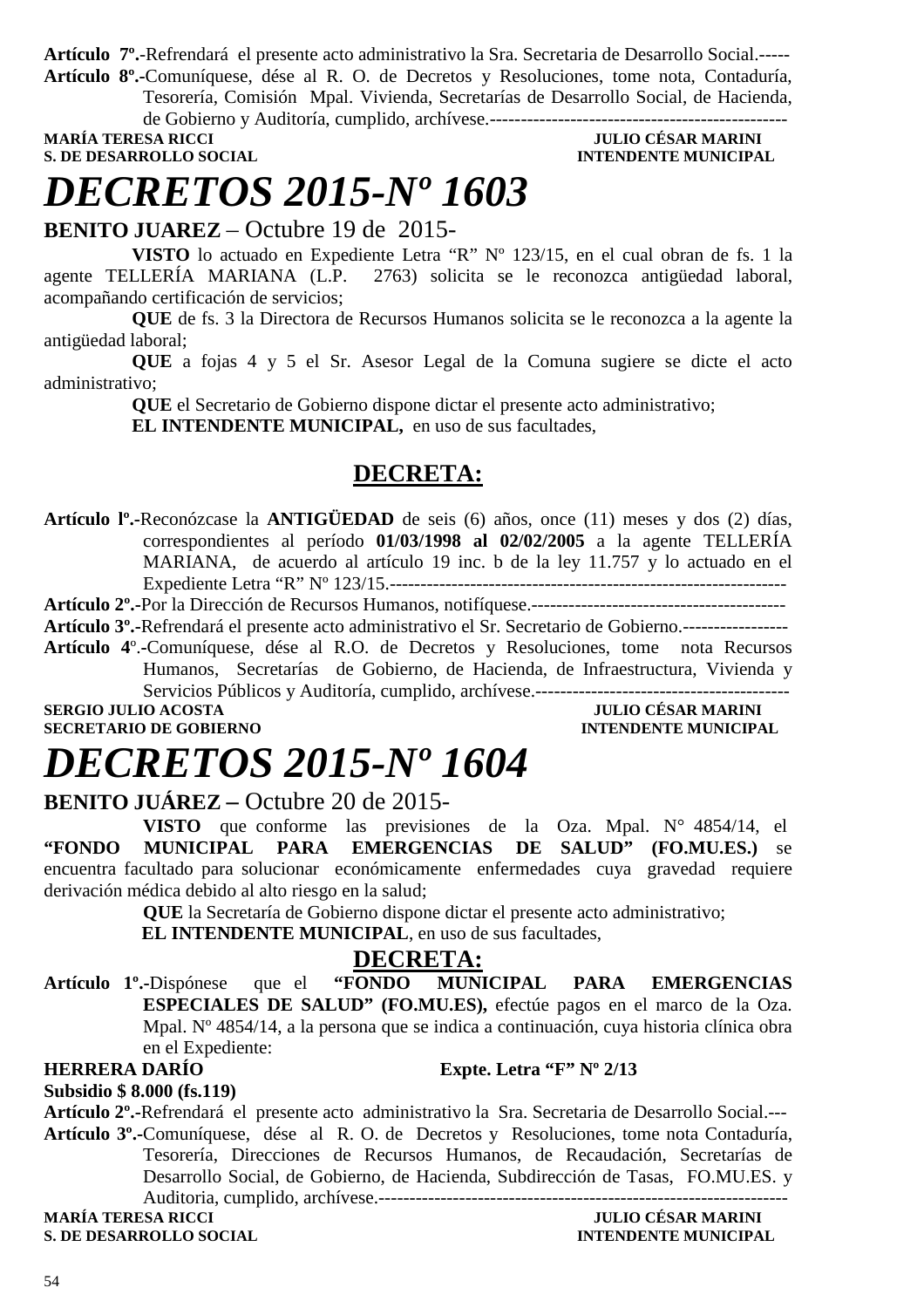**Artículo 7º.-**Refrendará el presente acto administrativo la Sra. Secretaria de Desarrollo Social.-----

**Artículo 8º.-**Comuníquese, dése al R. O. de Decretos y Resoluciones, tome nota, Contaduría, Tesorería, Comisión Mpal. Vivienda, Secretarías de Desarrollo Social, de Hacienda, de Gobierno y Auditoría, cumplido, archívese.-----------------------------------------------

**MARÍA TERESA RICCI** — **S. DE DESARROLLO SOCIAL**

**JULIO CÉSAR MARINI** — **INTENDENTE MUNICIPAL**

# *DECRETOS 2015-Nº 1603*

**BENITO JUAREZ** – Octubre 19 de 2015-

**VISTO** lo actuado en Expediente Letra "R" Nº 123/15, en el cual obran de fs. 1 la agente TELLERÍA MARIANA (L.P. 2763) solicita se le reconozca antigüedad laboral, acompañando certificación de servicios;

**QUE** de fs. 3 la Directora de Recursos Humanos solicita se le reconozca a la agente la antigüedad laboral;

**QUE** a fojas 4 y 5 el Sr. Asesor Legal de la Comuna sugiere se dicte el acto administrativo;

**QUE** el Secretario de Gobierno dispone dictar el presente acto administrativo;

**EL INTENDENTE MUNICIPAL,** en uso de sus facultades,

## DECRETA:

**Artículo lº.-**Reconózcase la **ANTIGÜEDAD** de seis (6) años, once (11) meses y dos (2) días, correspondientes al período **01/03/1998 al 02/02/2005** a la agente TELLERÍA MARIANA, de acuerdo al artículo 19 inc. b de la ley 11.757 y lo actuado en el Expediente Letra "R" Nº 123/15.----------------------------------------------------------------

**Artículo 2º.-**Por la Dirección de Recursos Humanos, notifíquese.-----------------------------------------

**Artículo 3º.-**Refrendará el presente acto administrativo el Sr. Secretario de Gobierno.-----------------

**Artículo 4º.-**Comuníquese, dése al R.O. de Decretos y Resoluciones, tome nota Recursos Humanos, Secretarías de Gobierno, de Hacienda, de Infraestructura, Vivienda y Servicios Públicos y Auditoría, cumplido, archívese.------------------------------------------

**SERGIO JULIO ACOSTA** — **SECRETARIO DE GOBIERNO**

**JULIO CÉSAR MARINI** — **INTENDENTE MUNICIPAL**

# *DECRETOS 2015-Nº 1604*

**BENITO JUÁREZ –** Octubre 20 de 2015-

**VISTO** que conforme las previsiones de la Oza. Mpal. N° 4854/14, el **"FONDO MUNICIPAL PARA EMERGENCIAS DE SALUD" (FO.MU.ES.)** se encuentra facultado para solucionar económicamente enfermedades cuya gravedad requiere derivación médica debido al alto riesgo en la salud;

**QUE** la Secretaría de Gobierno dispone dictar el presente acto administrativo;

**EL INTENDENTE MUNICIPAL**, en uso de sus facultades,

## DECRETA:

**Artículo 1º.-**Dispónese que el **"FONDO MUNICIPAL PARA EMERGENCIAS ESPECIALES DE SALUD" (FO.MU.ES),** efectúe pagos en el marco de la Oza. Mpal. Nº 4854/14, a la persona que se indica a continuación, cuya historia clínica obra en el Expediente:

**HERRERA DARÍO** — **Expte. Letra "F" Nº 2/13**

**Subsidio $ 8.000 (fs.119)**

**Artículo 2º.-**Refrendará el presente acto administrativo la Sra. Secretaria de Desarrollo Social.---

**Artículo 3º.-**Comuníquese, dése al R. O. de Decretos y Resoluciones, tome nota Contaduría, Tesorería, Direcciones de Recursos Humanos, de Recaudación, Secretarías de Desarrollo Social, de Gobierno, de Hacienda, Subdirección de Tasas, FO.MU.ES. y Auditoria, cumplido, archívese.-------------------------------------------------------------------

**MARÍA TERESA RICCI** — **S. DE DESARROLLO SOCIAL**

**JULIO CÉSAR MARINI** — **INTENDENTE MUNICIPAL**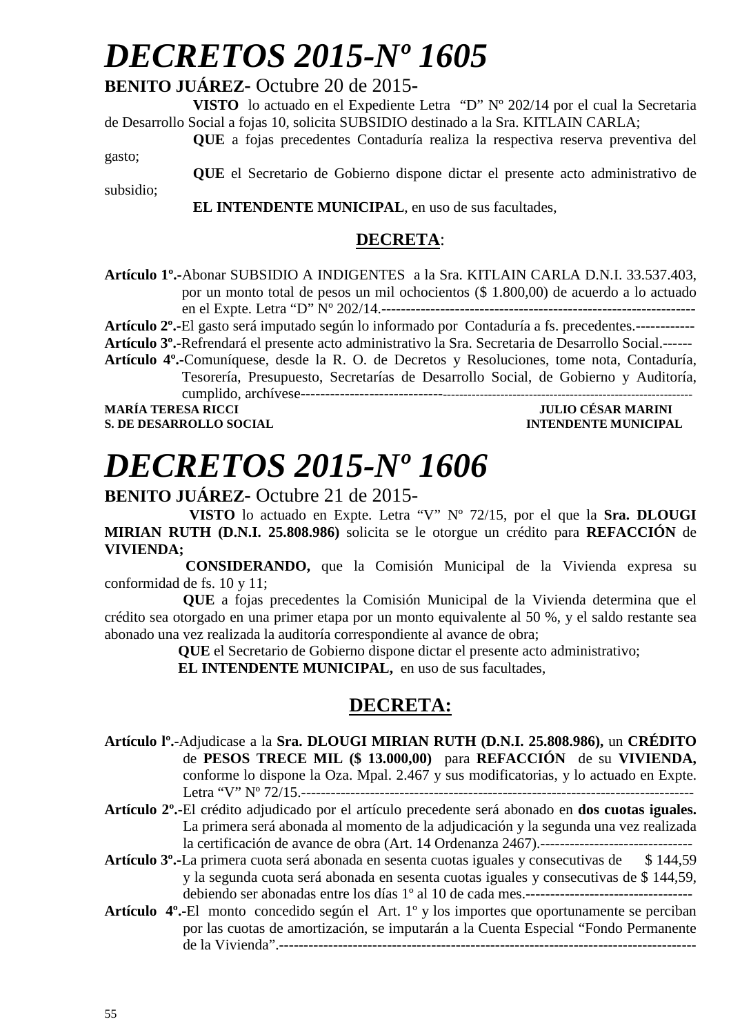# *DECRETOS 2015-Nº 1605*

**BENITO JUÁREZ-** Octubre 20 de 2015-

**VISTO** lo actuado en el Expediente Letra "D" Nº 202/14 por el cual la Secretaria de Desarrollo Social a fojas 10, solicita SUBSIDIO destinado a la Sra. KITLAIN CARLA;

**QUE** a fojas precedentes Contaduría realiza la respectiva reserva preventiva del gasto;

**QUE** el Secretario de Gobierno dispone dictar el presente acto administrativo de subsidio;

**EL INTENDENTE MUNICIPAL**, en uso de sus facultades,

**DECRETA**:

**Artículo 1º.-**Abonar SUBSIDIO A INDIGENTES a la Sra. KITLAIN CARLA D.N.I. 33.537.403, por un monto total de pesos un mil ochocientos ($ 1.800,00) de acuerdo a lo actuado en el Expte. Letra "D" Nº 202/14.-----------------------------------------------------------------

**Artículo 2º.-**El gasto será imputado según lo informado por Contaduría a fs. precedentes.------------

**Artículo 3º.-**Refrendará el presente acto administrativo la Sra. Secretaria de Desarrollo Social.------

**Artículo 4º.-**Comuníquese, desde la R. O. de Decretos y Resoluciones, tome nota, Contaduría, Tesorería, Presupuesto, Secretarías de Desarrollo Social, de Gobierno y Auditoría, cumplido, archívese-----------------------------------------------------------------------------------------

**MARÍA TERESA RICCI** — **JULIO CÉSAR MARINI**
**S. DE DESARROLLO SOCIAL** — **INTENDENTE MUNICIPAL**

# *DECRETOS 2015-Nº 1606*

**BENITO JUÁREZ-** Octubre 21 de 2015-

**VISTO** lo actuado en Expte. Letra "V" Nº 72/15, por el que la **Sra. DLOUGI MIRIAN RUTH (D.N.I. 25.808.986)** solicita se le otorgue un crédito para **REFACCIÓN** de **VIVIENDA;**

**CONSIDERANDO,** que la Comisión Municipal de la Vivienda expresa su conformidad de fs. 10 y 11;

**QUE** a fojas precedentes la Comisión Municipal de la Vivienda determina que el crédito sea otorgado en una primer etapa por un monto equivalente al 50 %, y el saldo restante sea abonado una vez realizada la auditoría correspondiente al avance de obra;

**QUE** el Secretario de Gobierno dispone dictar el presente acto administrativo;

**EL INTENDENTE MUNICIPAL,** en uso de sus facultades,

**DECRETA:**

**Artículo lº.-**Adjudicase a la **Sra. DLOUGI MIRIAN RUTH (D.N.I. 25.808.986),** un **CRÉDITO** de **PESOS TRECE MIL ($ 13.000,00)** para **REFACCIÓN** de su **VIVIENDA,** conforme lo dispone la Oza. Mpal. 2.467 y sus modificatorias, y lo actuado en Expte. Letra "V" Nº 72/15.---------------------------------------------------------------------------------

**Artículo 2º.-**El crédito adjudicado por el artículo precedente será abonado en **dos cuotas iguales.** La primera será abonada al momento de la adjudicación y la segunda una vez realizada la certificación de avance de obra (Art. 14 Ordenanza 2467).-------------------------------

**Artículo 3º.-**La primera cuota será abonada en sesenta cuotas iguales y consecutivas de $ 144,59 y la segunda cuota será abonada en sesenta cuotas iguales y consecutivas de $ 144,59, debiendo ser abonadas entre los días 1º al 10 de cada mes.----------------------------------

**Artículo 4º.-**El monto concedido según el Art. 1º y los importes que oportunamente se perciban por las cuotas de amortización, se imputarán a la Cuenta Especial "Fondo Permanente de la Vivienda".--------------------------------------------------------------------------------------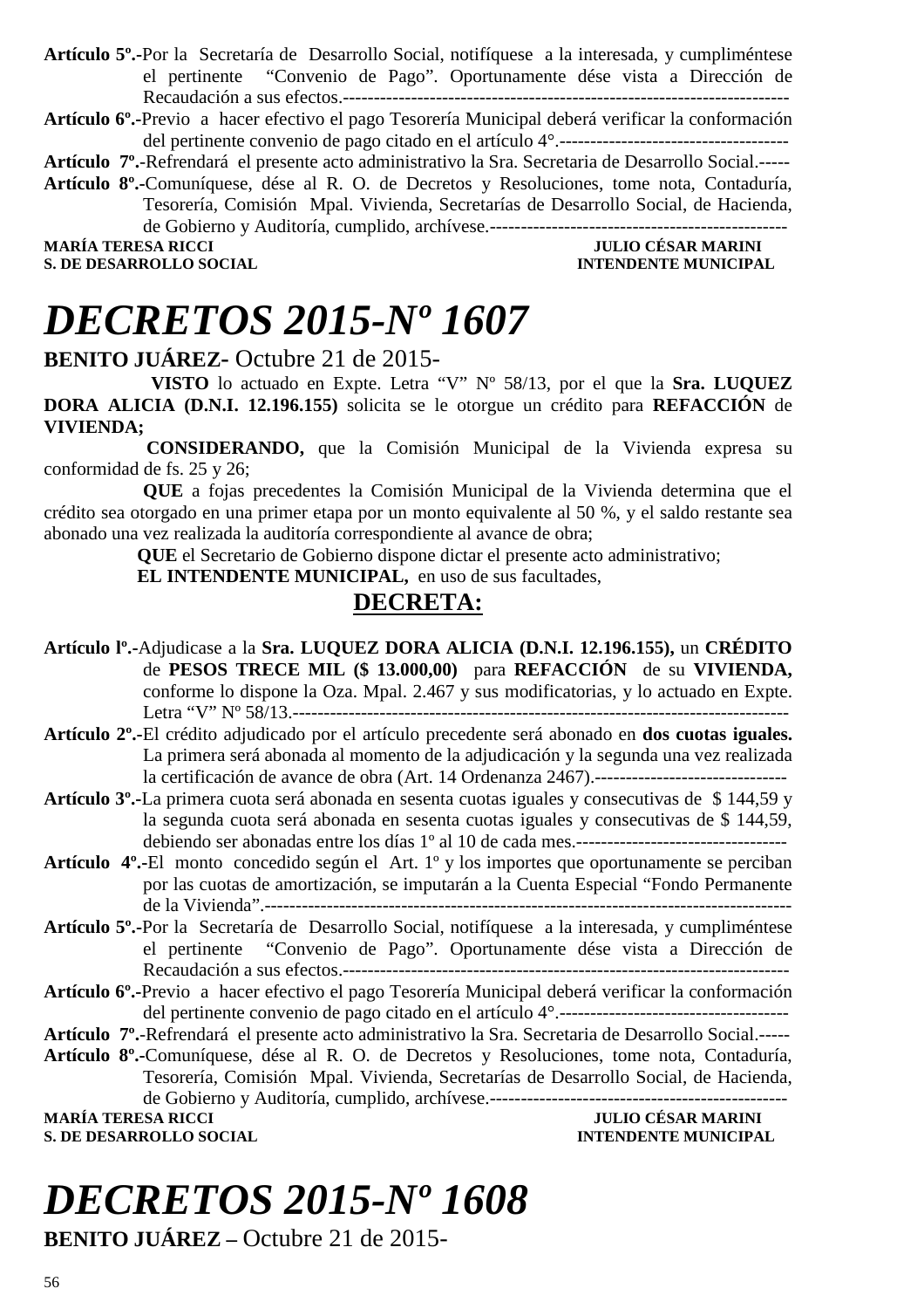**Artículo 5º.-**Por la Secretaría de Desarrollo Social, notifíquese a la interesada, y cumpliméntese el pertinente "Convenio de Pago". Oportunamente dése vista a Dirección de Recaudación a sus efectos.------------------------------------------------------------------------

**Artículo 6º.-**Previo a hacer efectivo el pago Tesorería Municipal deberá verificar la conformación del pertinente convenio de pago citado en el artículo 4°.-------------------------------------

**Artículo 7º.-**Refrendará el presente acto administrativo la Sra. Secretaria de Desarrollo Social.-----

**Artículo 8º.-**Comuníquese, dése al R. O. de Decretos y Resoluciones, tome nota, Contaduría, Tesorería, Comisión Mpal. Vivienda, Secretarías de Desarrollo Social, de Hacienda, de Gobierno y Auditoría, cumplido, archívese.-------------------------------------------------

**MARÍA TERESA RICCI** — **S. DE DESARROLLO SOCIAL**
**JULIO CÉSAR MARINI** — **INTENDENTE MUNICIPAL**

# *DECRETOS 2015-Nº 1607*

**BENITO JUÁREZ-** Octubre 21 de 2015-

**VISTO** lo actuado en Expte. Letra "V" Nº 58/13, por el que la **Sra. LUQUEZ DORA ALICIA (D.N.I. 12.196.155)** solicita se le otorgue un crédito para **REFACCIÓN** de **VIVIENDA;**

**CONSIDERANDO,** que la Comisión Municipal de la Vivienda expresa su conformidad de fs. 25 y 26;

**QUE** a fojas precedentes la Comisión Municipal de la Vivienda determina que el crédito sea otorgado en una primer etapa por un monto equivalente al 50 %, y el saldo restante sea abonado una vez realizada la auditoría correspondiente al avance de obra;

**QUE** el Secretario de Gobierno dispone dictar el presente acto administrativo;

**EL INTENDENTE MUNICIPAL,** en uso de sus facultades,

## DECRETA:

**Artículo lº.-**Adjudicase a la **Sra. LUQUEZ DORA ALICIA (D.N.I. 12.196.155),** un **CRÉDITO** de **PESOS TRECE MIL ($ 13.000,00)** para **REFACCIÓN** de su **VIVIENDA,** conforme lo dispone la Oza. Mpal. 2.467 y sus modificatorias, y lo actuado en Expte. Letra "V" Nº 58/13.---------------------------------------------------------------------------------

**Artículo 2º.-**El crédito adjudicado por el artículo precedente será abonado en **dos cuotas iguales.** La primera será abonada al momento de la adjudicación y la segunda una vez realizada la certificación de avance de obra (Art. 14 Ordenanza 2467).-------------------------------

**Artículo 3º.-**La primera cuota será abonada en sesenta cuotas iguales y consecutivas de $ 144,59 y la segunda cuota será abonada en sesenta cuotas iguales y consecutivas de $ 144,59, debiendo ser abonadas entre los días 1º al 10 de cada mes.----------------------------------

**Artículo 4º.-**El monto concedido según el Art. 1º y los importes que oportunamente se perciban por las cuotas de amortización, se imputarán a la Cuenta Especial "Fondo Permanente de la Vivienda".------------------------------------------------------------------------------------

**Artículo 5º.-**Por la Secretaría de Desarrollo Social, notifíquese a la interesada, y cumpliméntese el pertinente "Convenio de Pago". Oportunamente dése vista a Dirección de Recaudación a sus efectos.------------------------------------------------------------------------

**Artículo 6º.-**Previo a hacer efectivo el pago Tesorería Municipal deberá verificar la conformación del pertinente convenio de pago citado en el artículo 4°.-------------------------------------

**Artículo 7º.-**Refrendará el presente acto administrativo la Sra. Secretaria de Desarrollo Social.-----

**Artículo 8º.-**Comuníquese, dése al R. O. de Decretos y Resoluciones, tome nota, Contaduría, Tesorería, Comisión Mpal. Vivienda, Secretarías de Desarrollo Social, de Hacienda, de Gobierno y Auditoría, cumplido, archívese.-------------------------------------------------

**MARÍA TERESA RICCI** — **S. DE DESARROLLO SOCIAL**
**JULIO CÉSAR MARINI** — **INTENDENTE MUNICIPAL**

# *DECRETOS 2015-Nº 1608*

**BENITO JUÁREZ –** Octubre 21 de 2015-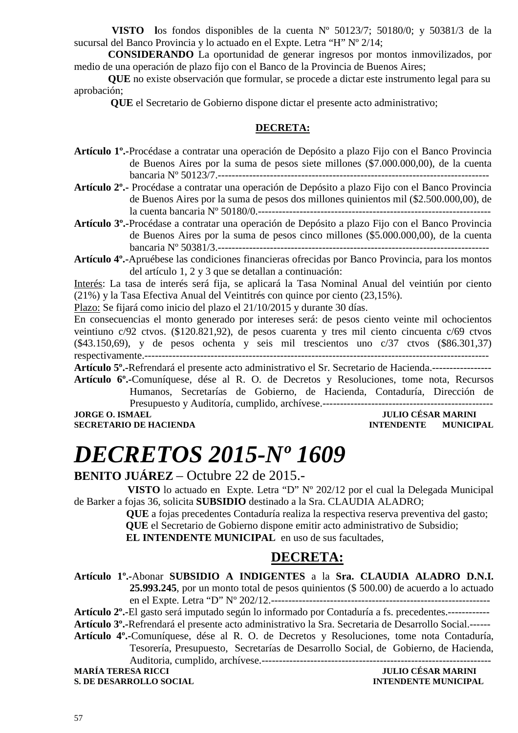**VISTO** los fondos disponibles de la cuenta Nº 50123/7; 50180/0; y 50381/3 de la sucursal del Banco Provincia y lo actuado en el Expte. Letra "H" Nº 2/14;

**CONSIDERANDO** La oportunidad de generar ingresos por montos inmovilizados, por medio de una operación de plazo fijo con el Banco de la Provincia de Buenos Aires;

**QUE** no existe observación que formular, se procede a dictar este instrumento legal para su aprobación;

**QUE** el Secretario de Gobierno dispone dictar el presente acto administrativo;

**DECRETA:**

**Artículo 1º.-**Procédase a contratar una operación de Depósito a plazo Fijo con el Banco Provincia de Buenos Aires por la suma de pesos siete millones ($7.000.000,00), de la cuenta bancaria Nº 50123/7.-------------------------------------------------------------------------

**Artículo 2º.-** Procédase a contratar una operación de Depósito a plazo Fijo con el Banco Provincia de Buenos Aires por la suma de pesos dos millones quinientos mil ($2.500.000,00), de la cuenta bancaria Nº 50180/0.------------------------------------------------------------------

**Artículo 3º.-**Procédase a contratar una operación de Depósito a plazo Fijo con el Banco Provincia de Buenos Aires por la suma de pesos cinco millones ($5.000.000,00), de la cuenta bancaria Nº 50381/3.-------------------------------------------------------------------------

**Artículo 4º.-**Apruébese las condiciones financieras ofrecidas por Banco Provincia, para los montos del artículo 1, 2 y 3 que se detallan a continuación:

Interés: La tasa de interés será fija, se aplicará la Tasa Nominal Anual del veintiún por ciento (21%) y la Tasa Efectiva Anual del Veintitrés con quince por ciento (23,15%).

Plazo: Se fijará como inicio del plazo el 21/10/2015 y durante 30 días.

En consecuencias el monto generado por intereses será: de pesos ciento veinte mil ochocientos veintiuno c/92 ctvos. ($120.821,92), de pesos cuarenta y tres mil ciento cincuenta c/69 ctvos ($43.150,69), y de pesos ochenta y seis mil trescientos uno c/37 ctvos ($86.301,37) respectivamente.-----------------------------------------------------------------------------------------------

**Artículo 5º.-**Refrendará el presente acto administrativo el Sr. Secretario de Hacienda.-----------------

**Artículo 6º.-**Comuníquese, dése al R. O. de Decretos y Resoluciones, tome nota, Recursos Humanos, Secretarías de Gobierno, de Hacienda, Contaduría, Dirección de Presupuesto y Auditoría, cumplido, archívese.-------------------------------------------------

**JORGE O. ISMAEL** — **SECRETARIO DE HACIENDA**

**JULIO CÉSAR MARINI** — **INTENDENTE MUNICIPAL**

# *DECRETOS 2015-Nº 1609*

**BENITO JUÁREZ** – Octubre 22 de 2015.-

**VISTO** lo actuado en Expte. Letra "D" Nº 202/12 por el cual la Delegada Municipal de Barker a fojas 36, solicita **SUBSIDIO** destinado a la Sra. CLAUDIA ALADRO;

**QUE** a fojas precedentes Contaduría realiza la respectiva reserva preventiva del gasto;

**QUE** el Secretario de Gobierno dispone emitir acto administrativo de Subsidio;

**EL INTENDENTE MUNICIPAL** en uso de sus facultades,

**DECRETA:**

**Artículo 1º.-**Abonar **SUBSIDIO A INDIGENTES** a la **Sra. CLAUDIA ALADRO D.N.I. 25.993.245**, por un monto total de pesos quinientos ($ 500.00) de acuerdo a lo actuado en el Expte. Letra "D" Nº 202/12.--------------------------------------------------------------

**Artículo 2º.-**El gasto será imputado según lo informado por Contaduría a fs. precedentes.------------

**Artículo 3º.-**Refrendará el presente acto administrativo la Sra. Secretaria de Desarrollo Social.------

**Artículo 4º.-**Comuníquese, dése al R. O. de Decretos y Resoluciones, tome nota Contaduría, Tesorería, Presupuesto, Secretarías de Desarrollo Social, de Gobierno, de Hacienda, Auditoria, cumplido, archívese.------------------------------------------------------------------

**MARÍA TERESA RICCI** — **S. DE DESARROLLO SOCIAL**

**JULIO CÉSAR MARINI** — **INTENDENTE MUNICIPAL**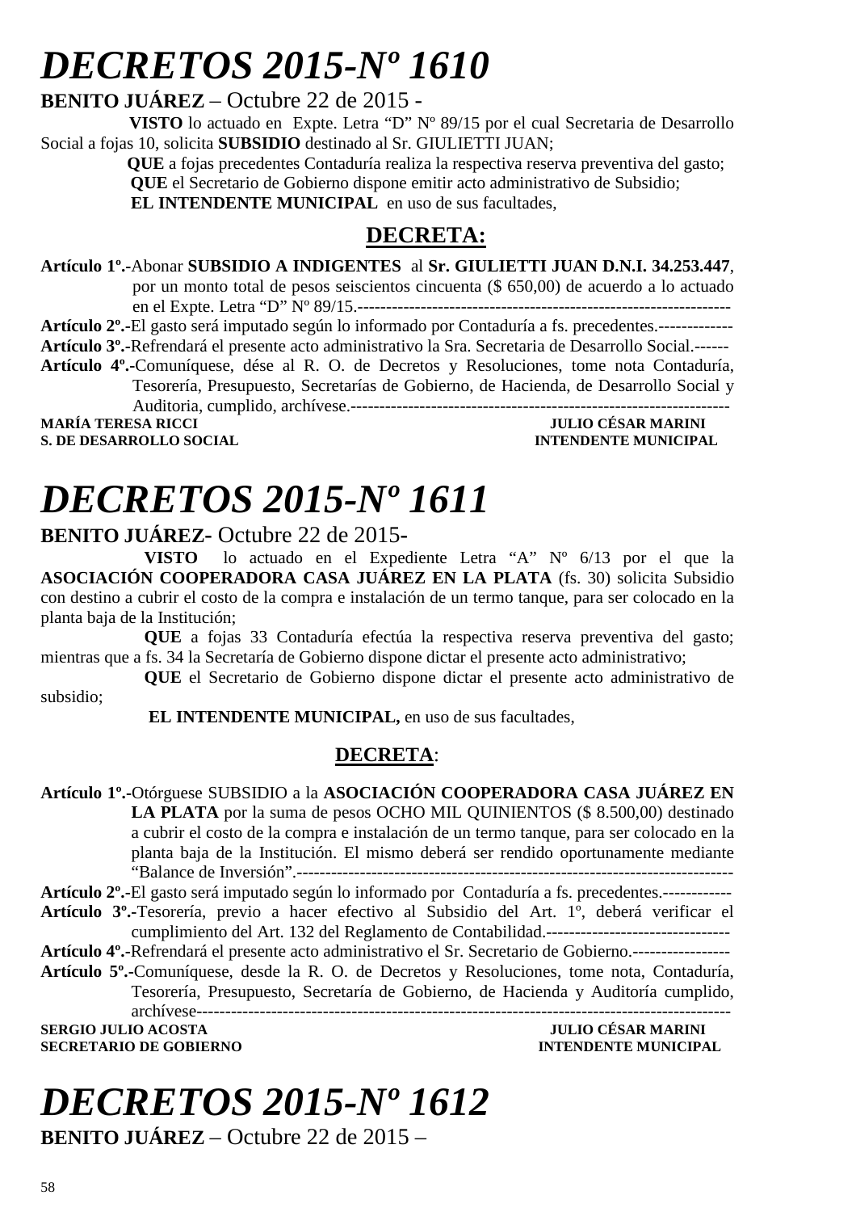# *DECRETOS 2015-Nº 1610*

**BENITO JUÁREZ** – Octubre 22 de 2015 -

**VISTO** lo actuado en Expte. Letra "D" Nº 89/15 por el cual Secretaria de Desarrollo Social a fojas 10, solicita **SUBSIDIO** destinado al Sr. GIULIETTI JUAN;

**QUE** a fojas precedentes Contaduría realiza la respectiva reserva preventiva del gasto;

**QUE** el Secretario de Gobierno dispone emitir acto administrativo de Subsidio;

**EL INTENDENTE MUNICIPAL** en uso de sus facultades,

## DECRETA:

**Artículo 1º.-**Abonar **SUBSIDIO A INDIGENTES** al **Sr. GIULIETTI JUAN D.N.I. 34.253.447**, por un monto total de pesos seiscientos cincuenta ($ 650,00) de acuerdo a lo actuado en el Expte. Letra "D" Nº 89/15.-----------------------------------------------------------------

**Artículo 2º.-**El gasto será imputado según lo informado por Contaduría a fs. precedentes.-------------

**Artículo 3º.-**Refrendará el presente acto administrativo la Sra. Secretaria de Desarrollo Social.------

**Artículo 4º.-**Comuníquese, dése al R. O. de Decretos y Resoluciones, tome nota Contaduría, Tesorería, Presupuesto, Secretarías de Gobierno, de Hacienda, de Desarrollo Social y Auditoria, cumplido, archívese.------------------------------------------------------------------

**MARÍA TERESA RICCI** — **JULIO CÉSAR MARINI**
**S. DE DESARROLLO SOCIAL** — **INTENDENTE MUNICIPAL**

# *DECRETOS 2015-Nº 1611*

**BENITO JUÁREZ-** Octubre 22 de 2015-

**VISTO** lo actuado en el Expediente Letra "A" Nº 6/13 por el que la **ASOCIACIÓN COOPERADORA CASA JUÁREZ EN LA PLATA** (fs. 30) solicita Subsidio con destino a cubrir el costo de la compra e instalación de un termo tanque, para ser colocado en la planta baja de la Institución;

**QUE** a fojas 33 Contaduría efectúa la respectiva reserva preventiva del gasto; mientras que a fs. 34 la Secretaría de Gobierno dispone dictar el presente acto administrativo;

**QUE** el Secretario de Gobierno dispone dictar el presente acto administrativo de subsidio;

**EL INTENDENTE MUNICIPAL,** en uso de sus facultades,

## DECRETA:

**Artículo 1º.-**Otórguese SUBSIDIO a la **ASOCIACIÓN COOPERADORA CASA JUÁREZ EN LA PLATA** por la suma de pesos OCHO MIL QUINIENTOS ($ 8.500,00) destinado a cubrir el costo de la compra e instalación de un termo tanque, para ser colocado en la planta baja de la Institución. El mismo deberá ser rendido oportunamente mediante "Balance de Inversión".--------------------------------------------------------------------------

**Artículo 2º.-**El gasto será imputado según lo informado por Contaduría a fs. precedentes.------------

**Artículo 3º.-**Tesorería, previo a hacer efectivo al Subsidio del Art. 1º, deberá verificar el cumplimiento del Art. 132 del Reglamento de Contabilidad.--------------------------------

**Artículo 4º.-**Refrendará el presente acto administrativo el Sr. Secretario de Gobierno.-----------------

**Artículo 5º.-**Comuníquese, desde la R. O. de Decretos y Resoluciones, tome nota, Contaduría, Tesorería, Presupuesto, Secretaría de Gobierno, de Hacienda y Auditoría cumplido, archívese------------------------------------------------------------------------------------------

**SERGIO JULIO ACOSTA** — **JULIO CÉSAR MARINI**
**SECRETARIO DE GOBIERNO** — **INTENDENTE MUNICIPAL**

# *DECRETOS 2015-Nº 1612*

**BENITO JUÁREZ** – Octubre 22 de 2015 –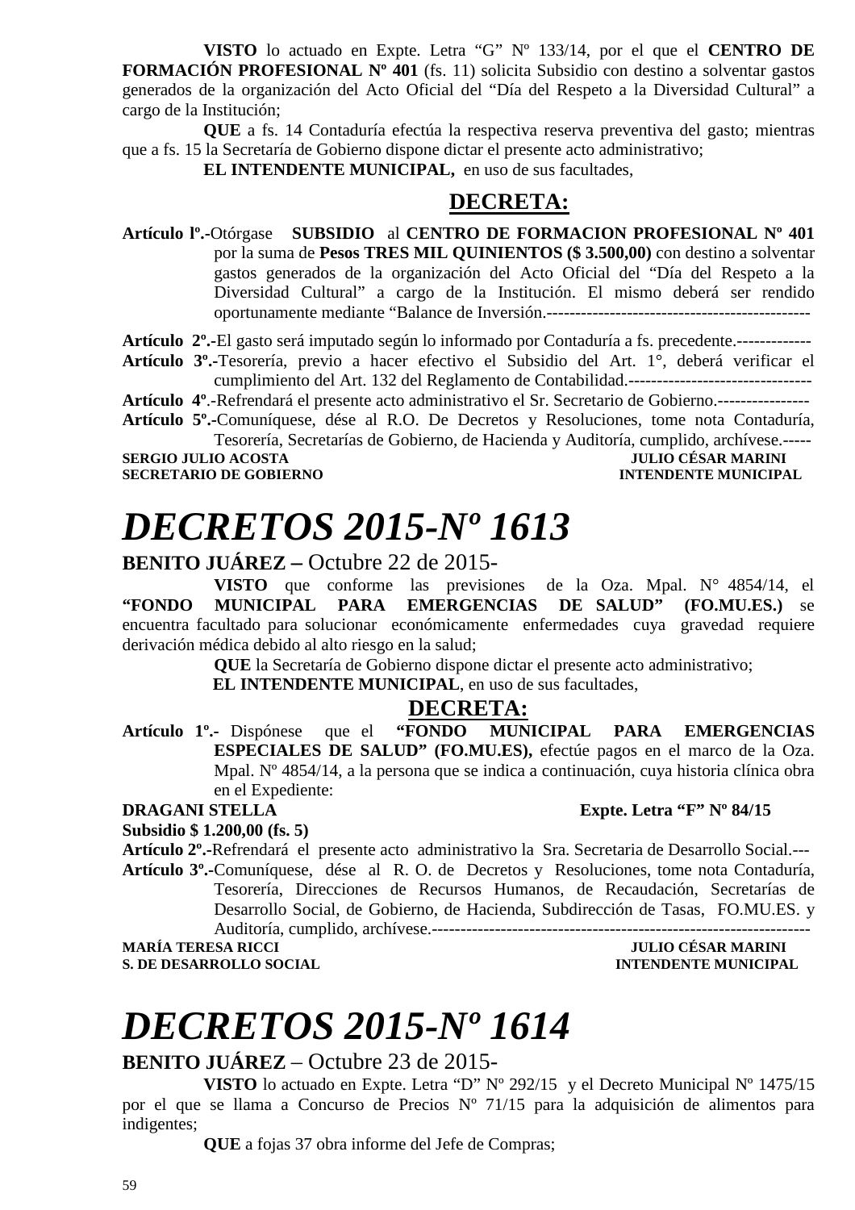**VISTO** lo actuado en Expte. Letra "G" Nº 133/14, por el que el **CENTRO DE FORMACIÓN PROFESIONAL Nº 401** (fs. 11) solicita Subsidio con destino a solventar gastos generados de la organización del Acto Oficial del "Día del Respeto a la Diversidad Cultural" a cargo de la Institución;

**QUE** a fs. 14 Contaduría efectúa la respectiva reserva preventiva del gasto; mientras que a fs. 15 la Secretaría de Gobierno dispone dictar el presente acto administrativo;

**EL INTENDENTE MUNICIPAL,** en uso de sus facultades,

## DECRETA:

**Artículo lº.-**Otórgase **SUBSIDIO** al **CENTRO DE FORMACION PROFESIONAL Nº 401** por la suma de **Pesos TRES MIL QUINIENTOS ($ 3.500,00)** con destino a solventar gastos generados de la organización del Acto Oficial del "Día del Respeto a la Diversidad Cultural" a cargo de la Institución. El mismo deberá ser rendido oportunamente mediante "Balance de Inversión.----------------------------------------------

**Artículo 2º.-**El gasto será imputado según lo informado por Contaduría a fs. precedente.-------------

**Artículo 3º.-**Tesorería, previo a hacer efectivo el Subsidio del Art. 1°, deberá verificar el cumplimiento del Art. 132 del Reglamento de Contabilidad.--------------------------------

**Artículo 4º**.-Refrendará el presente acto administrativo el Sr. Secretario de Gobierno.----------------

**Artículo 5º.-**Comuníquese, dése al R.O. De Decretos y Resoluciones, tome nota Contaduría, Tesorería, Secretarías de Gobierno, de Hacienda y Auditoría, cumplido, archívese.-----

**SERGIO JULIO ACOSTA** — **JULIO CÉSAR MARINI**
**SECRETARIO DE GOBIERNO** — **INTENDENTE MUNICIPAL**

# *DECRETOS 2015-Nº 1613*

**BENITO JUÁREZ –** Octubre 22 de 2015-

**VISTO** que conforme las previsiones de la Oza. Mpal. N° 4854/14, el **"FONDO MUNICIPAL PARA EMERGENCIAS DE SALUD" (FO.MU.ES.)** se encuentra facultado para solucionar económicamente enfermedades cuya gravedad requiere derivación médica debido al alto riesgo en la salud;

**QUE** la Secretaría de Gobierno dispone dictar el presente acto administrativo;

**EL INTENDENTE MUNICIPAL**, en uso de sus facultades,

## DECRETA:

**Artículo 1º.-** Dispónese que el **"FONDO MUNICIPAL PARA EMERGENCIAS ESPECIALES DE SALUD" (FO.MU.ES),** efectúe pagos en el marco de la Oza. Mpal. Nº 4854/14, a la persona que se indica a continuación, cuya historia clínica obra en el Expediente:

**DRAGANI STELLA** — **Expte. Letra "F" Nº 84/15**
**Subsidio $ 1.200,00 (fs. 5)**

**Artículo 2º.-**Refrendará el presente acto administrativo la Sra. Secretaria de Desarrollo Social.---

**Artículo 3º.-**Comuníquese, dése al R. O. de Decretos y Resoluciones, tome nota Contaduría, Tesorería, Direcciones de Recursos Humanos, de Recaudación, Secretarías de Desarrollo Social, de Gobierno, de Hacienda, Subdirección de Tasas, FO.MU.ES. y Auditoría, cumplido, archívese.-------------------------------------------------------------------

**MARÍA TERESA RICCI** — **JULIO CÉSAR MARINI**
**S. DE DESARROLLO SOCIAL** — **INTENDENTE MUNICIPAL**

# *DECRETOS 2015-Nº 1614*

**BENITO JUÁREZ** – Octubre 23 de 2015-

**VISTO** lo actuado en Expte. Letra "D" Nº 292/15 y el Decreto Municipal Nº 1475/15 por el que se llama a Concurso de Precios Nº 71/15 para la adquisición de alimentos para indigentes;

**QUE** a fojas 37 obra informe del Jefe de Compras;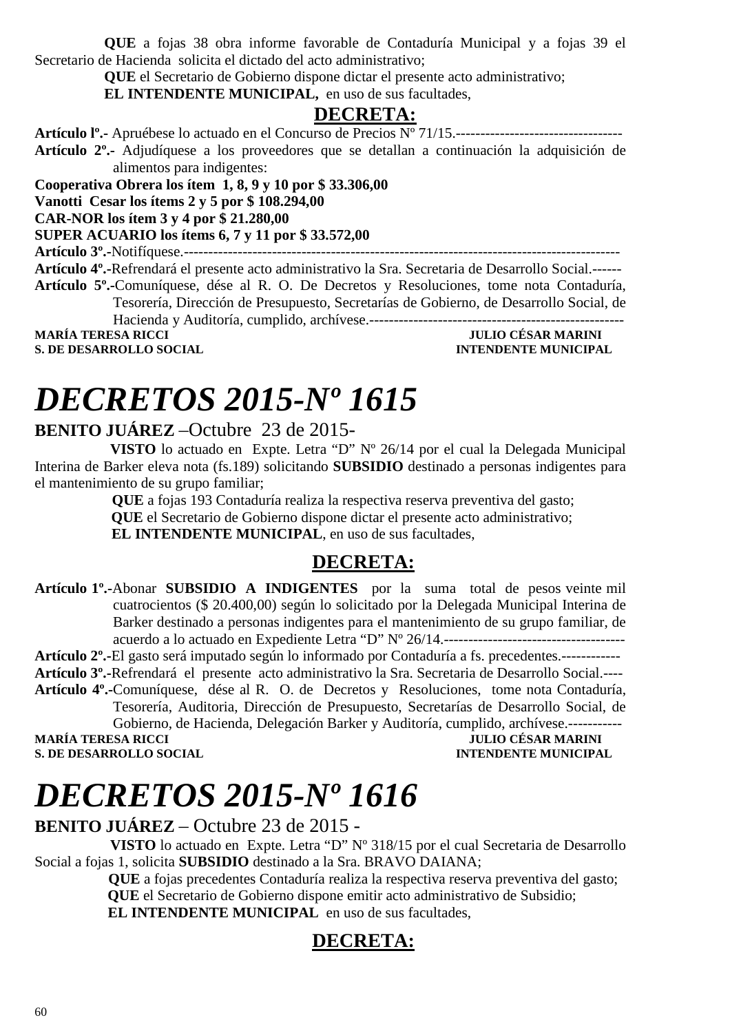**QUE** a fojas 38 obra informe favorable de Contaduría Municipal y a fojas 39 el Secretario de Hacienda solicita el dictado del acto administrativo;

**QUE** el Secretario de Gobierno dispone dictar el presente acto administrativo;

**EL INTENDENTE MUNICIPAL,** en uso de sus facultades,

## DECRETA:

**Artículo lº.-** Apruébese lo actuado en el Concurso de Precios Nº 71/15.----------------------------------

**Artículo 2º.-** Adjudíquese a los proveedores que se detallan a continuación la adquisición de alimentos para indigentes:

**Cooperativa Obrera los ítem 1, 8, 9 y 10 por $ 33.306,00**

**Vanotti Cesar los ítems 2 y 5 por $ 108.294,00**

**CAR-NOR los ítem 3 y 4 por $ 21.280,00**

**SUPER ACUARIO los ítems 6, 7 y 11 por $ 33.572,00**

**Artículo 3º.-**Notifíquese.------------------------------------------------------------------------------------------

**Artículo 4º.-**Refrendará el presente acto administrativo la Sra. Secretaria de Desarrollo Social.------

**Artículo 5º.-**Comuníquese, dése al R. O. De Decretos y Resoluciones, tome nota Contaduría, Tesorería, Dirección de Presupuesto, Secretarías de Gobierno, de Desarrollo Social, de Hacienda y Auditoría, cumplido, archívese.----------------------------------------------------

**MARÍA TERESA RICCI** — **S. DE DESARROLLO SOCIAL**

**JULIO CÉSAR MARINI** — **INTENDENTE MUNICIPAL**

# *DECRETOS 2015-Nº 1615*

**BENITO JUÁREZ** –Octubre 23 de 2015-

**VISTO** lo actuado en Expte. Letra "D" Nº 26/14 por el cual la Delegada Municipal Interina de Barker eleva nota (fs.189) solicitando **SUBSIDIO** destinado a personas indigentes para el mantenimiento de su grupo familiar;

**QUE** a fojas 193 Contaduría realiza la respectiva reserva preventiva del gasto;

**QUE** el Secretario de Gobierno dispone dictar el presente acto administrativo;

**EL INTENDENTE MUNICIPAL**, en uso de sus facultades,

## DECRETA:

**Artículo 1º.-**Abonar **SUBSIDIO A INDIGENTES** por la suma total de pesos veinte mil cuatrocientos ($ 20.400,00) según lo solicitado por la Delegada Municipal Interina de Barker destinado a personas indigentes para el mantenimiento de su grupo familiar, de acuerdo a lo actuado en Expediente Letra "D" Nº 26/14.-------------------------------------

**Artículo 2º.-**El gasto será imputado según lo informado por Contaduría a fs. precedentes.------------

**Artículo 3º.-**Refrendará el presente acto administrativo la Sra. Secretaria de Desarrollo Social.----

**Artículo 4º.-**Comuníquese, dése al R. O. de Decretos y Resoluciones, tome nota Contaduría, Tesorería, Auditoria, Dirección de Presupuesto, Secretarías de Desarrollo Social, de Gobierno, de Hacienda, Delegación Barker y Auditoría, cumplido, archívese.-----------

**MARÍA TERESA RICCI** — **S. DE DESARROLLO SOCIAL**

**JULIO CÉSAR MARINI** — **INTENDENTE MUNICIPAL**

# *DECRETOS 2015-Nº 1616*

**BENITO JUÁREZ** – Octubre 23 de 2015 -

**VISTO** lo actuado en Expte. Letra "D" Nº 318/15 por el cual Secretaria de Desarrollo Social a fojas 1, solicita **SUBSIDIO** destinado a la Sra. BRAVO DAIANA;

**QUE** a fojas precedentes Contaduría realiza la respectiva reserva preventiva del gasto;

**QUE** el Secretario de Gobierno dispone emitir acto administrativo de Subsidio;

**EL INTENDENTE MUNICIPAL** en uso de sus facultades,

## DECRETA: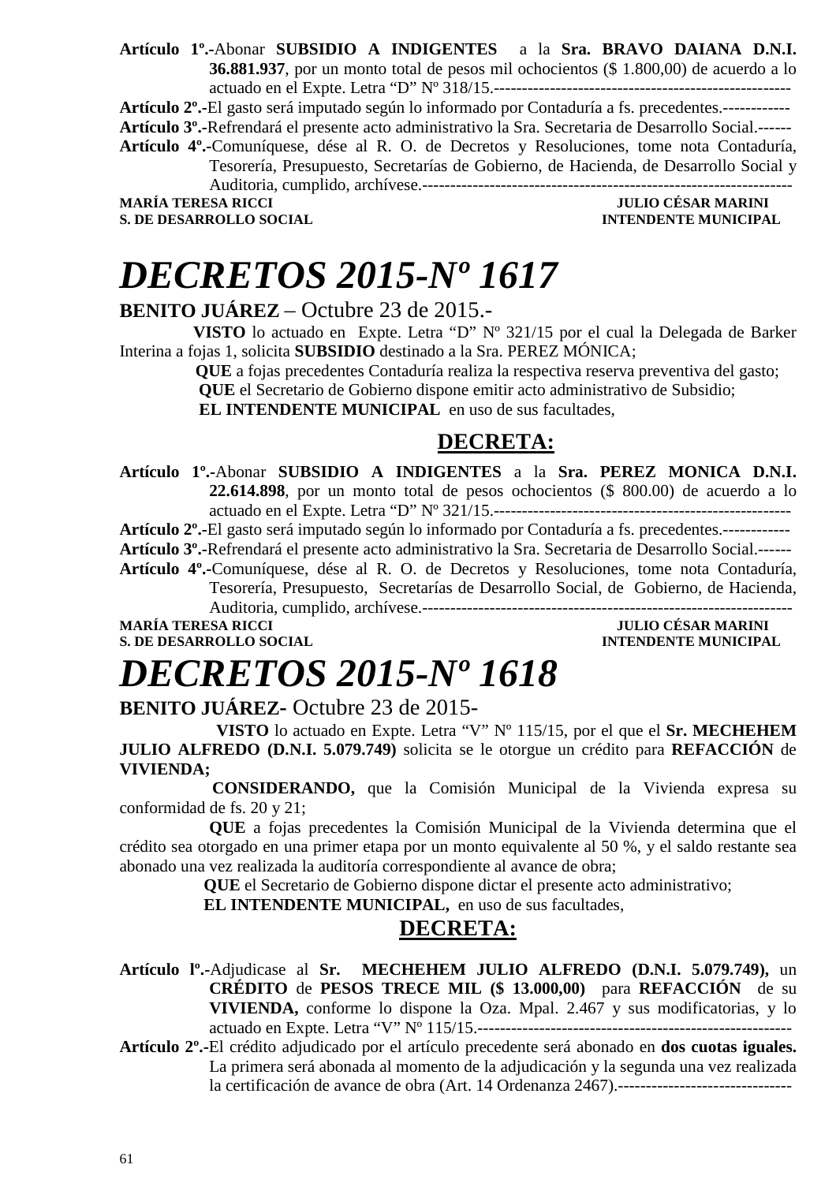**Artículo 1º.-**Abonar **SUBSIDIO A INDIGENTES** a la **Sra. BRAVO DAIANA D.N.I. 36.881.937**, por un monto total de pesos mil ochocientos ($ 1.800,00) de acuerdo a lo actuado en el Expte. Letra "D" Nº 318/15.-----------------------------------------------------

**Artículo 2º.-**El gasto será imputado según lo informado por Contaduría a fs. precedentes.------------

**Artículo 3º.-**Refrendará el presente acto administrativo la Sra. Secretaria de Desarrollo Social.------

**Artículo 4º.-**Comuníquese, dése al R. O. de Decretos y Resoluciones, tome nota Contaduría, Tesorería, Presupuesto, Secretarías de Gobierno, de Hacienda, de Desarrollo Social y Auditoria, cumplido, archívese.------------------------------------------------------------------

**MARÍA TERESA RICCI** — **JULIO CÉSAR MARINI**
**S. DE DESARROLLO SOCIAL** — **INTENDENTE MUNICIPAL**

# *DECRETOS 2015-Nº 1617*

**BENITO JUÁREZ** – Octubre 23 de 2015.-

**VISTO** lo actuado en Expte. Letra "D" Nº 321/15 por el cual la Delegada de Barker Interina a fojas 1, solicita **SUBSIDIO** destinado a la Sra. PEREZ MÓNICA;

**QUE** a fojas precedentes Contaduría realiza la respectiva reserva preventiva del gasto;

**QUE** el Secretario de Gobierno dispone emitir acto administrativo de Subsidio;

**EL INTENDENTE MUNICIPAL** en uso de sus facultades,

## DECRETA:

**Artículo 1º.-**Abonar **SUBSIDIO A INDIGENTES** a la **Sra. PEREZ MONICA D.N.I. 22.614.898**, por un monto total de pesos ochocientos ($ 800.00) de acuerdo a lo actuado en el Expte. Letra "D" Nº 321/15.-----------------------------------------------------

**Artículo 2º.-**El gasto será imputado según lo informado por Contaduría a fs. precedentes.------------

**Artículo 3º.-**Refrendará el presente acto administrativo la Sra. Secretaria de Desarrollo Social.------

**Artículo 4º.-**Comuníquese, dése al R. O. de Decretos y Resoluciones, tome nota Contaduría, Tesorería, Presupuesto, Secretarías de Desarrollo Social, de Gobierno, de Hacienda, Auditoria, cumplido, archívese.------------------------------------------------------------------

**MARÍA TERESA RICCI** — **JULIO CÉSAR MARINI**
**S. DE DESARROLLO SOCIAL** — **INTENDENTE MUNICIPAL**

# *DECRETOS 2015-Nº 1618*

**BENITO JUÁREZ**- Octubre 23 de 2015-

**VISTO** lo actuado en Expte. Letra "V" Nº 115/15, por el que el **Sr. MECHEHEM JULIO ALFREDO (D.N.I. 5.079.749)** solicita se le otorgue un crédito para **REFACCIÓN** de **VIVIENDA;**

**CONSIDERANDO,** que la Comisión Municipal de la Vivienda expresa su conformidad de fs. 20 y 21;

**QUE** a fojas precedentes la Comisión Municipal de la Vivienda determina que el crédito sea otorgado en una primer etapa por un monto equivalente al 50 %, y el saldo restante sea abonado una vez realizada la auditoría correspondiente al avance de obra;

**QUE** el Secretario de Gobierno dispone dictar el presente acto administrativo;

**EL INTENDENTE MUNICIPAL,** en uso de sus facultades,

## DECRETA:

**Artículo lº.-**Adjudicase al **Sr. MECHEHEM JULIO ALFREDO (D.N.I. 5.079.749),** un **CRÉDITO** de **PESOS TRECE MIL ($ 13.000,00)** para **REFACCIÓN** de su **VIVIENDA,** conforme lo dispone la Oza. Mpal. 2.467 y sus modificatorias, y lo actuado en Expte. Letra "V" Nº 115/15.--------------------------------------------------------

**Artículo 2º.-**El crédito adjudicado por el artículo precedente será abonado en **dos cuotas iguales.** La primera será abonada al momento de la adjudicación y la segunda una vez realizada la certificación de avance de obra (Art. 14 Ordenanza 2467).-------------------------------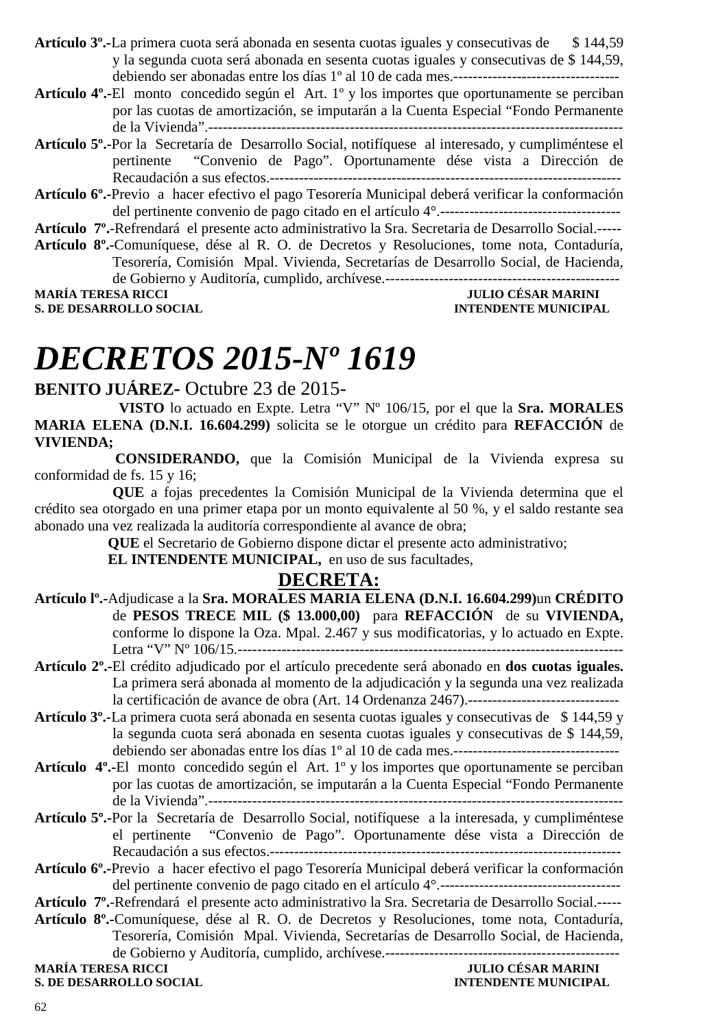**Artículo 3º.-**La primera cuota será abonada en sesenta cuotas iguales y consecutivas de $ 144,59 y la segunda cuota será abonada en sesenta cuotas iguales y consecutivas de $ 144,59, debiendo ser abonadas entre los días 1º al 10 de cada mes.----------------------------------

**Artículo 4º.-**El monto concedido según el Art. 1º y los importes que oportunamente se perciban por las cuotas de amortización, se imputarán a la Cuenta Especial "Fondo Permanente de la Vivienda".-----------------------------------------------------------------------------------

**Artículo 5º.-**Por la Secretaría de Desarrollo Social, notifíquese al interesado, y cumpliméntese el pertinente "Convenio de Pago". Oportunamente dése vista a Dirección de Recaudación a sus efectos.-----------------------------------------------------------------------

**Artículo 6º.-**Previo a hacer efectivo el pago Tesorería Municipal deberá verificar la conformación del pertinente convenio de pago citado en el artículo 4°.-------------------------------------

**Artículo 7º.-**Refrendará el presente acto administrativo la Sra. Secretaria de Desarrollo Social.-----

**Artículo 8º.-**Comuníquese, dése al R. O. de Decretos y Resoluciones, tome nota, Contaduría, Tesorería, Comisión Mpal. Vivienda, Secretarías de Desarrollo Social, de Hacienda, de Gobierno y Auditoría, cumplido, archívese.------------------------------------------------

**MARÍA TERESA RICCI** — **JULIO CÉSAR MARINI**
**S. DE DESARROLLO SOCIAL** — **INTENDENTE MUNICIPAL**

# *DECRETOS 2015-Nº 1619*

**BENITO JUÁREZ-** Octubre 23 de 2015-

**VISTO** lo actuado en Expte. Letra "V" Nº 106/15, por el que la **Sra. MORALES MARIA ELENA (D.N.I. 16.604.299)** solicita se le otorgue un crédito para **REFACCIÓN** de **VIVIENDA;**

**CONSIDERANDO,** que la Comisión Municipal de la Vivienda expresa su conformidad de fs. 15 y 16;

**QUE** a fojas precedentes la Comisión Municipal de la Vivienda determina que el crédito sea otorgado en una primer etapa por un monto equivalente al 50 %, y el saldo restante sea abonado una vez realizada la auditoría correspondiente al avance de obra;

**QUE** el Secretario de Gobierno dispone dictar el presente acto administrativo;

**EL INTENDENTE MUNICIPAL,** en uso de sus facultades,

## DECRETA:

**Artículo lº.-**Adjudicase a la **Sra. MORALES MARIA ELENA (D.N.I. 16.604.299)**un **CRÉDITO** de **PESOS TRECE MIL ($ 13.000,00)** para **REFACCIÓN** de su **VIVIENDA,** conforme lo dispone la Oza. Mpal. 2.467 y sus modificatorias, y lo actuado en Expte. Letra "V" Nº 106/15.------------------------------------------------------------------------------

**Artículo 2º.-**El crédito adjudicado por el artículo precedente será abonado en **dos cuotas iguales.** La primera será abonada al momento de la adjudicación y la segunda una vez realizada la certificación de avance de obra (Art. 14 Ordenanza 2467).-------------------------------

**Artículo 3º.-**La primera cuota será abonada en sesenta cuotas iguales y consecutivas de $ 144,59 y la segunda cuota será abonada en sesenta cuotas iguales y consecutivas de $ 144,59, debiendo ser abonadas entre los días 1º al 10 de cada mes.----------------------------------

**Artículo 4º.-**El monto concedido según el Art. 1º y los importes que oportunamente se perciban por las cuotas de amortización, se imputarán a la Cuenta Especial "Fondo Permanente de la Vivienda".-----------------------------------------------------------------------------------

**Artículo 5º.-**Por la Secretaría de Desarrollo Social, notifíquese a la interesada, y cumpliméntese el pertinente "Convenio de Pago". Oportunamente dése vista a Dirección de Recaudación a sus efectos.-----------------------------------------------------------------------

**Artículo 6º.-**Previo a hacer efectivo el pago Tesorería Municipal deberá verificar la conformación del pertinente convenio de pago citado en el artículo 4°.-------------------------------------

**Artículo 7º.-**Refrendará el presente acto administrativo la Sra. Secretaria de Desarrollo Social.-----

**Artículo 8º.-**Comuníquese, dése al R. O. de Decretos y Resoluciones, tome nota, Contaduría, Tesorería, Comisión Mpal. Vivienda, Secretarías de Desarrollo Social, de Hacienda, de Gobierno y Auditoría, cumplido, archívese.------------------------------------------------

**MARÍA TERESA RICCI** — **JULIO CÉSAR MARINI**
**S. DE DESARROLLO SOCIAL** — **INTENDENTE MUNICIPAL**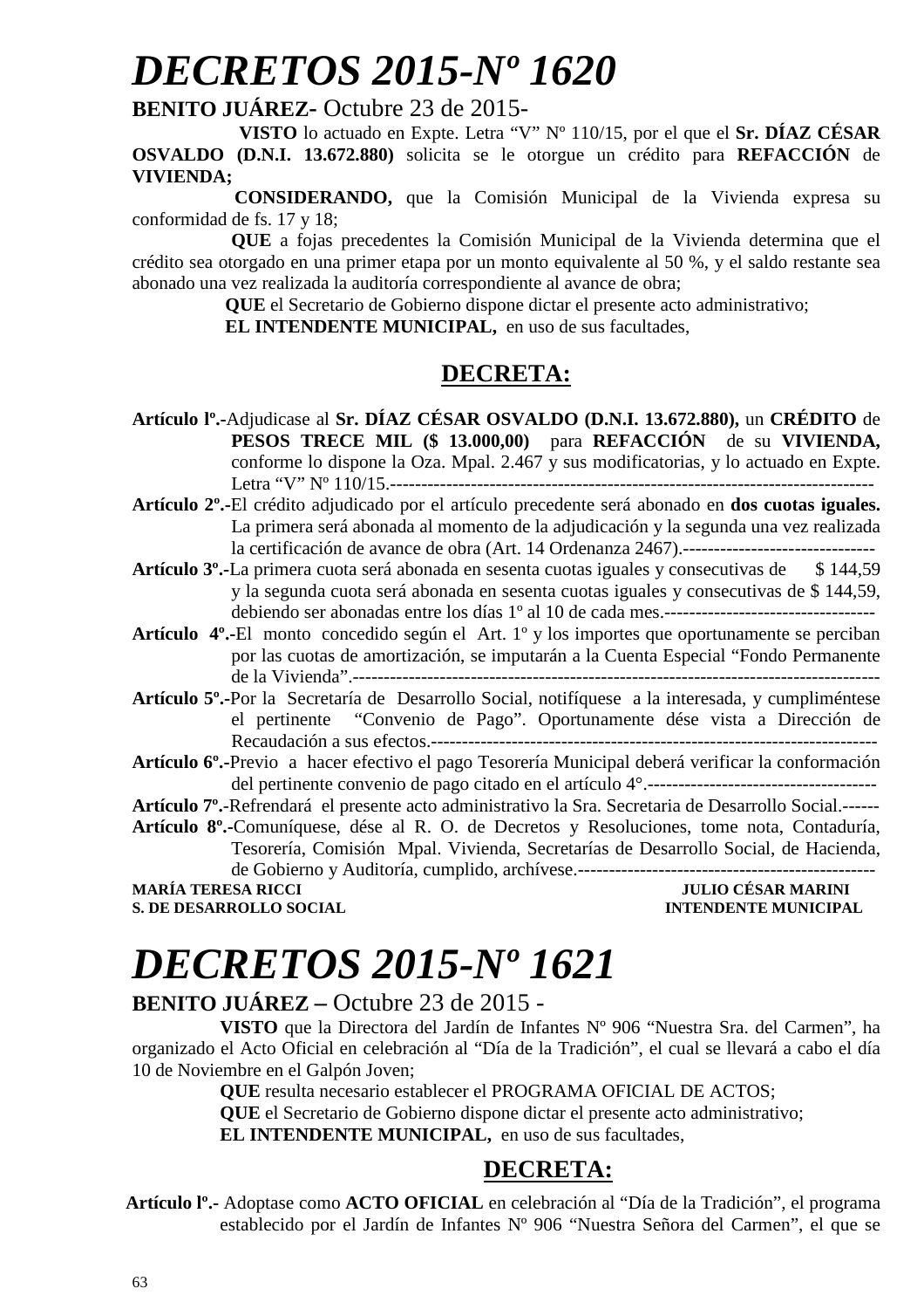# *DECRETOS 2015-Nº 1620*

**BENITO JUÁREZ-** Octubre 23 de 2015-

**VISTO** lo actuado en Expte. Letra "V" Nº 110/15, por el que el **Sr. DÍAZ CÉSAR OSVALDO (D.N.I. 13.672.880)** solicita se le otorgue un crédito para **REFACCIÓN** de **VIVIENDA;**

**CONSIDERANDO,** que la Comisión Municipal de la Vivienda expresa su conformidad de fs. 17 y 18;

**QUE** a fojas precedentes la Comisión Municipal de la Vivienda determina que el crédito sea otorgado en una primer etapa por un monto equivalente al 50 %, y el saldo restante sea abonado una vez realizada la auditoría correspondiente al avance de obra;

**QUE** el Secretario de Gobierno dispone dictar el presente acto administrativo;

**EL INTENDENTE MUNICIPAL,** en uso de sus facultades,

## DECRETA:

**Artículo lº.-**Adjudicase al **Sr. DÍAZ CÉSAR OSVALDO (D.N.I. 13.672.880),** un **CRÉDITO** de **PESOS TRECE MIL ($ 13.000,00)** para **REFACCIÓN** de su **VIVIENDA,** conforme lo dispone la Oza. Mpal. 2.467 y sus modificatorias, y lo actuado en Expte. Letra "V" Nº 110/15.---------------------------------------------------------------------------

**Artículo 2º.-**El crédito adjudicado por el artículo precedente será abonado en **dos cuotas iguales.** La primera será abonada al momento de la adjudicación y la segunda una vez realizada la certificación de avance de obra (Art. 14 Ordenanza 2467).-------------------------------

**Artículo 3º.-**La primera cuota será abonada en sesenta cuotas iguales y consecutivas de $ 144,59 y la segunda cuota será abonada en sesenta cuotas iguales y consecutivas de $ 144,59, debiendo ser abonadas entre los días 1º al 10 de cada mes.----------------------------------

**Artículo 4º.-**El monto concedido según el Art. 1º y los importes que oportunamente se perciban por las cuotas de amortización, se imputarán a la Cuenta Especial "Fondo Permanente de la Vivienda".----------------------------------------------------------------------------------

**Artículo 5º.-**Por la Secretaría de Desarrollo Social, notifíquese a la interesada, y cumpliméntese el pertinente "Convenio de Pago". Oportunamente dése vista a Dirección de Recaudación a sus efectos.-------------------------------------------------------------------------

**Artículo 6º.-**Previo a hacer efectivo el pago Tesorería Municipal deberá verificar la conformación del pertinente convenio de pago citado en el artículo 4°.-------------------------------------

**Artículo 7º.-**Refrendará el presente acto administrativo la Sra. Secretaria de Desarrollo Social.------

**Artículo 8º.-**Comuníquese, dése al R. O. de Decretos y Resoluciones, tome nota, Contaduría, Tesorería, Comisión Mpal. Vivienda, Secretarías de Desarrollo Social, de Hacienda, de Gobierno y Auditoría, cumplido, archívese.------------------------------------------------

**MARÍA TERESA RICCI** — **JULIO CÉSAR MARINI**
**S. DE DESARROLLO SOCIAL** — **INTENDENTE MUNICIPAL**

# *DECRETOS 2015-Nº 1621*

**BENITO JUÁREZ –** Octubre 23 de 2015 -

**VISTO** que la Directora del Jardín de Infantes Nº 906 "Nuestra Sra. del Carmen", ha organizado el Acto Oficial en celebración al "Día de la Tradición", el cual se llevará a cabo el día 10 de Noviembre en el Galpón Joven;

**QUE** resulta necesario establecer el PROGRAMA OFICIAL DE ACTOS;

**QUE** el Secretario de Gobierno dispone dictar el presente acto administrativo;

**EL INTENDENTE MUNICIPAL,** en uso de sus facultades,

## DECRETA:

**Artículo lº.-** Adoptase como **ACTO OFICIAL** en celebración al "Día de la Tradición", el programa establecido por el Jardín de Infantes Nº 906 "Nuestra Señora del Carmen", el que se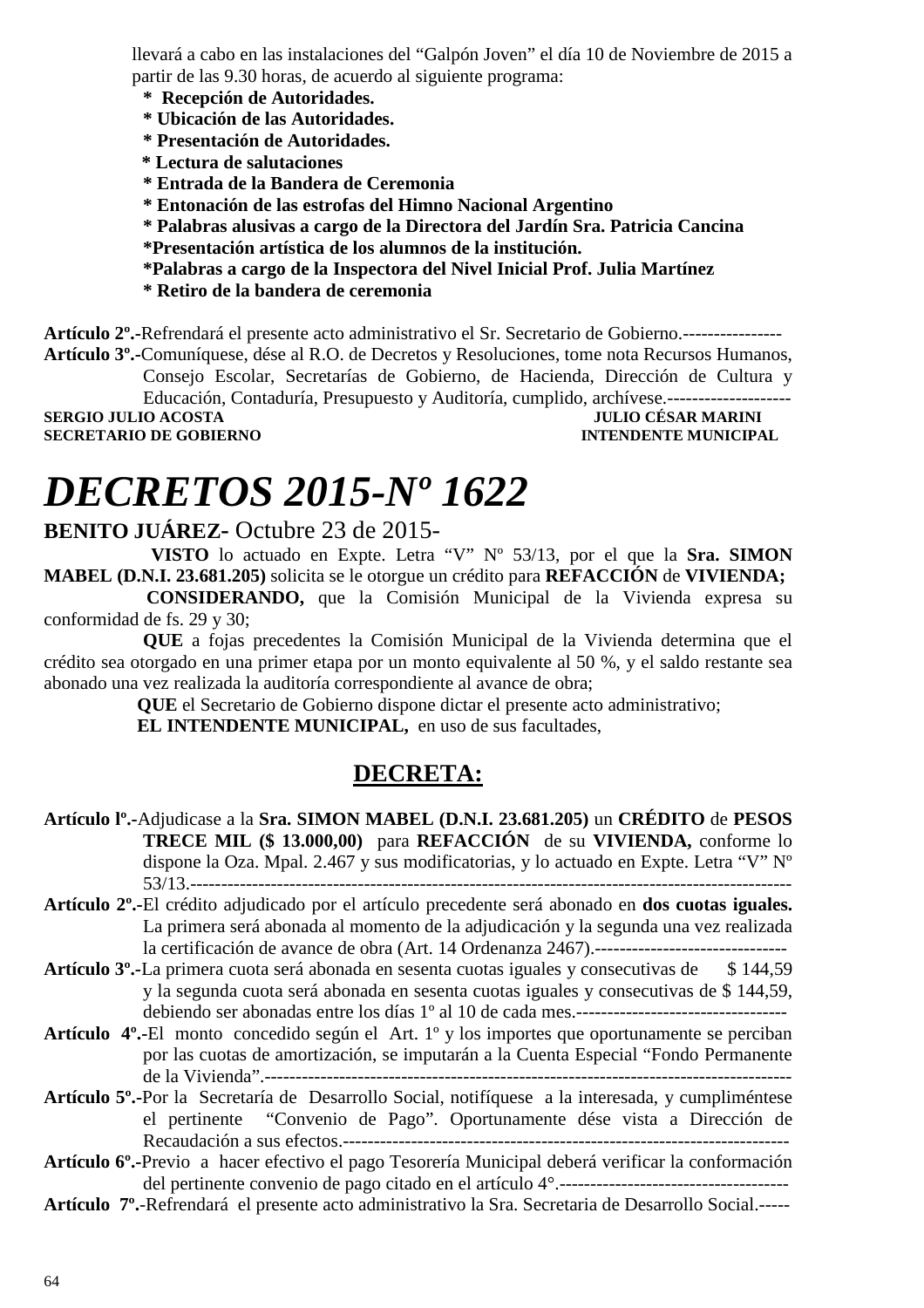llevará a cabo en las instalaciones del “Galpón Joven” el día 10 de Noviembre de 2015 a partir de las 9.30 horas, de acuerdo al siguiente programa:

**\* Recepción de Autoridades.**
**\* Ubicación de las Autoridades.**
**\* Presentación de Autoridades.**
**\* Lectura de salutaciones**
**\* Entrada de la Bandera de Ceremonia**
**\* Entonación de las estrofas del Himno Nacional Argentino**
**\* Palabras alusivas a cargo de la Directora del Jardín Sra. Patricia Cancina**
**\*Presentación artística de los alumnos de la institución.**
**\*Palabras a cargo de la Inspectora del Nivel Inicial Prof. Julia Martínez**
**\* Retiro de la bandera de ceremonia**

**Artículo 2º.-**Refrendará el presente acto administrativo el Sr. Secretario de Gobierno.----------------

**Artículo 3º.-**Comuníquese, dése al R.O. de Decretos y Resoluciones, tome nota Recursos Humanos, Consejo Escolar, Secretarías de Gobierno, de Hacienda, Dirección de Cultura y Educación, Contaduría, Presupuesto y Auditoría, cumplido, archívese.--------------------

**SERGIO JULIO ACOSTA** — **JULIO CÉSAR MARINI**
**SECRETARIO DE GOBIERNO** — **INTENDENTE MUNICIPAL**

# *DECRETOS 2015-Nº 1622*

**BENITO JUÁREZ-** Octubre 23 de 2015-

**VISTO** lo actuado en Expte. Letra “V” Nº 53/13, por el que la **Sra. SIMON MABEL (D.N.I. 23.681.205)** solicita se le otorgue un crédito para **REFACCIÓN** de **VIVIENDA;**

**CONSIDERANDO,** que la Comisión Municipal de la Vivienda expresa su conformidad de fs. 29 y 30;

**QUE** a fojas precedentes la Comisión Municipal de la Vivienda determina que el crédito sea otorgado en una primer etapa por un monto equivalente al 50 %, y el saldo restante sea abonado una vez realizada la auditoría correspondiente al avance de obra;

**QUE** el Secretario de Gobierno dispone dictar el presente acto administrativo;

**EL INTENDENTE MUNICIPAL,** en uso de sus facultades,

## DECRETA:

**Artículo lº.-**Adjudicase a la **Sra. SIMON MABEL (D.N.I. 23.681.205)** un **CRÉDITO** de **PESOS TRECE MIL ($ 13.000,00)** para **REFACCIÓN** de su **VIVIENDA,** conforme lo dispone la Oza. Mpal. 2.467 y sus modificatorias, y lo actuado en Expte. Letra “V” Nº 53/13.--------------------------------------------------------------------------------------------------

**Artículo 2º.-**El crédito adjudicado por el artículo precedente será abonado en **dos cuotas iguales.** La primera será abonada al momento de la adjudicación y la segunda una vez realizada la certificación de avance de obra (Art. 14 Ordenanza 2467).-------------------------------

**Artículo 3º.-**La primera cuota será abonada en sesenta cuotas iguales y consecutivas de $ 144,59 y la segunda cuota será abonada en sesenta cuotas iguales y consecutivas de $ 144,59, debiendo ser abonadas entre los días 1º al 10 de cada mes.----------------------------------

**Artículo 4º.-**El monto concedido según el Art. 1º y los importes que oportunamente se perciban por las cuotas de amortización, se imputarán a la Cuenta Especial “Fondo Permanente de la Vivienda”.------------------------------------------------------------------------------------------

**Artículo 5º.-**Por la Secretaría de Desarrollo Social, notifíquese a la interesada, y cumpliméntese el pertinente “Convenio de Pago”. Oportunamente dése vista a Dirección de Recaudación a sus efectos.-------------------------------------------------------------------------

**Artículo 6º.-**Previo a hacer efectivo el pago Tesorería Municipal deberá verificar la conformación del pertinente convenio de pago citado en el artículo 4°.-------------------------------------

**Artículo 7º.-**Refrendará el presente acto administrativo la Sra. Secretaria de Desarrollo Social.-----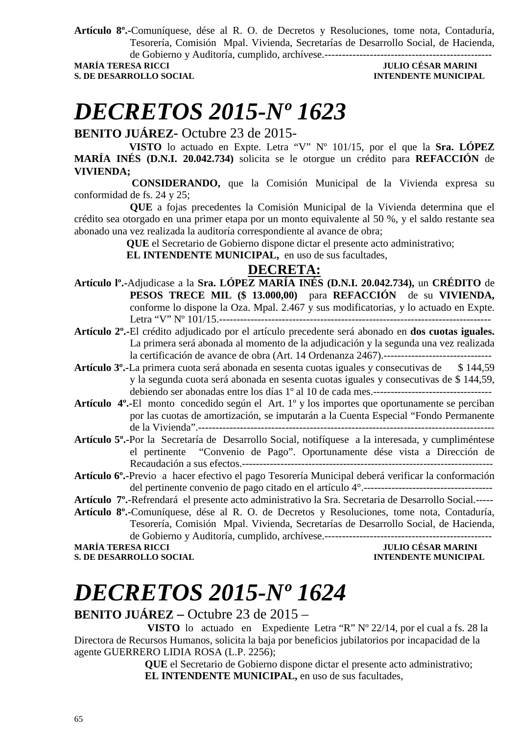**Artículo 8º.-**Comuníquese, dése al R. O. de Decretos y Resoluciones, tome nota, Contaduría, Tesorería, Comisión Mpal. Vivienda, Secretarías de Desarrollo Social, de Hacienda, de Gobierno y Auditoría, cumplido, archívese.-------------------------------------------------

**MARÍA TERESA RICCI** — **JULIO CÉSAR MARINI**
**S. DE DESARROLLO SOCIAL** — **INTENDENTE MUNICIPAL**

# *DECRETOS 2015-Nº 1623*

**BENITO JUÁREZ-** Octubre 23 de 2015-

**VISTO** lo actuado en Expte. Letra "V" Nº 101/15, por el que la **Sra. LÓPEZ MARÍA INÉS (D.N.I. 20.042.734)** solicita se le otorgue un crédito para **REFACCIÓN** de **VIVIENDA;**

**CONSIDERANDO,** que la Comisión Municipal de la Vivienda expresa su conformidad de fs. 24 y 25;

**QUE** a fojas precedentes la Comisión Municipal de la Vivienda determina que el crédito sea otorgado en una primer etapa por un monto equivalente al 50 %, y el saldo restante sea abonado una vez realizada la auditoría correspondiente al avance de obra;

**QUE** el Secretario de Gobierno dispone dictar el presente acto administrativo;

**EL INTENDENTE MUNICIPAL,** en uso de sus facultades,

## DECRETA:

**Artículo lº.-**Adjudicase a la **Sra. LÓPEZ MARÍA INÉS (D.N.I. 20.042.734),** un **CRÉDITO** de **PESOS TRECE MIL ($ 13.000,00)** para **REFACCIÓN** de su **VIVIENDA,** conforme lo dispone la Oza. Mpal. 2.467 y sus modificatorias, y lo actuado en Expte. Letra "V" Nº 101/15.-----------------------------------------------------------------------------------

**Artículo 2º.-**El crédito adjudicado por el artículo precedente será abonado en **dos cuotas iguales.** La primera será abonada al momento de la adjudicación y la segunda una vez realizada la certificación de avance de obra (Art. 14 Ordenanza 2467).-------------------------------

**Artículo 3º.-**La primera cuota será abonada en sesenta cuotas iguales y consecutivas de $ 144,59 y la segunda cuota será abonada en sesenta cuotas iguales y consecutivas de $ 144,59, debiendo ser abonadas entre los días 1º al 10 de cada mes.----------------------------------

**Artículo 4º.-**El monto concedido según el Art. 1º y los importes que oportunamente se perciban por las cuotas de amortización, se imputarán a la Cuenta Especial "Fondo Permanente de la Vivienda".-------------------------------------------------------------------------------------------

**Artículo 5º.-**Por la Secretaría de Desarrollo Social, notifíquese a la interesada, y cumpliméntese el pertinente "Convenio de Pago". Oportunamente dése vista a Dirección de Recaudación a sus efectos.------------------------------------------------------------------------

**Artículo 6º.-**Previo a hacer efectivo el pago Tesorería Municipal deberá verificar la conformación del pertinente convenio de pago citado en el artículo 4°.-------------------------------------

**Artículo 7º.-**Refrendará el presente acto administrativo la Sra. Secretaria de Desarrollo Social.-----

**Artículo 8º.-**Comuníquese, dése al R. O. de Decretos y Resoluciones, tome nota, Contaduría, Tesorería, Comisión Mpal. Vivienda, Secretarías de Desarrollo Social, de Hacienda, de Gobierno y Auditoría, cumplido, archívese.-------------------------------------------------

**MARÍA TERESA RICCI** — **JULIO CÉSAR MARINI**
**S. DE DESARROLLO SOCIAL** — **INTENDENTE MUNICIPAL**

# *DECRETOS 2015-Nº 1624*

**BENITO JUÁREZ –** Octubre 23 de 2015 –

**VISTO** lo actuado en Expediente Letra "R" Nº 22/14, por el cual a fs. 28 la Directora de Recursos Humanos, solicita la baja por beneficios jubilatorios por incapacidad de la agente GUERRERO LIDIA ROSA (L.P. 2256);

**QUE** el Secretario de Gobierno dispone dictar el presente acto administrativo;

**EL INTENDENTE MUNICIPAL,** en uso de sus facultades,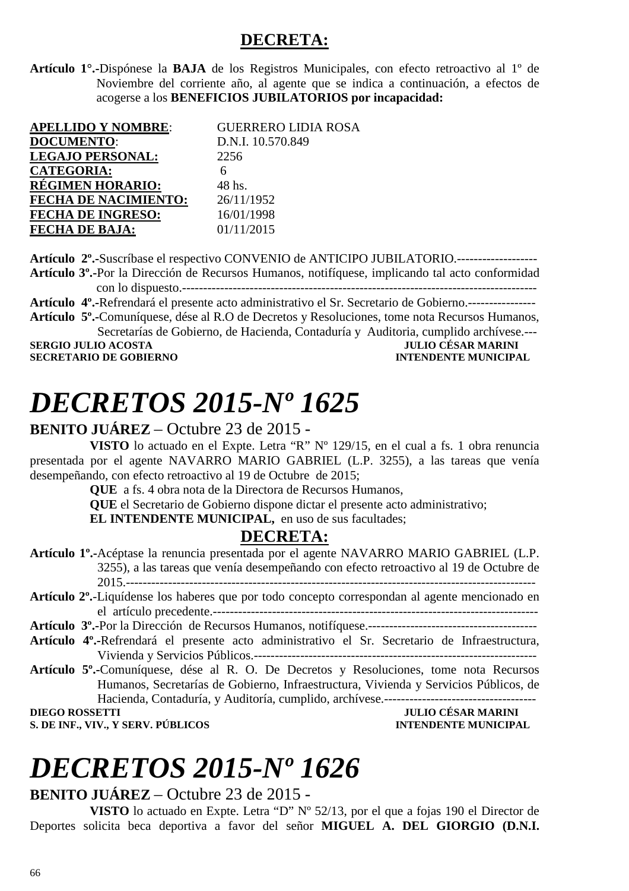## DECRETA:

**Artículo 1°.-**Dispónese la **BAJA** de los Registros Municipales, con efecto retroactivo al 1º de Noviembre del corriente año, al agente que se indica a continuación, a efectos de acogerse a los **BENEFICIOS JUBILATORIOS por incapacidad:**

| | |
|---|---|
| **APELLIDO Y NOMBRE**: | GUERRERO LIDIA ROSA |
| **DOCUMENTO**: | D.N.I. 10.570.849 |
| **LEGAJO PERSONAL:** | 2256 |
| **CATEGORIA:** | 6 |
| **RÉGIMEN HORARIO:** | 48 hs. |
| **FECHA DE NACIMIENTO:** | 26/11/1952 |
| **FECHA DE INGRESO:** | 16/01/1998 |
| **FECHA DE BAJA:** | 01/11/2015 |

**Artículo 2º.-**Suscríbase el respectivo CONVENIO de ANTICIPO JUBILATORIO.-------------------

**Artículo 3º.-**Por la Dirección de Recursos Humanos, notifíquese, implicando tal acto conformidad con lo dispuesto.------------------------------------------------------------------------------------------

**Artículo 4º.-**Refrendará el presente acto administrativo el Sr. Secretario de Gobierno.----------------

**Artículo 5º.-**Comuníquese, dése al R.O de Decretos y Resoluciones, tome nota Recursos Humanos, Secretarías de Gobierno, de Hacienda, Contaduría y Auditoria, cumplido archívese.---

**SERGIO JULIO ACOSTA** — **JULIO CÉSAR MARINI**
**SECRETARIO DE GOBIERNO** — **INTENDENTE MUNICIPAL**

# *DECRETOS 2015-Nº 1625*

**BENITO JUÁREZ** – Octubre 23 de 2015 -

**VISTO** lo actuado en el Expte. Letra "R" Nº 129/15, en el cual a fs. 1 obra renuncia presentada por el agente NAVARRO MARIO GABRIEL (L.P. 3255), a las tareas que venía desempeñando, con efecto retroactivo al 19 de Octubre de 2015;

**QUE** a fs. 4 obra nota de la Directora de Recursos Humanos,

**QUE** el Secretario de Gobierno dispone dictar el presente acto administrativo;

**EL INTENDENTE MUNICIPAL,** en uso de sus facultades;

## DECRETA:

**Artículo 1º.-**Acéptase la renuncia presentada por el agente NAVARRO MARIO GABRIEL (L.P. 3255), a las tareas que venía desempeñando con efecto retroactivo al 19 de Octubre de 2015.-------------------------------------------------------------------------------------------------

**Artículo 2º.-**Liquídense los haberes que por todo concepto correspondan al agente mencionado en el artículo precedente.----------------------------------------------------------------------------

**Artículo 3º.-**Por la Dirección de Recursos Humanos, notifíquese.----------------------------------------

**Artículo 4º.-**Refrendará el presente acto administrativo el Sr. Secretario de Infraestructura, Vivienda y Servicios Públicos.-------------------------------------------------------------------

**Artículo 5º.-**Comuníquese, dése al R. O. De Decretos y Resoluciones, tome nota Recursos Humanos, Secretarías de Gobierno, Infraestructura, Vivienda y Servicios Públicos, de Hacienda, Contaduría, y Auditoría, cumplido, archívese.------------------------------------

**DIEGO ROSSETTI** — **JULIO CÉSAR MARINI**
**S. DE INF., VIV., Y SERV. PÚBLICOS** — **INTENDENTE MUNICIPAL**

# *DECRETOS 2015-Nº 1626*

**BENITO JUÁREZ** – Octubre 23 de 2015 -

**VISTO** lo actuado en Expte. Letra "D" Nº 52/13, por el que a fojas 190 el Director de Deportes solicita beca deportiva a favor del señor **MIGUEL A. DEL GIORGIO (D.N.I.**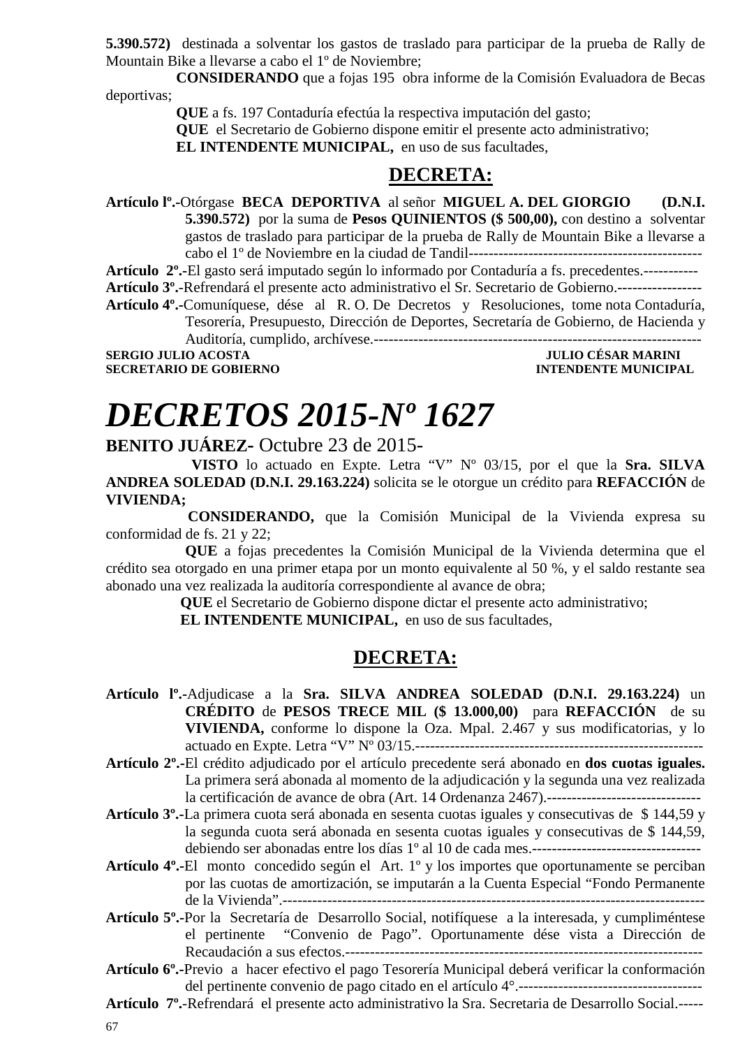**5.390.572)** destinada a solventar los gastos de traslado para participar de la prueba de Rally de Mountain Bike a llevarse a cabo el 1º de Noviembre;

**CONSIDERANDO** que a fojas 195 obra informe de la Comisión Evaluadora de Becas deportivas;

**QUE** a fs. 197 Contaduría efectúa la respectiva imputación del gasto;

**QUE** el Secretario de Gobierno dispone emitir el presente acto administrativo;

**EL INTENDENTE MUNICIPAL,** en uso de sus facultades,

## DECRETA:

**Artículo lº.-**Otórgase **BECA DEPORTIVA** al señor **MIGUEL A. DEL GIORGIO (D.N.I. 5.390.572)** por la suma de **Pesos QUINIENTOS ($ 500,00),** con destino a solventar gastos de traslado para participar de la prueba de Rally de Mountain Bike a llevarse a cabo el 1º de Noviembre en la ciudad de Tandil-----------------------------------------------

**Artículo 2º.-**El gasto será imputado según lo informado por Contaduría a fs. precedentes.-----------

**Artículo 3º.-**Refrendará el presente acto administrativo el Sr. Secretario de Gobierno.-----------------

**Artículo 4º.-**Comuníquese, dése al R. O. De Decretos y Resoluciones, tome nota Contaduría, Tesorería, Presupuesto, Dirección de Deportes, Secretaría de Gobierno, de Hacienda y Auditoría, cumplido, archívese.-------------------------------------------------------------------

**SERGIO JULIO ACOSTA** — **SECRETARIO DE GOBIERNO**

**JULIO CÉSAR MARINI** — **INTENDENTE MUNICIPAL**

# *DECRETOS 2015-Nº 1627*

**BENITO JUÁREZ-** Octubre 23 de 2015-

**VISTO** lo actuado en Expte. Letra "V" Nº 03/15, por el que la **Sra. SILVA ANDREA SOLEDAD (D.N.I. 29.163.224)** solicita se le otorgue un crédito para **REFACCIÓN** de **VIVIENDA;**

**CONSIDERANDO,** que la Comisión Municipal de la Vivienda expresa su conformidad de fs. 21 y 22;

**QUE** a fojas precedentes la Comisión Municipal de la Vivienda determina que el crédito sea otorgado en una primer etapa por un monto equivalente al 50 %, y el saldo restante sea abonado una vez realizada la auditoría correspondiente al avance de obra;

**QUE** el Secretario de Gobierno dispone dictar el presente acto administrativo;

**EL INTENDENTE MUNICIPAL,** en uso de sus facultades,

## DECRETA:

**Artículo lº.-**Adjudicase a la **Sra. SILVA ANDREA SOLEDAD (D.N.I. 29.163.224)** un **CRÉDITO** de **PESOS TRECE MIL ($ 13.000,00)** para **REFACCIÓN** de su **VIVIENDA,** conforme lo dispone la Oza. Mpal. 2.467 y sus modificatorias, y lo actuado en Expte. Letra "V" Nº 03/15.---------------------------------------------------------

**Artículo 2º.-**El crédito adjudicado por el artículo precedente será abonado en **dos cuotas iguales.** La primera será abonada al momento de la adjudicación y la segunda una vez realizada la certificación de avance de obra (Art. 14 Ordenanza 2467).-------------------------------

**Artículo 3º.-**La primera cuota será abonada en sesenta cuotas iguales y consecutivas de $ 144,59 y la segunda cuota será abonada en sesenta cuotas iguales y consecutivas de $ 144,59, debiendo ser abonadas entre los días 1º al 10 de cada mes.----------------------------------

**Artículo 4º.-**El monto concedido según el Art. 1º y los importes que oportunamente se perciban por las cuotas de amortización, se imputarán a la Cuenta Especial "Fondo Permanente de la Vivienda".-------------------------------------------------------------------------------------

**Artículo 5º.-**Por la Secretaría de Desarrollo Social, notifíquese a la interesada, y cumpliméntese el pertinente "Convenio de Pago". Oportunamente dése vista a Dirección de Recaudación a sus efectos.-----------------------------------------------------------------------

**Artículo 6º.-**Previo a hacer efectivo el pago Tesorería Municipal deberá verificar la conformación del pertinente convenio de pago citado en el artículo 4°.-------------------------------------

**Artículo 7º.-**Refrendará el presente acto administrativo la Sra. Secretaria de Desarrollo Social.-----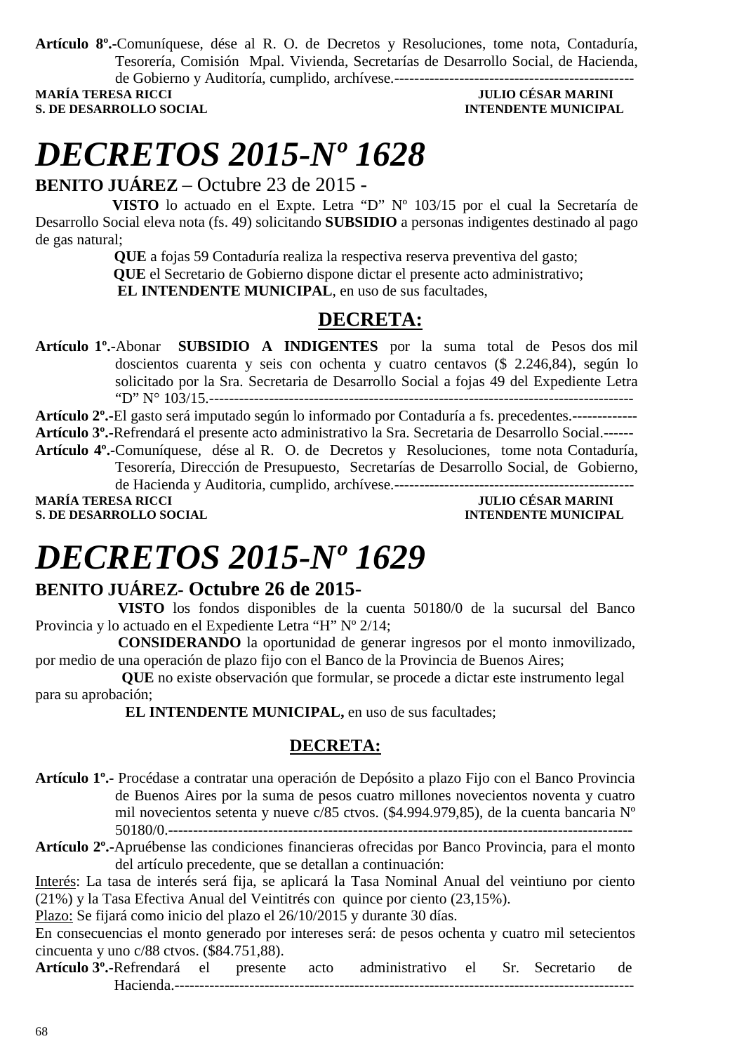**Artículo 8º.-**Comuníquese, dése al R. O. de Decretos y Resoluciones, tome nota, Contaduría, Tesorería, Comisión Mpal. Vivienda, Secretarías de Desarrollo Social, de Hacienda, de Gobierno y Auditoría, cumplido, archívese.-------------------------------------------------

**MARÍA TERESA RICCI** — **JULIO CÉSAR MARINI**
**S. DE DESARROLLO SOCIAL** — **INTENDENTE MUNICIPAL**

# *DECRETOS 2015-Nº 1628*

**BENITO JUÁREZ** – Octubre 23 de 2015 -

**VISTO** lo actuado en el Expte. Letra "D" Nº 103/15 por el cual la Secretaría de Desarrollo Social eleva nota (fs. 49) solicitando **SUBSIDIO** a personas indigentes destinado al pago de gas natural;

**QUE** a fojas 59 Contaduría realiza la respectiva reserva preventiva del gasto;

**QUE** el Secretario de Gobierno dispone dictar el presente acto administrativo;

**EL INTENDENTE MUNICIPAL**, en uso de sus facultades,

## DECRETA:

**Artículo 1º.-**Abonar **SUBSIDIO A INDIGENTES** por la suma total de Pesos dos mil doscientos cuarenta y seis con ochenta y cuatro centavos ($ 2.246,84), según lo solicitado por la Sra. Secretaria de Desarrollo Social a fojas 49 del Expediente Letra "D" N° 103/15.-----------------------------------------------------------------------------------------

**Artículo 2º.-**El gasto será imputado según lo informado por Contaduría a fs. precedentes.-------------

**Artículo 3º.-**Refrendará el presente acto administrativo la Sra. Secretaria de Desarrollo Social.------

**Artículo 4º.-**Comuníquese, dése al R. O. de Decretos y Resoluciones, tome nota Contaduría, Tesorería, Dirección de Presupuesto, Secretarías de Desarrollo Social, de Gobierno, de Hacienda y Auditoria, cumplido, archívese.-------------------------------------------------

**MARÍA TERESA RICCI** — **JULIO CÉSAR MARINI**
**S. DE DESARROLLO SOCIAL** — **INTENDENTE MUNICIPAL**

# *DECRETOS 2015-Nº 1629*

**BENITO JUÁREZ- Octubre 26 de 2015-**

**VISTO** los fondos disponibles de la cuenta 50180/0 de la sucursal del Banco Provincia y lo actuado en el Expediente Letra "H" Nº 2/14;

**CONSIDERANDO** la oportunidad de generar ingresos por el monto inmovilizado, por medio de una operación de plazo fijo con el Banco de la Provincia de Buenos Aires;

**QUE** no existe observación que formular, se procede a dictar este instrumento legal para su aprobación;

**EL INTENDENTE MUNICIPAL,** en uso de sus facultades;

## DECRETA:

**Artículo 1º.-** Procédase a contratar una operación de Depósito a plazo Fijo con el Banco Provincia de Buenos Aires por la suma de pesos cuatro millones novecientos noventa y cuatro mil novecientos setenta y nueve c/85 ctvos. ($4.994.979,85), de la cuenta bancaria Nº 50180/0.-----------------------------------------------------------------------------------------------

**Artículo 2º.-**Apruébense las condiciones financieras ofrecidas por Banco Provincia, para el monto del artículo precedente, que se detallan a continuación:

Interés: La tasa de interés será fija, se aplicará la Tasa Nominal Anual del veintiuno por ciento (21%) y la Tasa Efectiva Anual del Veintitrés con quince por ciento (23,15%).

Plazo: Se fijará como inicio del plazo el 26/10/2015 y durante 30 días.

En consecuencias el monto generado por intereses será: de pesos ochenta y cuatro mil setecientos cincuenta y uno c/88 ctvos. ($84.751,88).

**Artículo 3º.-**Refrendará el presente acto administrativo el Sr. Secretario de Hacienda.------------------------------------------------------------------------------------------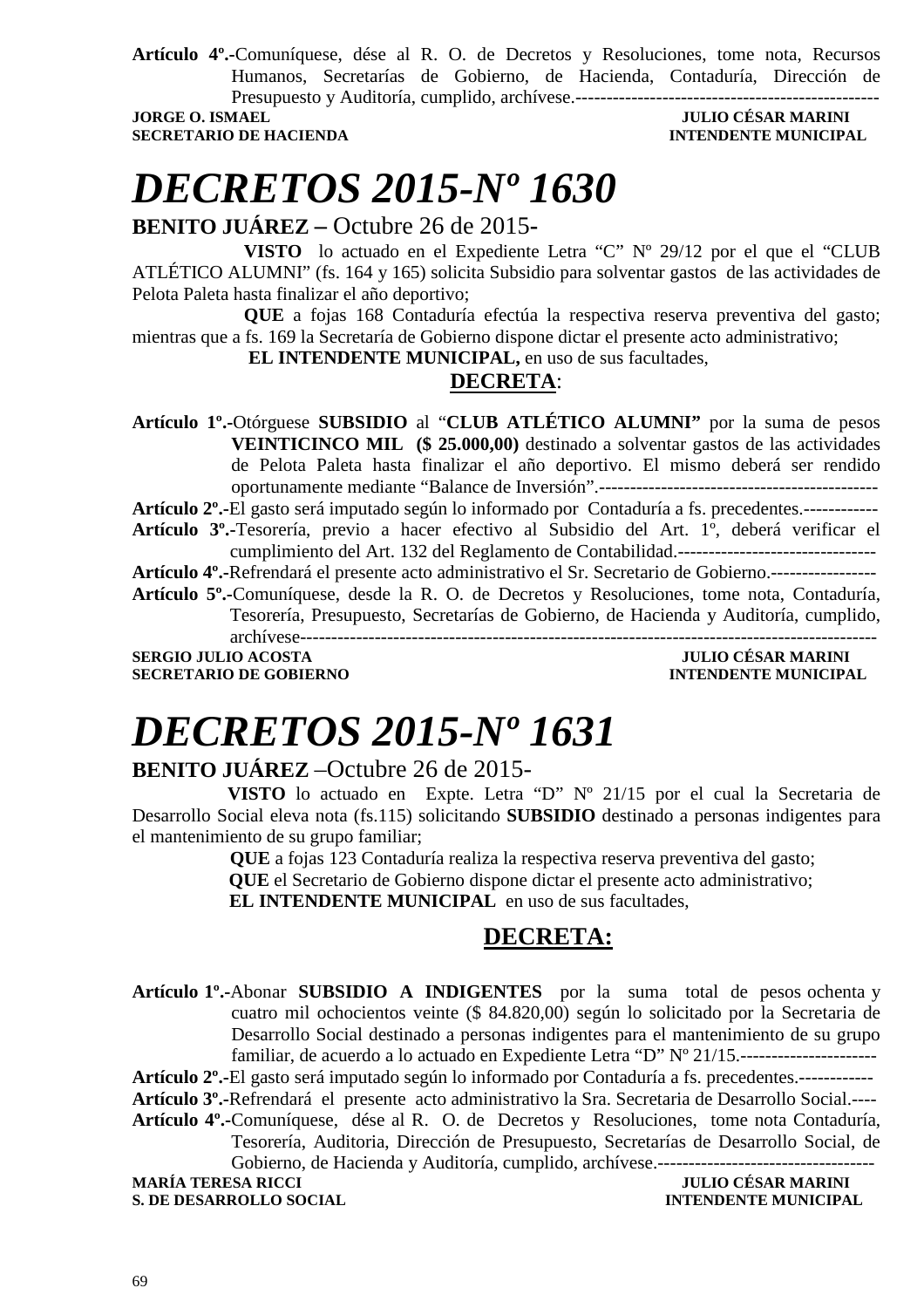**Artículo 4º.-**Comuníquese, dése al R. O. de Decretos y Resoluciones, tome nota, Recursos Humanos, Secretarías de Gobierno, de Hacienda, Contaduría, Dirección de Presupuesto y Auditoría, cumplido, archívese.-------------------------------------------------

**JORGE O. ISMAEL** — **JULIO CÉSAR MARINI**
**SECRETARIO DE HACIENDA** — **INTENDENTE MUNICIPAL**

# *DECRETOS 2015-Nº 1630*

**BENITO JUÁREZ –** Octubre 26 de 2015-

**VISTO** lo actuado en el Expediente Letra "C" Nº 29/12 por el que el "CLUB ATLÉTICO ALUMNI" (fs. 164 y 165) solicita Subsidio para solventar gastos de las actividades de Pelota Paleta hasta finalizar el año deportivo;

**QUE** a fojas 168 Contaduría efectúa la respectiva reserva preventiva del gasto; mientras que a fs. 169 la Secretaría de Gobierno dispone dictar el presente acto administrativo;

**EL INTENDENTE MUNICIPAL,** en uso de sus facultades,

**DECRETA**:

**Artículo 1º.-**Otórguese **SUBSIDIO** al "**CLUB ATLÉTICO ALUMNI"** por la suma de pesos **VEINTICINCO MIL ($ 25.000,00)** destinado a solventar gastos de las actividades de Pelota Paleta hasta finalizar el año deportivo. El mismo deberá ser rendido oportunamente mediante "Balance de Inversión".---------------------------------------------

**Artículo 2º.-**El gasto será imputado según lo informado por Contaduría a fs. precedentes.------------

**Artículo 3º.-**Tesorería, previo a hacer efectivo al Subsidio del Art. 1º, deberá verificar el cumplimiento del Art. 132 del Reglamento de Contabilidad.--------------------------------

**Artículo 4º.-**Refrendará el presente acto administrativo el Sr. Secretario de Gobierno.-----------------

**Artículo 5º.-**Comuníquese, desde la R. O. de Decretos y Resoluciones, tome nota, Contaduría, Tesorería, Presupuesto, Secretarías de Gobierno, de Hacienda y Auditoría, cumplido, archívese-----------------------------------------------------------------------------------------

**SERGIO JULIO ACOSTA** — **JULIO CÉSAR MARINI**
**SECRETARIO DE GOBIERNO** — **INTENDENTE MUNICIPAL**

# *DECRETOS 2015-Nº 1631*

**BENITO JUÁREZ** –Octubre 26 de 2015-

**VISTO** lo actuado en Expte. Letra "D" Nº 21/15 por el cual la Secretaria de Desarrollo Social eleva nota (fs.115) solicitando **SUBSIDIO** destinado a personas indigentes para el mantenimiento de su grupo familiar;

**QUE** a fojas 123 Contaduría realiza la respectiva reserva preventiva del gasto;

**QUE** el Secretario de Gobierno dispone dictar el presente acto administrativo;

**EL INTENDENTE MUNICIPAL** en uso de sus facultades,

**DECRETA:**

**Artículo 1º.-**Abonar **SUBSIDIO A INDIGENTES** por la suma total de pesos ochenta y cuatro mil ochocientos veinte ($ 84.820,00) según lo solicitado por la Secretaria de Desarrollo Social destinado a personas indigentes para el mantenimiento de su grupo familiar, de acuerdo a lo actuado en Expediente Letra "D" Nº 21/15.----------------------

**Artículo 2º.-**El gasto será imputado según lo informado por Contaduría a fs. precedentes.------------

**Artículo 3º.-**Refrendará el presente acto administrativo la Sra. Secretaria de Desarrollo Social.----

**Artículo 4º.-**Comuníquese, dése al R. O. de Decretos y Resoluciones, tome nota Contaduría, Tesorería, Auditoria, Dirección de Presupuesto, Secretarías de Desarrollo Social, de Gobierno, de Hacienda y Auditoría, cumplido, archívese.----------------------------------

**MARÍA TERESA RICCI** — **JULIO CÉSAR MARINI**
**S. DE DESARROLLO SOCIAL** — **INTENDENTE MUNICIPAL**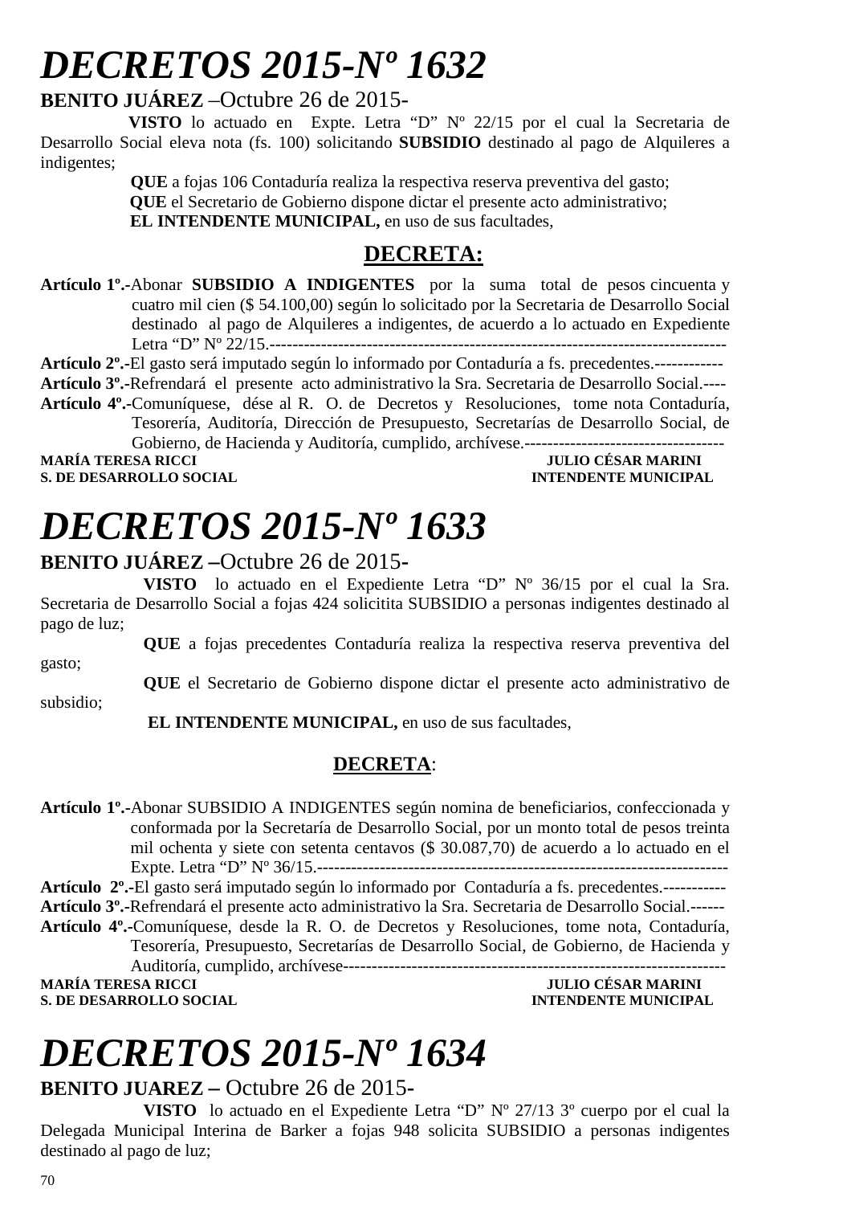# *DECRETOS 2015-Nº 1632*

**BENITO JUÁREZ** –Octubre 26 de 2015-

**VISTO** lo actuado en Expte. Letra "D" Nº 22/15 por el cual la Secretaria de Desarrollo Social eleva nota (fs. 100) solicitando **SUBSIDIO** destinado al pago de Alquileres a indigentes;

**QUE** a fojas 106 Contaduría realiza la respectiva reserva preventiva del gasto;

**QUE** el Secretario de Gobierno dispone dictar el presente acto administrativo;

**EL INTENDENTE MUNICIPAL,** en uso de sus facultades,

## DECRETA:

**Artículo 1º.-**Abonar **SUBSIDIO A INDIGENTES** por la suma total de pesos cincuenta y cuatro mil cien ($ 54.100,00) según lo solicitado por la Secretaria de Desarrollo Social destinado al pago de Alquileres a indigentes, de acuerdo a lo actuado en Expediente Letra "D" Nº 22/15.-----------------------------------------------------------------------------------

**Artículo 2º.-**El gasto será imputado según lo informado por Contaduría a fs. precedentes.------------

**Artículo 3º.-**Refrendará el presente acto administrativo la Sra. Secretaria de Desarrollo Social.----

**Artículo 4º.-**Comuníquese, dése al R. O. de Decretos y Resoluciones, tome nota Contaduría, Tesorería, Auditoría, Dirección de Presupuesto, Secretarías de Desarrollo Social, de Gobierno, de Hacienda y Auditoría, cumplido, archívese.-----------------------------------

**MARÍA TERESA RICCI** — **JULIO CÉSAR MARINI**
**S. DE DESARROLLO SOCIAL** — **INTENDENTE MUNICIPAL**

# *DECRETOS 2015-Nº 1633*

**BENITO JUÁREZ –**Octubre 26 de 2015-

**VISTO** lo actuado en el Expediente Letra "D" Nº 36/15 por el cual la Sra. Secretaria de Desarrollo Social a fojas 424 solicitita SUBSIDIO a personas indigentes destinado al pago de luz;

**QUE** a fojas precedentes Contaduría realiza la respectiva reserva preventiva del gasto;

**QUE** el Secretario de Gobierno dispone dictar el presente acto administrativo de subsidio;

**EL INTENDENTE MUNICIPAL,** en uso de sus facultades,

## DECRETA:

**Artículo 1º.-**Abonar SUBSIDIO A INDIGENTES según nomina de beneficiarios, confeccionada y conformada por la Secretaría de Desarrollo Social, por un monto total de pesos treinta mil ochenta y siete con setenta centavos ($ 30.087,70) de acuerdo a lo actuado en el Expte. Letra "D" Nº 36/15.------------------------------------------------------------------------

**Artículo 2º.-**El gasto será imputado según lo informado por Contaduría a fs. precedentes.-----------

**Artículo 3º.-**Refrendará el presente acto administrativo la Sra. Secretaria de Desarrollo Social.------

**Artículo 4º.-**Comuníquese, desde la R. O. de Decretos y Resoluciones, tome nota, Contaduría, Tesorería, Presupuesto, Secretarías de Desarrollo Social, de Gobierno, de Hacienda y Auditoría, cumplido, archívese------------------------------------------------------------------

**MARÍA TERESA RICCI** — **JULIO CÉSAR MARINI**
**S. DE DESARROLLO SOCIAL** — **INTENDENTE MUNICIPAL**

# *DECRETOS 2015-Nº 1634*

**BENITO JUAREZ –** Octubre 26 de 2015-

**VISTO** lo actuado en el Expediente Letra "D" Nº 27/13 3º cuerpo por el cual la Delegada Municipal Interina de Barker a fojas 948 solicita SUBSIDIO a personas indigentes destinado al pago de luz;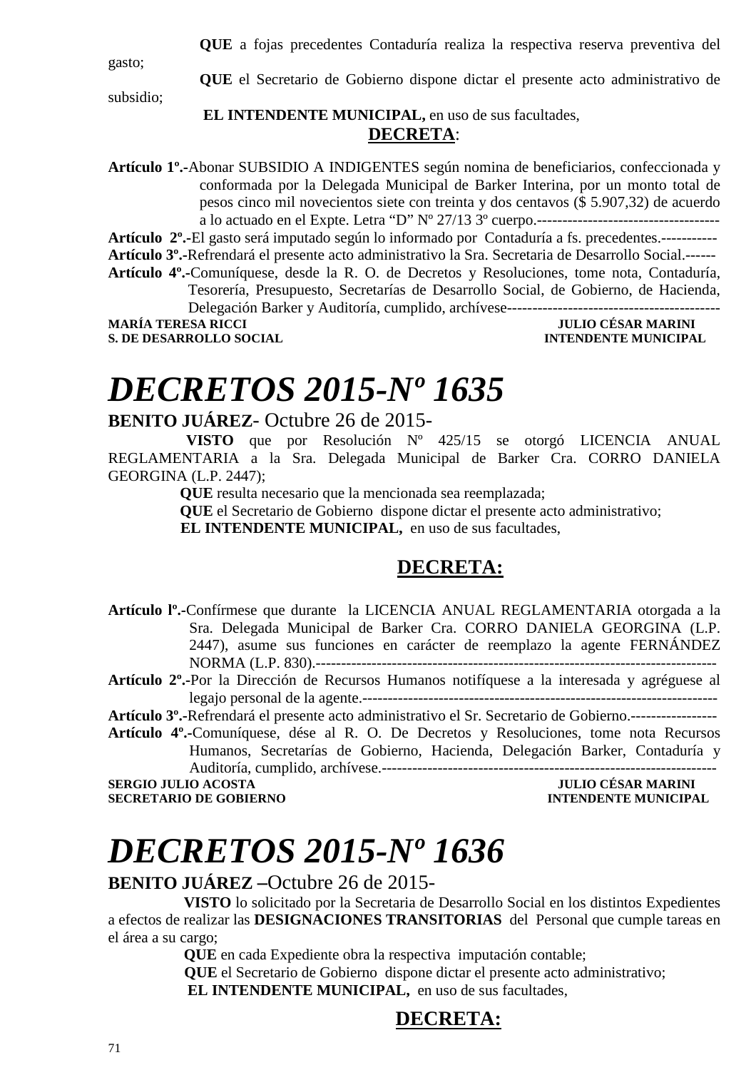**QUE** a fojas precedentes Contaduría realiza la respectiva reserva preventiva del gasto;

**QUE** el Secretario de Gobierno dispone dictar el presente acto administrativo de subsidio;

**EL INTENDENTE MUNICIPAL,** en uso de sus facultades,

**DECRETA**:

**Artículo 1º.-**Abonar SUBSIDIO A INDIGENTES según nomina de beneficiarios, confeccionada y conformada por la Delegada Municipal de Barker Interina, por un monto total de pesos cinco mil novecientos siete con treinta y dos centavos ($ 5.907,32) de acuerdo a lo actuado en el Expte. Letra "D" Nº 27/13 3º cuerpo.------------------------------------

**Artículo 2º.-**El gasto será imputado según lo informado por Contaduría a fs. precedentes.-----------

**Artículo 3º.-**Refrendará el presente acto administrativo la Sra. Secretaria de Desarrollo Social.------

**Artículo 4º.-**Comuníquese, desde la R. O. de Decretos y Resoluciones, tome nota, Contaduría, Tesorería, Presupuesto, Secretarías de Desarrollo Social, de Gobierno, de Hacienda, Delegación Barker y Auditoría, cumplido, archívese------------------------------------------

**MARÍA TERESA RICCI** — **JULIO CÉSAR MARINI**
**S. DE DESARROLLO SOCIAL** — **INTENDENTE MUNICIPAL**

# *DECRETOS 2015-Nº 1635*

**BENITO JUÁREZ**- Octubre 26 de 2015-

**VISTO** que por Resolución Nº 425/15 se otorgó LICENCIA ANUAL REGLAMENTARIA a la Sra. Delegada Municipal de Barker Cra. CORRO DANIELA GEORGINA (L.P. 2447);

**QUE** resulta necesario que la mencionada sea reemplazada;

**QUE** el Secretario de Gobierno dispone dictar el presente acto administrativo;

**EL INTENDENTE MUNICIPAL,** en uso de sus facultades,

**DECRETA:**

**Artículo lº.-**Confírmese que durante la LICENCIA ANUAL REGLAMENTARIA otorgada a la Sra. Delegada Municipal de Barker Cra. CORRO DANIELA GEORGINA (L.P. 2447), asume sus funciones en carácter de reemplazo la agente FERNÁNDEZ NORMA (L.P. 830).--------------------------------------------------------------------------------

**Artículo 2º.-**Por la Dirección de Recursos Humanos notifíquese a la interesada y agréguese al legajo personal de la agente.--------------------------------------------------------------------

**Artículo 3º.-**Refrendará el presente acto administrativo el Sr. Secretario de Gobierno.-----------------

**Artículo 4º.-**Comuníquese, dése al R. O. De Decretos y Resoluciones, tome nota Recursos Humanos, Secretarías de Gobierno, Hacienda, Delegación Barker, Contaduría y Auditoría, cumplido, archívese.------------------------------------------------------------------

**SERGIO JULIO ACOSTA** — **JULIO CÉSAR MARINI**
**SECRETARIO DE GOBIERNO** — **INTENDENTE MUNICIPAL**

# *DECRETOS 2015-Nº 1636*

**BENITO JUÁREZ –**Octubre 26 de 2015-

**VISTO** lo solicitado por la Secretaria de Desarrollo Social en los distintos Expedientes a efectos de realizar las **DESIGNACIONES TRANSITORIAS** del Personal que cumple tareas en el área a su cargo;

**QUE** en cada Expediente obra la respectiva imputación contable;

**QUE** el Secretario de Gobierno dispone dictar el presente acto administrativo;

**EL INTENDENTE MUNICIPAL,** en uso de sus facultades,

**DECRETA:**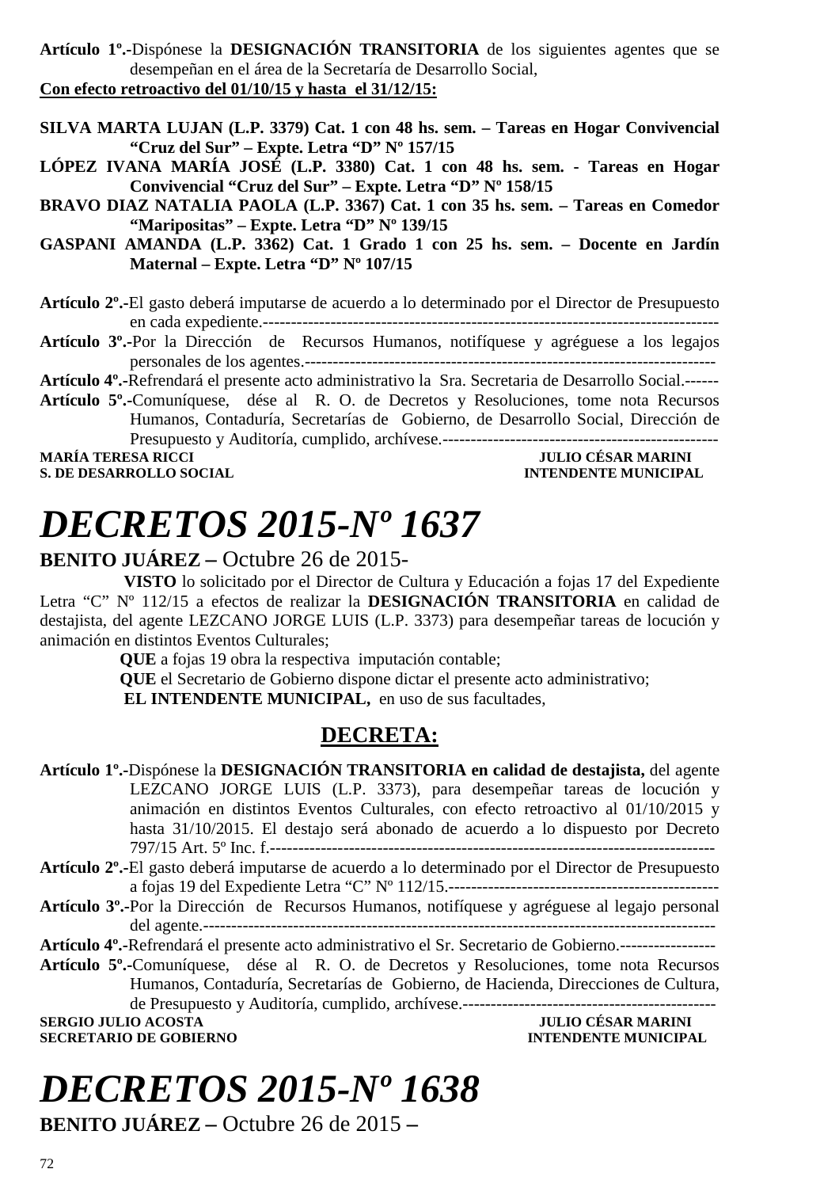**Artículo 1º.-**Dispónese la **DESIGNACIÓN TRANSITORIA** de los siguientes agentes que se desempeñan en el área de la Secretaría de Desarrollo Social,

**Con efecto retroactivo del 01/10/15 y hasta el 31/12/15:**

**SILVA MARTA LUJAN (L.P. 3379) Cat. 1 con 48 hs. sem. – Tareas en Hogar Convivencial "Cruz del Sur" – Expte. Letra "D" Nº 157/15**
**LÓPEZ IVANA MARÍA JOSÉ (L.P. 3380) Cat. 1 con 48 hs. sem. - Tareas en Hogar Convivencial "Cruz del Sur" – Expte. Letra "D" Nº 158/15**
**BRAVO DIAZ NATALIA PAOLA (L.P. 3367) Cat. 1 con 35 hs. sem. – Tareas en Comedor "Maripositas" – Expte. Letra "D" Nº 139/15**
**GASPANI AMANDA (L.P. 3362) Cat. 1 Grado 1 con 25 hs. sem. – Docente en Jardín Maternal – Expte. Letra "D" Nº 107/15**

**Artículo 2º.-**El gasto deberá imputarse de acuerdo a lo determinado por el Director de Presupuesto en cada expediente.---------------------------------------------------------------------------------
**Artículo 3º.-**Por la Dirección de Recursos Humanos, notifíquese y agréguese a los legajos personales de los agentes.--------------------------------------------------------------------------
**Artículo 4º.-**Refrendará el presente acto administrativo la Sra. Secretaria de Desarrollo Social.------
**Artículo 5º.-**Comuníquese, dése al R. O. de Decretos y Resoluciones, tome nota Recursos Humanos, Contaduría, Secretarías de Gobierno, de Desarrollo Social, Dirección de Presupuesto y Auditoría, cumplido, archívese.-------------------------------------------------

**MARÍA TERESA RICCI** — **JULIO CÉSAR MARINI**
**S. DE DESARROLLO SOCIAL** — **INTENDENTE MUNICIPAL**

# *DECRETOS 2015-Nº 1637*

**BENITO JUÁREZ –** Octubre 26 de 2015-

**VISTO** lo solicitado por el Director de Cultura y Educación a fojas 17 del Expediente Letra "C" Nº 112/15 a efectos de realizar la **DESIGNACIÓN TRANSITORIA** en calidad de destajista, del agente LEZCANO JORGE LUIS (L.P. 3373) para desempeñar tareas de locución y animación en distintos Eventos Culturales;

**QUE** a fojas 19 obra la respectiva imputación contable;

**QUE** el Secretario de Gobierno dispone dictar el presente acto administrativo;

**EL INTENDENTE MUNICIPAL,** en uso de sus facultades,

## DECRETA:

**Artículo 1º.-**Dispónese la **DESIGNACIÓN TRANSITORIA en calidad de destajista,** del agente LEZCANO JORGE LUIS (L.P. 3373), para desempeñar tareas de locución y animación en distintos Eventos Culturales, con efecto retroactivo al 01/10/2015 y hasta 31/10/2015. El destajo será abonado de acuerdo a lo dispuesto por Decreto 797/15 Art. 5º Inc. f.------------------------------------------------------------------------------
**Artículo 2º.-**El gasto deberá imputarse de acuerdo a lo determinado por el Director de Presupuesto a fojas 19 del Expediente Letra "C" Nº 112/15.------------------------------------------------
**Artículo 3º.-**Por la Dirección de Recursos Humanos, notifíquese y agréguese al legajo personal del agente.----------------------------------------------------------------------------------------
**Artículo 4º.-**Refrendará el presente acto administrativo el Sr. Secretario de Gobierno.-----------------
**Artículo 5º.-**Comuníquese, dése al R. O. de Decretos y Resoluciones, tome nota Recursos Humanos, Contaduría, Secretarías de Gobierno, de Hacienda, Direcciones de Cultura, de Presupuesto y Auditoría, cumplido, archívese.---------------------------------------------

**SERGIO JULIO ACOSTA** — **JULIO CÉSAR MARINI**
**SECRETARIO DE GOBIERNO** — **INTENDENTE MUNICIPAL**

# *DECRETOS 2015-Nº 1638*

**BENITO JUÁREZ –** Octubre 26 de 2015 **–**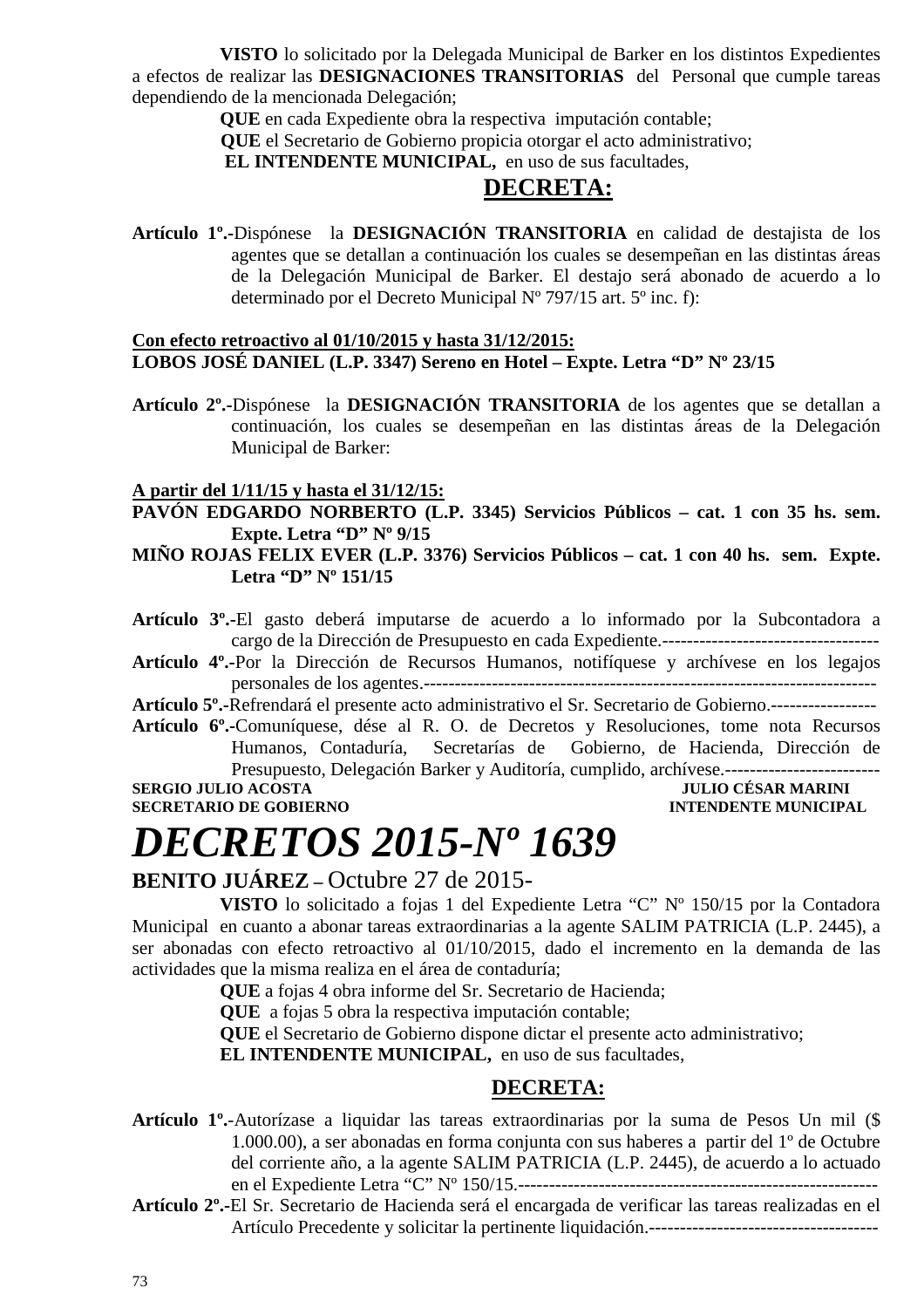**VISTO** lo solicitado por la Delegada Municipal de Barker en los distintos Expedientes a efectos de realizar las **DESIGNACIONES TRANSITORIAS** del Personal que cumple tareas dependiendo de la mencionada Delegación;

**QUE** en cada Expediente obra la respectiva imputación contable;

**QUE** el Secretario de Gobierno propicia otorgar el acto administrativo;

**EL INTENDENTE MUNICIPAL,** en uso de sus facultades,

**DECRETA:**

**Artículo 1º.-**Dispónese la **DESIGNACIÓN TRANSITORIA** en calidad de destajista de los agentes que se detallan a continuación los cuales se desempeñan en las distintas áreas de la Delegación Municipal de Barker. El destajo será abonado de acuerdo a lo determinado por el Decreto Municipal Nº 797/15 art. 5º inc. f):

**Con efecto retroactivo al 01/10/2015 y hasta 31/12/2015:**
**LOBOS JOSÉ DANIEL (L.P. 3347) Sereno en Hotel – Expte. Letra "D" Nº 23/15**

**Artículo 2º.-**Dispónese la **DESIGNACIÓN TRANSITORIA** de los agentes que se detallan a continuación, los cuales se desempeñan en las distintas áreas de la Delegación Municipal de Barker:

**A partir del 1/11/15 y hasta el 31/12/15:**
**PAVÓN EDGARDO NORBERTO (L.P. 3345) Servicios Públicos – cat. 1 con 35 hs. sem. Expte. Letra "D" Nº 9/15**
**MIÑO ROJAS FELIX EVER (L.P. 3376) Servicios Públicos – cat. 1 con 40 hs. sem. Expte. Letra "D" Nº 151/15**

**Artículo 3º.-**El gasto deberá imputarse de acuerdo a lo informado por la Subcontadora a cargo de la Dirección de Presupuesto en cada Expediente.-----------------------------------
**Artículo 4º.-**Por la Dirección de Recursos Humanos, notifíquese y archívese en los legajos personales de los agentes.-------------------------------------------------------------------------
**Artículo 5º.-**Refrendará el presente acto administrativo el Sr. Secretario de Gobierno.-----------------
**Artículo 6º.-**Comuníquese, dése al R. O. de Decretos y Resoluciones, tome nota Recursos Humanos, Contaduría, Secretarías de Gobierno, de Hacienda, Dirección de Presupuesto, Delegación Barker y Auditoría, cumplido, archívese.-------------------------

**SERGIO JULIO ACOSTA** — **SECRETARIO DE GOBIERNO**
**JULIO CÉSAR MARINI** — **INTENDENTE MUNICIPAL**

# *DECRETOS 2015-Nº 1639*

**BENITO JUÁREZ –** Octubre 27 de 2015-

**VISTO** lo solicitado a fojas 1 del Expediente Letra "C" Nº 150/15 por la Contadora Municipal en cuanto a abonar tareas extraordinarias a la agente SALIM PATRICIA (L.P. 2445), a ser abonadas con efecto retroactivo al 01/10/2015, dado el incremento en la demanda de las actividades que la misma realiza en el área de contaduría;

**QUE** a fojas 4 obra informe del Sr. Secretario de Hacienda;

**QUE** a fojas 5 obra la respectiva imputación contable;

**QUE** el Secretario de Gobierno dispone dictar el presente acto administrativo;

**EL INTENDENTE MUNICIPAL,** en uso de sus facultades,

**DECRETA:**

**Artículo 1º.-**Autorízase a liquidar las tareas extraordinarias por la suma de Pesos Un mil ($ 1.000.00), a ser abonadas en forma conjunta con sus haberes a partir del 1º de Octubre del corriente año, a la agente SALIM PATRICIA (L.P. 2445), de acuerdo a lo actuado en el Expediente Letra "C" Nº 150/15.---------------------------------------------------------
**Artículo 2º.-**El Sr. Secretario de Hacienda será el encargada de verificar las tareas realizadas en el Artículo Precedente y solicitar la pertinente liquidación.-------------------------------------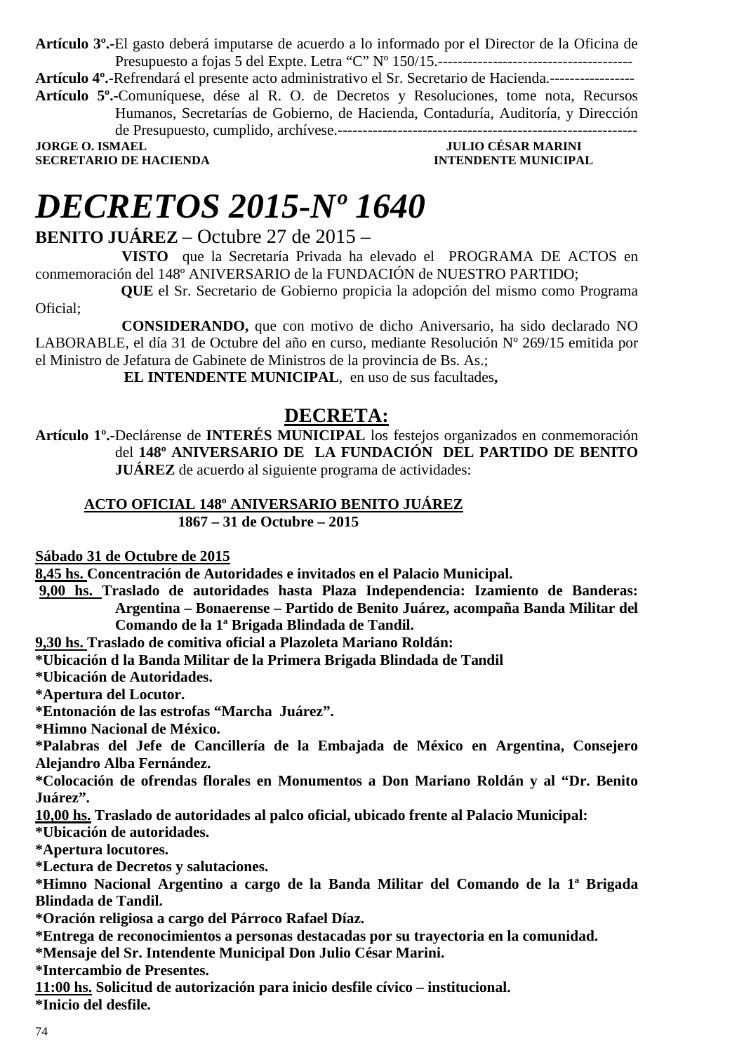**Artículo 3º.-**El gasto deberá imputarse de acuerdo a lo informado por el Director de la Oficina de Presupuesto a fojas 5 del Expte. Letra "C" Nº 150/15.---------------------------------------

**Artículo 4º.-**Refrendará el presente acto administrativo el Sr. Secretario de Hacienda.-----------------

**Artículo 5º.-**Comuníquese, dése al R. O. de Decretos y Resoluciones, tome nota, Recursos Humanos, Secretarías de Gobierno, de Hacienda, Contaduría, Auditoría, y Dirección de Presupuesto, cumplido, archívese.-----------------------------------------------------------

**JORGE O. ISMAEL** — **JULIO CÉSAR MARINI**
**SECRETARIO DE HACIENDA** — **INTENDENTE MUNICIPAL**

# *DECRETOS 2015-Nº 1640*

**BENITO JUÁREZ** – Octubre 27 de 2015 –

**VISTO** que la Secretaría Privada ha elevado el PROGRAMA DE ACTOS en conmemoración del 148º ANIVERSARIO de la FUNDACIÓN de NUESTRO PARTIDO;

**QUE** el Sr. Secretario de Gobierno propicia la adopción del mismo como Programa Oficial;

**CONSIDERANDO,** que con motivo de dicho Aniversario, ha sido declarado NO LABORABLE, el día 31 de Octubre del año en curso, mediante Resolución Nº 269/15 emitida por el Ministro de Jefatura de Gabinete de Ministros de la provincia de Bs. As.;

**EL INTENDENTE MUNICIPAL**, en uso de sus facultades**,**

## DECRETA:

**Artículo 1º.-**Declárense de **INTERÉS MUNICIPAL** los festejos organizados en conmemoración del **148º ANIVERSARIO DE LA FUNDACIÓN DEL PARTIDO DE BENITO JUÁREZ** de acuerdo al siguiente programa de actividades:

**ACTO OFICIAL 148º ANIVERSARIO BENITO JUÁREZ**
**1867 – 31 de Octubre – 2015**

**Sábado 31 de Octubre de 2015**

**8,45 hs. Concentración de Autoridades e invitados en el Palacio Municipal.**

**9,00 hs. Traslado de autoridades hasta Plaza Independencia: Izamiento de Banderas: Argentina – Bonaerense – Partido de Benito Juárez, acompaña Banda Militar del Comando de la 1ª Brigada Blindada de Tandil.**

**9,30 hs. Traslado de comitiva oficial a Plazoleta Mariano Roldán:**

**\*Ubicación d la Banda Militar de la Primera Brigada Blindada de Tandil**
**\*Ubicación de Autoridades.**
**\*Apertura del Locutor.**
**\*Entonación de las estrofas "Marcha Juárez".**
**\*Himno Nacional de México.**
**\*Palabras del Jefe de Cancillería de la Embajada de México en Argentina, Consejero Alejandro Alba Fernández.**
**\*Colocación de ofrendas florales en Monumentos a Don Mariano Roldán y al "Dr. Benito Juárez".**

**10,00 hs. Traslado de autoridades al palco oficial, ubicado frente al Palacio Municipal:**

**\*Ubicación de autoridades.**
**\*Apertura locutores.**
**\*Lectura de Decretos y salutaciones.**
**\*Himno Nacional Argentino a cargo de la Banda Militar del Comando de la 1ª Brigada Blindada de Tandil.**
**\*Oración religiosa a cargo del Párroco Rafael Díaz.**
**\*Entrega de reconocimientos a personas destacadas por su trayectoria en la comunidad.**
**\*Mensaje del Sr. Intendente Municipal Don Julio César Marini.**
**\*Intercambio de Presentes.**

**11:00 hs. Solicitud de autorización para inicio desfile cívico – institucional.**

**\*Inicio del desfile.**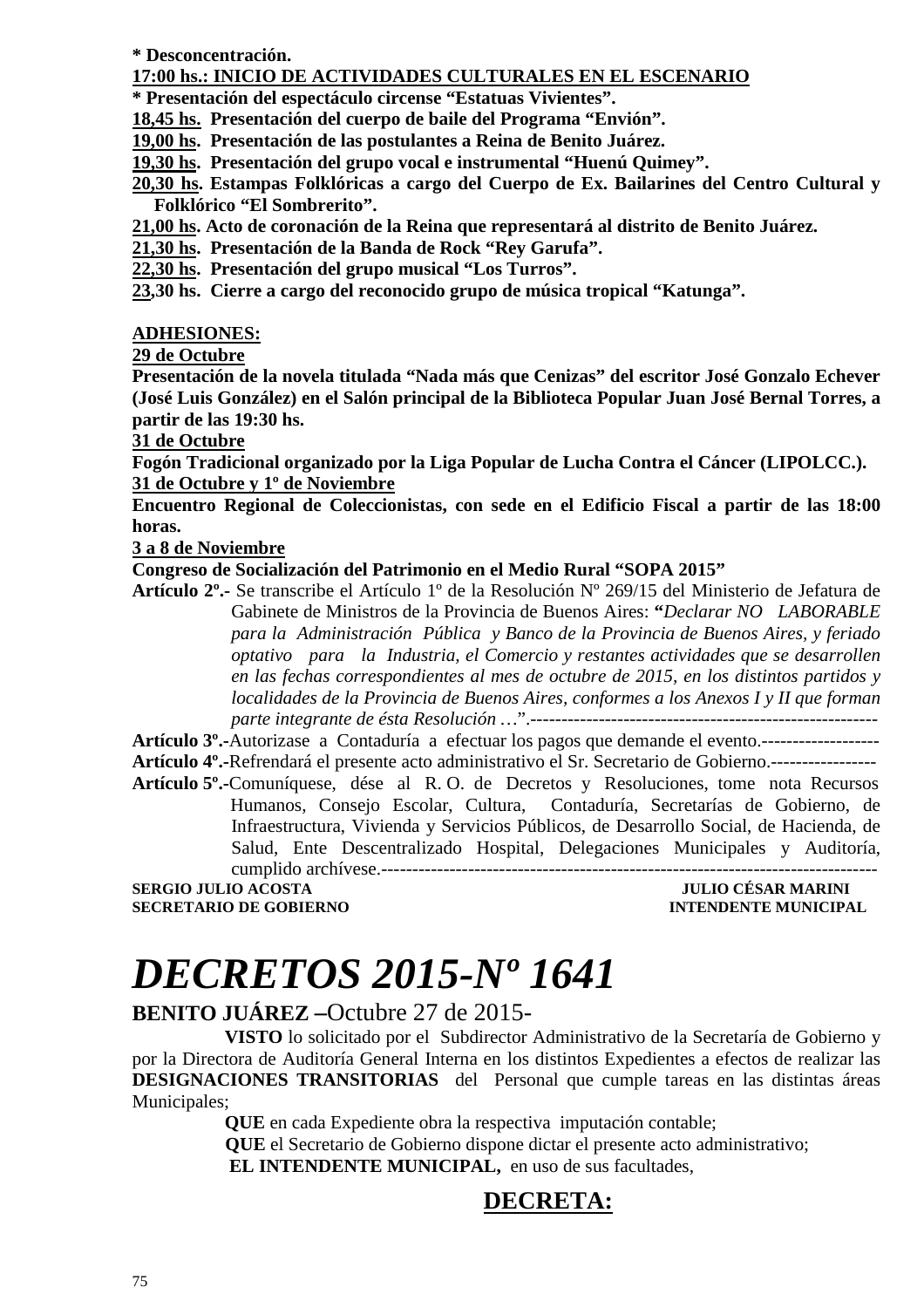**\* Desconcentración.**

**<u>17:00 hs.: INICIO DE ACTIVIDADES CULTURALES EN EL ESCENARIO</u>**

**\* Presentación del espectáculo circense "Estatuas Vivientes".**

**<u>18,45 hs.</u> Presentación del cuerpo de baile del Programa "Envión".**

**<u>19,00 hs</u>. Presentación de las postulantes a Reina de Benito Juárez.**

**<u>19,30 hs</u>. Presentación del grupo vocal e instrumental "Huenú Quimey".**

**<u>20,30 hs</u>. Estampas Folklóricas a cargo del Cuerpo de Ex. Bailarines del Centro Cultural y Folklórico "El Sombrerito".**

**<u>21,00 hs</u>. Acto de coronación de la Reina que representará al distrito de Benito Juárez.**

**<u>21,30 hs</u>. Presentación de la Banda de Rock "Rey Garufa".**

**<u>22,30 hs</u>. Presentación del grupo musical "Los Turros".**

**<u>23</u>,30 hs. Cierre a cargo del reconocido grupo de música tropical "Katunga".**

**<u>ADHESIONES:</u>**

**<u>29 de Octubre</u>**

**Presentación de la novela titulada "Nada más que Cenizas" del escritor José Gonzalo Echever (José Luis González) en el Salón principal de la Biblioteca Popular Juan José Bernal Torres, a partir de las 19:30 hs.**

**<u>31 de Octubre</u>**

**Fogón Tradicional organizado por la Liga Popular de Lucha Contra el Cáncer (LIPOLCC.).**

**<u>31 de Octubre y 1º de Noviembre</u>**

**Encuentro Regional de Coleccionistas, con sede en el Edificio Fiscal a partir de las 18:00 horas.**

**<u>3 a 8 de Noviembre</u>**

**Congreso de Socialización del Patrimonio en el Medio Rural "SOPA 2015"**

**Artículo 2º.-** Se transcribe el Artículo 1º de la Resolución Nº 269/15 del Ministerio de Jefatura de Gabinete de Ministros de la Provincia de Buenos Aires: **"***Declarar NO LABORABLE para la Administración Pública y Banco de la Provincia de Buenos Aires, y feriado optativo para la Industria, el Comercio y restantes actividades que se desarrollen en las fechas correspondientes al mes de octubre de 2015, en los distintos partidos y localidades de la Provincia de Buenos Aires, conformes a los Anexos I y II que forman parte integrante de ésta Resolución …*".-------------------------------------------------------

**Artículo 3º.-**Autorizase a Contaduría a efectuar los pagos que demande el evento.-------------------

**Artículo 4º.-**Refrendará el presente acto administrativo el Sr. Secretario de Gobierno.-----------------

**Artículo 5º.-**Comuníquese, dése al R. O. de Decretos y Resoluciones, tome nota Recursos Humanos, Consejo Escolar, Cultura, Contaduría, Secretarías de Gobierno, de Infraestructura, Vivienda y Servicios Públicos, de Desarrollo Social, de Hacienda, de Salud, Ente Descentralizado Hospital, Delegaciones Municipales y Auditoría, cumplido archívese.------------------------------------------------------------------------------

**SERGIO JULIO ACOSTA** — **JULIO CÉSAR MARINI**
**SECRETARIO DE GOBIERNO** — **INTENDENTE MUNICIPAL**

# *DECRETOS 2015-Nº 1641*

**BENITO JUÁREZ –**Octubre 27 de 2015-

**VISTO** lo solicitado por el Subdirector Administrativo de la Secretaría de Gobierno y por la Directora de Auditoría General Interna en los distintos Expedientes a efectos de realizar las **DESIGNACIONES TRANSITORIAS** del Personal que cumple tareas en las distintas áreas Municipales;

**QUE** en cada Expediente obra la respectiva imputación contable;

**QUE** el Secretario de Gobierno dispone dictar el presente acto administrativo;

**EL INTENDENTE MUNICIPAL,** en uso de sus facultades,

**<u>DECRETA:</u>**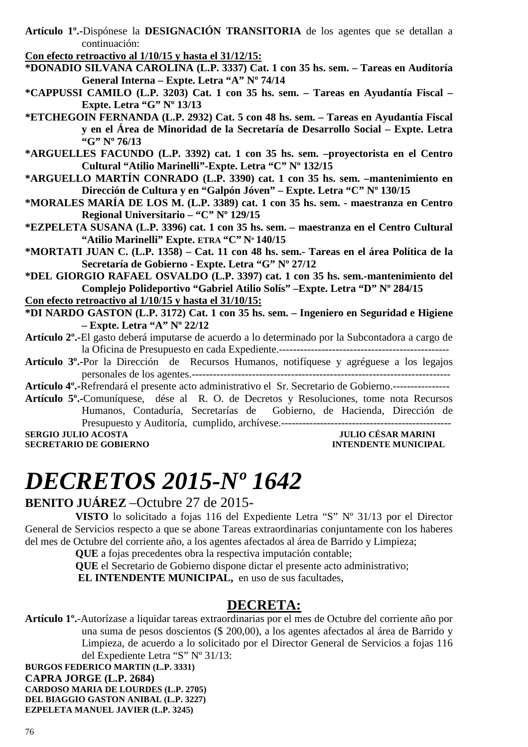**Artículo 1º.-**Dispónese la **DESIGNACIÓN TRANSITORIA** de los agentes que se detallan a continuación:

**Con efecto retroactivo al 1/10/15 y hasta el 31/12/15:**

**\*DONADIO SILVANA CAROLINA (L.P. 3337) Cat. 1 con 35 hs. sem. – Tareas en Auditoría General Interna – Expte. Letra "A" Nº 74/14**

**\*CAPPUSSI CAMILO (L.P. 3203) Cat. 1 con 35 hs. sem. – Tareas en Ayudantía Fiscal – Expte. Letra "G" Nº 13/13**

**\*ETCHEGOIN FERNANDA (L.P. 2932) Cat. 5 con 48 hs. sem. – Tareas en Ayudantía Fiscal y en el Área de Minoridad de la Secretaría de Desarrollo Social – Expte. Letra "G" Nº 76/13**

**\*ARGUELLES FACUNDO (L.P. 3392) cat. 1 con 35 hs. sem. –proyectorista en el Centro Cultural "Atilio Marinelli"-Expte. Letra "C" Nº 132/15**

**\*ARGUELLO MARTÍN CONRADO (L.P. 3390) cat. 1 con 35 hs. sem. –mantenimiento en Dirección de Cultura y en "Galpón Jóven" – Expte. Letra "C" Nº 130/15**

**\*MORALES MARÍA DE LOS M. (L.P. 3389) cat. 1 con 35 hs. sem. - maestranza en Centro Regional Universitario – "C" Nº 129/15**

**\*EZPELETA SUSANA (L.P. 3396) cat. 1 con 35 hs. sem. – maestranza en el Centro Cultural "Atilio Marinelli" Expte. ETRA "C" Nº 140/15**

**\*MORTATI JUAN C. (L.P. 1358) – Cat. 11 con 48 hs. sem.- Tareas en el área Política de la Secretaría de Gobierno - Expte. Letra "G" Nº 27/12**

**\*DEL GIORGIO RAFAEL OSVALDO (L.P. 3397) cat. 1 con 35 hs. sem.-mantenimiento del Complejo Polideportivo "Gabriel Atilio Solís" –Expte. Letra "D" Nº 284/15**

**Con efecto retroactivo al 1/10/15 y hasta el 31/10/15:**

**\*DI NARDO GASTON (L.P. 3172) Cat. 1 con 35 hs. sem. – Ingeniero en Seguridad e Higiene – Expte. Letra "A" Nº 22/12**

**Artículo 2º.-**El gasto deberá imputarse de acuerdo a lo determinado por la Subcontadora a cargo de la Oficina de Presupuesto en cada Expediente.-----------------------------------------------

**Artículo 3º.-**Por la Dirección de Recursos Humanos, notifíquese y agréguese a los legajos personales de los agentes.----------------------------------------------------------------------

**Artículo 4º.-**Refrendará el presente acto administrativo el Sr. Secretario de Gobierno.----------------

**Artículo 5º.-**Comuníquese, dése al R. O. de Decretos y Resoluciones, tome nota Recursos Humanos, Contaduría, Secretarías de Gobierno, de Hacienda, Dirección de Presupuesto y Auditoría, cumplido, archívese.------------------------------------------------

**SERGIO JULIO ACOSTA** — **SECRETARIO DE GOBIERNO**
**JULIO CÉSAR MARINI** — **INTENDENTE MUNICIPAL**

# *DECRETOS 2015-Nº 1642*

**BENITO JUÁREZ** –Octubre 27 de 2015-

**VISTO** lo solicitado a fojas 116 del Expediente Letra "S" Nº 31/13 por el Director General de Servicios respecto a que se abone Tareas extraordinarias conjuntamente con los haberes del mes de Octubre del corriente año, a los agentes afectados al área de Barrido y Limpieza;

**QUE** a fojas precedentes obra la respectiva imputación contable;

**QUE** el Secretario de Gobierno dispone dictar el presente acto administrativo;

**EL INTENDENTE MUNICIPAL,** en uso de sus facultades,

## DECRETA:

**Artículo 1º.-**Autorízase a liquidar tareas extraordinarias por el mes de Octubre del corriente año por una suma de pesos doscientos ($ 200,00), a los agentes afectados al área de Barrido y Limpieza, de acuerdo a lo solicitado por el Director General de Servicios a fojas 116 del Expediente Letra "S" Nº 31/13:

**BURGOS FEDERICO MARTIN (L.P. 3331)**
**CAPRA JORGE (L.P. 2684)**
**CARDOSO MARIA DE LOURDES (L.P. 2705)**
**DEL BIAGGIO GASTON ANIBAL (L.P. 3227)**
**EZPELETA MANUEL JAVIER (L.P. 3245)**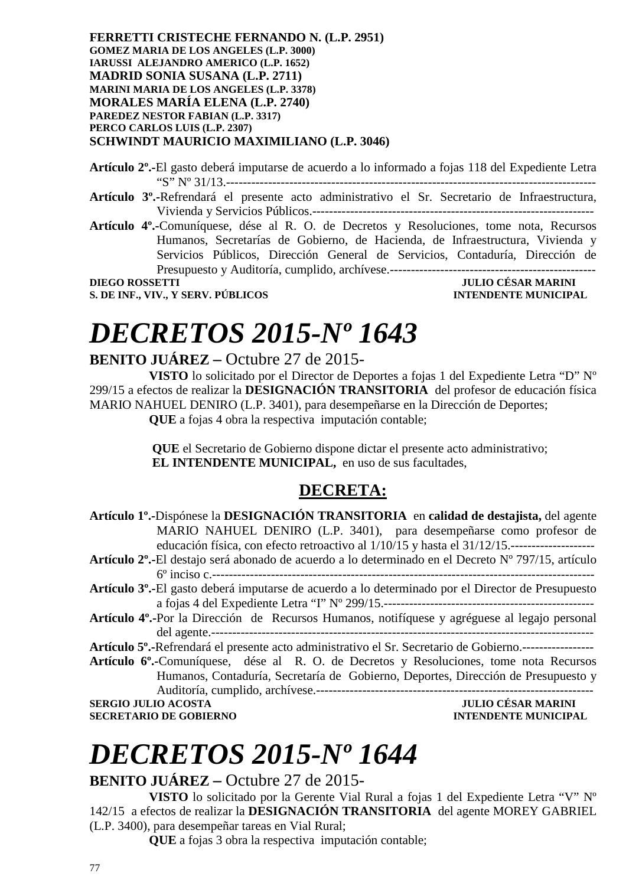**FERRETTI CRISTECHE FERNANDO N. (L.P. 2951)**
**GOMEZ MARIA DE LOS ANGELES (L.P. 3000)**
**IARUSSI ALEJANDRO AMERICO (L.P. 1652)**
**MADRID SONIA SUSANA (L.P. 2711)**
**MARINI MARIA DE LOS ANGELES (L.P. 3378)**
**MORALES MARÍA ELENA (L.P. 2740)**
**PAREDEZ NESTOR FABIAN (L.P. 3317)**
**PERCO CARLOS LUIS (L.P. 2307)**
**SCHWINDT MAURICIO MAXIMILIANO (L.P. 3046)**

**Artículo 2º.-**El gasto deberá imputarse de acuerdo a lo informado a fojas 118 del Expediente Letra "S" Nº 31/13.------------------------------------------------------------------------------------------
**Artículo 3º.-**Refrendará el presente acto administrativo el Sr. Secretario de Infraestructura, Vivienda y Servicios Públicos.-------------------------------------------------------------------
**Artículo 4º.-**Comuníquese, dése al R. O. de Decretos y Resoluciones, tome nota, Recursos Humanos, Secretarías de Gobierno, de Hacienda, de Infraestructura, Vivienda y Servicios Públicos, Dirección General de Servicios, Contaduría, Dirección de Presupuesto y Auditoría, cumplido, archívese.-------------------------------------------------

**DIEGO ROSSETTI** — **JULIO CÉSAR MARINI**
**S. DE INF., VIV., Y SERV. PÚBLICOS** — **INTENDENTE MUNICIPAL**

# *DECRETOS 2015-Nº 1643*

**BENITO JUÁREZ –** Octubre 27 de 2015-

**VISTO** lo solicitado por el Director de Deportes a fojas 1 del Expediente Letra "D" Nº 299/15 a efectos de realizar la **DESIGNACIÓN TRANSITORIA** del profesor de educación física MARIO NAHUEL DENIRO (L.P. 3401), para desempeñarse en la Dirección de Deportes;

**QUE** a fojas 4 obra la respectiva imputación contable;

**QUE** el Secretario de Gobierno dispone dictar el presente acto administrativo;

**EL INTENDENTE MUNICIPAL,** en uso de sus facultades,

## DECRETA:

**Artículo 1º.-**Dispónese la **DESIGNACIÓN TRANSITORIA** en **calidad de destajista,** del agente MARIO NAHUEL DENIRO (L.P. 3401), para desempeñarse como profesor de educación física, con efecto retroactivo al 1/10/15 y hasta el 31/12/15.--------------------
**Artículo 2º.-**El destajo será abonado de acuerdo a lo determinado en el Decreto Nº 797/15, artículo 6º inciso c.-----------------------------------------------------------------------------------------
**Artículo 3º.-**El gasto deberá imputarse de acuerdo a lo determinado por el Director de Presupuesto a fojas 4 del Expediente Letra "I" Nº 299/15.--------------------------------------------------
**Artículo 4º.-**Por la Dirección de Recursos Humanos, notifíquese y agréguese al legajo personal del agente.------------------------------------------------------------------------------------------
**Artículo 5º.-**Refrendará el presente acto administrativo el Sr. Secretario de Gobierno.-----------------
**Artículo 6º.-**Comuníquese, dése al R. O. de Decretos y Resoluciones, tome nota Recursos Humanos, Contaduría, Secretaría de Gobierno, Deportes, Dirección de Presupuesto y Auditoría, cumplido, archívese.------------------------------------------------------------------

**SERGIO JULIO ACOSTA** — **JULIO CÉSAR MARINI**
**SECRETARIO DE GOBIERNO** — **INTENDENTE MUNICIPAL**

# *DECRETOS 2015-Nº 1644*

**BENITO JUÁREZ –** Octubre 27 de 2015-

**VISTO** lo solicitado por la Gerente Vial Rural a fojas 1 del Expediente Letra "V" Nº 142/15 a efectos de realizar la **DESIGNACIÓN TRANSITORIA** del agente MOREY GABRIEL (L.P. 3400), para desempeñar tareas en Vial Rural;

**QUE** a fojas 3 obra la respectiva imputación contable;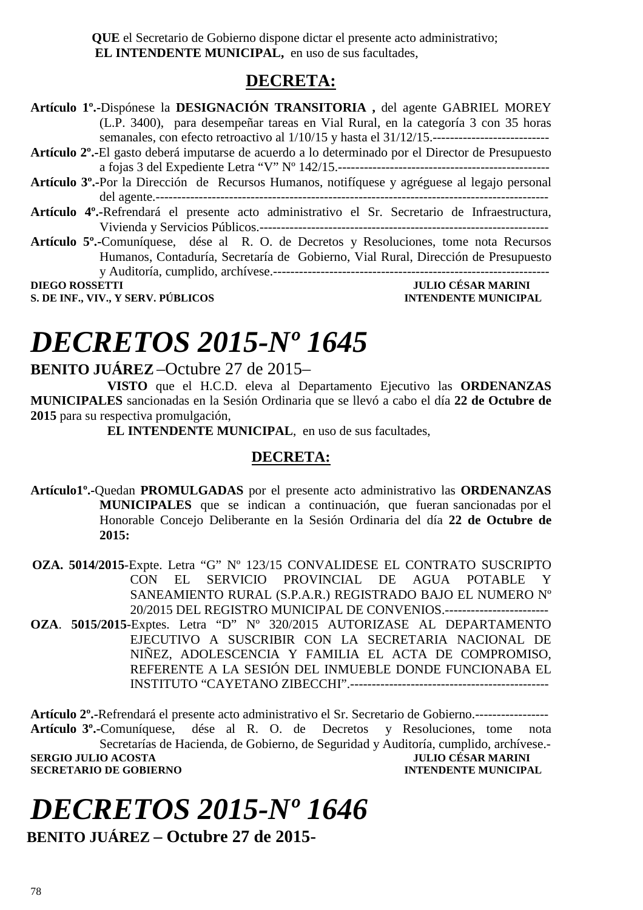**QUE** el Secretario de Gobierno dispone dictar el presente acto administrativo;
**EL INTENDENTE MUNICIPAL,** en uso de sus facultades,

## DECRETA:

**Artículo 1º.-**Dispónese la **DESIGNACIÓN TRANSITORIA ,** del agente GABRIEL MOREY (L.P. 3400), para desempeñar tareas en Vial Rural, en la categoría 3 con 35 horas semanales, con efecto retroactivo al 1/10/15 y hasta el 31/12/15.---------------------------

**Artículo 2º.-**El gasto deberá imputarse de acuerdo a lo determinado por el Director de Presupuesto a fojas 3 del Expediente Letra “V” Nº 142/15.-------------------------------------------------

**Artículo 3º.-**Por la Dirección de Recursos Humanos, notifíquese y agréguese al legajo personal del agente.------------------------------------------------------------------------------------------

**Artículo 4º.-**Refrendará el presente acto administrativo el Sr. Secretario de Infraestructura, Vivienda y Servicios Públicos.--------------------------------------------------------------------

**Artículo 5º.-**Comuníquese, dése al R. O. de Decretos y Resoluciones, tome nota Recursos Humanos, Contaduría, Secretaría de Gobierno, Vial Rural, Dirección de Presupuesto y Auditoría, cumplido, archívese.----------------------------------------------------------------

**DIEGO ROSSETTI** — **S. DE INF., VIV., Y SERV. PÚBLICOS**
**JULIO CÉSAR MARINI** — **INTENDENTE MUNICIPAL**

# *DECRETOS 2015-Nº 1645*

**BENITO JUÁREZ** –Octubre 27 de 2015–

**VISTO** que el H.C.D. eleva al Departamento Ejecutivo las **ORDENANZAS MUNICIPALES** sancionadas en la Sesión Ordinaria que se llevó a cabo el día **22 de Octubre de 2015** para su respectiva promulgación,

**EL INTENDENTE MUNICIPAL**, en uso de sus facultades,

## DECRETA:

**Artículo1º.-**Quedan **PROMULGADAS** por el presente acto administrativo las **ORDENANZAS MUNICIPALES** que se indican a continuación, que fueran sancionadas por el Honorable Concejo Deliberante en la Sesión Ordinaria del día **22 de Octubre de 2015:**

**OZA. 5014/2015**-Expte. Letra “G” Nº 123/15 CONVALIDESE EL CONTRATO SUSCRIPTO CON EL SERVICIO PROVINCIAL DE AGUA POTABLE Y SANEAMIENTO RURAL (S.P.A.R.) REGISTRADO BAJO EL NUMERO Nº 20/2015 DEL REGISTRO MUNICIPAL DE CONVENIOS.------------------------

**OZA**. **5015/2015**-Exptes. Letra “D” Nº 320/2015 AUTORIZASE AL DEPARTAMENTO EJECUTIVO A SUSCRIBIR CON LA SECRETARIA NACIONAL DE NIÑEZ, ADOLESCENCIA Y FAMILIA EL ACTA DE COMPROMISO, REFERENTE A LA SESIÓN DEL INMUEBLE DONDE FUNCIONABA EL INSTITUTO “CAYETANO ZIBECCHI”.---------------------------------------------

**Artículo 2º.-**Refrendará el presente acto administrativo el Sr. Secretario de Gobierno.-----------------

**Artículo 3º.-**Comuníquese, dése al R. O. de Decretos y Resoluciones, tome nota Secretarías de Hacienda, de Gobierno, de Seguridad y Auditoría, cumplido, archívese.-

**SERGIO JULIO ACOSTA** — **SECRETARIO DE GOBIERNO**
**JULIO CÉSAR MARINI** — **INTENDENTE MUNICIPAL**

# *DECRETOS 2015-Nº 1646*

**BENITO JUÁREZ – Octubre 27 de 2015-**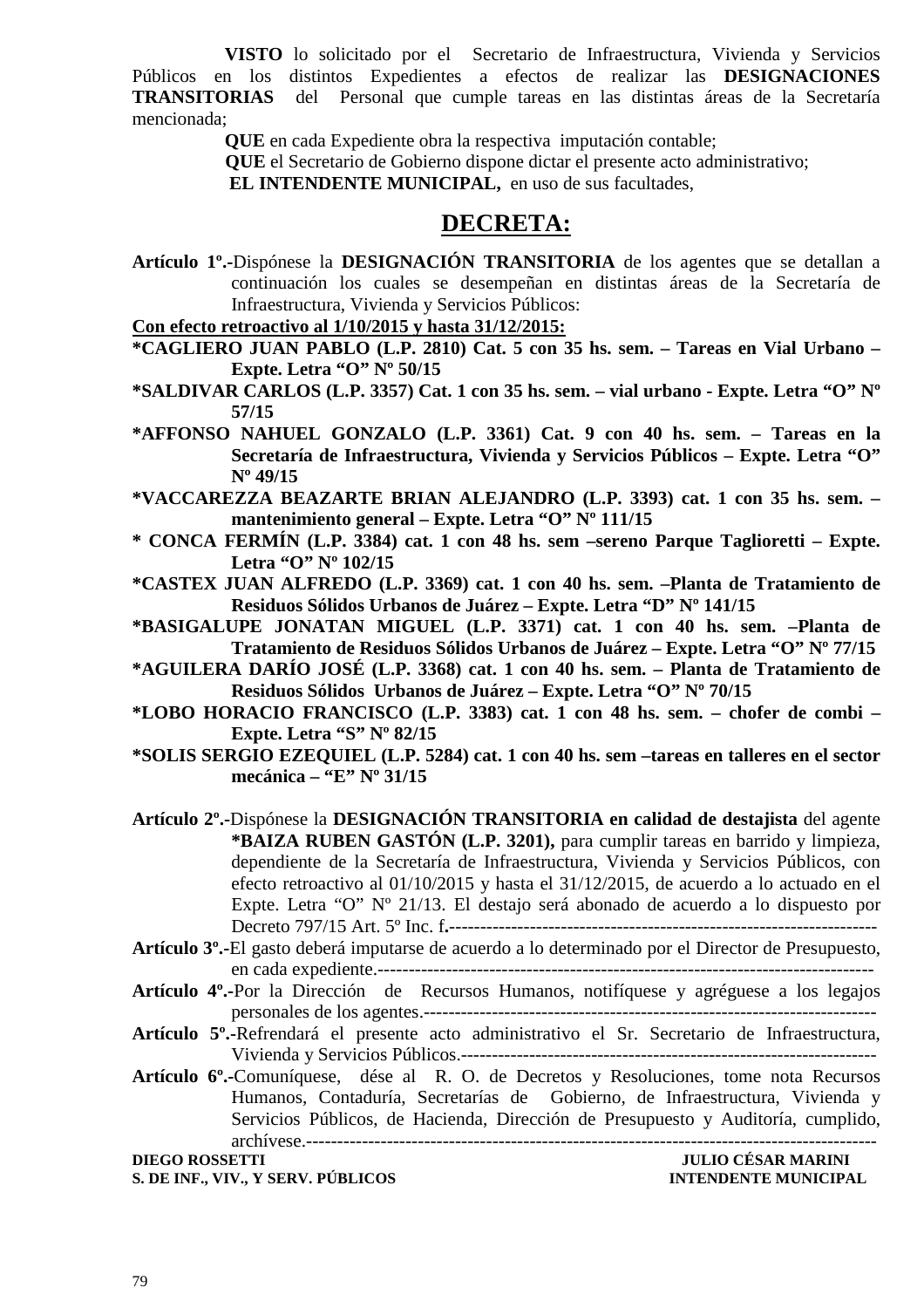**VISTO** lo solicitado por el Secretario de Infraestructura, Vivienda y Servicios Públicos en los distintos Expedientes a efectos de realizar las **DESIGNACIONES TRANSITORIAS** del Personal que cumple tareas en las distintas áreas de la Secretaría mencionada;

**QUE** en cada Expediente obra la respectiva imputación contable;

**QUE** el Secretario de Gobierno dispone dictar el presente acto administrativo;

**EL INTENDENTE MUNICIPAL,** en uso de sus facultades,

## DECRETA:

**Artículo 1º.-**Dispónese la **DESIGNACIÓN TRANSITORIA** de los agentes que se detallan a continuación los cuales se desempeñan en distintas áreas de la Secretaría de Infraestructura, Vivienda y Servicios Públicos:

**Con efecto retroactivo al 1/10/2015 y hasta 31/12/2015:**

**\*CAGLIERO JUAN PABLO (L.P. 2810) Cat. 5 con 35 hs. sem. – Tareas en Vial Urbano – Expte. Letra "O" Nº 50/15**

**\*SALDIVAR CARLOS (L.P. 3357) Cat. 1 con 35 hs. sem. – vial urbano - Expte. Letra "O" Nº 57/15**

**\*AFFONSO NAHUEL GONZALO (L.P. 3361) Cat. 9 con 40 hs. sem. – Tareas en la Secretaría de Infraestructura, Vivienda y Servicios Públicos – Expte. Letra "O" Nº 49/15**

**\*VACCAREZZA BEAZARTE BRIAN ALEJANDRO (L.P. 3393) cat. 1 con 35 hs. sem. – mantenimiento general – Expte. Letra "O" Nº 111/15**

**\* CONCA FERMÍN (L.P. 3384) cat. 1 con 48 hs. sem –sereno Parque Taglioretti – Expte. Letra "O" Nº 102/15**

**\*CASTEX JUAN ALFREDO (L.P. 3369) cat. 1 con 40 hs. sem. –Planta de Tratamiento de Residuos Sólidos Urbanos de Juárez – Expte. Letra "D" Nº 141/15**

**\*BASIGALUPE JONATAN MIGUEL (L.P. 3371) cat. 1 con 40 hs. sem. –Planta de Tratamiento de Residuos Sólidos Urbanos de Juárez – Expte. Letra "O" Nº 77/15**

**\*AGUILERA DARÍO JOSÉ (L.P. 3368) cat. 1 con 40 hs. sem. – Planta de Tratamiento de Residuos Sólidos Urbanos de Juárez – Expte. Letra "O" Nº 70/15**

**\*LOBO HORACIO FRANCISCO (L.P. 3383) cat. 1 con 48 hs. sem. – chofer de combi – Expte. Letra "S" Nº 82/15**

**\*SOLIS SERGIO EZEQUIEL (L.P. 5284) cat. 1 con 40 hs. sem –tareas en talleres en el sector mecánica – "E" Nº 31/15**

**Artículo 2º.-**Dispónese la **DESIGNACIÓN TRANSITORIA en calidad de destajista** del agente **\*BAIZA RUBEN GASTÓN (L.P. 3201),** para cumplir tareas en barrido y limpieza, dependiente de la Secretaría de Infraestructura, Vivienda y Servicios Públicos, con efecto retroactivo al 01/10/2015 y hasta el 31/12/2015, de acuerdo a lo actuado en el Expte. Letra "O" Nº 21/13. El destajo será abonado de acuerdo a lo dispuesto por Decreto 797/15 Art. 5º Inc. f.------------------------------------------------------------------

**Artículo 3º.-**El gasto deberá imputarse de acuerdo a lo determinado por el Director de Presupuesto, en cada expediente.-------------------------------------------------------------------------------

**Artículo 4º.-**Por la Dirección de Recursos Humanos, notifíquese y agréguese a los legajos personales de los agentes.-----------------------------------------------------------------------

**Artículo 5º.-**Refrendará el presente acto administrativo el Sr. Secretario de Infraestructura, Vivienda y Servicios Públicos.-------------------------------------------------------------------

**Artículo 6º.-**Comuníquese, dése al R. O. de Decretos y Resoluciones, tome nota Recursos Humanos, Contaduría, Secretarías de Gobierno, de Infraestructura, Vivienda y Servicios Públicos, de Hacienda, Dirección de Presupuesto y Auditoría, cumplido, archívese.------------------------------------------------------------------------------------------

**DIEGO ROSSETTI** — **S. DE INF., VIV., Y SERV. PÚBLICOS**

**JULIO CÉSAR MARINI** — **INTENDENTE MUNICIPAL**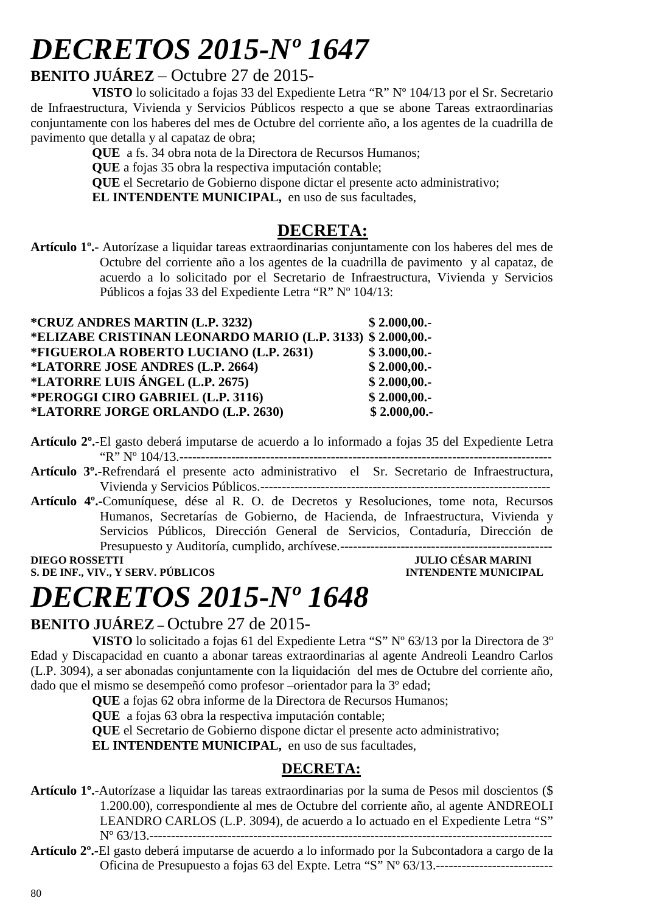# *DECRETOS 2015-Nº 1647*

**BENITO JUÁREZ** – Octubre 27 de 2015-

**VISTO** lo solicitado a fojas 33 del Expediente Letra “R” Nº 104/13 por el Sr. Secretario de Infraestructura, Vivienda y Servicios Públicos respecto a que se abone Tareas extraordinarias conjuntamente con los haberes del mes de Octubre del corriente año, a los agentes de la cuadrilla de pavimento que detalla y al capataz de obra;

**QUE** a fs. 34 obra nota de la Directora de Recursos Humanos;

**QUE** a fojas 35 obra la respectiva imputación contable;

**QUE** el Secretario de Gobierno dispone dictar el presente acto administrativo;

**EL INTENDENTE MUNICIPAL,** en uso de sus facultades,

## DECRETA:

**Artículo 1º.**- Autorízase a liquidar tareas extraordinarias conjuntamente con los haberes del mes de Octubre del corriente año a los agentes de la cuadrilla de pavimento y al capataz, de acuerdo a lo solicitado por el Secretario de Infraestructura, Vivienda y Servicios Públicos a fojas 33 del Expediente Letra “R” Nº 104/13:

| | |
|---|---|
| **\*CRUZ ANDRES MARTIN (L.P. 3232)** | **$ 2.000,00.-** |
| **\*ELIZABE CRISTINAN LEONARDO MARIO (L.P. 3133)** | **$ 2.000,00.-** |
| **\*FIGUEROLA ROBERTO LUCIANO (L.P. 2631)** | **$ 3.000,00.-** |
| **\*LATORRE JOSE ANDRES (L.P. 2664)** | **$ 2.000,00.-** |
| **\*LATORRE LUIS ÁNGEL (L.P. 2675)** | **$ 2.000,00.-** |
| **\*PEROGGI CIRO GABRIEL (L.P. 3116)** | **$ 2.000,00.-** |
| **\*LATORRE JORGE ORLANDO (L.P. 2630)** | **$ 2.000,00.-** |

**Artículo 2º.-**El gasto deberá imputarse de acuerdo a lo informado a fojas 35 del Expediente Letra “R” Nº 104/13.------------------------------------------------------------------------------------

**Artículo 3º.-**Refrendará el presente acto administrativo el Sr. Secretario de Infraestructura, Vivienda y Servicios Públicos.------------------------------------------------------------------

**Artículo 4º.-**Comuníquese, dése al R. O. de Decretos y Resoluciones, tome nota, Recursos Humanos, Secretarías de Gobierno, de Hacienda, de Infraestructura, Vivienda y Servicios Públicos, Dirección General de Servicios, Contaduría, Dirección de Presupuesto y Auditoría, cumplido, archívese.------------------------------------------------

**DIEGO ROSSETTI** — **S. DE INF., VIV., Y SERV. PÚBLICOS**

**JULIO CÉSAR MARINI** — **INTENDENTE MUNICIPAL**

# *DECRETOS 2015-Nº 1648*

**BENITO JUÁREZ** – Octubre 27 de 2015-

**VISTO** lo solicitado a fojas 61 del Expediente Letra “S” Nº 63/13 por la Directora de 3º Edad y Discapacidad en cuanto a abonar tareas extraordinarias al agente Andreoli Leandro Carlos (L.P. 3094), a ser abonadas conjuntamente con la liquidación del mes de Octubre del corriente año, dado que el mismo se desempeñó como profesor –orientador para la 3º edad;

**QUE** a fojas 62 obra informe de la Directora de Recursos Humanos;

**QUE** a fojas 63 obra la respectiva imputación contable;

**QUE** el Secretario de Gobierno dispone dictar el presente acto administrativo;

**EL INTENDENTE MUNICIPAL,** en uso de sus facultades,

## DECRETA:

**Artículo 1º.-**Autorízase a liquidar las tareas extraordinarias por la suma de Pesos mil doscientos ($ 1.200.00), correspondiente al mes de Octubre del corriente año, al agente ANDREOLI LEANDRO CARLOS (L.P. 3094), de acuerdo a lo actuado en el Expediente Letra “S” Nº 63/13.------------------------------------------------------------------------------------------------

**Artículo 2º.-**El gasto deberá imputarse de acuerdo a lo informado por la Subcontadora a cargo de la Oficina de Presupuesto a fojas 63 del Expte. Letra “S” Nº 63/13.---------------------------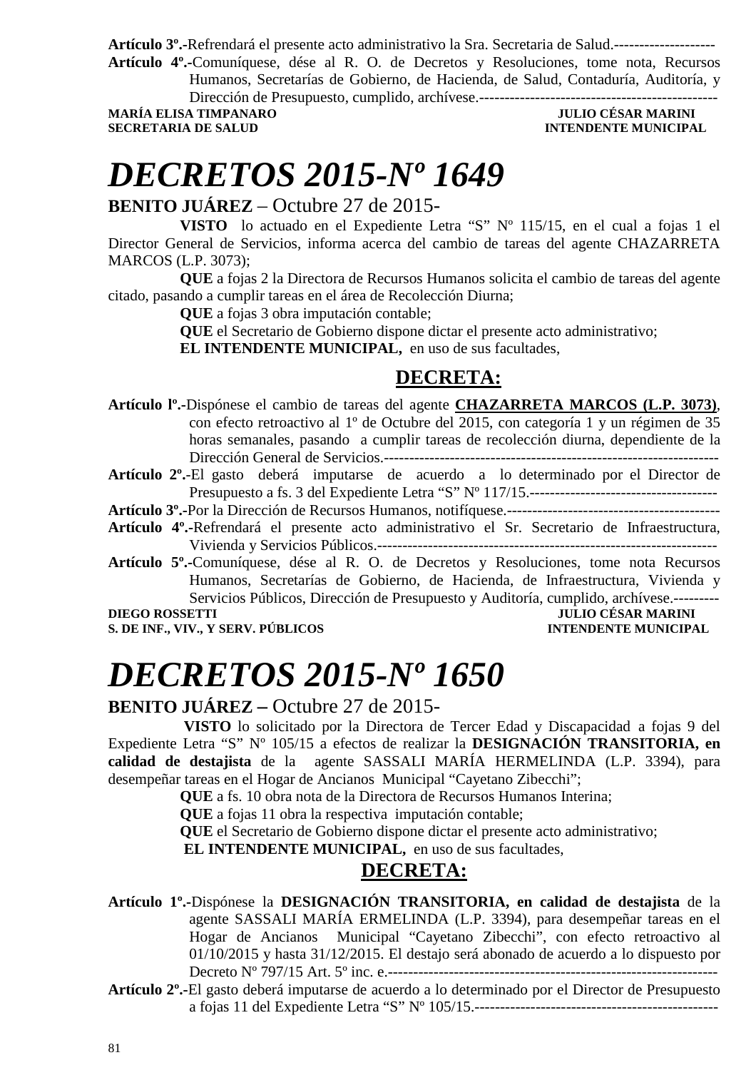**Artículo 3º.-**Refrendará el presente acto administrativo la Sra. Secretaria de Salud.--------------------

**Artículo 4º.-**Comuníquese, dése al R. O. de Decretos y Resoluciones, tome nota, Recursos Humanos, Secretarías de Gobierno, de Hacienda, de Salud, Contaduría, Auditoría, y Dirección de Presupuesto, cumplido, archívese.-----------------------------------------------

**MARÍA ELISA TIMPANARO** — **JULIO CÉSAR MARINI**
**SECRETARIA DE SALUD** — **INTENDENTE MUNICIPAL**

# *DECRETOS 2015-Nº 1649*

**BENITO JUÁREZ** – Octubre 27 de 2015-

**VISTO** lo actuado en el Expediente Letra "S" Nº 115/15, en el cual a fojas 1 el Director General de Servicios, informa acerca del cambio de tareas del agente CHAZARRETA MARCOS (L.P. 3073);

**QUE** a fojas 2 la Directora de Recursos Humanos solicita el cambio de tareas del agente citado, pasando a cumplir tareas en el área de Recolección Diurna;

**QUE** a fojas 3 obra imputación contable;

**QUE** el Secretario de Gobierno dispone dictar el presente acto administrativo;

**EL INTENDENTE MUNICIPAL,** en uso de sus facultades,

## DECRETA:

**Artículo lº.-**Dispónese el cambio de tareas del agente **CHAZARRETA MARCOS (L.P. 3073)**, con efecto retroactivo al 1º de Octubre del 2015, con categoría 1 y un régimen de 35 horas semanales, pasando a cumplir tareas de recolección diurna, dependiente de la Dirección General de Servicios.-------------------------------------------------------------------

**Artículo 2º.-**El gasto deberá imputarse de acuerdo a lo determinado por el Director de Presupuesto a fs. 3 del Expediente Letra "S" Nº 117/15.-------------------------------------

**Artículo 3º.-**Por la Dirección de Recursos Humanos, notifíquese.------------------------------------------

**Artículo 4º.-**Refrendará el presente acto administrativo el Sr. Secretario de Infraestructura, Vivienda y Servicios Públicos.--------------------------------------------------------------------

**Artículo 5º.-**Comuníquese, dése al R. O. de Decretos y Resoluciones, tome nota Recursos Humanos, Secretarías de Gobierno, de Hacienda, de Infraestructura, Vivienda y Servicios Públicos, Dirección de Presupuesto y Auditoría, cumplido, archívese.---------

**DIEGO ROSSETTI** — **JULIO CÉSAR MARINI**
**S. DE INF., VIV., Y SERV. PÚBLICOS** — **INTENDENTE MUNICIPAL**

# *DECRETOS 2015-Nº 1650*

**BENITO JUÁREZ –** Octubre 27 de 2015-

**VISTO** lo solicitado por la Directora de Tercer Edad y Discapacidad a fojas 9 del Expediente Letra "S" Nº 105/15 a efectos de realizar la **DESIGNACIÓN TRANSITORIA, en calidad de destajista** de la agente SASSALI MARÍA HERMELINDA (L.P. 3394), para desempeñar tareas en el Hogar de Ancianos Municipal "Cayetano Zibecchi";

**QUE** a fs. 10 obra nota de la Directora de Recursos Humanos Interina;

**QUE** a fojas 11 obra la respectiva imputación contable;

**QUE** el Secretario de Gobierno dispone dictar el presente acto administrativo;

**EL INTENDENTE MUNICIPAL,** en uso de sus facultades,

## DECRETA:

**Artículo 1º.-**Dispónese la **DESIGNACIÓN TRANSITORIA, en calidad de destajista** de la agente SASSALI MARÍA ERMELINDA (L.P. 3394), para desempeñar tareas en el Hogar de Ancianos Municipal "Cayetano Zibecchi", con efecto retroactivo al 01/10/2015 y hasta 31/12/2015. El destajo será abonado de acuerdo a lo dispuesto por Decreto Nº 797/15 Art. 5º inc. e.-----------------------------------------------------------------

**Artículo 2º.-**El gasto deberá imputarse de acuerdo a lo determinado por el Director de Presupuesto a fojas 11 del Expediente Letra "S" Nº 105/15.-------------------------------------------------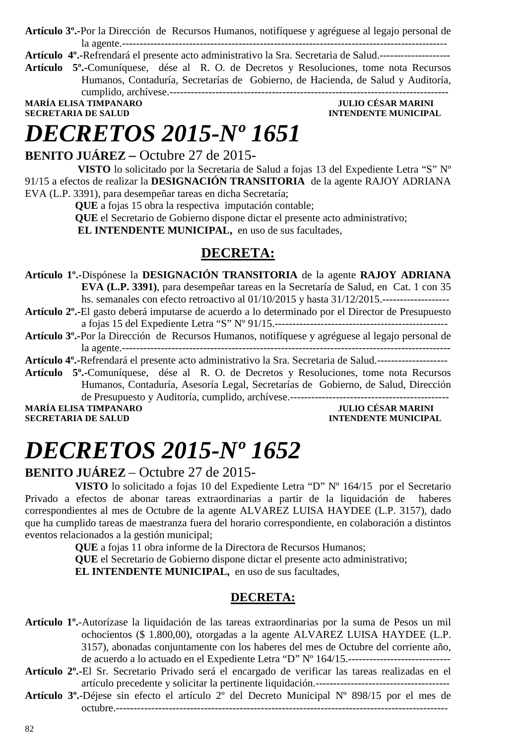**Artículo 3º.-**Por la Dirección de Recursos Humanos, notifíquese y agréguese al legajo personal de la agente.-----------------------------------------------------------------------------------------------

**Artículo 4º.-**Refrendará el presente acto administrativo la Sra. Secretaria de Salud.--------------------

**Artículo 5º.-**Comuníquese, dése al R. O. de Decretos y Resoluciones, tome nota Recursos Humanos, Contaduría, Secretarías de Gobierno, de Hacienda, de Salud y Auditoría, cumplido, archívese.----------------------------------------------------------------------------

**MARÍA ELISA TIMPANARO** — **SECRETARIA DE SALUD**

**JULIO CÉSAR MARINI** — **INTENDENTE MUNICIPAL**

# *DECRETOS 2015-Nº 1651*

**BENITO JUÁREZ –** Octubre 27 de 2015-

**VISTO** lo solicitado por la Secretaria de Salud a fojas 13 del Expediente Letra "S" Nº 91/15 a efectos de realizar la **DESIGNACIÓN TRANSITORIA** de la agente RAJOY ADRIANA EVA (L.P. 3391), para desempeñar tareas en dicha Secretaría;

**QUE** a fojas 15 obra la respectiva imputación contable;

**QUE** el Secretario de Gobierno dispone dictar el presente acto administrativo;

**EL INTENDENTE MUNICIPAL,** en uso de sus facultades,

## DECRETA:

**Artículo 1º.-**Dispónese la **DESIGNACIÓN TRANSITORIA** de la agente **RAJOY ADRIANA EVA (L.P. 3391)**, para desempeñar tareas en la Secretaría de Salud, en Cat. 1 con 35 hs. semanales con efecto retroactivo al 01/10/2015 y hasta 31/12/2015.-------------------

**Artículo 2º.-**El gasto deberá imputarse de acuerdo a lo determinado por el Director de Presupuesto a fojas 15 del Expediente Letra "S" Nº 91/15.-------------------------------------------------

**Artículo 3º.-**Por la Dirección de Recursos Humanos, notifíquese y agréguese al legajo personal de la agente.-----------------------------------------------------------------------------------------------

**Artículo 4º.-**Refrendará el presente acto administrativo la Sra. Secretaria de Salud.--------------------

**Artículo 5º.-**Comuníquese, dése al R. O. de Decretos y Resoluciones, tome nota Recursos Humanos, Contaduría, Asesoría Legal, Secretarías de Gobierno, de Salud, Dirección de Presupuesto y Auditoría, cumplido, archívese.---------------------------------------------

**MARÍA ELISA TIMPANARO** — **SECRETARIA DE SALUD**

**JULIO CÉSAR MARINI** — **INTENDENTE MUNICIPAL**

# *DECRETOS 2015-Nº 1652*

**BENITO JUÁREZ** – Octubre 27 de 2015-

**VISTO** lo solicitado a fojas 10 del Expediente Letra "D" Nº 164/15 por el Secretario Privado a efectos de abonar tareas extraordinarias a partir de la liquidación de haberes correspondientes al mes de Octubre de la agente ALVAREZ LUISA HAYDEE (L.P. 3157), dado que ha cumplido tareas de maestranza fuera del horario correspondiente, en colaboración a distintos eventos relacionados a la gestión municipal;

**QUE** a fojas 11 obra informe de la Directora de Recursos Humanos;

**QUE** el Secretario de Gobierno dispone dictar el presente acto administrativo;

**EL INTENDENTE MUNICIPAL,** en uso de sus facultades,

## DECRETA:

**Artículo 1º.-**Autorízase la liquidación de las tareas extraordinarias por la suma de Pesos un mil ochocientos ($ 1.800,00), otorgadas a la agente ALVAREZ LUISA HAYDEE (L.P. 3157), abonadas conjuntamente con los haberes del mes de Octubre del corriente año, de acuerdo a lo actuado en el Expediente Letra "D" Nº 164/15.-----------------------------

**Artículo 2º.-**El Sr. Secretario Privado será el encargado de verificar las tareas realizadas en el artículo precedente y solicitar la pertinente liquidación.--------------------------------------

**Artículo 3º.-**Déjese sin efecto el artículo 2º del Decreto Municipal Nº 898/15 por el mes de octubre.---------------------------------------------------------------------------------------------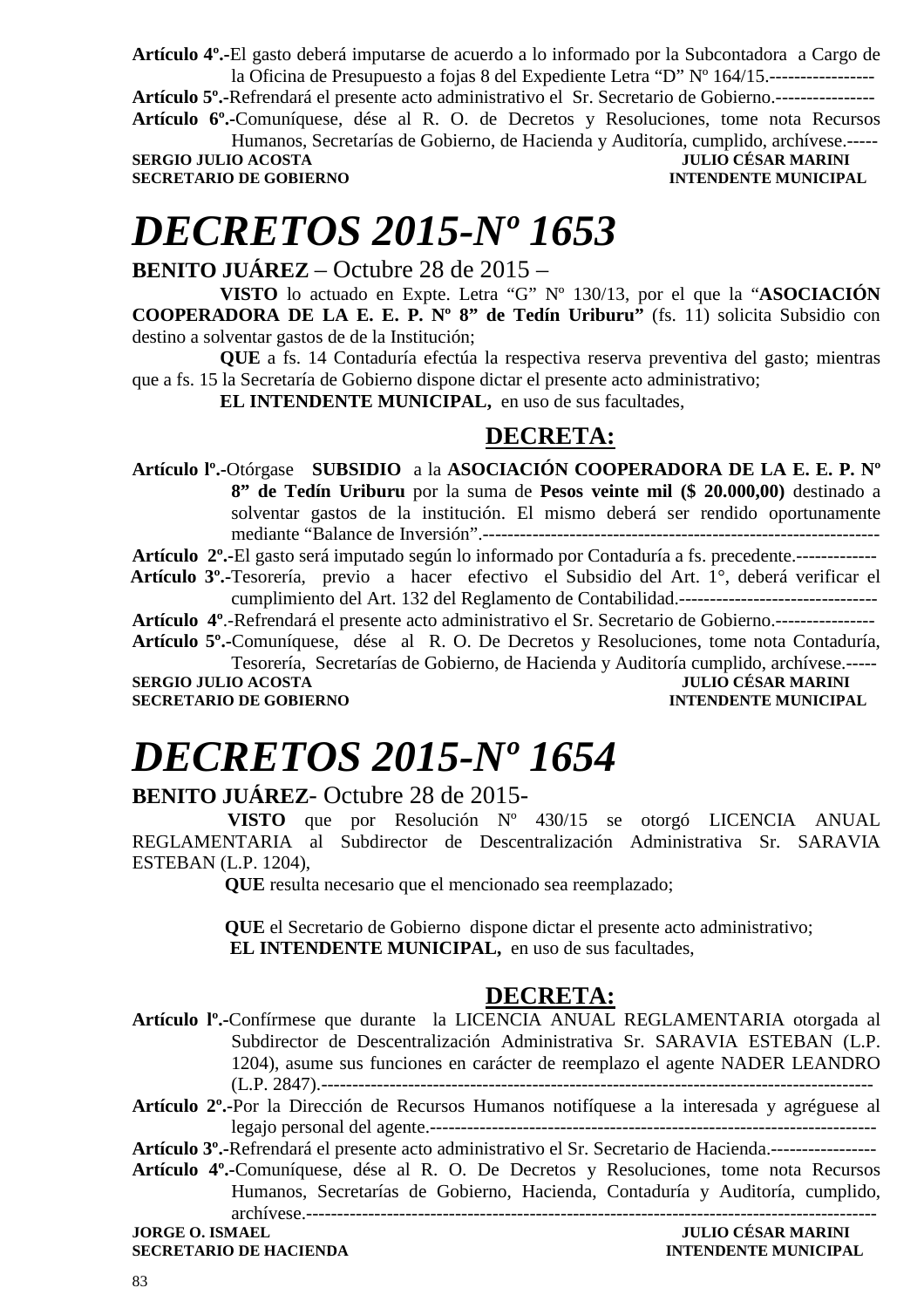**Artículo 4º.-**El gasto deberá imputarse de acuerdo a lo informado por la Subcontadora a Cargo de la Oficina de Presupuesto a fojas 8 del Expediente Letra "D" Nº 164/15.-----------------

**Artículo 5º.-**Refrendará el presente acto administrativo el Sr. Secretario de Gobierno.----------------

**Artículo 6º.-**Comuníquese, dése al R. O. de Decretos y Resoluciones, tome nota Recursos Humanos, Secretarías de Gobierno, de Hacienda y Auditoría, cumplido, archívese.-----

**SERGIO JULIO ACOSTA** — **JULIO CÉSAR MARINI**
**SECRETARIO DE GOBIERNO** — **INTENDENTE MUNICIPAL**

# *DECRETOS 2015-Nº 1653*

**BENITO JUÁREZ** – Octubre 28 de 2015 –

**VISTO** lo actuado en Expte. Letra "G" Nº 130/13, por el que la "**ASOCIACIÓN COOPERADORA DE LA E. E. P. Nº 8" de Tedín Uriburu"** (fs. 11) solicita Subsidio con destino a solventar gastos de de la Institución;

**QUE** a fs. 14 Contaduría efectúa la respectiva reserva preventiva del gasto; mientras que a fs. 15 la Secretaría de Gobierno dispone dictar el presente acto administrativo;

**EL INTENDENTE MUNICIPAL,** en uso de sus facultades,

## DECRETA:

**Artículo lº.-**Otórgase **SUBSIDIO** a la **ASOCIACIÓN COOPERADORA DE LA E. E. P. Nº 8" de Tedín Uriburu** por la suma de **Pesos veinte mil ($ 20.000,00)** destinado a solventar gastos de la institución. El mismo deberá ser rendido oportunamente mediante "Balance de Inversión".------------------------------------------------------------------

**Artículo 2º.-**El gasto será imputado según lo informado por Contaduría a fs. precedente.-------------

**Artículo 3º.-**Tesorería, previo a hacer efectivo el Subsidio del Art. 1°, deberá verificar el cumplimiento del Art. 132 del Reglamento de Contabilidad.--------------------------------

**Artículo 4º**.-Refrendará el presente acto administrativo el Sr. Secretario de Gobierno.----------------

**Artículo 5º.-**Comuníquese, dése al R. O. De Decretos y Resoluciones, tome nota Contaduría, Tesorería, Secretarías de Gobierno, de Hacienda y Auditoría cumplido, archívese.-----

**SERGIO JULIO ACOSTA** — **JULIO CÉSAR MARINI**
**SECRETARIO DE GOBIERNO** — **INTENDENTE MUNICIPAL**

# *DECRETOS 2015-Nº 1654*

**BENITO JUÁREZ**- Octubre 28 de 2015-

**VISTO** que por Resolución Nº 430/15 se otorgó LICENCIA ANUAL REGLAMENTARIA al Subdirector de Descentralización Administrativa Sr. SARAVIA ESTEBAN (L.P. 1204),

**QUE** resulta necesario que el mencionado sea reemplazado;

**QUE** el Secretario de Gobierno dispone dictar el presente acto administrativo;

**EL INTENDENTE MUNICIPAL,** en uso de sus facultades,

## DECRETA:

**Artículo lº.-**Confírmese que durante la LICENCIA ANUAL REGLAMENTARIA otorgada al Subdirector de Descentralización Administrativa Sr. SARAVIA ESTEBAN (L.P. 1204), asume sus funciones en carácter de reemplazo el agente NADER LEANDRO (L.P. 2847).-----------------------------------------------------------------------------------------

**Artículo 2º.-**Por la Dirección de Recursos Humanos notifíquese a la interesada y agréguese al legajo personal del agente.--------------------------------------------------------------------

**Artículo 3º.-**Refrendará el presente acto administrativo el Sr. Secretario de Hacienda.-----------------

**Artículo 4º.-**Comuníquese, dése al R. O. De Decretos y Resoluciones, tome nota Recursos Humanos, Secretarías de Gobierno, Hacienda, Contaduría y Auditoría, cumplido, archívese.-------------------------------------------------------------------------------------------

**JORGE O. ISMAEL** — **JULIO CÉSAR MARINI**
**SECRETARIO DE HACIENDA** — **INTENDENTE MUNICIPAL**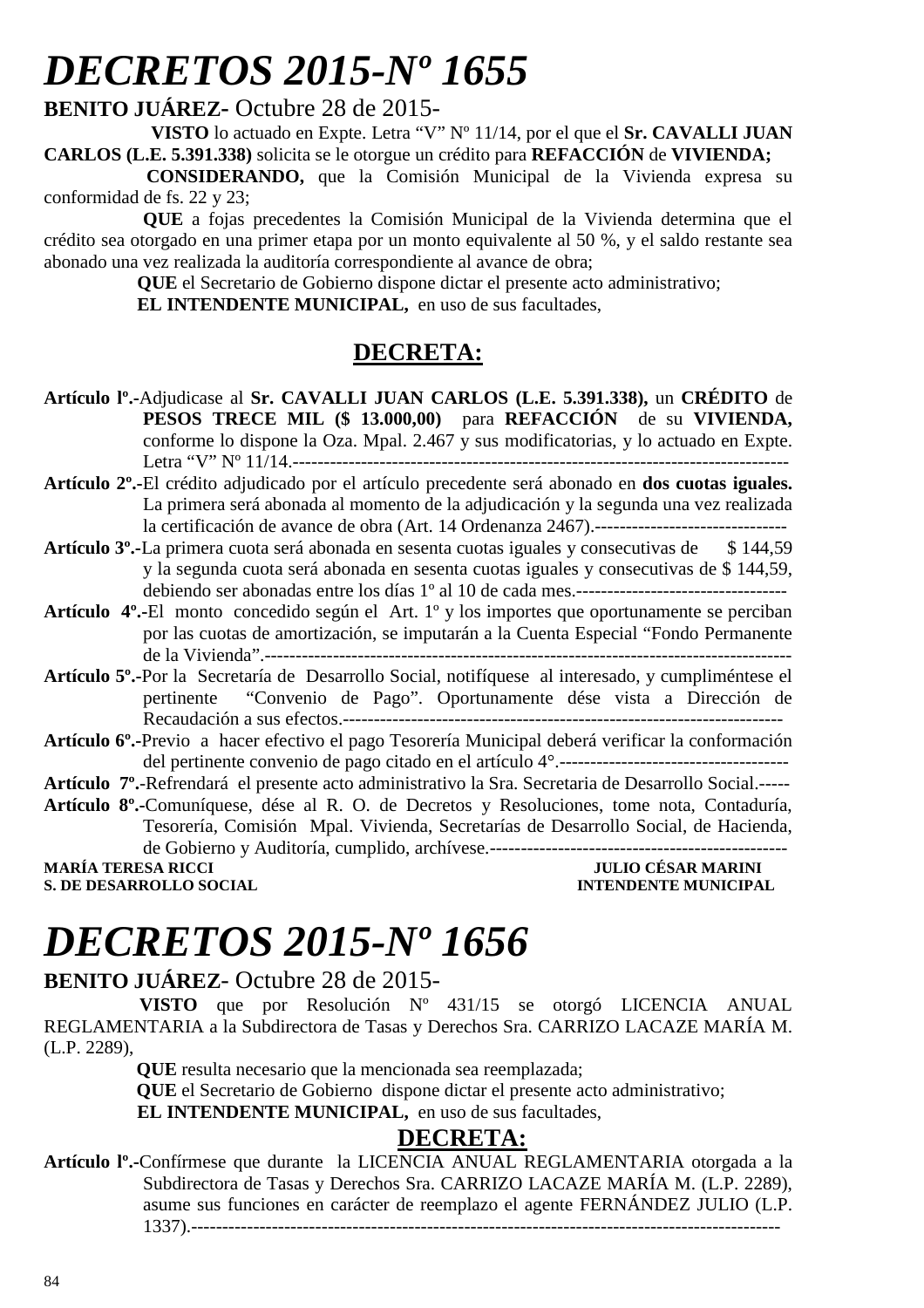# *DECRETOS 2015-Nº 1655*

**BENITO JUÁREZ-** Octubre 28 de 2015-

**VISTO** lo actuado en Expte. Letra “V” Nº 11/14, por el que el **Sr. CAVALLI JUAN CARLOS (L.E. 5.391.338)** solicita se le otorgue un crédito para **REFACCIÓN** de **VIVIENDA;**

**CONSIDERANDO,** que la Comisión Municipal de la Vivienda expresa su conformidad de fs. 22 y 23;

**QUE** a fojas precedentes la Comisión Municipal de la Vivienda determina que el crédito sea otorgado en una primer etapa por un monto equivalente al 50 %, y el saldo restante sea abonado una vez realizada la auditoría correspondiente al avance de obra;

**QUE** el Secretario de Gobierno dispone dictar el presente acto administrativo;

**EL INTENDENTE MUNICIPAL,** en uso de sus facultades,

## DECRETA:

**Artículo lº.-**Adjudicase al **Sr. CAVALLI JUAN CARLOS (L.E. 5.391.338),** un **CRÉDITO** de **PESOS TRECE MIL ($ 13.000,00)** para **REFACCIÓN** de su **VIVIENDA,** conforme lo dispone la Oza. Mpal. 2.467 y sus modificatorias, y lo actuado en Expte. Letra “V” Nº 11/14.------------------------------------------------------------------------------

**Artículo 2º.-**El crédito adjudicado por el artículo precedente será abonado en **dos cuotas iguales.** La primera será abonada al momento de la adjudicación y la segunda una vez realizada la certificación de avance de obra (Art. 14 Ordenanza 2467).-------------------------------

**Artículo 3º.-**La primera cuota será abonada en sesenta cuotas iguales y consecutivas de $ 144,59 y la segunda cuota será abonada en sesenta cuotas iguales y consecutivas de $ 144,59, debiendo ser abonadas entre los días 1º al 10 de cada mes.----------------------------------

**Artículo 4º.-**El monto concedido según el Art. 1º y los importes que oportunamente se perciban por las cuotas de amortización, se imputarán a la Cuenta Especial “Fondo Permanente de la Vivienda”.---------------------------------------------------------------------------------

**Artículo 5º.-**Por la Secretaría de Desarrollo Social, notifíquese al interesado, y cumpliméntese el pertinente “Convenio de Pago”. Oportunamente dése vista a Dirección de Recaudación a sus efectos.---------------------------------------------------------------------

**Artículo 6º.-**Previo a hacer efectivo el pago Tesorería Municipal deberá verificar la conformación del pertinente convenio de pago citado en el artículo 4°.-------------------------------------

**Artículo 7º.-**Refrendará el presente acto administrativo la Sra. Secretaria de Desarrollo Social.-----

**Artículo 8º.-**Comuníquese, dése al R. O. de Decretos y Resoluciones, tome nota, Contaduría, Tesorería, Comisión Mpal. Vivienda, Secretarías de Desarrollo Social, de Hacienda, de Gobierno y Auditoría, cumplido, archívese.------------------------------------------------

**MARÍA TERESA RICCI** — **JULIO CÉSAR MARINI**
**S. DE DESARROLLO SOCIAL** — **INTENDENTE MUNICIPAL**

# *DECRETOS 2015-Nº 1656*

**BENITO JUÁREZ**- Octubre 28 de 2015-

**VISTO** que por Resolución Nº 431/15 se otorgó LICENCIA ANUAL REGLAMENTARIA a la Subdirectora de Tasas y Derechos Sra. CARRIZO LACAZE MARÍA M. (L.P. 2289),

**QUE** resulta necesario que la mencionada sea reemplazada;

**QUE** el Secretario de Gobierno dispone dictar el presente acto administrativo;

**EL INTENDENTE MUNICIPAL,** en uso de sus facultades,

## DECRETA:

**Artículo lº.-**Confírmese que durante la LICENCIA ANUAL REGLAMENTARIA otorgada a la Subdirectora de Tasas y Derechos Sra. CARRIZO LACAZE MARÍA M. (L.P. 2289), asume sus funciones en carácter de reemplazo el agente FERNÁNDEZ JULIO (L.P. 1337).-----------------------------------------------------------------------------------------------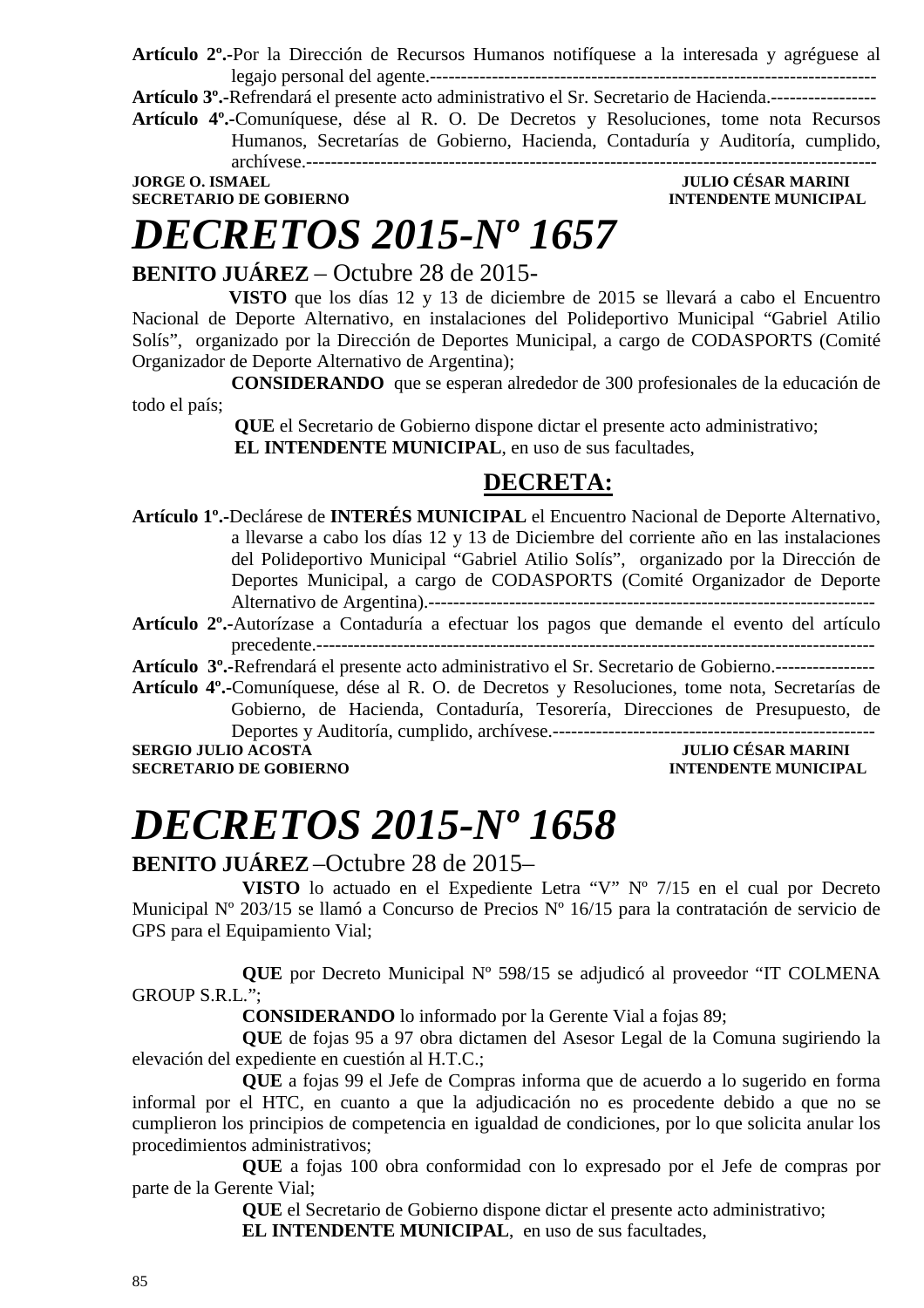**Artículo 2º.-**Por la Dirección de Recursos Humanos notifíquese a la interesada y agréguese al legajo personal del agente.-----------------------------------------------------------------------------

**Artículo 3º.-**Refrendará el presente acto administrativo el Sr. Secretario de Hacienda.-----------------

**Artículo 4º.-**Comuníquese, dése al R. O. De Decretos y Resoluciones, tome nota Recursos Humanos, Secretarías de Gobierno, Hacienda, Contaduría y Auditoría, cumplido, archívese.------------------------------------------------------------------------------------------

**JORGE O. ISMAEL** — **SECRETARIO DE GOBIERNO**
**JULIO CÉSAR MARINI** — **INTENDENTE MUNICIPAL**

# *DECRETOS 2015-Nº 1657*

**BENITO JUÁREZ** – Octubre 28 de 2015-

**VISTO** que los días 12 y 13 de diciembre de 2015 se llevará a cabo el Encuentro Nacional de Deporte Alternativo, en instalaciones del Polideportivo Municipal "Gabriel Atilio Solís", organizado por la Dirección de Deportes Municipal, a cargo de CODASPORTS (Comité Organizador de Deporte Alternativo de Argentina);

**CONSIDERANDO** que se esperan alrededor de 300 profesionales de la educación de todo el país;

**QUE** el Secretario de Gobierno dispone dictar el presente acto administrativo;

**EL INTENDENTE MUNICIPAL**, en uso de sus facultades,

**DECRETA:**

**Artículo 1º.-**Declárese de **INTERÉS MUNICIPAL** el Encuentro Nacional de Deporte Alternativo, a llevarse a cabo los días 12 y 13 de Diciembre del corriente año en las instalaciones del Polideportivo Municipal "Gabriel Atilio Solís", organizado por la Dirección de Deportes Municipal, a cargo de CODASPORTS (Comité Organizador de Deporte Alternativo de Argentina).-----------------------------------------------------------------------

**Artículo 2º.-**Autorízase a Contaduría a efectuar los pagos que demande el evento del artículo precedente.-------------------------------------------------------------------------------------------

**Artículo 3º.-**Refrendará el presente acto administrativo el Sr. Secretario de Gobierno.----------------

**Artículo 4º.-**Comuníquese, dése al R. O. de Decretos y Resoluciones, tome nota, Secretarías de Gobierno, de Hacienda, Contaduría, Tesorería, Direcciones de Presupuesto, de Deportes y Auditoría, cumplido, archívese.----------------------------------------------------

**SERGIO JULIO ACOSTA** — **SECRETARIO DE GOBIERNO**
**JULIO CÉSAR MARINI** — **INTENDENTE MUNICIPAL**

# *DECRETOS 2015-Nº 1658*

**BENITO JUÁREZ** –Octubre 28 de 2015–

**VISTO** lo actuado en el Expediente Letra "V" Nº 7/15 en el cual por Decreto Municipal Nº 203/15 se llamó a Concurso de Precios Nº 16/15 para la contratación de servicio de GPS para el Equipamiento Vial;

**QUE** por Decreto Municipal Nº 598/15 se adjudicó al proveedor "IT COLMENA GROUP S.R.L.";

**CONSIDERANDO** lo informado por la Gerente Vial a fojas 89;

**QUE** de fojas 95 a 97 obra dictamen del Asesor Legal de la Comuna sugiriendo la elevación del expediente en cuestión al H.T.C.;

**QUE** a fojas 99 el Jefe de Compras informa que de acuerdo a lo sugerido en forma informal por el HTC, en cuanto a que la adjudicación no es procedente debido a que no se cumplieron los principios de competencia en igualdad de condiciones, por lo que solicita anular los procedimientos administrativos;

**QUE** a fojas 100 obra conformidad con lo expresado por el Jefe de compras por parte de la Gerente Vial;

**QUE** el Secretario de Gobierno dispone dictar el presente acto administrativo;

**EL INTENDENTE MUNICIPAL**, en uso de sus facultades,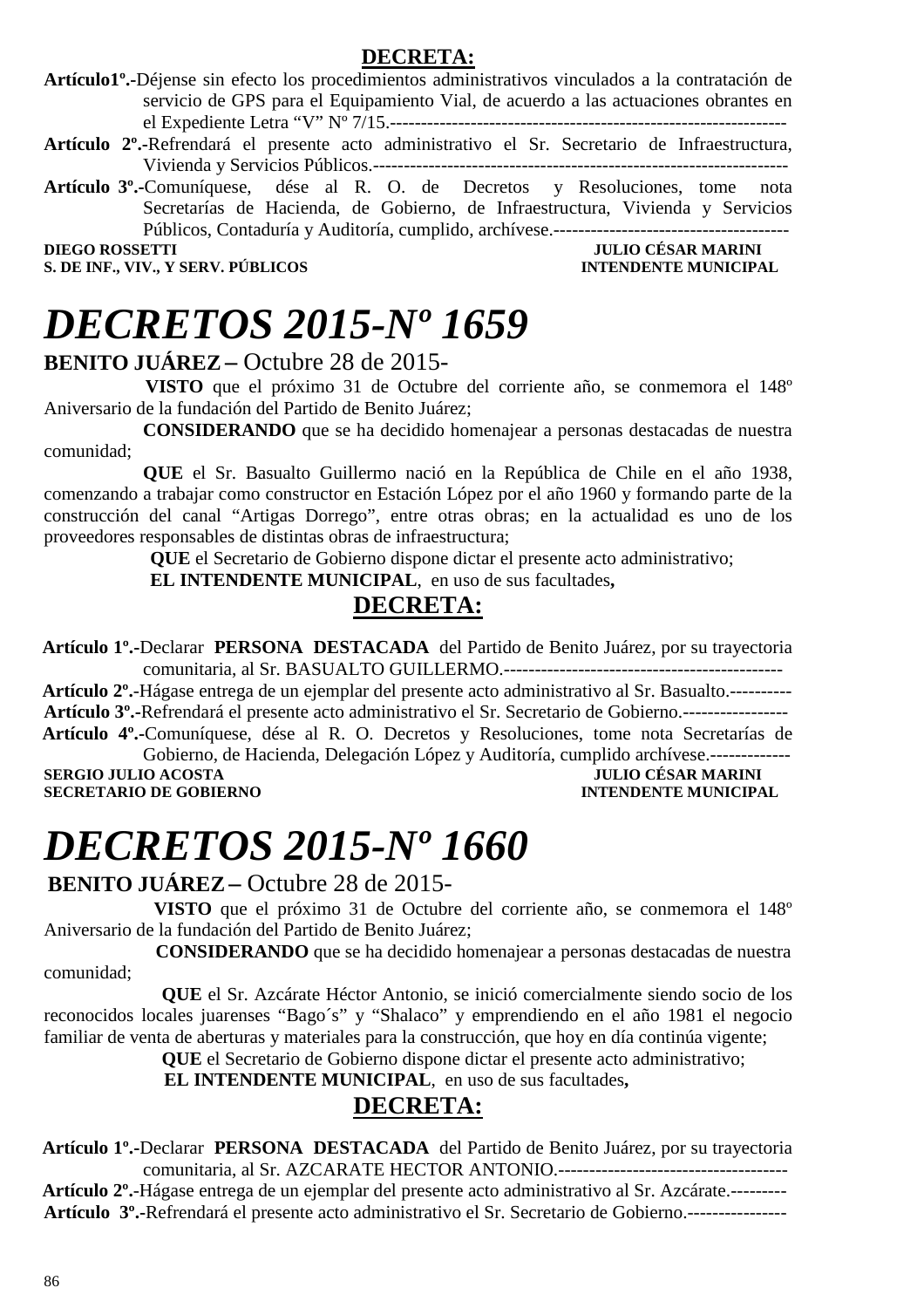**DECRETA:**

**Artículo1º.-**Déjense sin efecto los procedimientos administrativos vinculados a la contratación de servicio de GPS para el Equipamiento Vial, de acuerdo a las actuaciones obrantes en el Expediente Letra "V" Nº 7/15.----------------------------------------------------------------

**Artículo 2º.-**Refrendará el presente acto administrativo el Sr. Secretario de Infraestructura, Vivienda y Servicios Públicos.-------------------------------------------------------------------

**Artículo 3º.-**Comuníquese, dése al R. O. de Decretos y Resoluciones, tome nota Secretarías de Hacienda, de Gobierno, de Infraestructura, Vivienda y Servicios Públicos, Contaduría y Auditoría, cumplido, archívese.--------------------------------------

**DIEGO ROSSETTI** — **S. DE INF., VIV., Y SERV. PÚBLICOS**
**JULIO CÉSAR MARINI** — **INTENDENTE MUNICIPAL**

# *DECRETOS 2015-Nº 1659*

**BENITO JUÁREZ –** Octubre 28 de 2015-

**VISTO** que el próximo 31 de Octubre del corriente año, se conmemora el 148º Aniversario de la fundación del Partido de Benito Juárez;

**CONSIDERANDO** que se ha decidido homenajear a personas destacadas de nuestra comunidad;

**QUE** el Sr. Basualto Guillermo nació en la República de Chile en el año 1938, comenzando a trabajar como constructor en Estación López por el año 1960 y formando parte de la construcción del canal "Artigas Dorrego", entre otras obras; en la actualidad es uno de los proveedores responsables de distintas obras de infraestructura;

**QUE** el Secretario de Gobierno dispone dictar el presente acto administrativo;

**EL INTENDENTE MUNICIPAL**, en uso de sus facultades**,**

**DECRETA:**

**Artículo 1º.-**Declarar **PERSONA DESTACADA** del Partido de Benito Juárez, por su trayectoria comunitaria, al Sr. BASUALTO GUILLERMO.---------------------------------------------

**Artículo 2º.-**Hágase entrega de un ejemplar del presente acto administrativo al Sr. Basualto.----------

**Artículo 3º.-**Refrendará el presente acto administrativo el Sr. Secretario de Gobierno.-----------------

**Artículo 4º.-**Comuníquese, dése al R. O. Decretos y Resoluciones, tome nota Secretarías de Gobierno, de Hacienda, Delegación López y Auditoría, cumplido archívese.-------------

**SERGIO JULIO ACOSTA** — **SECRETARIO DE GOBIERNO**
**JULIO CÉSAR MARINI** — **INTENDENTE MUNICIPAL**

# *DECRETOS 2015-Nº 1660*

**BENITO JUÁREZ –** Octubre 28 de 2015-

**VISTO** que el próximo 31 de Octubre del corriente año, se conmemora el 148º Aniversario de la fundación del Partido de Benito Juárez;

**CONSIDERANDO** que se ha decidido homenajear a personas destacadas de nuestra comunidad;

**QUE** el Sr. Azcárate Héctor Antonio, se inició comercialmente siendo socio de los reconocidos locales juarenses "Bago´s" y "Shalaco" y emprendiendo en el año 1981 el negocio familiar de venta de aberturas y materiales para la construcción, que hoy en día continúa vigente;

**QUE** el Secretario de Gobierno dispone dictar el presente acto administrativo;

**EL INTENDENTE MUNICIPAL**, en uso de sus facultades**,**

**DECRETA:**

**Artículo 1º.-**Declarar **PERSONA DESTACADA** del Partido de Benito Juárez, por su trayectoria comunitaria, al Sr. AZCARATE HECTOR ANTONIO.-------------------------------------

**Artículo 2º.-**Hágase entrega de un ejemplar del presente acto administrativo al Sr. Azcárate.---------

**Artículo 3º.-**Refrendará el presente acto administrativo el Sr. Secretario de Gobierno.----------------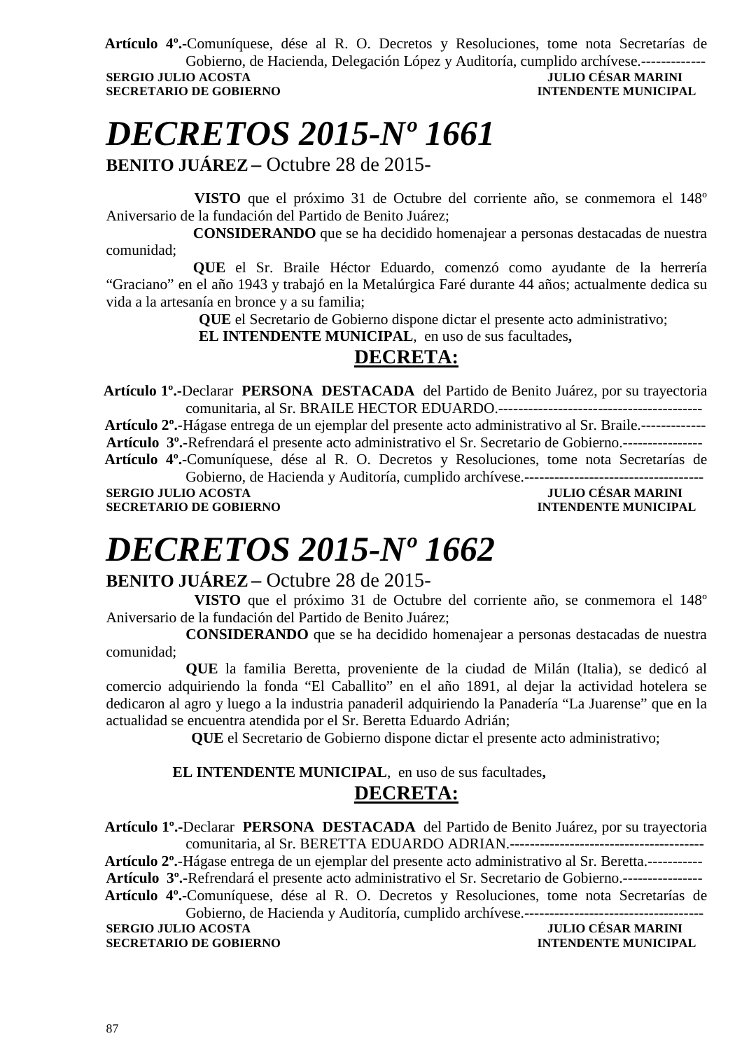**Artículo 4º.-**Comuníquese, dése al R. O. Decretos y Resoluciones, tome nota Secretarías de Gobierno, de Hacienda, Delegación López y Auditoría, cumplido archívese.-------------

**SERGIO JULIO ACOSTA** — **JULIO CÉSAR MARINI**
**SECRETARIO DE GOBIERNO** — **INTENDENTE MUNICIPAL**

# *DECRETOS 2015-Nº 1661*

**BENITO JUÁREZ –** Octubre 28 de 2015-

**VISTO** que el próximo 31 de Octubre del corriente año, se conmemora el 148º Aniversario de la fundación del Partido de Benito Juárez;

**CONSIDERANDO** que se ha decidido homenajear a personas destacadas de nuestra comunidad;

**QUE** el Sr. Braile Héctor Eduardo, comenzó como ayudante de la herrería "Graciano" en el año 1943 y trabajó en la Metalúrgica Faré durante 44 años; actualmente dedica su vida a la artesanía en bronce y a su familia;

**QUE** el Secretario de Gobierno dispone dictar el presente acto administrativo;

**EL INTENDENTE MUNICIPAL**, en uso de sus facultades**,**

## DECRETA:

**Artículo 1º.-**Declarar **PERSONA DESTACADA** del Partido de Benito Juárez, por su trayectoria comunitaria, al Sr. BRAILE HECTOR EDUARDO.----------------------------------------

**Artículo 2º.-**Hágase entrega de un ejemplar del presente acto administrativo al Sr. Braile.-------------

**Artículo 3º.-**Refrendará el presente acto administrativo el Sr. Secretario de Gobierno.----------------

**Artículo 4º.-**Comuníquese, dése al R. O. Decretos y Resoluciones, tome nota Secretarías de Gobierno, de Hacienda y Auditoría, cumplido archívese.------------------------------------

**SERGIO JULIO ACOSTA** — **JULIO CÉSAR MARINI**
**SECRETARIO DE GOBIERNO** — **INTENDENTE MUNICIPAL**

# *DECRETOS 2015-Nº 1662*

**BENITO JUÁREZ –** Octubre 28 de 2015-

**VISTO** que el próximo 31 de Octubre del corriente año, se conmemora el 148º Aniversario de la fundación del Partido de Benito Juárez;

**CONSIDERANDO** que se ha decidido homenajear a personas destacadas de nuestra comunidad;

**QUE** la familia Beretta, proveniente de la ciudad de Milán (Italia), se dedicó al comercio adquiriendo la fonda "El Caballito" en el año 1891, al dejar la actividad hotelera se dedicaron al agro y luego a la industria panaderil adquiriendo la Panadería "La Juarense" que en la actualidad se encuentra atendida por el Sr. Beretta Eduardo Adrián;

**QUE** el Secretario de Gobierno dispone dictar el presente acto administrativo;

**EL INTENDENTE MUNICIPAL**, en uso de sus facultades**,**

## DECRETA:

**Artículo 1º.-**Declarar **PERSONA DESTACADA** del Partido de Benito Juárez, por su trayectoria comunitaria, al Sr. BERETTA EDUARDO ADRIAN.---------------------------------------

**Artículo 2º.-**Hágase entrega de un ejemplar del presente acto administrativo al Sr. Beretta.-----------

**Artículo 3º.-**Refrendará el presente acto administrativo el Sr. Secretario de Gobierno.----------------

**Artículo 4º.-**Comuníquese, dése al R. O. Decretos y Resoluciones, tome nota Secretarías de Gobierno, de Hacienda y Auditoría, cumplido archívese.------------------------------------

**SERGIO JULIO ACOSTA** — **JULIO CÉSAR MARINI**
**SECRETARIO DE GOBIERNO** — **INTENDENTE MUNICIPAL**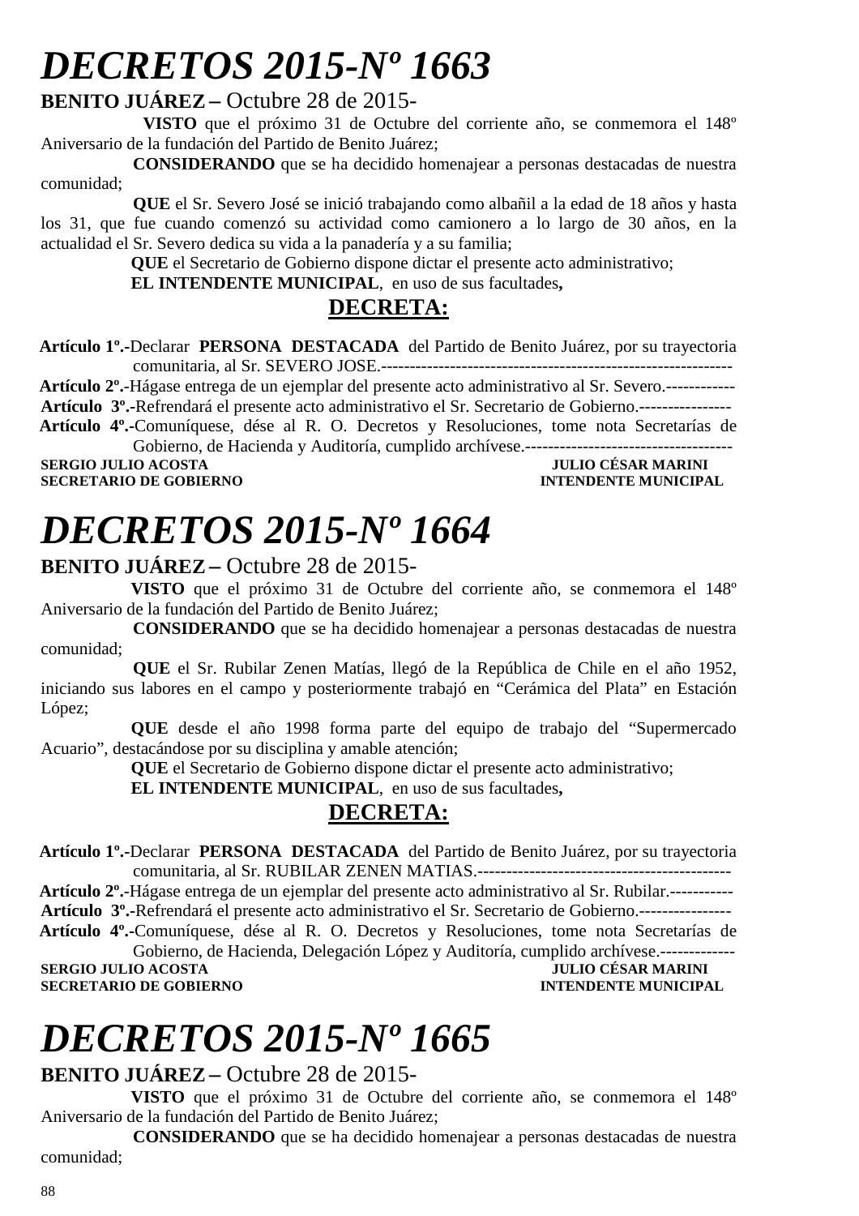# *DECRETOS 2015-Nº 1663*

**BENITO JUÁREZ –** Octubre 28 de 2015-

**VISTO** que el próximo 31 de Octubre del corriente año, se conmemora el 148º Aniversario de la fundación del Partido de Benito Juárez;

**CONSIDERANDO** que se ha decidido homenajear a personas destacadas de nuestra comunidad;

**QUE** el Sr. Severo José se inició trabajando como albañil a la edad de 18 años y hasta los 31, que fue cuando comenzó su actividad como camionero a lo largo de 30 años, en la actualidad el Sr. Severo dedica su vida a la panadería y a su familia;

**QUE** el Secretario de Gobierno dispone dictar el presente acto administrativo;

**EL INTENDENTE MUNICIPAL**, en uso de sus facultades**,**

## DECRETA:

**Artículo 1º.-**Declarar **PERSONA DESTACADA** del Partido de Benito Juárez, por su trayectoria comunitaria, al Sr. SEVERO JOSE.------------------------------------------------------------------

**Artículo 2º.-**Hágase entrega de un ejemplar del presente acto administrativo al Sr. Severo.------------

**Artículo 3º.-**Refrendará el presente acto administrativo el Sr. Secretario de Gobierno.----------------

**Artículo 4º.-**Comuníquese, dése al R. O. Decretos y Resoluciones, tome nota Secretarías de Gobierno, de Hacienda y Auditoría, cumplido archívese.------------------------------------

**SERGIO JULIO ACOSTA** — **SECRETARIO DE GOBIERNO**
**JULIO CÉSAR MARINI** — **INTENDENTE MUNICIPAL**

# *DECRETOS 2015-Nº 1664*

**BENITO JUÁREZ –** Octubre 28 de 2015-

**VISTO** que el próximo 31 de Octubre del corriente año, se conmemora el 148º Aniversario de la fundación del Partido de Benito Juárez;

**CONSIDERANDO** que se ha decidido homenajear a personas destacadas de nuestra comunidad;

**QUE** el Sr. Rubilar Zenen Matías, llegó de la República de Chile en el año 1952, iniciando sus labores en el campo y posteriormente trabajó en "Cerámica del Plata" en Estación López;

**QUE** desde el año 1998 forma parte del equipo de trabajo del "Supermercado Acuario", destacándose por su disciplina y amable atención;

**QUE** el Secretario de Gobierno dispone dictar el presente acto administrativo;

**EL INTENDENTE MUNICIPAL**, en uso de sus facultades**,**

## DECRETA:

**Artículo 1º.-**Declarar **PERSONA DESTACADA** del Partido de Benito Juárez, por su trayectoria comunitaria, al Sr. RUBILAR ZENEN MATIAS.--------------------------------------------

**Artículo 2º.-**Hágase entrega de un ejemplar del presente acto administrativo al Sr. Rubilar.-----------

**Artículo 3º.-**Refrendará el presente acto administrativo el Sr. Secretario de Gobierno.----------------

**Artículo 4º.-**Comuníquese, dése al R. O. Decretos y Resoluciones, tome nota Secretarías de Gobierno, de Hacienda, Delegación López y Auditoría, cumplido archívese.-------------

**SERGIO JULIO ACOSTA** — **SECRETARIO DE GOBIERNO**
**JULIO CÉSAR MARINI** — **INTENDENTE MUNICIPAL**

# *DECRETOS 2015-Nº 1665*

**BENITO JUÁREZ –** Octubre 28 de 2015-

**VISTO** que el próximo 31 de Octubre del corriente año, se conmemora el 148º Aniversario de la fundación del Partido de Benito Juárez;

**CONSIDERANDO** que se ha decidido homenajear a personas destacadas de nuestra comunidad;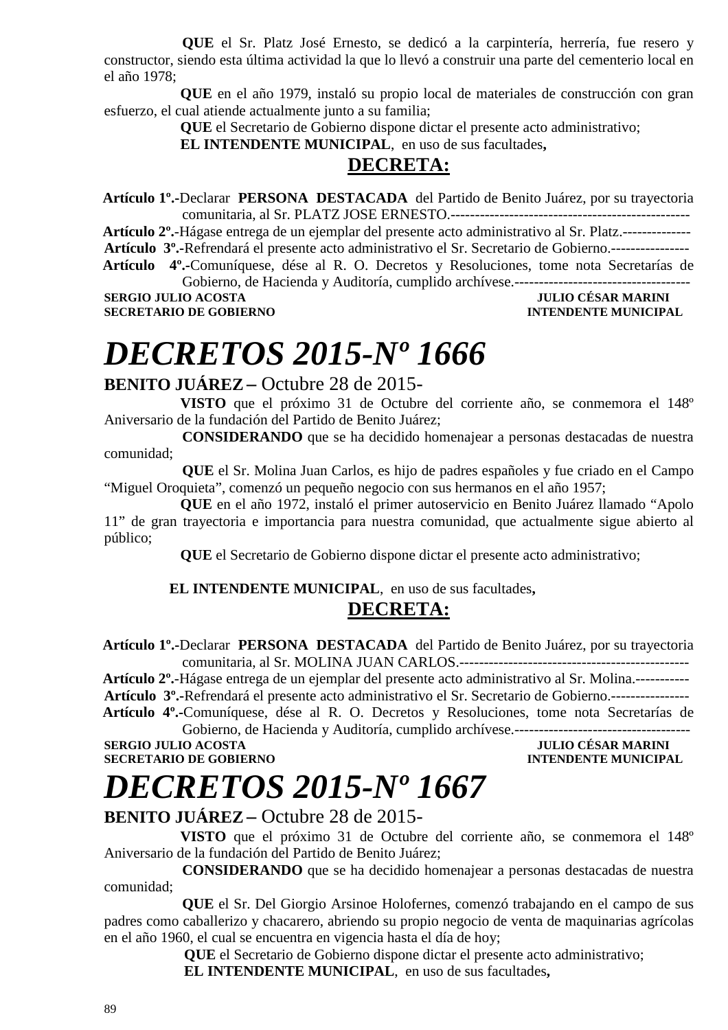**QUE** el Sr. Platz José Ernesto, se dedicó a la carpintería, herrería, fue resero y constructor, siendo esta última actividad la que lo llevó a construir una parte del cementerio local en el año 1978;

**QUE** en el año 1979, instaló su propio local de materiales de construcción con gran esfuerzo, el cual atiende actualmente junto a su familia;

**QUE** el Secretario de Gobierno dispone dictar el presente acto administrativo;

**EL INTENDENTE MUNICIPAL**, en uso de sus facultades**,**

**DECRETA:**

**Artículo 1º.-**Declarar **PERSONA DESTACADA** del Partido de Benito Juárez, por su trayectoria comunitaria, al Sr. PLATZ JOSE ERNESTO.-------------------------------------------------

**Artículo 2º.-**Hágase entrega de un ejemplar del presente acto administrativo al Sr. Platz.--------------

**Artículo 3º.-**Refrendará el presente acto administrativo el Sr. Secretario de Gobierno.----------------

**Artículo 4º.-**Comuníquese, dése al R. O. Decretos y Resoluciones, tome nota Secretarías de Gobierno, de Hacienda y Auditoría, cumplido archívese.------------------------------------

**SERGIO JULIO ACOSTA** — **SECRETARIO DE GOBIERNO**
**JULIO CÉSAR MARINI** — **INTENDENTE MUNICIPAL**

# *DECRETOS 2015-Nº 1666*

**BENITO JUÁREZ –** Octubre 28 de 2015-

**VISTO** que el próximo 31 de Octubre del corriente año, se conmemora el 148º Aniversario de la fundación del Partido de Benito Juárez;

**CONSIDERANDO** que se ha decidido homenajear a personas destacadas de nuestra comunidad;

**QUE** el Sr. Molina Juan Carlos, es hijo de padres españoles y fue criado en el Campo "Miguel Oroquieta", comenzó un pequeño negocio con sus hermanos en el año 1957;

**QUE** en el año 1972, instaló el primer autoservicio en Benito Juárez llamado "Apolo 11" de gran trayectoria e importancia para nuestra comunidad, que actualmente sigue abierto al público;

**QUE** el Secretario de Gobierno dispone dictar el presente acto administrativo;

**EL INTENDENTE MUNICIPAL**, en uso de sus facultades**,**

**DECRETA:**

**Artículo 1º.-**Declarar **PERSONA DESTACADA** del Partido de Benito Juárez, por su trayectoria comunitaria, al Sr. MOLINA JUAN CARLOS.-----------------------------------------------

**Artículo 2º.-**Hágase entrega de un ejemplar del presente acto administrativo al Sr. Molina.-----------

**Artículo 3º.-**Refrendará el presente acto administrativo el Sr. Secretario de Gobierno.----------------

**Artículo 4º.-**Comuníquese, dése al R. O. Decretos y Resoluciones, tome nota Secretarías de Gobierno, de Hacienda y Auditoría, cumplido archívese.------------------------------------

**SERGIO JULIO ACOSTA** — **SECRETARIO DE GOBIERNO**
**JULIO CÉSAR MARINI** — **INTENDENTE MUNICIPAL**

# *DECRETOS 2015-Nº 1667*

**BENITO JUÁREZ –** Octubre 28 de 2015-

**VISTO** que el próximo 31 de Octubre del corriente año, se conmemora el 148º Aniversario de la fundación del Partido de Benito Juárez;

**CONSIDERANDO** que se ha decidido homenajear a personas destacadas de nuestra comunidad;

**QUE** el Sr. Del Giorgio Arsinoe Holofernes, comenzó trabajando en el campo de sus padres como caballerizo y chacarero, abriendo su propio negocio de venta de maquinarias agrícolas en el año 1960, el cual se encuentra en vigencia hasta el día de hoy;

**QUE** el Secretario de Gobierno dispone dictar el presente acto administrativo;

**EL INTENDENTE MUNICIPAL**, en uso de sus facultades**,**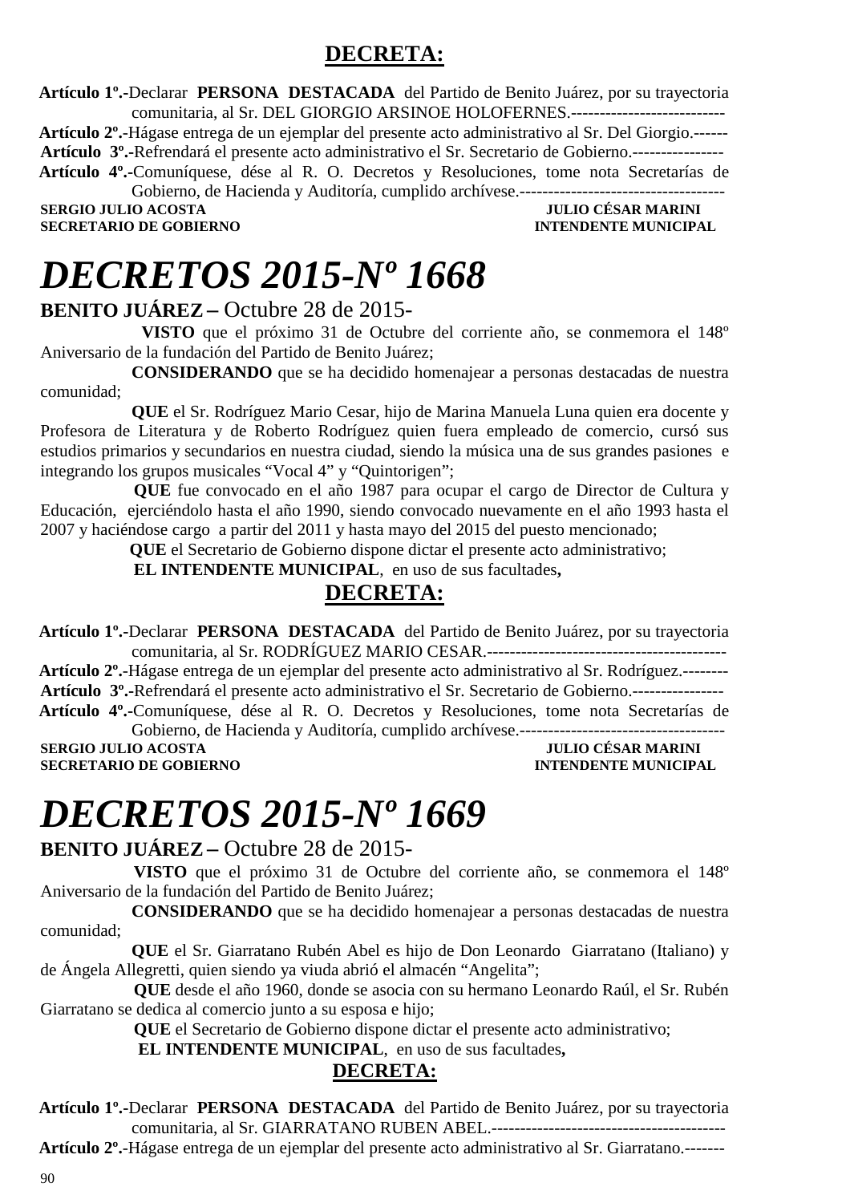**DECRETA:**

**Artículo 1º.-**Declarar **PERSONA DESTACADA** del Partido de Benito Juárez, por su trayectoria comunitaria, al Sr. DEL GIORGIO ARSINOE HOLOFERNES.---------------------------

**Artículo 2º.-**Hágase entrega de un ejemplar del presente acto administrativo al Sr. Del Giorgio.------

**Artículo 3º.-**Refrendará el presente acto administrativo el Sr. Secretario de Gobierno.----------------

**Artículo 4º.-**Comuníquese, dése al R. O. Decretos y Resoluciones, tome nota Secretarías de Gobierno, de Hacienda y Auditoría, cumplido archívese.------------------------------------

**SERGIO JULIO ACOSTA** — **SECRETARIO DE GOBIERNO**
**JULIO CÉSAR MARINI** — **INTENDENTE MUNICIPAL**

# *DECRETOS 2015-Nº 1668*

**BENITO JUÁREZ –** Octubre 28 de 2015-

**VISTO** que el próximo 31 de Octubre del corriente año, se conmemora el 148º Aniversario de la fundación del Partido de Benito Juárez;

**CONSIDERANDO** que se ha decidido homenajear a personas destacadas de nuestra comunidad;

**QUE** el Sr. Rodríguez Mario Cesar, hijo de Marina Manuela Luna quien era docente y Profesora de Literatura y de Roberto Rodríguez quien fuera empleado de comercio, cursó sus estudios primarios y secundarios en nuestra ciudad, siendo la música una de sus grandes pasiones e integrando los grupos musicales "Vocal 4" y "Quintorigen";

**QUE** fue convocado en el año 1987 para ocupar el cargo de Director de Cultura y Educación, ejerciéndolo hasta el año 1990, siendo convocado nuevamente en el año 1993 hasta el 2007 y haciéndose cargo a partir del 2011 y hasta mayo del 2015 del puesto mencionado;

**QUE** el Secretario de Gobierno dispone dictar el presente acto administrativo;

**EL INTENDENTE MUNICIPAL**, en uso de sus facultades**,**

**DECRETA:**

**Artículo 1º.-**Declarar **PERSONA DESTACADA** del Partido de Benito Juárez, por su trayectoria comunitaria, al Sr. RODRÍGUEZ MARIO CESAR.------------------------------------------

**Artículo 2º.-**Hágase entrega de un ejemplar del presente acto administrativo al Sr. Rodríguez.--------

**Artículo 3º.-**Refrendará el presente acto administrativo el Sr. Secretario de Gobierno.----------------

**Artículo 4º.-**Comuníquese, dése al R. O. Decretos y Resoluciones, tome nota Secretarías de Gobierno, de Hacienda y Auditoría, cumplido archívese.------------------------------------

**SERGIO JULIO ACOSTA** — **SECRETARIO DE GOBIERNO**
**JULIO CÉSAR MARINI** — **INTENDENTE MUNICIPAL**

# *DECRETOS 2015-Nº 1669*

**BENITO JUÁREZ –** Octubre 28 de 2015-

**VISTO** que el próximo 31 de Octubre del corriente año, se conmemora el 148º Aniversario de la fundación del Partido de Benito Juárez;

**CONSIDERANDO** que se ha decidido homenajear a personas destacadas de nuestra comunidad;

**QUE** el Sr. Giarratano Rubén Abel es hijo de Don Leonardo Giarratano (Italiano) y de Ángela Allegretti, quien siendo ya viuda abrió el almacén "Angelita";

**QUE** desde el año 1960, donde se asocia con su hermano Leonardo Raúl, el Sr. Rubén Giarratano se dedica al comercio junto a su esposa e hijo;

**QUE** el Secretario de Gobierno dispone dictar el presente acto administrativo;

**EL INTENDENTE MUNICIPAL**, en uso de sus facultades**,**

**DECRETA:**

**Artículo 1º.-**Declarar **PERSONA DESTACADA** del Partido de Benito Juárez, por su trayectoria comunitaria, al Sr. GIARRATANO RUBEN ABEL.-----------------------------------------

**Artículo 2º.-**Hágase entrega de un ejemplar del presente acto administrativo al Sr. Giarratano.-------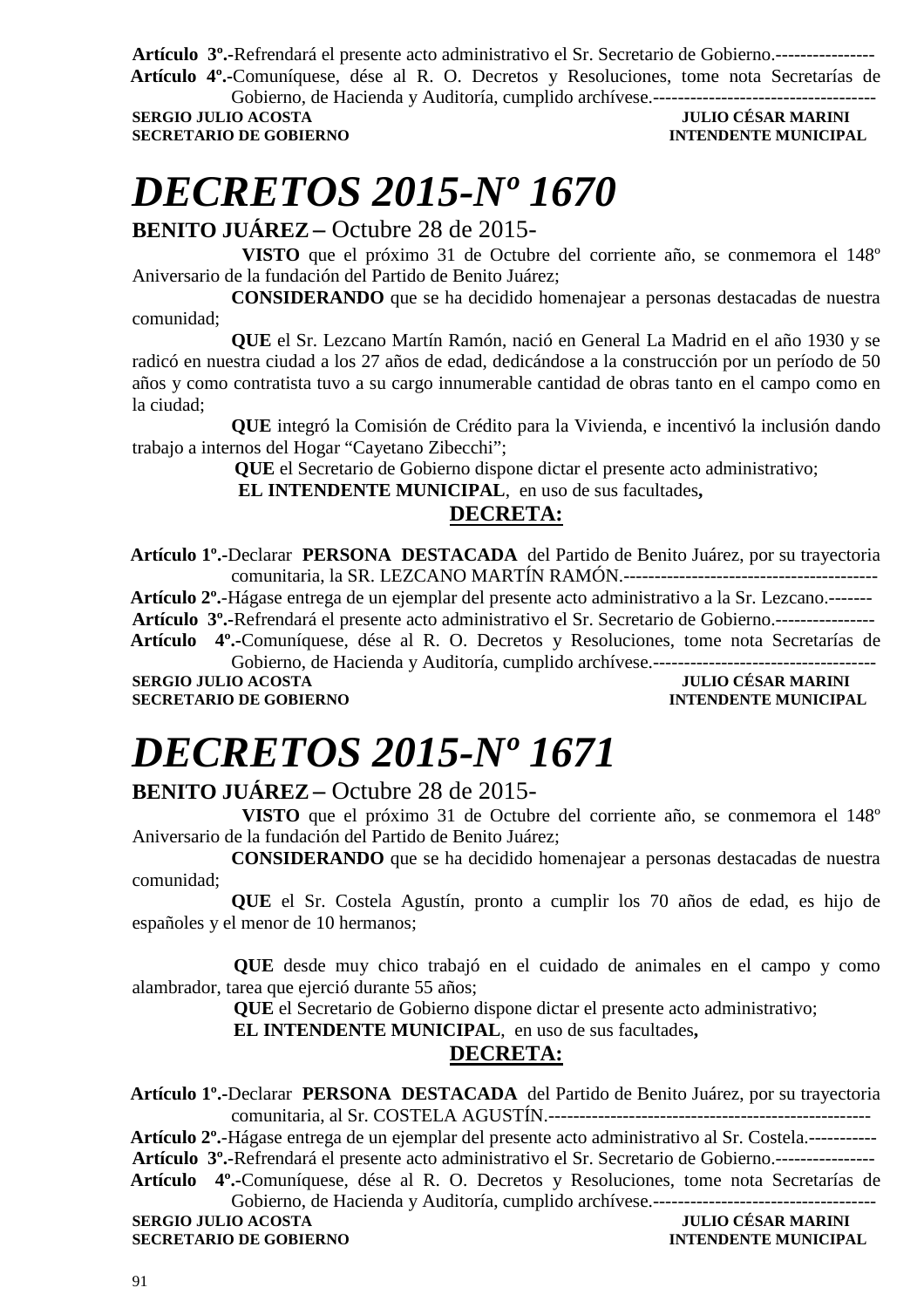**Artículo 3º.-**Refrendará el presente acto administrativo el Sr. Secretario de Gobierno.----------------

**Artículo 4º.-**Comuníquese, dése al R. O. Decretos y Resoluciones, tome nota Secretarías de Gobierno, de Hacienda y Auditoría, cumplido archívese.------------------------------------

**SERGIO JULIO ACOSTA** — **JULIO CÉSAR MARINI**
**SECRETARIO DE GOBIERNO** — **INTENDENTE MUNICIPAL**

# *DECRETOS 2015-Nº 1670*

**BENITO JUÁREZ –** Octubre 28 de 2015-

**VISTO** que el próximo 31 de Octubre del corriente año, se conmemora el 148º Aniversario de la fundación del Partido de Benito Juárez;

**CONSIDERANDO** que se ha decidido homenajear a personas destacadas de nuestra comunidad;

**QUE** el Sr. Lezcano Martín Ramón, nació en General La Madrid en el año 1930 y se radicó en nuestra ciudad a los 27 años de edad, dedicándose a la construcción por un período de 50 años y como contratista tuvo a su cargo innumerable cantidad de obras tanto en el campo como en la ciudad;

**QUE** integró la Comisión de Crédito para la Vivienda, e incentivó la inclusión dando trabajo a internos del Hogar "Cayetano Zibecchi";

**QUE** el Secretario de Gobierno dispone dictar el presente acto administrativo;

**EL INTENDENTE MUNICIPAL**, en uso de sus facultades**,**

**DECRETA:**

**Artículo 1º.-**Declarar **PERSONA DESTACADA** del Partido de Benito Juárez, por su trayectoria comunitaria, la SR. LEZCANO MARTÍN RAMÓN.-----------------------------------------

**Artículo 2º.-**Hágase entrega de un ejemplar del presente acto administrativo a la Sr. Lezcano.-------

**Artículo 3º.-**Refrendará el presente acto administrativo el Sr. Secretario de Gobierno.----------------

**Artículo 4º.-**Comuníquese, dése al R. O. Decretos y Resoluciones, tome nota Secretarías de Gobierno, de Hacienda y Auditoría, cumplido archívese.------------------------------------

**SERGIO JULIO ACOSTA** — **JULIO CÉSAR MARINI**
**SECRETARIO DE GOBIERNO** — **INTENDENTE MUNICIPAL**

# *DECRETOS 2015-Nº 1671*

**BENITO JUÁREZ –** Octubre 28 de 2015-

**VISTO** que el próximo 31 de Octubre del corriente año, se conmemora el 148º Aniversario de la fundación del Partido de Benito Juárez;

**CONSIDERANDO** que se ha decidido homenajear a personas destacadas de nuestra comunidad;

**QUE** el Sr. Costela Agustín, pronto a cumplir los 70 años de edad, es hijo de españoles y el menor de 10 hermanos;

**QUE** desde muy chico trabajó en el cuidado de animales en el campo y como alambrador, tarea que ejerció durante 55 años;

**QUE** el Secretario de Gobierno dispone dictar el presente acto administrativo;

**EL INTENDENTE MUNICIPAL**, en uso de sus facultades**,**

**DECRETA:**

**Artículo 1º.-**Declarar **PERSONA DESTACADA** del Partido de Benito Juárez, por su trayectoria comunitaria, al Sr. COSTELA AGUSTÍN.---------------------------------------------------

**Artículo 2º.-**Hágase entrega de un ejemplar del presente acto administrativo al Sr. Costela.-----------

**Artículo 3º.-**Refrendará el presente acto administrativo el Sr. Secretario de Gobierno.----------------

**Artículo 4º.-**Comuníquese, dése al R. O. Decretos y Resoluciones, tome nota Secretarías de Gobierno, de Hacienda y Auditoría, cumplido archívese.------------------------------------

**SERGIO JULIO ACOSTA** — **JULIO CÉSAR MARINI**
**SECRETARIO DE GOBIERNO** — **INTENDENTE MUNICIPAL**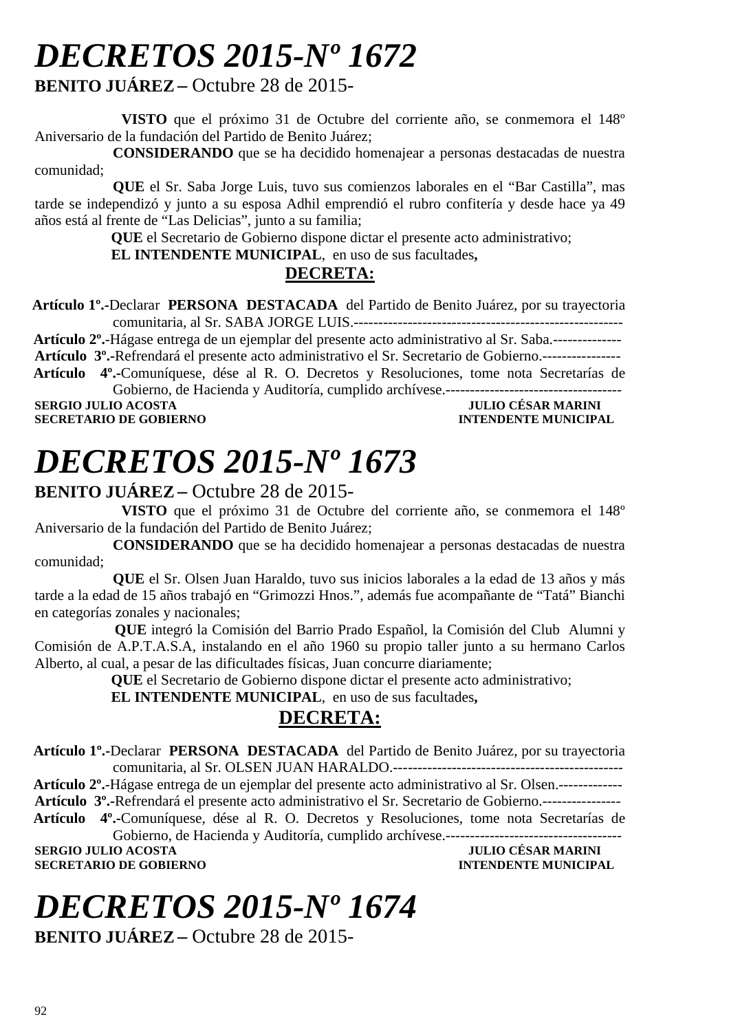# *DECRETOS 2015-Nº 1672*

**BENITO JUÁREZ –** Octubre 28 de 2015-

**VISTO** que el próximo 31 de Octubre del corriente año, se conmemora el 148º Aniversario de la fundación del Partido de Benito Juárez;

**CONSIDERANDO** que se ha decidido homenajear a personas destacadas de nuestra comunidad;

**QUE** el Sr. Saba Jorge Luis, tuvo sus comienzos laborales en el "Bar Castilla", mas tarde se independizó y junto a su esposa Adhil emprendió el rubro confitería y desde hace ya 49 años está al frente de "Las Delicias", junto a su familia;

**QUE** el Secretario de Gobierno dispone dictar el presente acto administrativo;

**EL INTENDENTE MUNICIPAL**, en uso de sus facultades**,**

**DECRETA:**

**Artículo 1º.-**Declarar **PERSONA DESTACADA** del Partido de Benito Juárez, por su trayectoria comunitaria, al Sr. SABA JORGE LUIS.------------------------------------------------------

**Artículo 2º.-**Hágase entrega de un ejemplar del presente acto administrativo al Sr. Saba.-------------

**Artículo 3º.-**Refrendará el presente acto administrativo el Sr. Secretario de Gobierno.----------------

**Artículo 4º.-**Comuníquese, dése al R. O. Decretos y Resoluciones, tome nota Secretarías de Gobierno, de Hacienda y Auditoría, cumplido archívese.------------------------------------

**SERGIO JULIO ACOSTA** — **JULIO CÉSAR MARINI**
**SECRETARIO DE GOBIERNO** — **INTENDENTE MUNICIPAL**

# *DECRETOS 2015-Nº 1673*

**BENITO JUÁREZ –** Octubre 28 de 2015-

**VISTO** que el próximo 31 de Octubre del corriente año, se conmemora el 148º Aniversario de la fundación del Partido de Benito Juárez;

**CONSIDERANDO** que se ha decidido homenajear a personas destacadas de nuestra comunidad;

**QUE** el Sr. Olsen Juan Haraldo, tuvo sus inicios laborales a la edad de 13 años y más tarde a la edad de 15 años trabajó en "Grimozzi Hnos.", además fue acompañante de "Tatá" Bianchi en categorías zonales y nacionales;

**QUE** integró la Comisión del Barrio Prado Español, la Comisión del Club Alumni y Comisión de A.P.T.A.S.A, instalando en el año 1960 su propio taller junto a su hermano Carlos Alberto, al cual, a pesar de las dificultades físicas, Juan concurre diariamente;

**QUE** el Secretario de Gobierno dispone dictar el presente acto administrativo;

**EL INTENDENTE MUNICIPAL**, en uso de sus facultades**,**

**DECRETA:**

**Artículo 1º.-**Declarar **PERSONA DESTACADA** del Partido de Benito Juárez, por su trayectoria comunitaria, al Sr. OLSEN JUAN HARALDO.-----------------------------------------------

**Artículo 2º.-**Hágase entrega de un ejemplar del presente acto administrativo al Sr. Olsen.------------

**Artículo 3º.-**Refrendará el presente acto administrativo el Sr. Secretario de Gobierno.----------------

**Artículo 4º.-**Comuníquese, dése al R. O. Decretos y Resoluciones, tome nota Secretarías de Gobierno, de Hacienda y Auditoría, cumplido archívese.------------------------------------

**SERGIO JULIO ACOSTA** — **JULIO CÉSAR MARINI**
**SECRETARIO DE GOBIERNO** — **INTENDENTE MUNICIPAL**

# *DECRETOS 2015-Nº 1674*

**BENITO JUÁREZ –** Octubre 28 de 2015-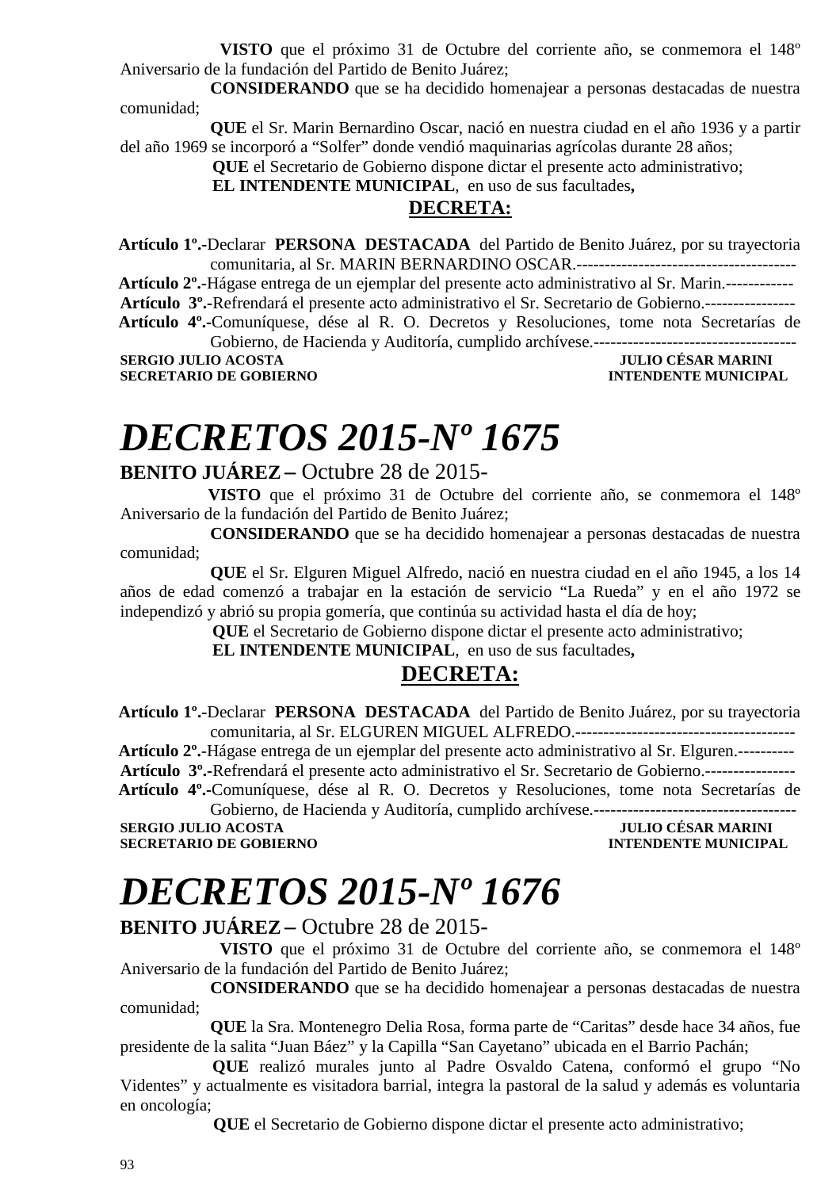**VISTO** que el próximo 31 de Octubre del corriente año, se conmemora el 148º Aniversario de la fundación del Partido de Benito Juárez;

**CONSIDERANDO** que se ha decidido homenajear a personas destacadas de nuestra comunidad;

**QUE** el Sr. Marin Bernardino Oscar, nació en nuestra ciudad en el año 1936 y a partir del año 1969 se incorporó a "Solfer" donde vendió maquinarias agrícolas durante 28 años;

**QUE** el Secretario de Gobierno dispone dictar el presente acto administrativo;

**EL INTENDENTE MUNICIPAL**, en uso de sus facultades**,**

**DECRETA:**

**Artículo 1º.-**Declarar **PERSONA DESTACADA** del Partido de Benito Juárez, por su trayectoria comunitaria, al Sr. MARIN BERNARDINO OSCAR.---------------------------------------

**Artículo 2º.-**Hágase entrega de un ejemplar del presente acto administrativo al Sr. Marin.------------

**Artículo 3º.-**Refrendará el presente acto administrativo el Sr. Secretario de Gobierno.----------------

**Artículo 4º.-**Comuníquese, dése al R. O. Decretos y Resoluciones, tome nota Secretarías de Gobierno, de Hacienda y Auditoría, cumplido archívese.------------------------------------

**SERGIO JULIO ACOSTA** — **JULIO CÉSAR MARINI**
**SECRETARIO DE GOBIERNO** — **INTENDENTE MUNICIPAL**

# *DECRETOS 2015-Nº 1675*

**BENITO JUÁREZ –** Octubre 28 de 2015-

**VISTO** que el próximo 31 de Octubre del corriente año, se conmemora el 148º Aniversario de la fundación del Partido de Benito Juárez;

**CONSIDERANDO** que se ha decidido homenajear a personas destacadas de nuestra comunidad;

**QUE** el Sr. Elguren Miguel Alfredo, nació en nuestra ciudad en el año 1945, a los 14 años de edad comenzó a trabajar en la estación de servicio "La Rueda" y en el año 1972 se independizó y abrió su propia gomería, que continúa su actividad hasta el día de hoy;

**QUE** el Secretario de Gobierno dispone dictar el presente acto administrativo;

**EL INTENDENTE MUNICIPAL**, en uso de sus facultades**,**

**DECRETA:**

**Artículo 1º.-**Declarar **PERSONA DESTACADA** del Partido de Benito Juárez, por su trayectoria comunitaria, al Sr. ELGUREN MIGUEL ALFREDO.---------------------------------------

**Artículo 2º.-**Hágase entrega de un ejemplar del presente acto administrativo al Sr. Elguren.----------

**Artículo 3º.-**Refrendará el presente acto administrativo el Sr. Secretario de Gobierno.----------------

**Artículo 4º.-**Comuníquese, dése al R. O. Decretos y Resoluciones, tome nota Secretarías de Gobierno, de Hacienda y Auditoría, cumplido archívese.------------------------------------

**SERGIO JULIO ACOSTA** — **JULIO CÉSAR MARINI**
**SECRETARIO DE GOBIERNO** — **INTENDENTE MUNICIPAL**

# *DECRETOS 2015-Nº 1676*

**BENITO JUÁREZ –** Octubre 28 de 2015-

**VISTO** que el próximo 31 de Octubre del corriente año, se conmemora el 148º Aniversario de la fundación del Partido de Benito Juárez;

**CONSIDERANDO** que se ha decidido homenajear a personas destacadas de nuestra comunidad;

**QUE** la Sra. Montenegro Delia Rosa, forma parte de "Caritas" desde hace 34 años, fue presidente de la salita "Juan Báez" y la Capilla "San Cayetano" ubicada en el Barrio Pachán;

**QUE** realizó murales junto al Padre Osvaldo Catena, conformó el grupo "No Videntes" y actualmente es visitadora barrial, integra la pastoral de la salud y además es voluntaria en oncología;

**QUE** el Secretario de Gobierno dispone dictar el presente acto administrativo;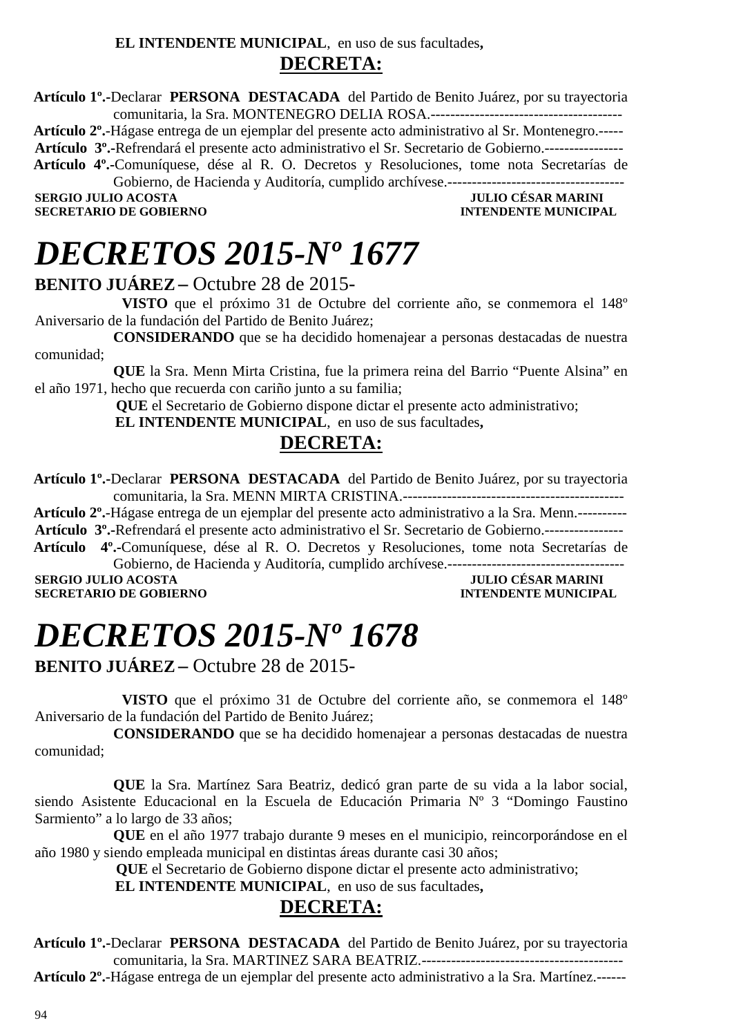**EL INTENDENTE MUNICIPAL**, en uso de sus facultades**,**

**DECRETA:**

**Artículo 1º.-**Declarar **PERSONA DESTACADA** del Partido de Benito Juárez, por su trayectoria comunitaria, la Sra. MONTENEGRO DELIA ROSA.---------------------------------------

**Artículo 2º.-**Hágase entrega de un ejemplar del presente acto administrativo al Sr. Montenegro.-----

**Artículo 3º.-**Refrendará el presente acto administrativo el Sr. Secretario de Gobierno.----------------

**Artículo 4º.-**Comuníquese, dése al R. O. Decretos y Resoluciones, tome nota Secretarías de Gobierno, de Hacienda y Auditoría, cumplido archívese.------------------------------------

**SERGIO JULIO ACOSTA** — **SECRETARIO DE GOBIERNO**
**JULIO CÉSAR MARINI** — **INTENDENTE MUNICIPAL**

# *DECRETOS 2015-Nº 1677*

**BENITO JUÁREZ –** Octubre 28 de 2015-

**VISTO** que el próximo 31 de Octubre del corriente año, se conmemora el 148º Aniversario de la fundación del Partido de Benito Juárez;

**CONSIDERANDO** que se ha decidido homenajear a personas destacadas de nuestra comunidad;

**QUE** la Sra. Menn Mirta Cristina, fue la primera reina del Barrio "Puente Alsina" en el año 1971, hecho que recuerda con cariño junto a su familia;

**QUE** el Secretario de Gobierno dispone dictar el presente acto administrativo;

**EL INTENDENTE MUNICIPAL**, en uso de sus facultades**,**

**DECRETA:**

**Artículo 1º.-**Declarar **PERSONA DESTACADA** del Partido de Benito Juárez, por su trayectoria comunitaria, la Sra. MENN MIRTA CRISTINA.---------------------------------------------

**Artículo 2º.-**Hágase entrega de un ejemplar del presente acto administrativo a la Sra. Menn.----------

**Artículo 3º.-**Refrendará el presente acto administrativo el Sr. Secretario de Gobierno.----------------

**Artículo 4º.-**Comuníquese, dése al R. O. Decretos y Resoluciones, tome nota Secretarías de Gobierno, de Hacienda y Auditoría, cumplido archívese.------------------------------------

**SERGIO JULIO ACOSTA** — **SECRETARIO DE GOBIERNO**
**JULIO CÉSAR MARINI** — **INTENDENTE MUNICIPAL**

# *DECRETOS 2015-Nº 1678*

**BENITO JUÁREZ –** Octubre 28 de 2015-

**VISTO** que el próximo 31 de Octubre del corriente año, se conmemora el 148º Aniversario de la fundación del Partido de Benito Juárez;

**CONSIDERANDO** que se ha decidido homenajear a personas destacadas de nuestra comunidad;

**QUE** la Sra. Martínez Sara Beatriz, dedicó gran parte de su vida a la labor social, siendo Asistente Educacional en la Escuela de Educación Primaria Nº 3 "Domingo Faustino Sarmiento" a lo largo de 33 años;

**QUE** en el año 1977 trabajo durante 9 meses en el municipio, reincorporándose en el año 1980 y siendo empleada municipal en distintas áreas durante casi 30 años;

**QUE** el Secretario de Gobierno dispone dictar el presente acto administrativo;

**EL INTENDENTE MUNICIPAL**, en uso de sus facultades**,**

**DECRETA:**

**Artículo 1º.-**Declarar **PERSONA DESTACADA** del Partido de Benito Juárez, por su trayectoria comunitaria, la Sra. MARTINEZ SARA BEATRIZ.-----------------------------------------

**Artículo 2º.-**Hágase entrega de un ejemplar del presente acto administrativo a la Sra. Martínez.------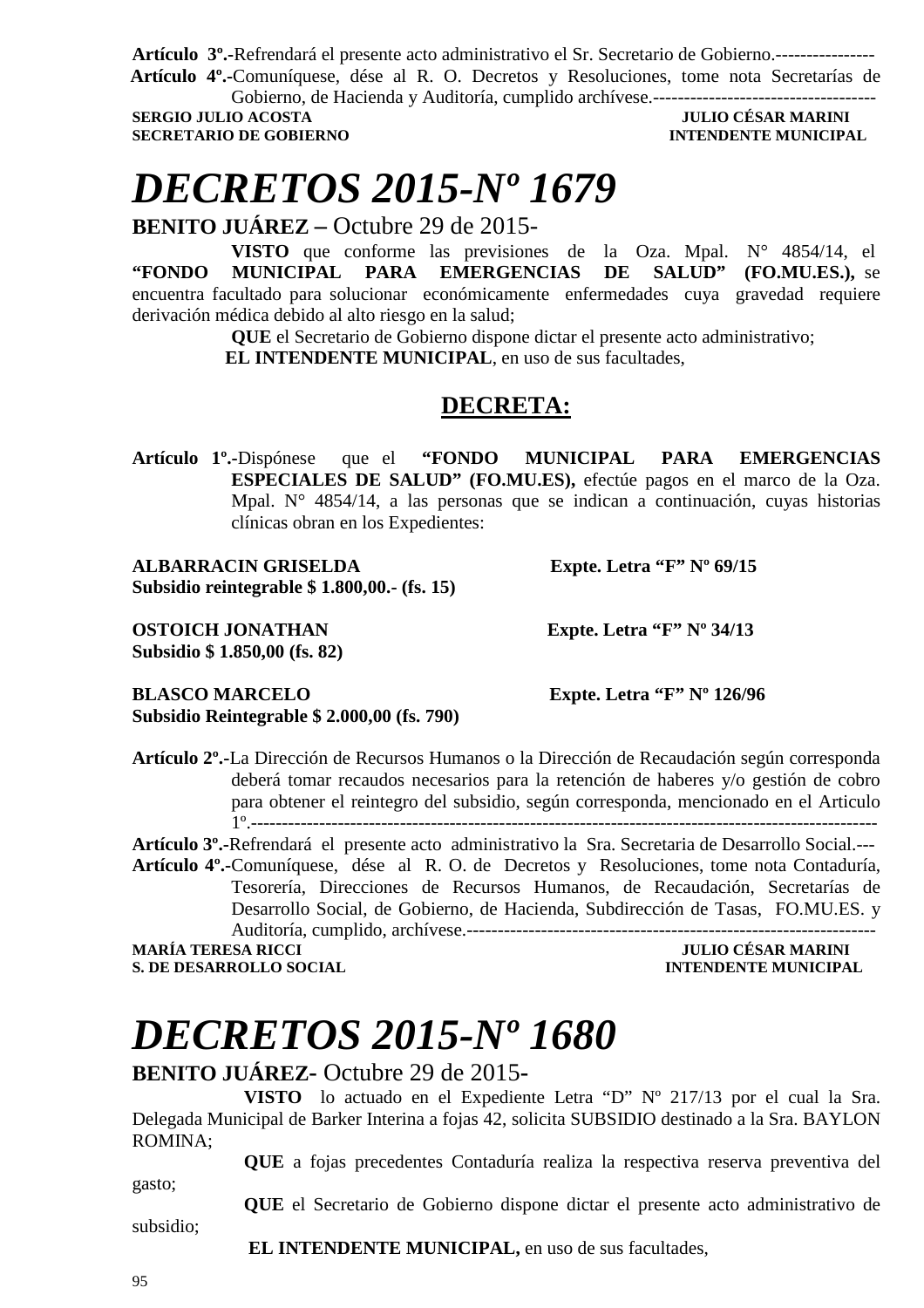**Artículo 3º.-**Refrendará el presente acto administrativo el Sr. Secretario de Gobierno.----------------

**Artículo 4º.-**Comuníquese, dése al R. O. Decretos y Resoluciones, tome nota Secretarías de Gobierno, de Hacienda y Auditoría, cumplido archívese.------------------------------------

**SERGIO JULIO ACOSTA** — **JULIO CÉSAR MARINI**
**SECRETARIO DE GOBIERNO** — **INTENDENTE MUNICIPAL**

# *DECRETOS 2015-Nº 1679*

**BENITO JUÁREZ –** Octubre 29 de 2015-

**VISTO** que conforme las previsiones de la Oza. Mpal. N° 4854/14, el **"FONDO MUNICIPAL PARA EMERGENCIAS DE SALUD" (FO.MU.ES.),** se encuentra facultado para solucionar económicamente enfermedades cuya gravedad requiere derivación médica debido al alto riesgo en la salud;

**QUE** el Secretario de Gobierno dispone dictar el presente acto administrativo;

**EL INTENDENTE MUNICIPAL**, en uso de sus facultades,

## DECRETA:

**Artículo 1º.-**Dispónese que el **"FONDO MUNICIPAL PARA EMERGENCIAS ESPECIALES DE SALUD" (FO.MU.ES),** efectúe pagos en el marco de la Oza. Mpal. N° 4854/14, a las personas que se indican a continuación, cuyas historias clínicas obran en los Expedientes:

**ALBARRACIN GRISELDA** — **Expte. Letra "F" Nº 69/15**
**Subsidio reintegrable $ 1.800,00.- (fs. 15)**

**OSTOICH JONATHAN** — **Expte. Letra "F" Nº 34/13**
**Subsidio $ 1.850,00 (fs. 82)**

**BLASCO MARCELO** — **Expte. Letra "F" Nº 126/96**
**Subsidio Reintegrable $ 2.000,00 (fs. 790)**

**Artículo 2º.-**La Dirección de Recursos Humanos o la Dirección de Recaudación según corresponda deberá tomar recaudos necesarios para la retención de haberes y/o gestión de cobro para obtener el reintegro del subsidio, según corresponda, mencionado en el Articulo 1º.---------------------------------------------------------------------------------------------------

**Artículo 3º.-**Refrendará el presente acto administrativo la Sra. Secretaria de Desarrollo Social.---

**Artículo 4º.-**Comuníquese, dése al R. O. de Decretos y Resoluciones, tome nota Contaduría, Tesorería, Direcciones de Recursos Humanos, de Recaudación, Secretarías de Desarrollo Social, de Gobierno, de Hacienda, Subdirección de Tasas, FO.MU.ES. y Auditoría, cumplido, archívese.------------------------------------------------------------------

**MARÍA TERESA RICCI** — **JULIO CÉSAR MARINI**
**S. DE DESARROLLO SOCIAL** — **INTENDENTE MUNICIPAL**

# *DECRETOS 2015-Nº 1680*

**BENITO JUÁREZ-** Octubre 29 de 2015-

**VISTO** lo actuado en el Expediente Letra "D" Nº 217/13 por el cual la Sra. Delegada Municipal de Barker Interina a fojas 42, solicita SUBSIDIO destinado a la Sra. BAYLON ROMINA;

**QUE** a fojas precedentes Contaduría realiza la respectiva reserva preventiva del gasto;

**QUE** el Secretario de Gobierno dispone dictar el presente acto administrativo de subsidio;

**EL INTENDENTE MUNICIPAL,** en uso de sus facultades,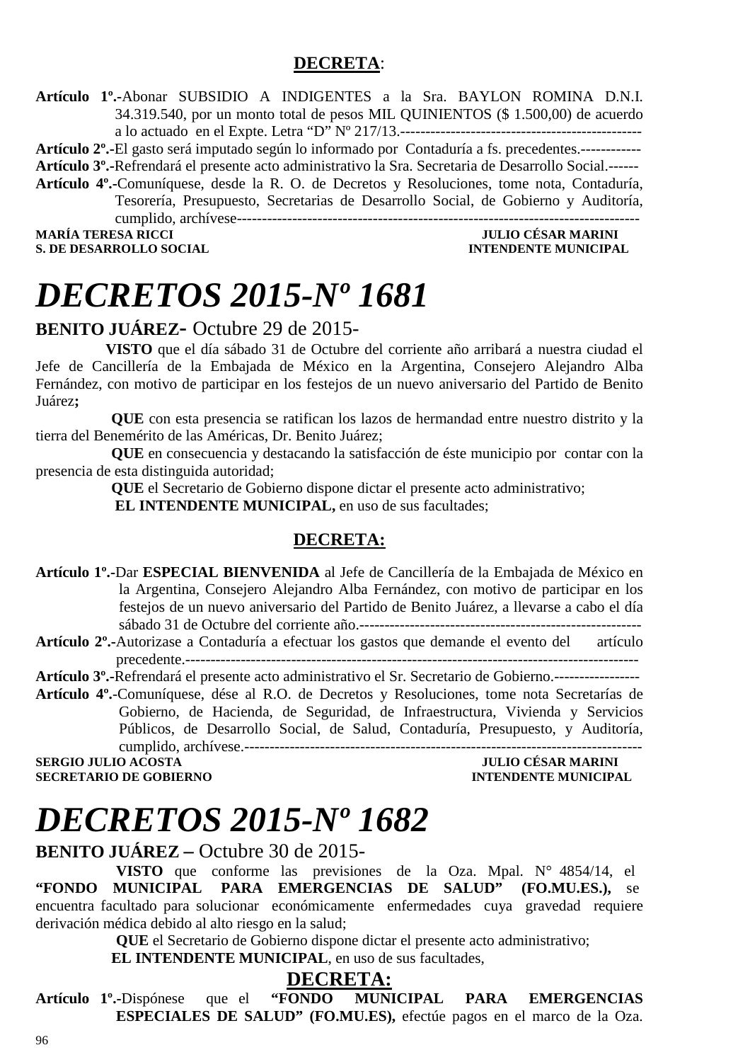**DECRETA**:

**Artículo 1º.-**Abonar SUBSIDIO A INDIGENTES a la Sra. BAYLON ROMINA D.N.I. 34.319.540, por un monto total de pesos MIL QUINIENTOS ($ 1.500,00) de acuerdo a lo actuado en el Expte. Letra "D" Nº 217/13.-----------------------------------------------

**Artículo 2º.-**El gasto será imputado según lo informado por Contaduría a fs. precedentes.------------

**Artículo 3º.-**Refrendará el presente acto administrativo la Sra. Secretaria de Desarrollo Social.------

**Artículo 4º.-**Comuníquese, desde la R. O. de Decretos y Resoluciones, tome nota, Contaduría, Tesorería, Presupuesto, Secretarias de Desarrollo Social, de Gobierno y Auditoría, cumplido, archívese--------------------------------------------------------------------------------

**MARÍA TERESA RICCI** — **JULIO CÉSAR MARINI**
**S. DE DESARROLLO SOCIAL** — **INTENDENTE MUNICIPAL**

# *DECRETOS 2015-Nº 1681*

**BENITO JUÁREZ-** Octubre 29 de 2015-

**VISTO** que el día sábado 31 de Octubre del corriente año arribará a nuestra ciudad el Jefe de Cancillería de la Embajada de México en la Argentina, Consejero Alejandro Alba Fernández, con motivo de participar en los festejos de un nuevo aniversario del Partido de Benito Juárez**;**

**QUE** con esta presencia se ratifican los lazos de hermandad entre nuestro distrito y la tierra del Benemérito de las Américas, Dr. Benito Juárez;

**QUE** en consecuencia y destacando la satisfacción de éste municipio por contar con la presencia de esta distinguida autoridad;

**QUE** el Secretario de Gobierno dispone dictar el presente acto administrativo;

**EL INTENDENTE MUNICIPAL,** en uso de sus facultades;

**DECRETA:**

**Artículo 1º.-**Dar **ESPECIAL BIENVENIDA** al Jefe de Cancillería de la Embajada de México en la Argentina, Consejero Alejandro Alba Fernández, con motivo de participar en los festejos de un nuevo aniversario del Partido de Benito Juárez, a llevarse a cabo el día sábado 31 de Octubre del corriente año.--------------------------------------------------------

**Artículo 2º.-**Autorizase a Contaduría a efectuar los gastos que demande el evento del artículo precedente.------------------------------------------------------------------------------------------

**Artículo 3º.-**Refrendará el presente acto administrativo el Sr. Secretario de Gobierno.-----------------

**Artículo 4º.-**Comuníquese, dése al R.O. de Decretos y Resoluciones, tome nota Secretarías de Gobierno, de Hacienda, de Seguridad, de Infraestructura, Vivienda y Servicios Públicos, de Desarrollo Social, de Salud, Contaduría, Presupuesto, y Auditoría, cumplido, archívese.----------------------------------------------------------------------------

**SERGIO JULIO ACOSTA** — **JULIO CÉSAR MARINI**
**SECRETARIO DE GOBIERNO** — **INTENDENTE MUNICIPAL**

# *DECRETOS 2015-Nº 1682*

**BENITO JUÁREZ –** Octubre 30 de 2015-

**VISTO** que conforme las previsiones de la Oza. Mpal. N° 4854/14, el **"FONDO MUNICIPAL PARA EMERGENCIAS DE SALUD" (FO.MU.ES.),** se encuentra facultado para solucionar económicamente enfermedades cuya gravedad requiere derivación médica debido al alto riesgo en la salud;

**QUE** el Secretario de Gobierno dispone dictar el presente acto administrativo;

**EL INTENDENTE MUNICIPAL**, en uso de sus facultades,

**DECRETA:**

**Artículo 1º.-**Dispónese que el **"FONDO MUNICIPAL PARA EMERGENCIAS ESPECIALES DE SALUD" (FO.MU.ES),** efectúe pagos en el marco de la Oza.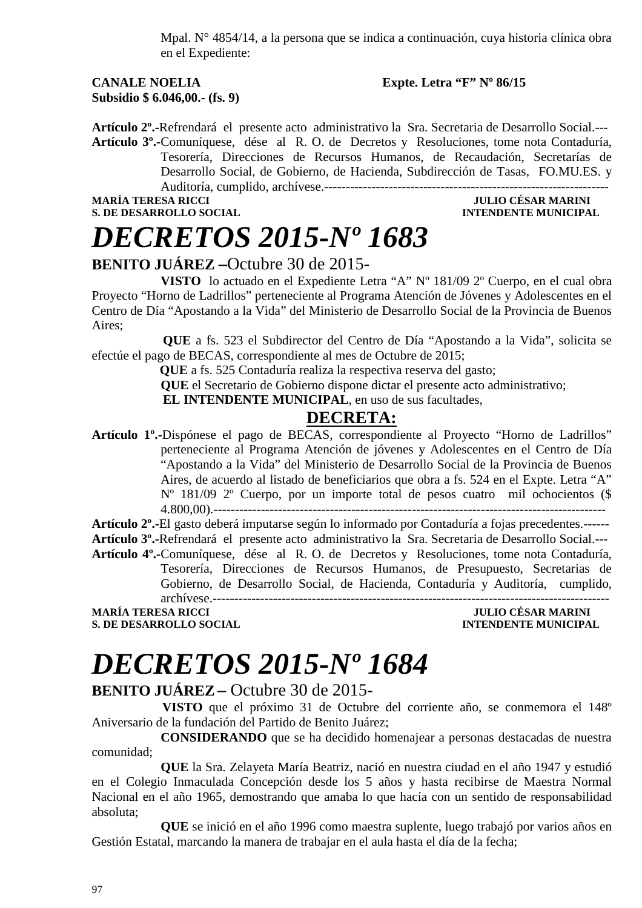Mpal. N° 4854/14, a la persona que se indica a continuación, cuya historia clínica obra en el Expediente:

**CANALE NOELIA** **Expte. Letra "F" Nº 86/15**
**Subsidio $ 6.046,00.- (fs. 9)**

**Artículo 2º.-**Refrendará el presente acto administrativo la Sra. Secretaria de Desarrollo Social.---
**Artículo 3º.-**Comuníquese, dése al R. O. de Decretos y Resoluciones, tome nota Contaduría, Tesorería, Direcciones de Recursos Humanos, de Recaudación, Secretarías de Desarrollo Social, de Gobierno, de Hacienda, Subdirección de Tasas, FO.MU.ES. y Auditoría, cumplido, archívese.-------------------------------------------------------------------

**MARÍA TERESA RICCI** **JULIO CÉSAR MARINI**
**S. DE DESARROLLO SOCIAL** **INTENDENTE MUNICIPAL**

# *DECRETOS 2015-Nº 1683*

**BENITO JUÁREZ –**Octubre 30 de 2015-

**VISTO** lo actuado en el Expediente Letra "A" Nº 181/09 2º Cuerpo, en el cual obra Proyecto "Horno de Ladrillos" perteneciente al Programa Atención de Jóvenes y Adolescentes en el Centro de Día "Apostando a la Vida" del Ministerio de Desarrollo Social de la Provincia de Buenos Aires;

**QUE** a fs. 523 el Subdirector del Centro de Día "Apostando a la Vida", solicita se efectúe el pago de BECAS, correspondiente al mes de Octubre de 2015;

**QUE** a fs. 525 Contaduría realiza la respectiva reserva del gasto;

**QUE** el Secretario de Gobierno dispone dictar el presente acto administrativo;

**EL INTENDENTE MUNICIPAL**, en uso de sus facultades,

**DECRETA:**

**Artículo 1º.-**Dispónese el pago de BECAS, correspondiente al Proyecto "Horno de Ladrillos" perteneciente al Programa Atención de jóvenes y Adolescentes en el Centro de Día "Apostando a la Vida" del Ministerio de Desarrollo Social de la Provincia de Buenos Aires, de acuerdo al listado de beneficiarios que obra a fs. 524 en el Expte. Letra "A" Nº 181/09 2º Cuerpo, por un importe total de pesos cuatro mil ochocientos ($ 4.800,00).---------------------------------------------------------------------------------------------
**Artículo 2º.-**El gasto deberá imputarse según lo informado por Contaduría a fojas precedentes.------
**Artículo 3º.-**Refrendará el presente acto administrativo la Sra. Secretaria de Desarrollo Social.---
**Artículo 4º.-**Comuníquese, dése al R. O. de Decretos y Resoluciones, tome nota Contaduría, Tesorería, Direcciones de Recursos Humanos, de Presupuesto, Secretarias de Gobierno, de Desarrollo Social, de Hacienda, Contaduría y Auditoría, cumplido, archívese.----------------------------------------------------------------------------------------------

**MARÍA TERESA RICCI** **JULIO CÉSAR MARINI**
**S. DE DESARROLLO SOCIAL** **INTENDENTE MUNICIPAL**

# *DECRETOS 2015-Nº 1684*

**BENITO JUÁREZ –** Octubre 30 de 2015-

**VISTO** que el próximo 31 de Octubre del corriente año, se conmemora el 148º Aniversario de la fundación del Partido de Benito Juárez;

**CONSIDERANDO** que se ha decidido homenajear a personas destacadas de nuestra comunidad;

**QUE** la Sra. Zelayeta María Beatriz, nació en nuestra ciudad en el año 1947 y estudió en el Colegio Inmaculada Concepción desde los 5 años y hasta recibirse de Maestra Normal Nacional en el año 1965, demostrando que amaba lo que hacía con un sentido de responsabilidad absoluta;

**QUE** se inició en el año 1996 como maestra suplente, luego trabajó por varios años en Gestión Estatal, marcando la manera de trabajar en el aula hasta el día de la fecha;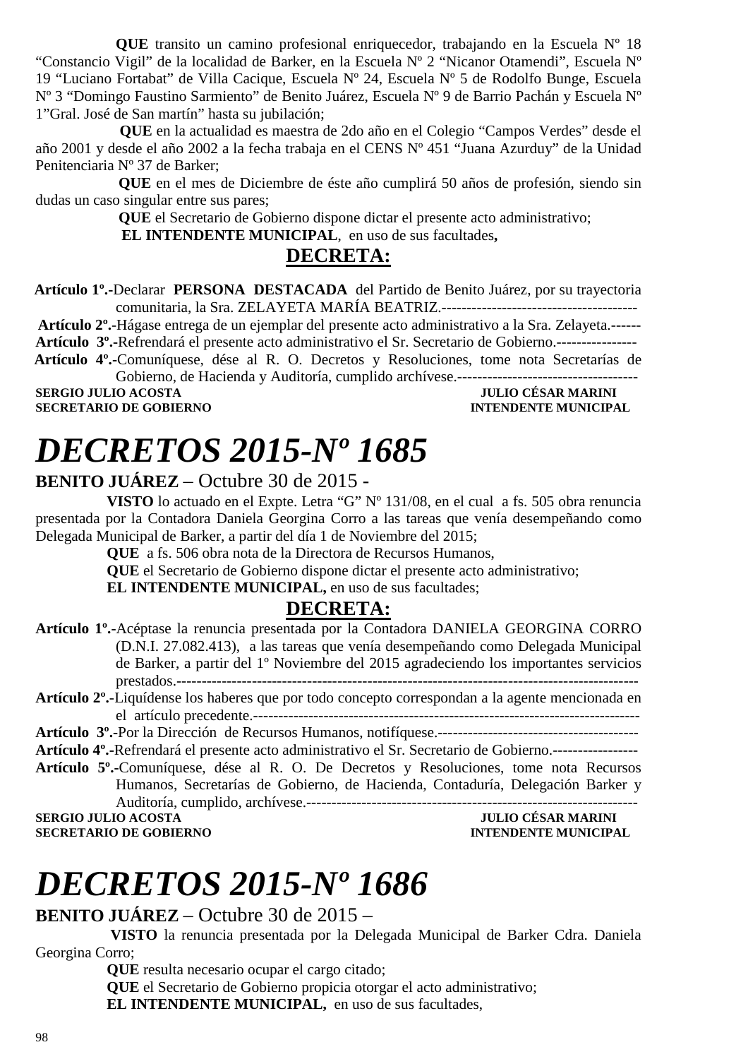**QUE** transito un camino profesional enriquecedor, trabajando en la Escuela Nº 18 "Constancio Vigil" de la localidad de Barker, en la Escuela Nº 2 "Nicanor Otamendi", Escuela Nº 19 "Luciano Fortabat" de Villa Cacique, Escuela Nº 24, Escuela Nº 5 de Rodolfo Bunge, Escuela Nº 3 "Domingo Faustino Sarmiento" de Benito Juárez, Escuela Nº 9 de Barrio Pachán y Escuela Nº 1"Gral. José de San martín" hasta su jubilación;

**QUE** en la actualidad es maestra de 2do año en el Colegio "Campos Verdes" desde el año 2001 y desde el año 2002 a la fecha trabaja en el CENS Nº 451 "Juana Azurduy" de la Unidad Penitenciaria Nº 37 de Barker;

**QUE** en el mes de Diciembre de éste año cumplirá 50 años de profesión, siendo sin dudas un caso singular entre sus pares;

**QUE** el Secretario de Gobierno dispone dictar el presente acto administrativo;

**EL INTENDENTE MUNICIPAL**, en uso de sus facultades**,**

## DECRETA:

**Artículo 1º.-**Declarar **PERSONA DESTACADA** del Partido de Benito Juárez, por su trayectoria comunitaria, la Sra. ZELAYETA MARÍA BEATRIZ.---------------------------------------

**Artículo 2º.-**Hágase entrega de un ejemplar del presente acto administrativo a la Sra. Zelayeta.------

**Artículo 3º.-**Refrendará el presente acto administrativo el Sr. Secretario de Gobierno.----------------

**Artículo 4º.-**Comuníquese, dése al R. O. Decretos y Resoluciones, tome nota Secretarías de Gobierno, de Hacienda y Auditoría, cumplido archívese.------------------------------------

**SERGIO JULIO ACOSTA** — **JULIO CÉSAR MARINI**
**SECRETARIO DE GOBIERNO** — **INTENDENTE MUNICIPAL**

# *DECRETOS 2015-Nº 1685*

**BENITO JUÁREZ** – Octubre 30 de 2015 -

**VISTO** lo actuado en el Expte. Letra "G" Nº 131/08, en el cual a fs. 505 obra renuncia presentada por la Contadora Daniela Georgina Corro a las tareas que venía desempeñando como Delegada Municipal de Barker, a partir del día 1 de Noviembre del 2015;

**QUE** a fs. 506 obra nota de la Directora de Recursos Humanos,

**QUE** el Secretario de Gobierno dispone dictar el presente acto administrativo;

**EL INTENDENTE MUNICIPAL,** en uso de sus facultades;

## DECRETA:

**Artículo 1º.-**Acéptase la renuncia presentada por la Contadora DANIELA GEORGINA CORRO (D.N.I. 27.082.413), a las tareas que venía desempeñando como Delegada Municipal de Barker, a partir del 1º Noviembre del 2015 agradeciendo los importantes servicios prestados.---------------------------------------------------------------------------------------------

**Artículo 2º.-**Liquídense los haberes que por todo concepto correspondan a la agente mencionada en el artículo precedente.-------------------------------------------------------------------------------

**Artículo 3º.-**Por la Dirección de Recursos Humanos, notifíquese.----------------------------------------

**Artículo 4º.-**Refrendará el presente acto administrativo el Sr. Secretario de Gobierno.-----------------

**Artículo 5º.-**Comuníquese, dése al R. O. De Decretos y Resoluciones, tome nota Recursos Humanos, Secretarías de Gobierno, de Hacienda, Contaduría, Delegación Barker y Auditoría, cumplido, archívese.------------------------------------------------------------------

**SERGIO JULIO ACOSTA** — **JULIO CÉSAR MARINI**
**SECRETARIO DE GOBIERNO** — **INTENDENTE MUNICIPAL**

# *DECRETOS 2015-Nº 1686*

**BENITO JUÁREZ** – Octubre 30 de 2015 –

**VISTO** la renuncia presentada por la Delegada Municipal de Barker Cdra. Daniela Georgina Corro;

**QUE** resulta necesario ocupar el cargo citado;

**QUE** el Secretario de Gobierno propicia otorgar el acto administrativo;

**EL INTENDENTE MUNICIPAL,** en uso de sus facultades,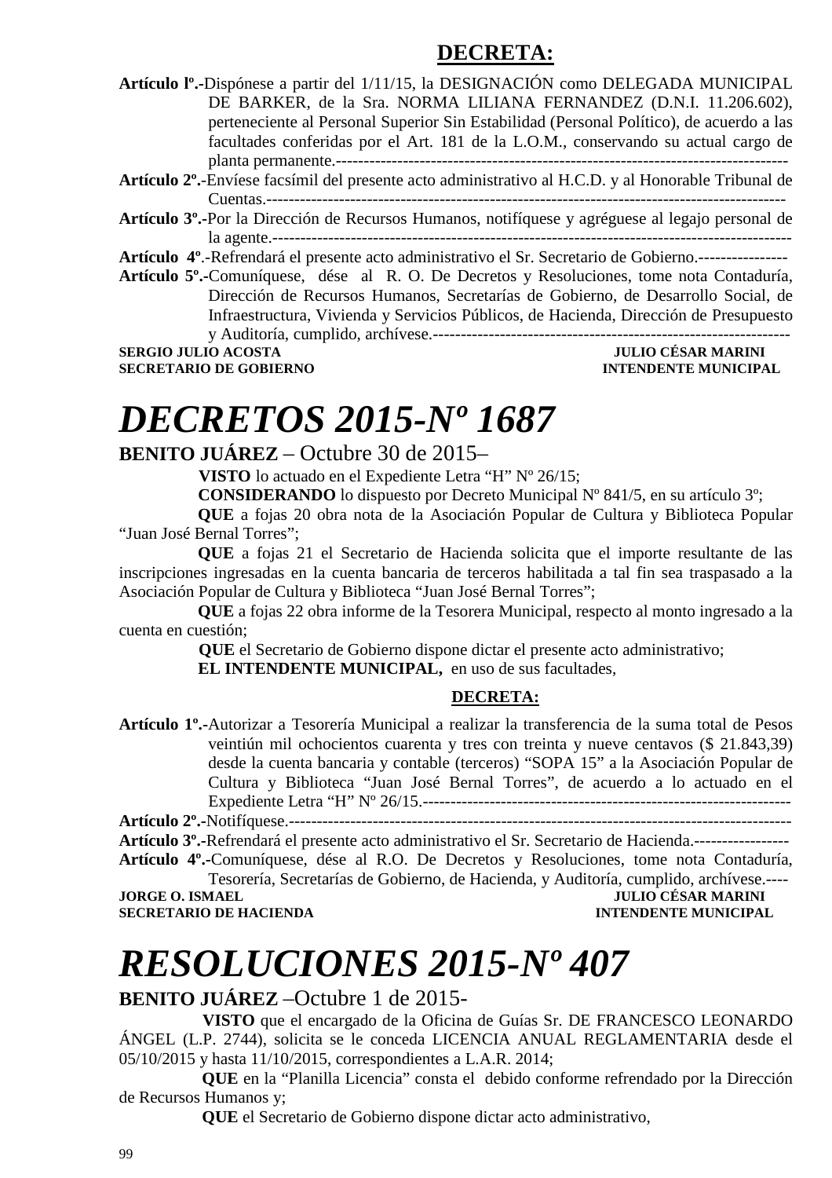**DECRETA:**

**Artículo lº.-**Dispónese a partir del 1/11/15, la DESIGNACIÓN como DELEGADA MUNICIPAL DE BARKER, de la Sra. NORMA LILIANA FERNANDEZ (D.N.I. 11.206.602), perteneciente al Personal Superior Sin Estabilidad (Personal Político), de acuerdo a las facultades conferidas por el Art. 181 de la L.O.M., conservando su actual cargo de planta permanente.-----------------------------------------------------------------------------------

**Artículo 2º.-**Envíese facsímil del presente acto administrativo al H.C.D. y al Honorable Tribunal de Cuentas.---------------------------------------------------------------------------------------------

**Artículo 3º.-**Por la Dirección de Recursos Humanos, notifíquese y agréguese al legajo personal de la agente.------------------------------------------------------------------------------------------

**Artículo 4º**.-Refrendará el presente acto administrativo el Sr. Secretario de Gobierno.----------------

**Artículo 5º.-**Comuníquese, dése al R. O. De Decretos y Resoluciones, tome nota Contaduría, Dirección de Recursos Humanos, Secretarías de Gobierno, de Desarrollo Social, de Infraestructura, Vivienda y Servicios Públicos, de Hacienda, Dirección de Presupuesto y Auditoría, cumplido, archívese.-----------------------------------------------------------------

**SERGIO JULIO ACOSTA** — **SECRETARIO DE GOBIERNO**
**JULIO CÉSAR MARINI** — **INTENDENTE MUNICIPAL**

# *DECRETOS 2015-Nº 1687*

**BENITO JUÁREZ** – Octubre 30 de 2015–

**VISTO** lo actuado en el Expediente Letra "H" Nº 26/15;

**CONSIDERANDO** lo dispuesto por Decreto Municipal Nº 841/5, en su artículo 3º;

**QUE** a fojas 20 obra nota de la Asociación Popular de Cultura y Biblioteca Popular "Juan José Bernal Torres";

**QUE** a fojas 21 el Secretario de Hacienda solicita que el importe resultante de las inscripciones ingresadas en la cuenta bancaria de terceros habilitada a tal fin sea traspasado a la Asociación Popular de Cultura y Biblioteca "Juan José Bernal Torres";

**QUE** a fojas 22 obra informe de la Tesorera Municipal, respecto al monto ingresado a la cuenta en cuestión;

**QUE** el Secretario de Gobierno dispone dictar el presente acto administrativo;

**EL INTENDENTE MUNICIPAL,** en uso de sus facultades,

**DECRETA:**

**Artículo 1º.-**Autorizar a Tesorería Municipal a realizar la transferencia de la suma total de Pesos veintiún mil ochocientos cuarenta y tres con treinta y nueve centavos ($ 21.843,39) desde la cuenta bancaria y contable (terceros) "SOPA 15" a la Asociación Popular de Cultura y Biblioteca "Juan José Bernal Torres", de acuerdo a lo actuado en el Expediente Letra "H" Nº 26/15.------------------------------------------------------------------

**Artículo 2º.-**Notifíquese.-----------------------------------------------------------------------------------------

**Artículo 3º.-**Refrendará el presente acto administrativo el Sr. Secretario de Hacienda.-----------------

**Artículo 4º.-**Comuníquese, dése al R.O. De Decretos y Resoluciones, tome nota Contaduría, Tesorería, Secretarías de Gobierno, de Hacienda, y Auditoría, cumplido, archívese.----

**JORGE O. ISMAEL** — **SECRETARIO DE HACIENDA**
**JULIO CÉSAR MARINI** — **INTENDENTE MUNICIPAL**

# *RESOLUCIONES 2015-Nº 407*

**BENITO JUÁREZ** –Octubre 1 de 2015-

**VISTO** que el encargado de la Oficina de Guías Sr. DE FRANCESCO LEONARDO ÁNGEL (L.P. 2744), solicita se le conceda LICENCIA ANUAL REGLAMENTARIA desde el 05/10/2015 y hasta 11/10/2015, correspondientes a L.A.R. 2014;

**QUE** en la "Planilla Licencia" consta el debido conforme refrendado por la Dirección de Recursos Humanos y;

**QUE** el Secretario de Gobierno dispone dictar acto administrativo,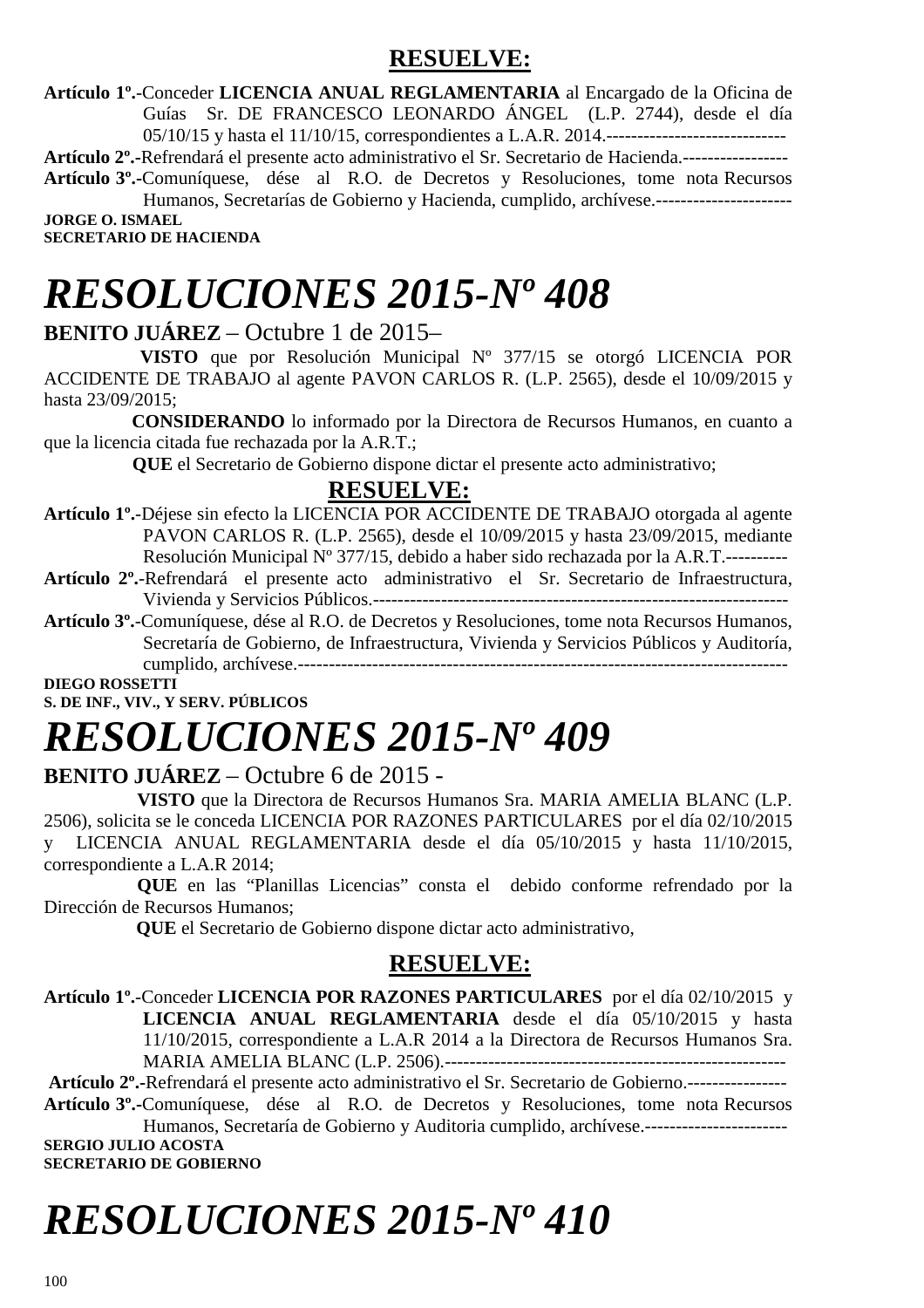## RESUELVE:

**Artículo 1º.-**Conceder **LICENCIA ANUAL REGLAMENTARIA** al Encargado de la Oficina de Guías Sr. DE FRANCESCO LEONARDO ÁNGEL (L.P. 2744), desde el día 05/10/15 y hasta el 11/10/15, correspondientes a L.A.R. 2014.-----------------------------

**Artículo 2º.-**Refrendará el presente acto administrativo el Sr. Secretario de Hacienda.-----------------

**Artículo 3º.-**Comuníquese, dése al R.O. de Decretos y Resoluciones, tome nota Recursos Humanos, Secretarías de Gobierno y Hacienda, cumplido, archívese.----------------------

**JORGE O. ISMAEL**
**SECRETARIO DE HACIENDA**

# *RESOLUCIONES 2015-Nº 408*

**BENITO JUÁREZ** – Octubre 1 de 2015–

**VISTO** que por Resolución Municipal Nº 377/15 se otorgó LICENCIA POR ACCIDENTE DE TRABAJO al agente PAVON CARLOS R. (L.P. 2565), desde el 10/09/2015 y hasta 23/09/2015;

**CONSIDERANDO** lo informado por la Directora de Recursos Humanos, en cuanto a que la licencia citada fue rechazada por la A.R.T.;

**QUE** el Secretario de Gobierno dispone dictar el presente acto administrativo;

## RESUELVE:

**Artículo 1º.-**Déjese sin efecto la LICENCIA POR ACCIDENTE DE TRABAJO otorgada al agente PAVON CARLOS R. (L.P. 2565), desde el 10/09/2015 y hasta 23/09/2015, mediante Resolución Municipal Nº 377/15, debido a haber sido rechazada por la A.R.T.----------

**Artículo 2º.-**Refrendará el presente acto administrativo el Sr. Secretario de Infraestructura, Vivienda y Servicios Públicos.-----------------------------------------------------------------

**Artículo 3º.-**Comuníquese, dése al R.O. de Decretos y Resoluciones, tome nota Recursos Humanos, Secretaría de Gobierno, de Infraestructura, Vivienda y Servicios Públicos y Auditoría, cumplido, archívese.----------------------------------------------------------------------------

**DIEGO ROSSETTI**
**S. DE INF., VIV., Y SERV. PÚBLICOS**

# *RESOLUCIONES 2015-Nº 409*

**BENITO JUÁREZ** – Octubre 6 de 2015 -

**VISTO** que la Directora de Recursos Humanos Sra. MARIA AMELIA BLANC (L.P. 2506), solicita se le conceda LICENCIA POR RAZONES PARTICULARES por el día 02/10/2015 y LICENCIA ANUAL REGLAMENTARIA desde el día 05/10/2015 y hasta 11/10/2015, correspondiente a L.A.R 2014;

**QUE** en las "Planillas Licencias" consta el debido conforme refrendado por la Dirección de Recursos Humanos;

**QUE** el Secretario de Gobierno dispone dictar acto administrativo,

## RESUELVE:

**Artículo 1º.-**Conceder **LICENCIA POR RAZONES PARTICULARES** por el día 02/10/2015 y **LICENCIA ANUAL REGLAMENTARIA** desde el día 05/10/2015 y hasta 11/10/2015, correspondiente a L.A.R 2014 a la Directora de Recursos Humanos Sra. MARIA AMELIA BLANC (L.P. 2506).------------------------------------------------------

**Artículo 2º.-**Refrendará el presente acto administrativo el Sr. Secretario de Gobierno.----------------

**Artículo 3º.-**Comuníquese, dése al R.O. de Decretos y Resoluciones, tome nota Recursos Humanos, Secretaría de Gobierno y Auditoria cumplido, archívese.-----------------------

**SERGIO JULIO ACOSTA**
**SECRETARIO DE GOBIERNO**

# *RESOLUCIONES 2015-Nº 410*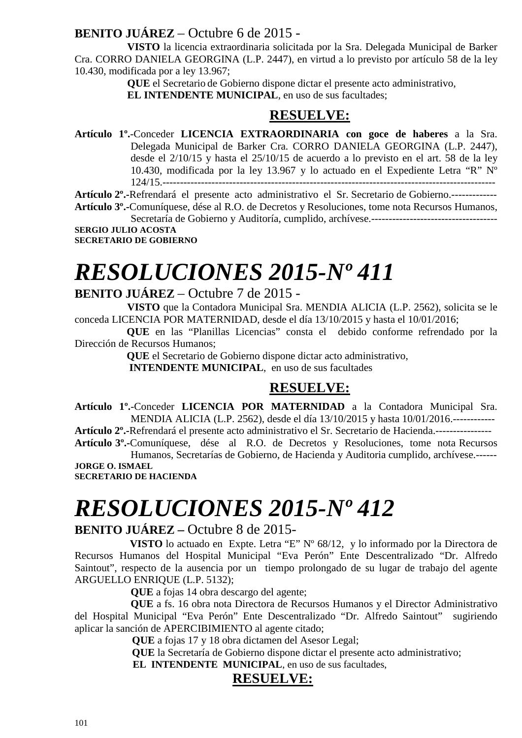**BENITO JUÁREZ** – Octubre 6 de 2015 -

**VISTO** la licencia extraordinaria solicitada por la Sra. Delegada Municipal de Barker Cra. CORRO DANIELA GEORGINA (L.P. 2447), en virtud a lo previsto por artículo 58 de la ley 10.430, modificada por a ley 13.967;

**QUE** el Secretario de Gobierno dispone dictar el presente acto administrativo,

**EL INTENDENTE MUNICIPAL**, en uso de sus facultades;

## RESUELVE:

**Artículo 1º.-**Conceder **LICENCIA EXTRAORDINARIA con goce de haberes** a la Sra. Delegada Municipal de Barker Cra. CORRO DANIELA GEORGINA (L.P. 2447), desde el 2/10/15 y hasta el 25/10/15 de acuerdo a lo previsto en el art. 58 de la ley 10.430, modificada por la ley 13.967 y lo actuado en el Expediente Letra "R" Nº 124/15.--------------------------------------------------------------------------------------------------

**Artículo 2º.-**Refrendará el presente acto administrativo el Sr. Secretario de Gobierno.-------------

**Artículo 3º.-**Comuníquese, dése al R.O. de Decretos y Resoluciones, tome nota Recursos Humanos, Secretaría de Gobierno y Auditoría, cumplido, archívese.------------------------------------

**SERGIO JULIO ACOSTA**
**SECRETARIO DE GOBIERNO**

# *RESOLUCIONES 2015-Nº 411*

**BENITO JUÁREZ** – Octubre 7 de 2015 -

**VISTO** que la Contadora Municipal Sra. MENDIA ALICIA (L.P. 2562), solicita se le conceda LICENCIA POR MATERNIDAD, desde el día 13/10/2015 y hasta el 10/01/2016;

**QUE** en las "Planillas Licencias" consta el debido conforme refrendado por la Dirección de Recursos Humanos;

**QUE** el Secretario de Gobierno dispone dictar acto administrativo,

**INTENDENTE MUNICIPAL**, en uso de sus facultades

## RESUELVE:

**Artículo 1º.-**Conceder **LICENCIA POR MATERNIDAD** a la Contadora Municipal Sra. MENDIA ALICIA (L.P. 2562), desde el día 13/10/2015 y hasta 10/01/2016.------------

**Artículo 2º.-**Refrendará el presente acto administrativo el Sr. Secretario de Hacienda.----------------

**Artículo 3º.-**Comuníquese, dése al R.O. de Decretos y Resoluciones, tome nota Recursos Humanos, Secretarías de Gobierno, de Hacienda y Auditoria cumplido, archívese.------

**JORGE O. ISMAEL**
**SECRETARIO DE HACIENDA**

# *RESOLUCIONES 2015-Nº 412*

**BENITO JUÁREZ –** Octubre 8 de 2015-

**VISTO** lo actuado en Expte. Letra "E" Nº 68/12, y lo informado por la Directora de Recursos Humanos del Hospital Municipal "Eva Perón" Ente Descentralizado "Dr. Alfredo Saintout", respecto de la ausencia por un tiempo prolongado de su lugar de trabajo del agente ARGUELLO ENRIQUE (L.P. 5132);

**QUE** a fojas 14 obra descargo del agente;

**QUE** a fs. 16 obra nota Directora de Recursos Humanos y el Director Administrativo del Hospital Municipal "Eva Perón" Ente Descentralizado "Dr. Alfredo Saintout" sugiriendo aplicar la sanción de APERCIBIMIENTO al agente citado;

**QUE** a fojas 17 y 18 obra dictamen del Asesor Legal;

**QUE** la Secretaría de Gobierno dispone dictar el presente acto administrativo;

**EL INTENDENTE MUNICIPAL**, en uso de sus facultades,

## RESUELVE: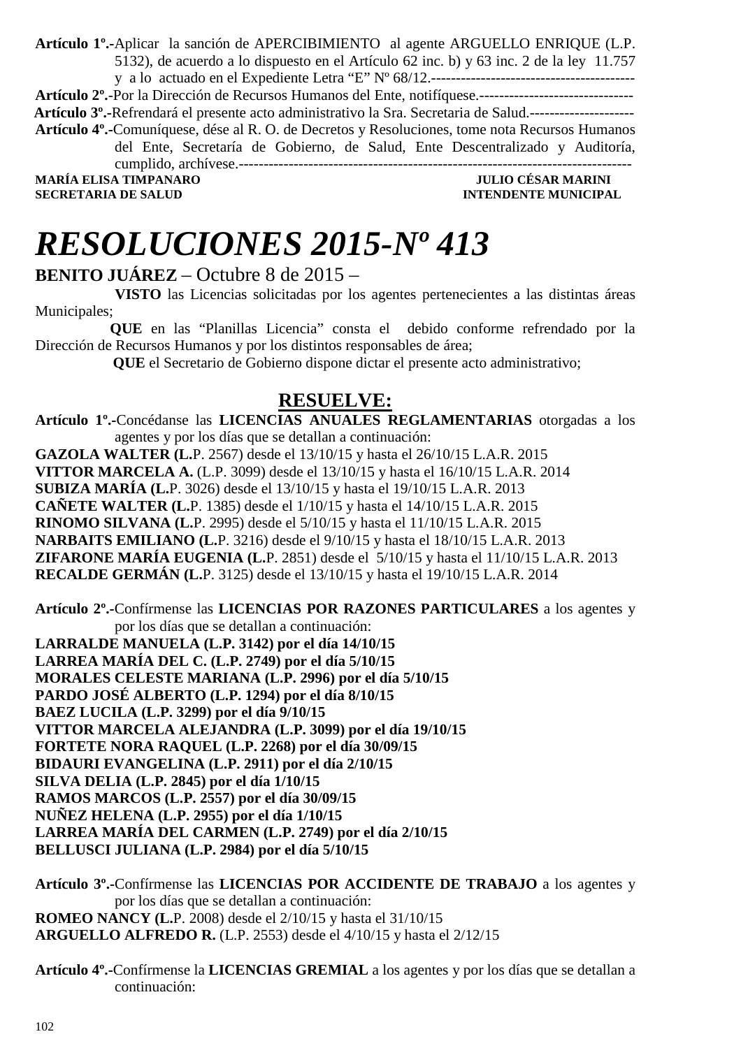**Artículo 1º.-**Aplicar la sanción de APERCIBIMIENTO al agente ARGUELLO ENRIQUE (L.P. 5132), de acuerdo a lo dispuesto en el Artículo 62 inc. b) y 63 inc. 2 de la ley 11.757 y a lo actuado en el Expediente Letra "E" Nº 68/12.-----------------------------------------
**Artículo 2º.-**Por la Dirección de Recursos Humanos del Ente, notifíquese.-------------------------------
**Artículo 3º.-**Refrendará el presente acto administrativo la Sra. Secretaria de Salud.---------------------
**Artículo 4º.-**Comuníquese, dése al R. O. de Decretos y Resoluciones, tome nota Recursos Humanos del Ente, Secretaría de Gobierno, de Salud, Ente Descentralizado y Auditoría, cumplido, archívese.-------------------------------------------------------------------------------

**MARÍA ELISA TIMPANARO** — **SECRETARIA DE SALUD**
**JULIO CÉSAR MARINI** — **INTENDENTE MUNICIPAL**

# *RESOLUCIONES 2015-Nº 413*

**BENITO JUÁREZ** – Octubre 8 de 2015 –

**VISTO** las Licencias solicitadas por los agentes pertenecientes a las distintas áreas Municipales;

**QUE** en las "Planillas Licencia" consta el debido conforme refrendado por la Dirección de Recursos Humanos y por los distintos responsables de área;

**QUE** el Secretario de Gobierno dispone dictar el presente acto administrativo;

## RESUELVE:

**Artículo 1º.-**Concédanse las **LICENCIAS ANUALES REGLAMENTARIAS** otorgadas a los agentes y por los días que se detallan a continuación:

**GAZOLA WALTER (L.**P. 2567) desde el 13/10/15 y hasta el 26/10/15 L.A.R. 2015
**VITTOR MARCELA A.** (L.P. 3099) desde el 13/10/15 y hasta el 16/10/15 L.A.R. 2014
**SUBIZA MARÍA (L.**P. 3026) desde el 13/10/15 y hasta el 19/10/15 L.A.R. 2013
**CAÑETE WALTER (L.**P. 1385) desde el 1/10/15 y hasta el 14/10/15 L.A.R. 2015
**RINOMO SILVANA (L.**P. 2995) desde el 5/10/15 y hasta el 11/10/15 L.A.R. 2015
**NARBAITS EMILIANO (L.**P. 3216) desde el 9/10/15 y hasta el 18/10/15 L.A.R. 2013
**ZIFARONE MARÍA EUGENIA (L.**P. 2851) desde el 5/10/15 y hasta el 11/10/15 L.A.R. 2013
**RECALDE GERMÁN (L.**P. 3125) desde el 13/10/15 y hasta el 19/10/15 L.A.R. 2014

**Artículo 2º.-**Confírmense las **LICENCIAS POR RAZONES PARTICULARES** a los agentes y por los días que se detallan a continuación:

**LARRALDE MANUELA (L.P. 3142) por el día 14/10/15**
**LARREA MARÍA DEL C. (L.P. 2749) por el día 5/10/15**
**MORALES CELESTE MARIANA (L.P. 2996) por el día 5/10/15**
**PARDO JOSÉ ALBERTO (L.P. 1294) por el día 8/10/15**
**BAEZ LUCILA (L.P. 3299) por el día 9/10/15**
**VITTOR MARCELA ALEJANDRA (L.P. 3099) por el día 19/10/15**
**FORTETE NORA RAQUEL (L.P. 2268) por el día 30/09/15**
**BIDAURI EVANGELINA (L.P. 2911) por el día 2/10/15**
**SILVA DELIA (L.P. 2845) por el día 1/10/15**
**RAMOS MARCOS (L.P. 2557) por el día 30/09/15**
**NUÑEZ HELENA (L.P. 2955) por el día 1/10/15**
**LARREA MARÍA DEL CARMEN (L.P. 2749) por el día 2/10/15**
**BELLUSCI JULIANA (L.P. 2984) por el día 5/10/15**

**Artículo 3º.-**Confírmense las **LICENCIAS POR ACCIDENTE DE TRABAJO** a los agentes y por los días que se detallan a continuación:

**ROMEO NANCY (L.**P. 2008) desde el 2/10/15 y hasta el 31/10/15
**ARGUELLO ALFREDO R.** (L.P. 2553) desde el 4/10/15 y hasta el 2/12/15

**Artículo 4º.-**Confírmense la **LICENCIAS GREMIAL** a los agentes y por los días que se detallan a continuación: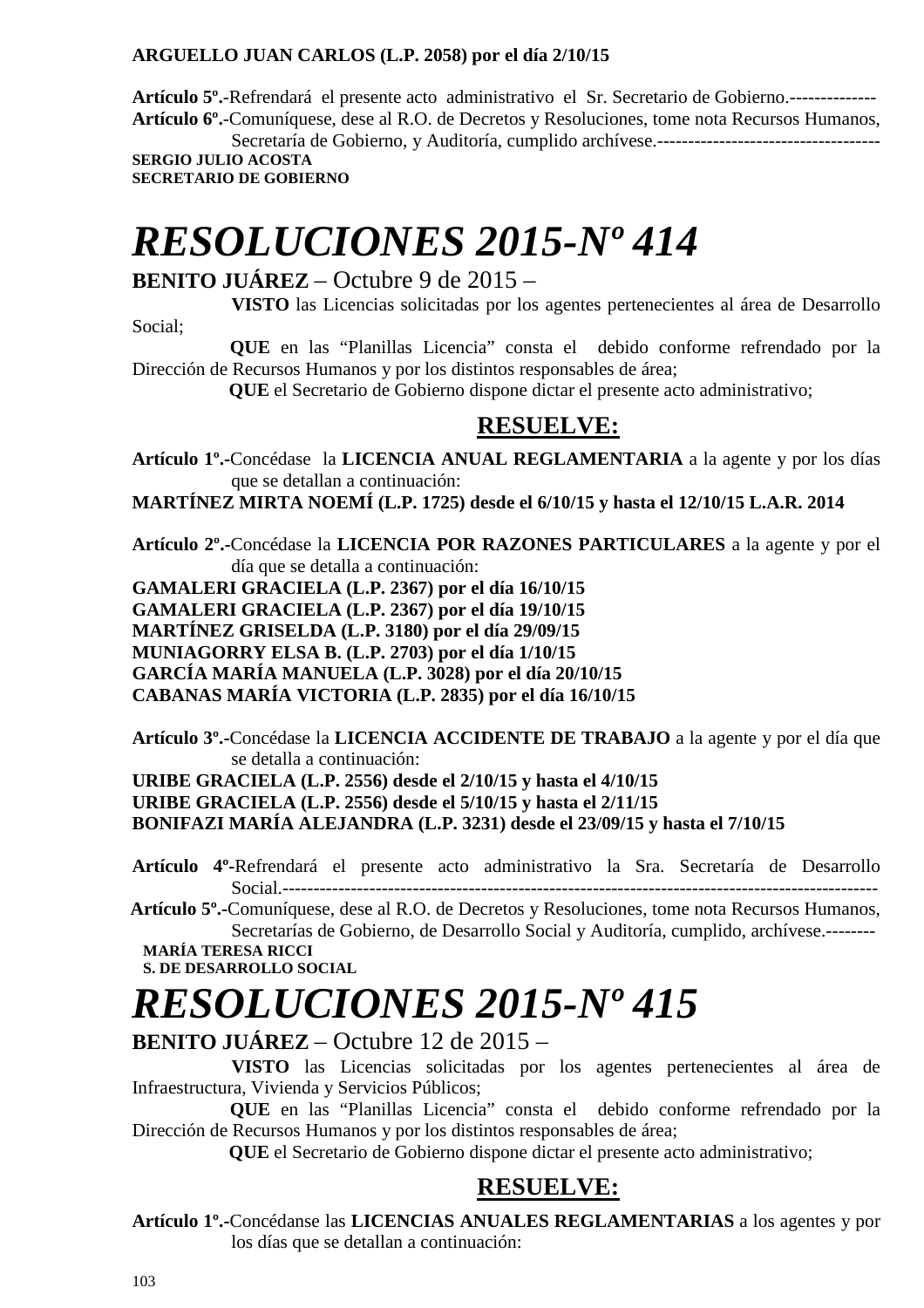**ARGUELLO JUAN CARLOS (L.P. 2058) por el día 2/10/15**

**Artículo 5º.-**Refrendará el presente acto administrativo el Sr. Secretario de Gobierno.--------------
**Artículo 6º.-**Comuníquese, dese al R.O. de Decretos y Resoluciones, tome nota Recursos Humanos, Secretaría de Gobierno, y Auditoría, cumplido archívese.------------------------------------
**SERGIO JULIO ACOSTA**
**SECRETARIO DE GOBIERNO**

# *RESOLUCIONES 2015-Nº 414*

**BENITO JUÁREZ** – Octubre 9 de 2015 –

**VISTO** las Licencias solicitadas por los agentes pertenecientes al área de Desarrollo Social;

**QUE** en las "Planillas Licencia" consta el debido conforme refrendado por la Dirección de Recursos Humanos y por los distintos responsables de área;

**QUE** el Secretario de Gobierno dispone dictar el presente acto administrativo;

## RESUELVE:

**Artículo 1º.-**Concédase la **LICENCIA ANUAL REGLAMENTARIA** a la agente y por los días que se detallan a continuación:
**MARTÍNEZ MIRTA NOEMÍ (L.P. 1725) desde el 6/10/15 y hasta el 12/10/15 L.A.R. 2014**

**Artículo 2º.-**Concédase la **LICENCIA POR RAZONES PARTICULARES** a la agente y por el día que se detalla a continuación:
**GAMALERI GRACIELA (L.P. 2367) por el día 16/10/15**
**GAMALERI GRACIELA (L.P. 2367) por el día 19/10/15**
**MARTÍNEZ GRISELDA (L.P. 3180) por el día 29/09/15**
**MUNIAGORRY ELSA B. (L.P. 2703) por el día 1/10/15**
**GARCÍA MARÍA MANUELA (L.P. 3028) por el día 20/10/15**
**CABANAS MARÍA VICTORIA (L.P. 2835) por el día 16/10/15**

**Artículo 3º.-**Concédase la **LICENCIA ACCIDENTE DE TRABAJO** a la agente y por el día que se detalla a continuación:
**URIBE GRACIELA (L.P. 2556) desde el 2/10/15 y hasta el 4/10/15**
**URIBE GRACIELA (L.P. 2556) desde el 5/10/15 y hasta el 2/11/15**
**BONIFAZI MARÍA ALEJANDRA (L.P. 3231) desde el 23/09/15 y hasta el 7/10/15**

**Artículo 4º**-Refrendará el presente acto administrativo la Sra. Secretaría de Desarrollo Social.-----------------------------------------------------------------------------------------------
**Artículo 5º.-**Comuníquese, dese al R.O. de Decretos y Resoluciones, tome nota Recursos Humanos, Secretarías de Gobierno, de Desarrollo Social y Auditoría, cumplido, archívese.--------
**MARÍA TERESA RICCI**
**S. DE DESARROLLO SOCIAL**

# *RESOLUCIONES 2015-Nº 415*

**BENITO JUÁREZ** – Octubre 12 de 2015 –

**VISTO** las Licencias solicitadas por los agentes pertenecientes al área de Infraestructura, Vivienda y Servicios Públicos;

**QUE** en las "Planillas Licencia" consta el debido conforme refrendado por la Dirección de Recursos Humanos y por los distintos responsables de área;

**QUE** el Secretario de Gobierno dispone dictar el presente acto administrativo;

## RESUELVE:

**Artículo 1º.-**Concédanse las **LICENCIAS ANUALES REGLAMENTARIAS** a los agentes y por los días que se detallan a continuación: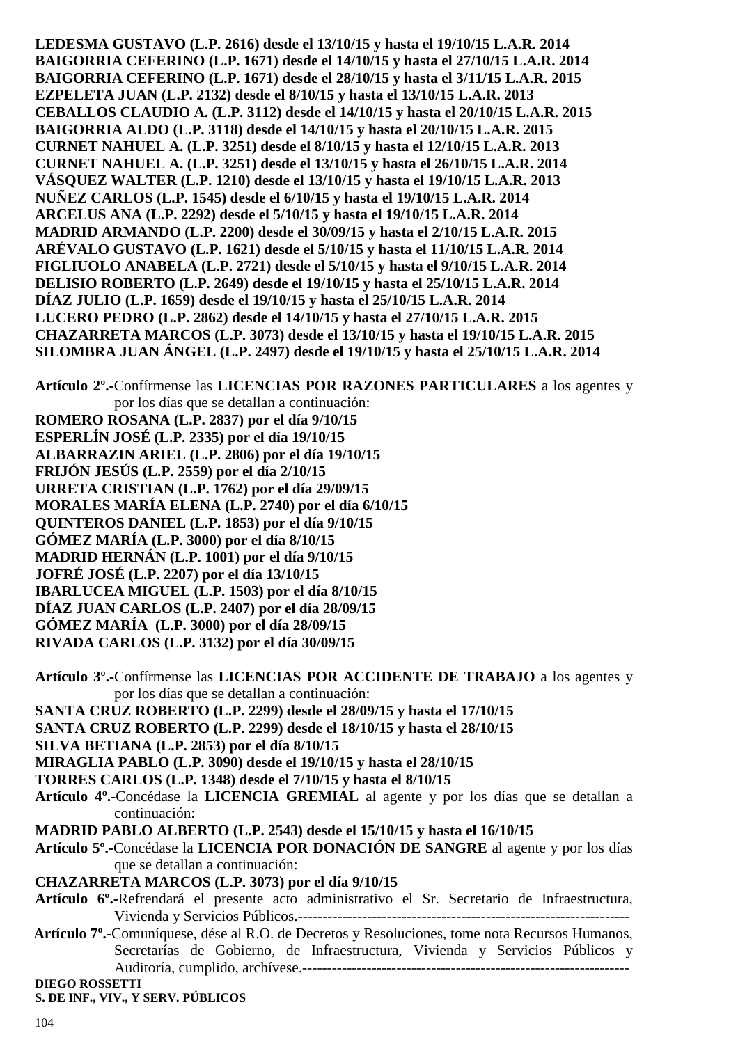**LEDESMA GUSTAVO (L.P. 2616) desde el 13/10/15 y hasta el 19/10/15 L.A.R. 2014**
**BAIGORRIA CEFERINO (L.P. 1671) desde el 14/10/15 y hasta el 27/10/15 L.A.R. 2014**
**BAIGORRIA CEFERINO (L.P. 1671) desde el 28/10/15 y hasta el 3/11/15 L.A.R. 2015**
**EZPELETA JUAN (L.P. 2132) desde el 8/10/15 y hasta el 13/10/15 L.A.R. 2013**
**CEBALLOS CLAUDIO A. (L.P. 3112) desde el 14/10/15 y hasta el 20/10/15 L.A.R. 2015**
**BAIGORRIA ALDO (L.P. 3118) desde el 14/10/15 y hasta el 20/10/15 L.A.R. 2015**
**CURNET NAHUEL A. (L.P. 3251) desde el 8/10/15 y hasta el 12/10/15 L.A.R. 2013**
**CURNET NAHUEL A. (L.P. 3251) desde el 13/10/15 y hasta el 26/10/15 L.A.R. 2014**
**VÁSQUEZ WALTER (L.P. 1210) desde el 13/10/15 y hasta el 19/10/15 L.A.R. 2013**
**NUÑEZ CARLOS (L.P. 1545) desde el 6/10/15 y hasta el 19/10/15 L.A.R. 2014**
**ARCELUS ANA (L.P. 2292) desde el 5/10/15 y hasta el 19/10/15 L.A.R. 2014**
**MADRID ARMANDO (L.P. 2200) desde el 30/09/15 y hasta el 2/10/15 L.A.R. 2015**
**ARÉVALO GUSTAVO (L.P. 1621) desde el 5/10/15 y hasta el 11/10/15 L.A.R. 2014**
**FIGLIUOLO ANABELA (L.P. 2721) desde el 5/10/15 y hasta el 9/10/15 L.A.R. 2014**
**DELISIO ROBERTO (L.P. 2649) desde el 19/10/15 y hasta el 25/10/15 L.A.R. 2014**
**DÍAZ JULIO (L.P. 1659) desde el 19/10/15 y hasta el 25/10/15 L.A.R. 2014**
**LUCERO PEDRO (L.P. 2862) desde el 14/10/15 y hasta el 27/10/15 L.A.R. 2015**
**CHAZARRETA MARCOS (L.P. 3073) desde el 13/10/15 y hasta el 19/10/15 L.A.R. 2015**
**SILOMBRA JUAN ÁNGEL (L.P. 2497) desde el 19/10/15 y hasta el 25/10/15 L.A.R. 2014**

**Artículo 2º.-**Confírmense las **LICENCIAS POR RAZONES PARTICULARES** a los agentes y por los días que se detallan a continuación:
**ROMERO ROSANA (L.P. 2837) por el día 9/10/15**
**ESPERLÍN JOSÉ (L.P. 2335) por el día 19/10/15**
**ALBARRAZIN ARIEL (L.P. 2806) por el día 19/10/15**
**FRIJÓN JESÚS (L.P. 2559) por el día 2/10/15**
**URRETA CRISTIAN (L.P. 1762) por el día 29/09/15**
**MORALES MARÍA ELENA (L.P. 2740) por el día 6/10/15**
**QUINTEROS DANIEL (L.P. 1853) por el día 9/10/15**
**GÓMEZ MARÍA (L.P. 3000) por el día 8/10/15**
**MADRID HERNÁN (L.P. 1001) por el día 9/10/15**
**JOFRÉ JOSÉ (L.P. 2207) por el día 13/10/15**
**IBARLUCEA MIGUEL (L.P. 1503) por el día 8/10/15**
**DÍAZ JUAN CARLOS (L.P. 2407) por el día 28/09/15**
**GÓMEZ MARÍA (L.P. 3000) por el día 28/09/15**
**RIVADA CARLOS (L.P. 3132) por el día 30/09/15**

**Artículo 3º.-**Confírmense las **LICENCIAS POR ACCIDENTE DE TRABAJO** a los agentes y por los días que se detallan a continuación:
**SANTA CRUZ ROBERTO (L.P. 2299) desde el 28/09/15 y hasta el 17/10/15**
**SANTA CRUZ ROBERTO (L.P. 2299) desde el 18/10/15 y hasta el 28/10/15**
**SILVA BETIANA (L.P. 2853) por el día 8/10/15**
**MIRAGLIA PABLO (L.P. 3090) desde el 19/10/15 y hasta el 28/10/15**
**TORRES CARLOS (L.P. 1348) desde el 7/10/15 y hasta el 8/10/15**

**Artículo 4º.-**Concédase la **LICENCIA GREMIAL** al agente y por los días que se detallan a continuación:
**MADRID PABLO ALBERTO (L.P. 2543) desde el 15/10/15 y hasta el 16/10/15**

**Artículo 5º.-**Concédase la **LICENCIA POR DONACIÓN DE SANGRE** al agente y por los días que se detallan a continuación:
**CHAZARRETA MARCOS (L.P. 3073) por el día 9/10/15**

**Artículo 6º.-**Refrendará el presente acto administrativo el Sr. Secretario de Infraestructura, Vivienda y Servicios Públicos.------------------------------------------------------------------

**Artículo 7º.-**Comuníquese, dése al R.O. de Decretos y Resoluciones, tome nota Recursos Humanos, Secretarías de Gobierno, de Infraestructura, Vivienda y Servicios Públicos y Auditoría, cumplido, archívese.------------------------------------------------------------------

**DIEGO ROSSETTI**
**S. DE INF., VIV., Y SERV. PÚBLICOS**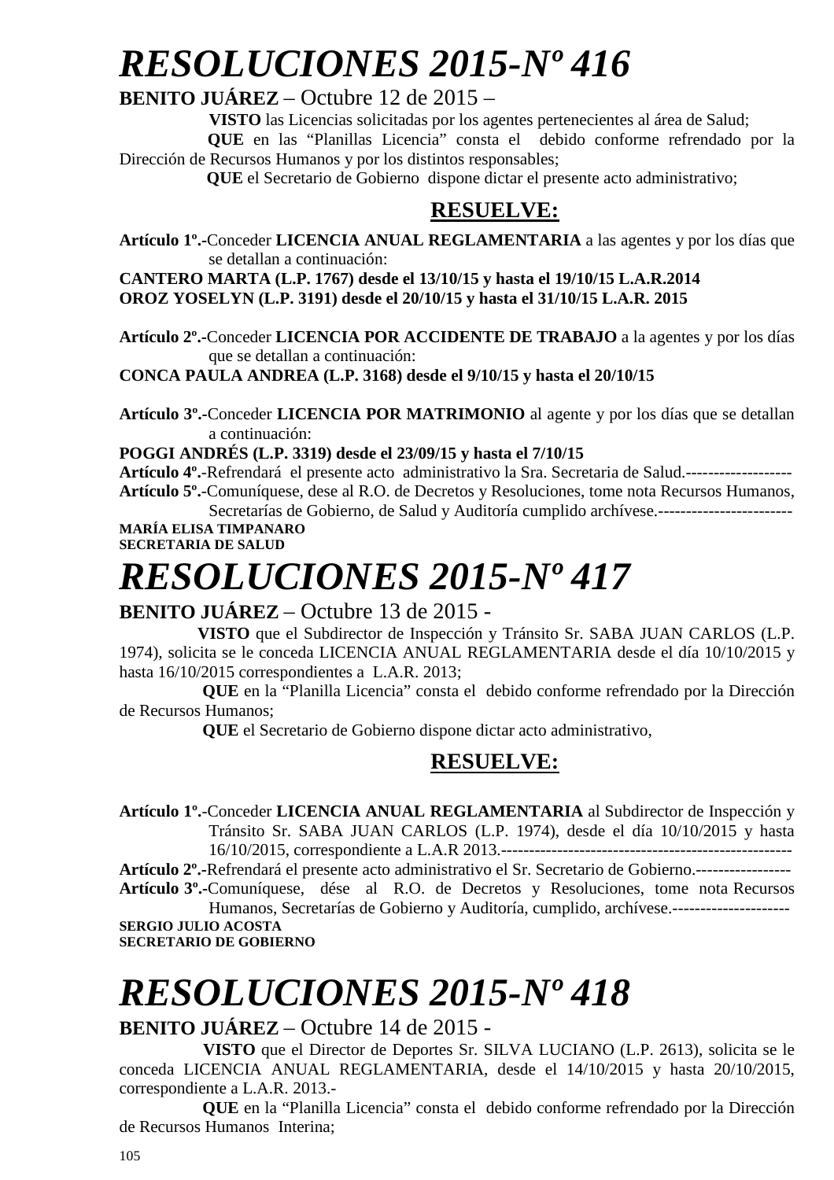# *RESOLUCIONES 2015-Nº 416*

**BENITO JUÁREZ** – Octubre 12 de 2015 –

**VISTO** las Licencias solicitadas por los agentes pertenecientes al área de Salud;

**QUE** en las "Planillas Licencia" consta el debido conforme refrendado por la Dirección de Recursos Humanos y por los distintos responsables;

**QUE** el Secretario de Gobierno dispone dictar el presente acto administrativo;

**RESUELVE:**

**Artículo 1º.-**Conceder **LICENCIA ANUAL REGLAMENTARIA** a las agentes y por los días que se detallan a continuación:

**CANTERO MARTA (L.P. 1767) desde el 13/10/15 y hasta el 19/10/15 L.A.R.2014**
**OROZ YOSELYN (L.P. 3191) desde el 20/10/15 y hasta el 31/10/15 L.A.R. 2015**

**Artículo 2º.-**Conceder **LICENCIA POR ACCIDENTE DE TRABAJO** a la agentes y por los días que se detallan a continuación:

**CONCA PAULA ANDREA (L.P. 3168) desde el 9/10/15 y hasta el 20/10/15**

**Artículo 3º.-**Conceder **LICENCIA POR MATRIMONIO** al agente y por los días que se detallan a continuación:

**POGGI ANDRÉS (L.P. 3319) desde el 23/09/15 y hasta el 7/10/15**

**Artículo 4º.-**Refrendará el presente acto administrativo la Sra. Secretaria de Salud.-------------------

**Artículo 5º.-**Comuníquese, dese al R.O. de Decretos y Resoluciones, tome nota Recursos Humanos, Secretarías de Gobierno, de Salud y Auditoría cumplido archívese.------------------------

**MARÍA ELISA TIMPANARO**
**SECRETARIA DE SALUD**

# *RESOLUCIONES 2015-Nº 417*

**BENITO JUÁREZ** – Octubre 13 de 2015 -

**VISTO** que el Subdirector de Inspección y Tránsito Sr. SABA JUAN CARLOS (L.P. 1974), solicita se le conceda LICENCIA ANUAL REGLAMENTARIA desde el día 10/10/2015 y hasta 16/10/2015 correspondientes a L.A.R. 2013;

**QUE** en la "Planilla Licencia" consta el debido conforme refrendado por la Dirección de Recursos Humanos;

**QUE** el Secretario de Gobierno dispone dictar acto administrativo,

**RESUELVE:**

**Artículo 1º.-**Conceder **LICENCIA ANUAL REGLAMENTARIA** al Subdirector de Inspección y Tránsito Sr. SABA JUAN CARLOS (L.P. 1974), desde el día 10/10/2015 y hasta 16/10/2015, correspondiente a L.A.R 2013.----------------------------------------------------

**Artículo 2º.-**Refrendará el presente acto administrativo el Sr. Secretario de Gobierno.-----------------

**Artículo 3º.-**Comuníquese, dése al R.O. de Decretos y Resoluciones, tome nota Recursos Humanos, Secretarías de Gobierno y Auditoría, cumplido, archívese.---------------------

**SERGIO JULIO ACOSTA**
**SECRETARIO DE GOBIERNO**

# *RESOLUCIONES 2015-Nº 418*

**BENITO JUÁREZ** – Octubre 14 de 2015 -

**VISTO** que el Director de Deportes Sr. SILVA LUCIANO (L.P. 2613), solicita se le conceda LICENCIA ANUAL REGLAMENTARIA, desde el 14/10/2015 y hasta 20/10/2015, correspondiente a L.A.R. 2013.-

**QUE** en la "Planilla Licencia" consta el debido conforme refrendado por la Dirección de Recursos Humanos Interina;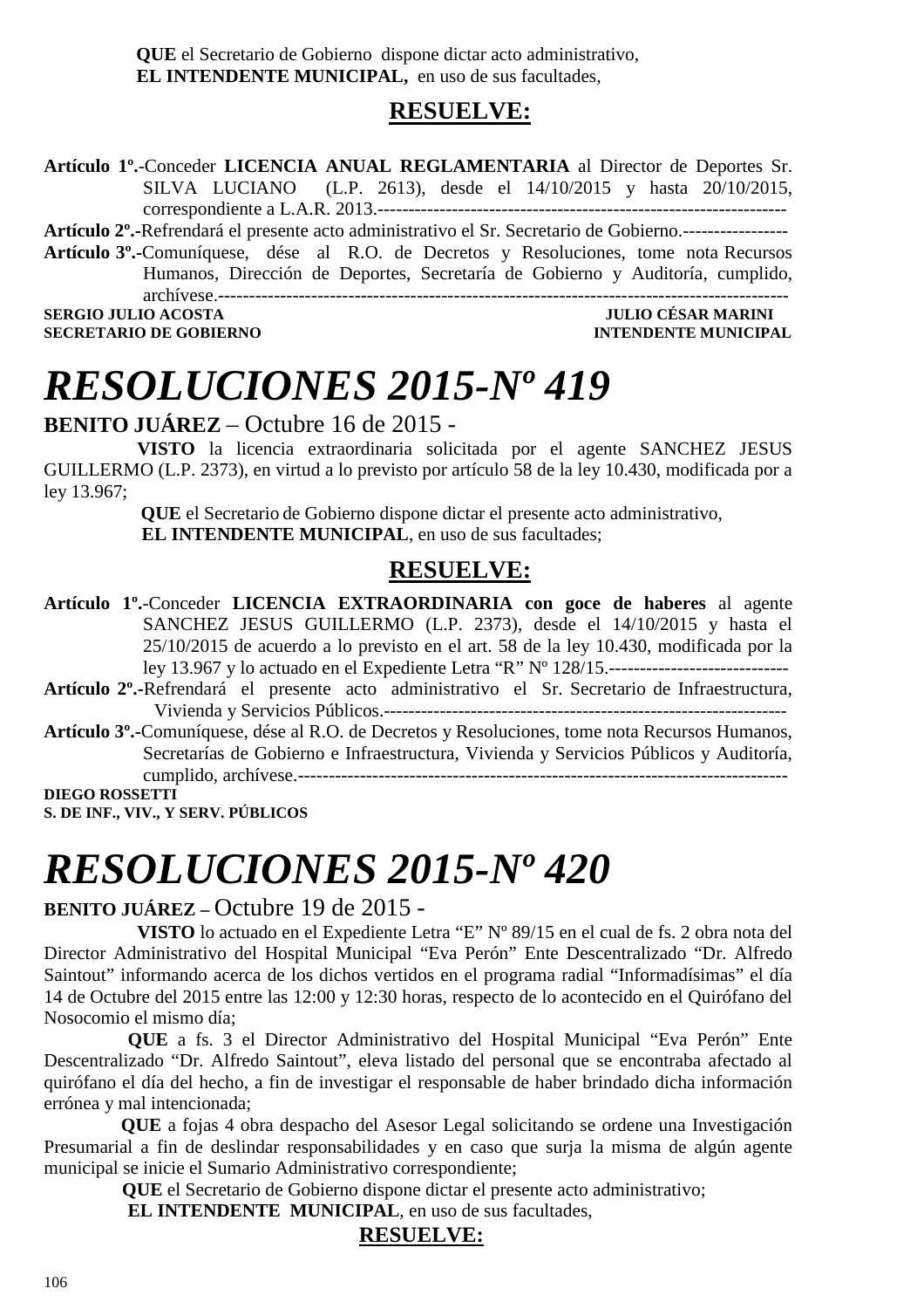**QUE** el Secretario de Gobierno dispone dictar acto administrativo,
**EL INTENDENTE MUNICIPAL,** en uso de sus facultades,

## RESUELVE:

**Artículo 1º.-**Conceder **LICENCIA ANUAL REGLAMENTARIA** al Director de Deportes Sr. SILVA LUCIANO (L.P. 2613), desde el 14/10/2015 y hasta 20/10/2015, correspondiente a L.A.R. 2013.-------------------------------------------------------------------

**Artículo 2º.-**Refrendará el presente acto administrativo el Sr. Secretario de Gobierno.-----------------

**Artículo 3º.-**Comuníquese, dése al R.O. de Decretos y Resoluciones, tome nota Recursos Humanos, Dirección de Deportes, Secretaría de Gobierno y Auditoría, cumplido, archívese.-------------------------------------------------------------------------------------------

**SERGIO JULIO ACOSTA** — **SECRETARIO DE GOBIERNO**
**JULIO CÉSAR MARINI** — **INTENDENTE MUNICIPAL**

# *RESOLUCIONES 2015-Nº 419*

**BENITO JUÁREZ** – Octubre 16 de 2015 -

**VISTO** la licencia extraordinaria solicitada por el agente SANCHEZ JESUS GUILLERMO (L.P. 2373), en virtud a lo previsto por artículo 58 de la ley 10.430, modificada por a ley 13.967;

**QUE** el Secretario de Gobierno dispone dictar el presente acto administrativo,
**EL INTENDENTE MUNICIPAL**, en uso de sus facultades;

## RESUELVE:

**Artículo 1º.-**Conceder **LICENCIA EXTRAORDINARIA con goce de haberes** al agente SANCHEZ JESUS GUILLERMO (L.P. 2373), desde el 14/10/2015 y hasta el 25/10/2015 de acuerdo a lo previsto en el art. 58 de la ley 10.430, modificada por la ley 13.967 y lo actuado en el Expediente Letra "R" Nº 128/15.------------------------------

**Artículo 2º.-**Refrendará el presente acto administrativo el Sr. Secretario de Infraestructura, Vivienda y Servicios Públicos.-------------------------------------------------------------------

**Artículo 3º.-**Comuníquese, dése al R.O. de Decretos y Resoluciones, tome nota Recursos Humanos, Secretarías de Gobierno e Infraestructura, Vivienda y Servicios Públicos y Auditoría, cumplido, archívese.-------------------------------------------------------------------------------

**DIEGO ROSSETTI**
**S. DE INF., VIV., Y SERV. PÚBLICOS**

# *RESOLUCIONES 2015-Nº 420*

**BENITO JUÁREZ –** Octubre 19 de 2015 -

**VISTO** lo actuado en el Expediente Letra "E" Nº 89/15 en el cual de fs. 2 obra nota del Director Administrativo del Hospital Municipal "Eva Perón" Ente Descentralizado "Dr. Alfredo Saintout" informando acerca de los dichos vertidos en el programa radial "Informadísimas" el día 14 de Octubre del 2015 entre las 12:00 y 12:30 horas, respecto de lo acontecido en el Quirófano del Nosocomio el mismo día;

**QUE** a fs. 3 el Director Administrativo del Hospital Municipal "Eva Perón" Ente Descentralizado "Dr. Alfredo Saintout", eleva listado del personal que se encontraba afectado al quirófano el día del hecho, a fin de investigar el responsable de haber brindado dicha información errónea y mal intencionada;

**QUE** a fojas 4 obra despacho del Asesor Legal solicitando se ordene una Investigación Presumarial a fin de deslindar responsabilidades y en caso que surja la misma de algún agente municipal se inicie el Sumario Administrativo correspondiente;

**QUE** el Secretario de Gobierno dispone dictar el presente acto administrativo;
**EL INTENDENTE MUNICIPAL**, en uso de sus facultades,

## RESUELVE: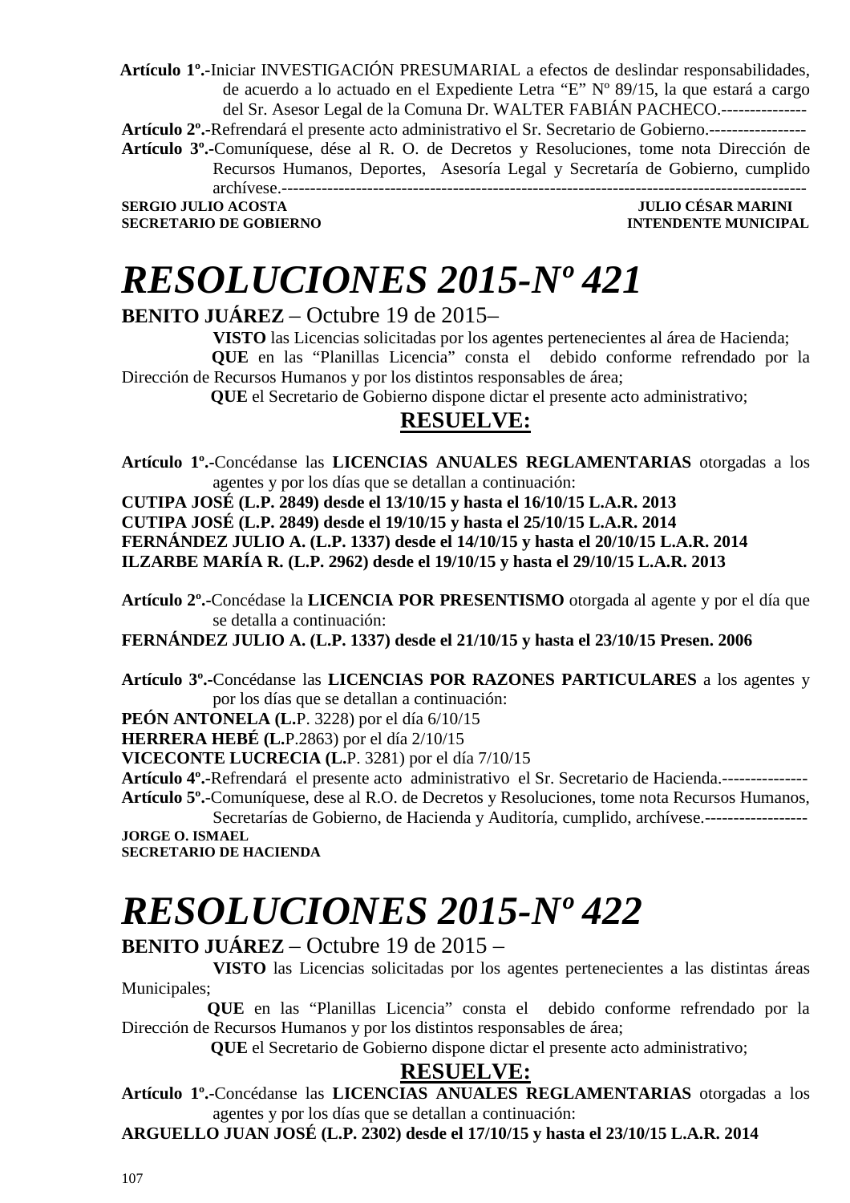**Artículo 1º.-**Iniciar INVESTIGACIÓN PRESUMARIAL a efectos de deslindar responsabilidades, de acuerdo a lo actuado en el Expediente Letra "E" Nº 89/15, la que estará a cargo del Sr. Asesor Legal de la Comuna Dr. WALTER FABIÁN PACHECO.---------------

**Artículo 2º.-**Refrendará el presente acto administrativo el Sr. Secretario de Gobierno.-----------------

**Artículo 3º.-**Comuníquese, dése al R. O. de Decretos y Resoluciones, tome nota Dirección de Recursos Humanos, Deportes, Asesoría Legal y Secretaría de Gobierno, cumplido archívese.-----------------------------------------------------------------------------------------

**SERGIO JULIO ACOSTA** — **JULIO CÉSAR MARINI**
**SECRETARIO DE GOBIERNO** — **INTENDENTE MUNICIPAL**

# *RESOLUCIONES 2015-Nº 421*

**BENITO JUÁREZ** – Octubre 19 de 2015–

**VISTO** las Licencias solicitadas por los agentes pertenecientes al área de Hacienda;

**QUE** en las "Planillas Licencia" consta el debido conforme refrendado por la Dirección de Recursos Humanos y por los distintos responsables de área;

**QUE** el Secretario de Gobierno dispone dictar el presente acto administrativo;

## RESUELVE:

**Artículo 1º.-**Concédanse las **LICENCIAS ANUALES REGLAMENTARIAS** otorgadas a los agentes y por los días que se detallan a continuación:

**CUTIPA JOSÉ (L.P. 2849) desde el 13/10/15 y hasta el 16/10/15 L.A.R. 2013**
**CUTIPA JOSÉ (L.P. 2849) desde el 19/10/15 y hasta el 25/10/15 L.A.R. 2014**
**FERNÁNDEZ JULIO A. (L.P. 1337) desde el 14/10/15 y hasta el 20/10/15 L.A.R. 2014**
**ILZARBE MARÍA R. (L.P. 2962) desde el 19/10/15 y hasta el 29/10/15 L.A.R. 2013**

**Artículo 2º.-**Concédase la **LICENCIA POR PRESENTISMO** otorgada al agente y por el día que se detalla a continuación:

**FERNÁNDEZ JULIO A. (L.P. 1337) desde el 21/10/15 y hasta el 23/10/15 Presen. 2006**

**Artículo 3º.-**Concédanse las **LICENCIAS POR RAZONES PARTICULARES** a los agentes y por los días que se detallan a continuación:

**PEÓN ANTONELA (L.**P. 3228) por el día 6/10/15
**HERRERA HEBÉ (L.**P.2863) por el día 2/10/15
**VICECONTE LUCRECIA (L.**P. 3281) por el día 7/10/15

**Artículo 4º.-**Refrendará el presente acto administrativo el Sr. Secretario de Hacienda.---------------

**Artículo 5º.-**Comuníquese, dese al R.O. de Decretos y Resoluciones, tome nota Recursos Humanos, Secretarías de Gobierno, de Hacienda y Auditoría, cumplido, archívese.------------------

**JORGE O. ISMAEL**
**SECRETARIO DE HACIENDA**

# *RESOLUCIONES 2015-Nº 422*

**BENITO JUÁREZ** – Octubre 19 de 2015 –

**VISTO** las Licencias solicitadas por los agentes pertenecientes a las distintas áreas Municipales;

**QUE** en las "Planillas Licencia" consta el debido conforme refrendado por la Dirección de Recursos Humanos y por los distintos responsables de área;

**QUE** el Secretario de Gobierno dispone dictar el presente acto administrativo;

## RESUELVE:

**Artículo 1º.-**Concédanse las **LICENCIAS ANUALES REGLAMENTARIAS** otorgadas a los agentes y por los días que se detallan a continuación:

**ARGUELLO JUAN JOSÉ (L.P. 2302) desde el 17/10/15 y hasta el 23/10/15 L.A.R. 2014**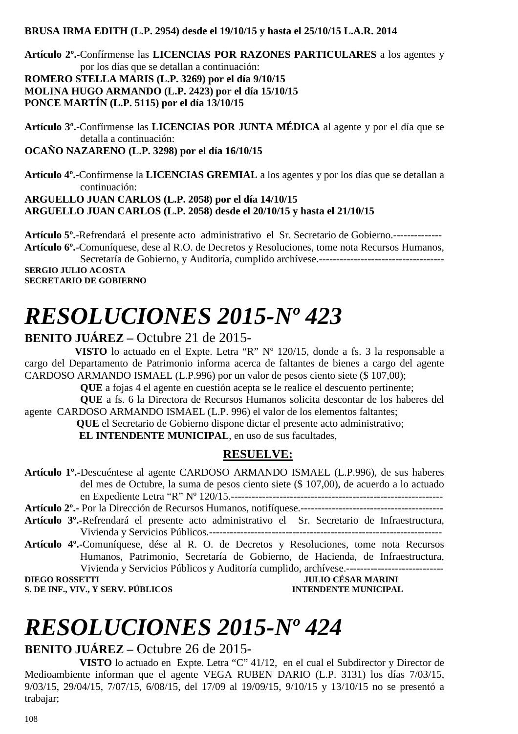**BRUSA IRMA EDITH (L.P. 2954) desde el 19/10/15 y hasta el 25/10/15 L.A.R. 2014**

**Artículo 2º.-**Confírmense las **LICENCIAS POR RAZONES PARTICULARES** a los agentes y por los días que se detallan a continuación:
**ROMERO STELLA MARIS (L.P. 3269) por el día 9/10/15**
**MOLINA HUGO ARMANDO (L.P. 2423) por el día 15/10/15**
**PONCE MARTÍN (L.P. 5115) por el día 13/10/15**

**Artículo 3º.-**Confírmense las **LICENCIAS POR JUNTA MÉDICA** al agente y por el día que se detalla a continuación:
**OCAÑO NAZARENO (L.P. 3298) por el día 16/10/15**

**Artículo 4º.-**Confírmense la **LICENCIAS GREMIAL** a los agentes y por los días que se detallan a continuación:
**ARGUELLO JUAN CARLOS (L.P. 2058) por el día 14/10/15**
**ARGUELLO JUAN CARLOS (L.P. 2058) desde el 20/10/15 y hasta el 21/10/15**

**Artículo 5º.-**Refrendará el presente acto administrativo el Sr. Secretario de Gobierno.--------------
**Artículo 6º.-**Comuníquese, dese al R.O. de Decretos y Resoluciones, tome nota Recursos Humanos, Secretaría de Gobierno, y Auditoría, cumplido archívese.------------------------------------
**SERGIO JULIO ACOSTA**
**SECRETARIO DE GOBIERNO**

# *RESOLUCIONES 2015-Nº 423*

**BENITO JUÁREZ –** Octubre 21 de 2015-

**VISTO** lo actuado en el Expte. Letra "R" Nº 120/15, donde a fs. 3 la responsable a cargo del Departamento de Patrimonio informa acerca de faltantes de bienes a cargo del agente CARDOSO ARMANDO ISMAEL (L.P.996) por un valor de pesos ciento siete ($ 107,00);

**QUE** a fojas 4 el agente en cuestión acepta se le realice el descuento pertinente;

**QUE** a fs. 6 la Directora de Recursos Humanos solicita descontar de los haberes del agente CARDOSO ARMANDO ISMAEL (L.P. 996) el valor de los elementos faltantes;

**QUE** el Secretario de Gobierno dispone dictar el presente acto administrativo;

**EL INTENDENTE MUNICIPAL**, en uso de sus facultades,

**RESUELVE:**

**Artículo 1º.-**Descuéntese al agente CARDOSO ARMANDO ISMAEL (L.P.996), de sus haberes del mes de Octubre, la suma de pesos ciento siete ($ 107,00), de acuerdo a lo actuado en Expediente Letra "R" Nº 120/15.-------------------------------------------------------------
**Artículo 2º.-** Por la Dirección de Recursos Humanos, notifíquese.-----------------------------------------
**Artículo 3º.-**Refrendará el presente acto administrativo el Sr. Secretario de Infraestructura, Vivienda y Servicios Públicos.-------------------------------------------------------------------
**Artículo 4º.-**Comuníquese, dése al R. O. de Decretos y Resoluciones, tome nota Recursos Humanos, Patrimonio, Secretaría de Gobierno, de Hacienda, de Infraestructura, Vivienda y Servicios Públicos y Auditoría cumplido, archívese.----------------------------
**DIEGO ROSSETTI** — **JULIO CÉSAR MARINI**
**S. DE INF., VIV., Y SERV. PÚBLICOS** — **INTENDENTE MUNICIPAL**

# *RESOLUCIONES 2015-Nº 424*

**BENITO JUÁREZ –** Octubre 26 de 2015-

**VISTO** lo actuado en Expte. Letra "C" 41/12, en el cual el Subdirector y Director de Medioambiente informan que el agente VEGA RUBEN DARIO (L.P. 3131) los días 7/03/15, 9/03/15, 29/04/15, 7/07/15, 6/08/15, del 17/09 al 19/09/15, 9/10/15 y 13/10/15 no se presentó a trabajar;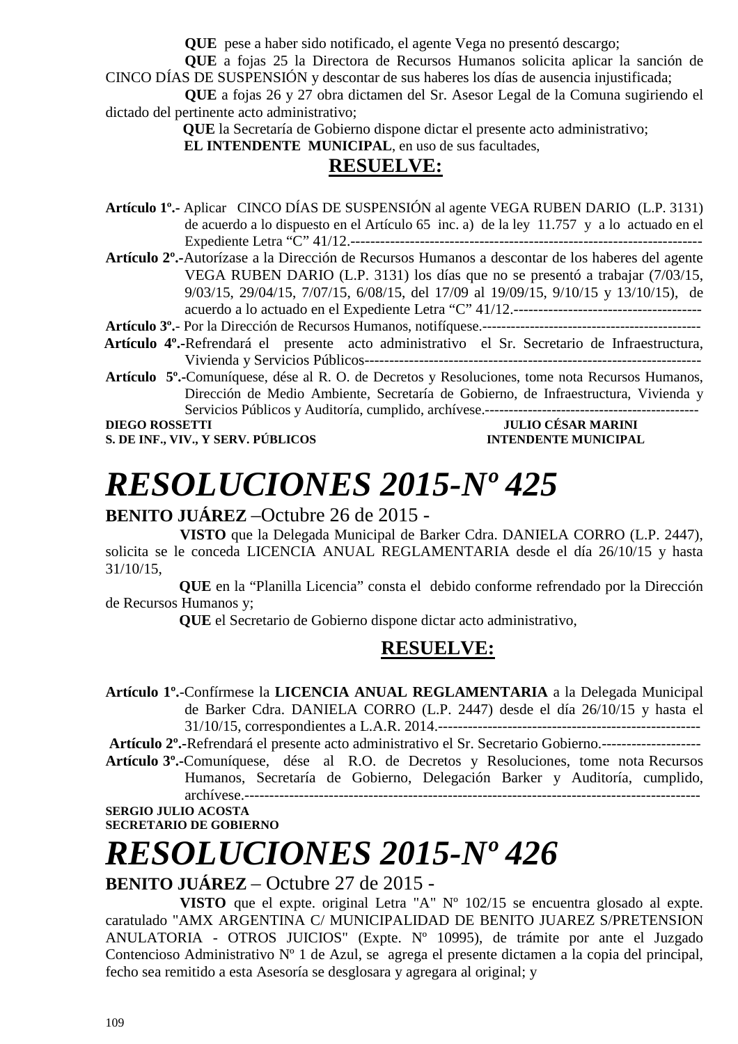**QUE** pese a haber sido notificado, el agente Vega no presentó descargo;

**QUE** a fojas 25 la Directora de Recursos Humanos solicita aplicar la sanción de CINCO DÍAS DE SUSPENSIÓN y descontar de sus haberes los días de ausencia injustificada;

**QUE** a fojas 26 y 27 obra dictamen del Sr. Asesor Legal de la Comuna sugiriendo el dictado del pertinente acto administrativo;

**QUE** la Secretaría de Gobierno dispone dictar el presente acto administrativo;

**EL INTENDENTE MUNICIPAL**, en uso de sus facultades,

**RESUELVE:**

**Artículo 1º.-** Aplicar CINCO DÍAS DE SUSPENSIÓN al agente VEGA RUBEN DARIO (L.P. 3131) de acuerdo a lo dispuesto en el Artículo 65 inc. a) de la ley 11.757 y a lo actuado en el Expediente Letra "C" 41/12.------------------------------------------------------------------------

**Artículo 2º.-**Autorízase a la Dirección de Recursos Humanos a descontar de los haberes del agente VEGA RUBEN DARIO (L.P. 3131) los días que no se presentó a trabajar (7/03/15, 9/03/15, 29/04/15, 7/07/15, 6/08/15, del 17/09 al 19/09/15, 9/10/15 y 13/10/15), de acuerdo a lo actuado en el Expediente Letra "C" 41/12.---------------------------------------

**Artículo 3º.-** Por la Dirección de Recursos Humanos, notifíquese.---------------------------------------------

**Artículo 4º.-**Refrendará el presente acto administrativo el Sr. Secretario de Infraestructura, Vivienda y Servicios Públicos---------------------------------------------------------------------

**Artículo 5º.-**Comuníquese, dése al R. O. de Decretos y Resoluciones, tome nota Recursos Humanos, Dirección de Medio Ambiente, Secretaría de Gobierno, de Infraestructura, Vivienda y Servicios Públicos y Auditoría, cumplido, archívese.---------------------------------------------

**DIEGO ROSSETTI** — **S. DE INF., VIV., Y SERV. PÚBLICOS**

**JULIO CÉSAR MARINI** — **INTENDENTE MUNICIPAL**

# *RESOLUCIONES 2015-Nº 425*

**BENITO JUÁREZ** –Octubre 26 de 2015 -

**VISTO** que la Delegada Municipal de Barker Cdra. DANIELA CORRO (L.P. 2447), solicita se le conceda LICENCIA ANUAL REGLAMENTARIA desde el día 26/10/15 y hasta 31/10/15,

**QUE** en la "Planilla Licencia" consta el debido conforme refrendado por la Dirección de Recursos Humanos y;

**QUE** el Secretario de Gobierno dispone dictar acto administrativo,

**RESUELVE:**

**Artículo 1º.-**Confírmese la **LICENCIA ANUAL REGLAMENTARIA** a la Delegada Municipal de Barker Cdra. DANIELA CORRO (L.P. 2447) desde el día 26/10/15 y hasta el 31/10/15, correspondientes a L.A.R. 2014.------------------------------------------------------

**Artículo 2º.-**Refrendará el presente acto administrativo el Sr. Secretario Gobierno.--------------------

**Artículo 3º.-**Comuníquese, dése al R.O. de Decretos y Resoluciones, tome nota Recursos Humanos, Secretaría de Gobierno, Delegación Barker y Auditoría, cumplido, archívese.----------------------------------------------------------------------------------------------

**SERGIO JULIO ACOSTA**
**SECRETARIO DE GOBIERNO**

# *RESOLUCIONES 2015-Nº 426*

**BENITO JUÁREZ** – Octubre 27 de 2015 -

**VISTO** que el expte. original Letra "A" Nº 102/15 se encuentra glosado al expte. caratulado "AMX ARGENTINA C/ MUNICIPALIDAD DE BENITO JUAREZ S/PRETENSION ANULATORIA - OTROS JUICIOS" (Expte. Nº 10995), de trámite por ante el Juzgado Contencioso Administrativo Nº 1 de Azul, se agrega el presente dictamen a la copia del principal, fecho sea remitido a esta Asesoría se desglosara y agregara al original; y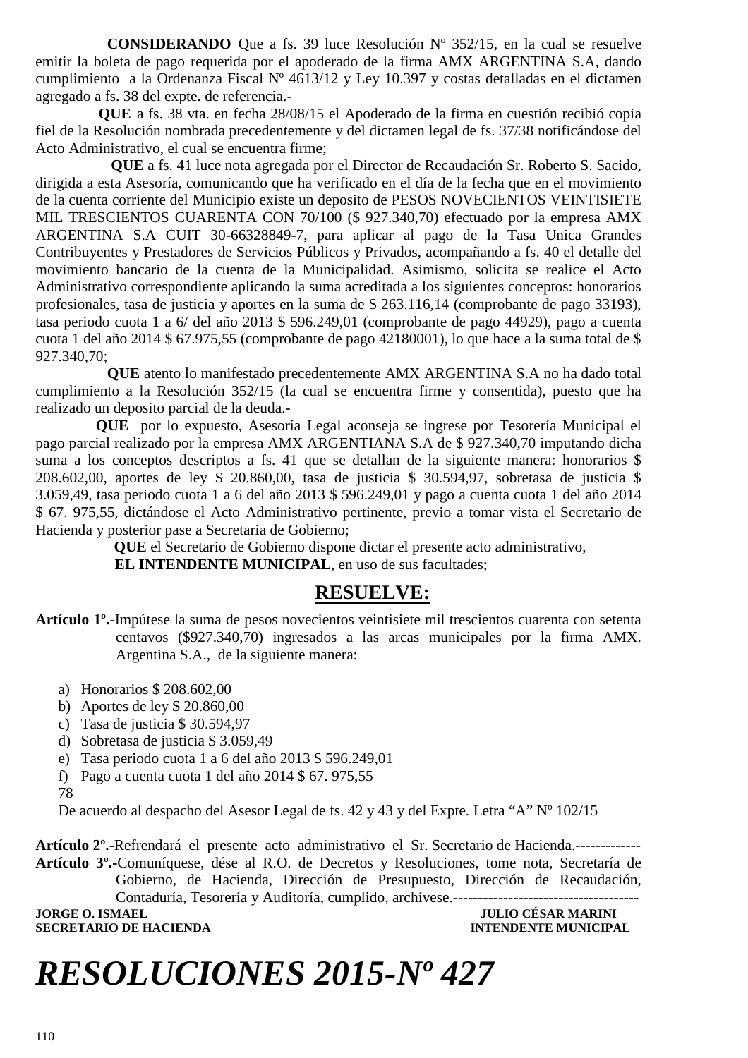**CONSIDERANDO** Que a fs. 39 luce Resolución Nº 352/15, en la cual se resuelve emitir la boleta de pago requerida por el apoderado de la firma AMX ARGENTINA S.A, dando cumplimiento a la Ordenanza Fiscal Nº 4613/12 y Ley 10.397 y costas detalladas en el dictamen agregado a fs. 38 del expte. de referencia.-

**QUE** a fs. 38 vta. en fecha 28/08/15 el Apoderado de la firma en cuestión recibió copia fiel de la Resolución nombrada precedentemente y del dictamen legal de fs. 37/38 notificándose del Acto Administrativo, el cual se encuentra firme;

**QUE** a fs. 41 luce nota agregada por el Director de Recaudación Sr. Roberto S. Sacido, dirigida a esta Asesoría, comunicando que ha verificado en el día de la fecha que en el movimiento de la cuenta corriente del Municipio existe un deposito de PESOS NOVECIENTOS VEINTISIETE MIL TRESCIENTOS CUARENTA CON 70/100 ($ 927.340,70) efectuado por la empresa AMX ARGENTINA S.A CUIT 30-66328849-7, para aplicar al pago de la Tasa Unica Grandes Contribuyentes y Prestadores de Servicios Públicos y Privados, acompañando a fs. 40 el detalle del movimiento bancario de la cuenta de la Municipalidad. Asimismo, solicita se realice el Acto Administrativo correspondiente aplicando la suma acreditada a los siguientes conceptos: honorarios profesionales, tasa de justicia y aportes en la suma de $ 263.116,14 (comprobante de pago 33193), tasa periodo cuota 1 a 6/ del año 2013 $ 596.249,01 (comprobante de pago 44929), pago a cuenta cuota 1 del año 2014 $ 67.975,55 (comprobante de pago 42180001), lo que hace a la suma total de $ 927.340,70;

**QUE** atento lo manifestado precedentemente AMX ARGENTINA S.A no ha dado total cumplimiento a la Resolución 352/15 (la cual se encuentra firme y consentida), puesto que ha realizado un deposito parcial de la deuda.-

**QUE** por lo expuesto, Asesoría Legal aconseja se ingrese por Tesorería Municipal el pago parcial realizado por la empresa AMX ARGENTIANA S.A de $ 927.340,70 imputando dicha suma a los conceptos descriptos a fs. 41 que se detallan de la siguiente manera: honorarios $ 208.602,00, aportes de ley $ 20.860,00, tasa de justicia $ 30.594,97, sobretasa de justicia $ 3.059,49, tasa periodo cuota 1 a 6 del año 2013 $ 596.249,01 y pago a cuenta cuota 1 del año 2014 $ 67. 975,55, dictándose el Acto Administrativo pertinente, previo a tomar vista el Secretario de Hacienda y posterior pase a Secretaria de Gobierno;

**QUE** el Secretario de Gobierno dispone dictar el presente acto administrativo,

**EL INTENDENTE MUNICIPAL**, en uso de sus facultades;

## RESUELVE:

**Artículo 1º.-**Impútese la suma de pesos novecientos veintisiete mil trescientos cuarenta con setenta centavos ($927.340,70) ingresados a las arcas municipales por la firma AMX. Argentina S.A., de la siguiente manera:

a) Honorarios $ 208.602,00
b) Aportes de ley $ 20.860,00
c) Tasa de justicia $ 30.594,97
d) Sobretasa de justicia $ 3.059,49
e) Tasa periodo cuota 1 a 6 del año 2013 $ 596.249,01
f) Pago a cuenta cuota 1 del año 2014 $ 67. 975,55

78

De acuerdo al despacho del Asesor Legal de fs. 42 y 43 y del Expte. Letra "A" Nº 102/15

**Artículo 2º.-**Refrendará el presente acto administrativo el Sr. Secretario de Hacienda.-------------

**Artículo 3º.-**Comuníquese, dése al R.O. de Decretos y Resoluciones, tome nota, Secretaría de Gobierno, de Hacienda, Dirección de Presupuesto, Dirección de Recaudación, Contaduría, Tesorería y Auditoría, cumplido, archívese.-------------------------------------

**JORGE O. ISMAEL** — **SECRETARIO DE HACIENDA**

**JULIO CÉSAR MARINI** — **INTENDENTE MUNICIPAL**

# *RESOLUCIONES 2015-Nº 427*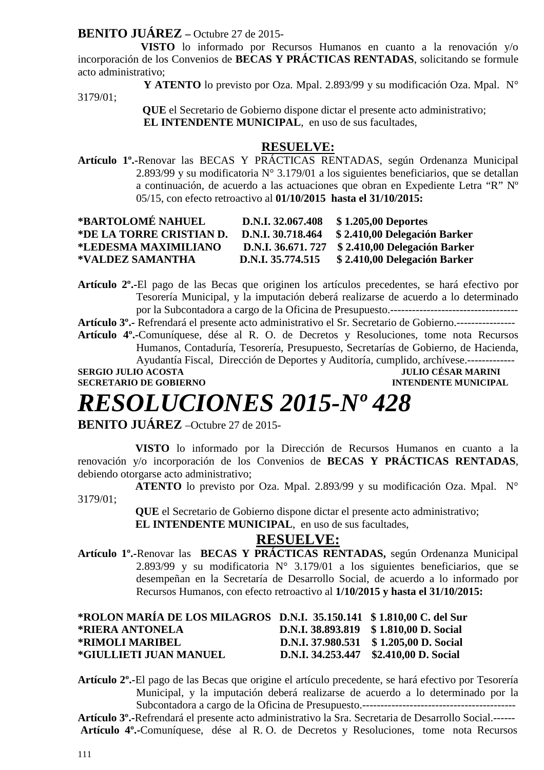**BENITO JUÁREZ –** Octubre 27 de 2015-

**VISTO** lo informado por Recursos Humanos en cuanto a la renovación y/o incorporación de los Convenios de **BECAS Y PRÁCTICAS RENTADAS**, solicitando se formule acto administrativo;

**Y ATENTO** lo previsto por Oza. Mpal. 2.893/99 y su modificación Oza. Mpal. N° 3179/01;

**QUE** el Secretario de Gobierno dispone dictar el presente acto administrativo;

**EL INTENDENTE MUNICIPAL**, en uso de sus facultades,

**RESUELVE:**

**Artículo 1º.-**Renovar las BECAS Y PRÁCTICAS RENTADAS, según Ordenanza Municipal 2.893/99 y su modificatoria N° 3.179/01 a los siguientes beneficiarios, que se detallan a continuación, de acuerdo a las actuaciones que obran en Expediente Letra "R" Nº 05/15, con efecto retroactivo al **01/10/2015 hasta el 31/10/2015:**

**\*BARTOLOMÉ NAHUEL D.N.I. 32.067.408 $ 1.205,00 Deportes**
**\*DE LA TORRE CRISTIAN D. D.N.I. 30.718.464 $ 2.410,00 Delegación Barker**
**\*LEDESMA MAXIMILIANO D.N.I. 36.671. 727 $ 2.410,00 Delegación Barker**
**\*VALDEZ SAMANTHA D.N.I. 35.774.515 $ 2.410,00 Delegación Barker**

**Artículo 2º.-**El pago de las Becas que originen los artículos precedentes, se hará efectivo por Tesorería Municipal, y la imputación deberá realizarse de acuerdo a lo determinado por la Subcontadora a cargo de la Oficina de Presupuesto.-----------------------------------

**Artículo 3º.-** Refrendará el presente acto administrativo el Sr. Secretario de Gobierno.----------------

**Artículo 4º.-**Comuníquese, dése al R. O. de Decretos y Resoluciones, tome nota Recursos Humanos, Contaduría, Tesorería, Presupuesto, Secretarías de Gobierno, de Hacienda, Ayudantía Fiscal, Dirección de Deportes y Auditoría, cumplido, archívese.-------------

**SERGIO JULIO ACOSTA** — **SECRETARIO DE GOBIERNO**
**JULIO CÉSAR MARINI** — **INTENDENTE MUNICIPAL**

# *RESOLUCIONES 2015-Nº 428*

**BENITO JUÁREZ** –Octubre 27 de 2015-

**VISTO** lo informado por la Dirección de Recursos Humanos en cuanto a la renovación y/o incorporación de los Convenios de **BECAS Y PRÁCTICAS RENTADAS**, debiendo otorgarse acto administrativo;

**ATENTO** lo previsto por Oza. Mpal. 2.893/99 y su modificación Oza. Mpal. N° 3179/01;

**QUE** el Secretario de Gobierno dispone dictar el presente acto administrativo;

**EL INTENDENTE MUNICIPAL**, en uso de sus facultades,

**RESUELVE:**

**Artículo 1º.-**Renovar las **BECAS Y PRÁCTICAS RENTADAS,** según Ordenanza Municipal 2.893/99 y su modificatoria N° 3.179/01 a los siguientes beneficiarios, que se desempeñan en la Secretaría de Desarrollo Social, de acuerdo a lo informado por Recursos Humanos, con efecto retroactivo al **1/10/2015 y hasta el 31/10/2015:**

**\*ROLON MARÍA DE LOS MILAGROS D.N.I. 35.150.141 $ 1.810,00 C. del Sur**
**\*RIERA ANTONELA D.N.I. 38.893.819 $ 1.810,00 D. Social**
**\*RIMOLI MARIBEL D.N.I. 37.980.531 $ 1.205,00 D. Social**
**\*GIULLIETI JUAN MANUEL D.N.I. 34.253.447 $2.410,00 D. Social**

**Artículo 2º.-**El pago de las Becas que origine el artículo precedente, se hará efectivo por Tesorería Municipal, y la imputación deberá realizarse de acuerdo a lo determinado por la Subcontadora a cargo de la Oficina de Presupuesto.------------------------------------------

**Artículo 3º.-**Refrendará el presente acto administrativo la Sra. Secretaria de Desarrollo Social.------

**Artículo 4º.-**Comuníquese, dése al R. O. de Decretos y Resoluciones, tome nota Recursos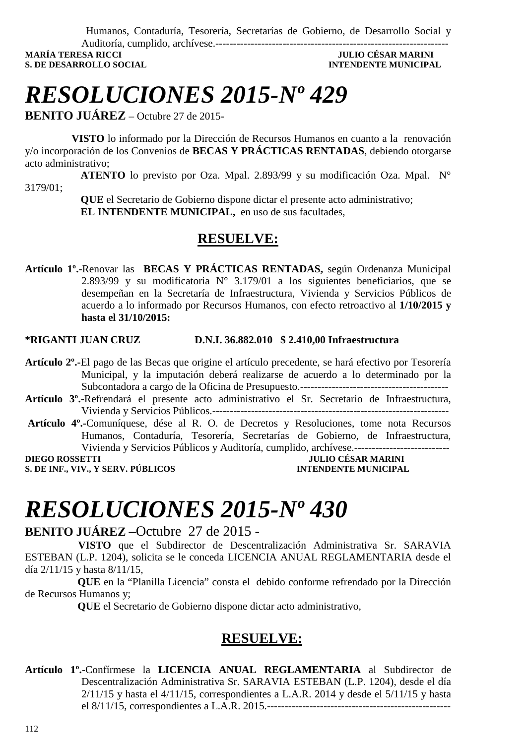Humanos, Contaduría, Tesorería, Secretarías de Gobierno, de Desarrollo Social y Auditoría, cumplido, archívese.-------------------------------------------------------------------

**MARÍA TERESA RICCI** — **JULIO CÉSAR MARINI**
**S. DE DESARROLLO SOCIAL** — **INTENDENTE MUNICIPAL**

# *RESOLUCIONES 2015-Nº 429*

**BENITO JUÁREZ** – Octubre 27 de 2015-

**VISTO** lo informado por la Dirección de Recursos Humanos en cuanto a la renovación y/o incorporación de los Convenios de **BECAS Y PRÁCTICAS RENTADAS**, debiendo otorgarse acto administrativo;

**ATENTO** lo previsto por Oza. Mpal. 2.893/99 y su modificación Oza. Mpal. N° 3179/01;

**QUE** el Secretario de Gobierno dispone dictar el presente acto administrativo;

**EL INTENDENTE MUNICIPAL,** en uso de sus facultades,

## RESUELVE:

**Artículo 1º.-**Renovar las **BECAS Y PRÁCTICAS RENTADAS,** según Ordenanza Municipal 2.893/99 y su modificatoria N° 3.179/01 a los siguientes beneficiarios, que se desempeñan en la Secretaría de Infraestructura, Vivienda y Servicios Públicos de acuerdo a lo informado por Recursos Humanos, con efecto retroactivo al **1/10/2015 y hasta el 31/10/2015:**

**\*RIGANTI JUAN CRUZ D.N.I. 36.882.010 $ 2.410,00 Infraestructura**

**Artículo 2º.-**El pago de las Becas que origine el artículo precedente, se hará efectivo por Tesorería Municipal, y la imputación deberá realizarse de acuerdo a lo determinado por la Subcontadora a cargo de la Oficina de Presupuesto.------------------------------------------

**Artículo 3º.-**Refrendará el presente acto administrativo el Sr. Secretario de Infraestructura, Vivienda y Servicios Públicos.------------------------------------------------------------------

**Artículo 4º.-**Comuníquese, dése al R. O. de Decretos y Resoluciones, tome nota Recursos Humanos, Contaduría, Tesorería, Secretarías de Gobierno, de Infraestructura, Vivienda y Servicios Públicos y Auditoría, cumplido, archívese.---------------------------

**DIEGO ROSSETTI** — **JULIO CÉSAR MARINI**
**S. DE INF., VIV., Y SERV. PÚBLICOS** — **INTENDENTE MUNICIPAL**

# *RESOLUCIONES 2015-Nº 430*

**BENITO JUÁREZ** –Octubre 27 de 2015 -

**VISTO** que el Subdirector de Descentralización Administrativa Sr. SARAVIA ESTEBAN (L.P. 1204), solicita se le conceda LICENCIA ANUAL REGLAMENTARIA desde el día 2/11/15 y hasta 8/11/15,

**QUE** en la "Planilla Licencia" consta el debido conforme refrendado por la Dirección de Recursos Humanos y;

**QUE** el Secretario de Gobierno dispone dictar acto administrativo,

## RESUELVE:

**Artículo 1º.-**Confírmese la **LICENCIA ANUAL REGLAMENTARIA** al Subdirector de Descentralización Administrativa Sr. SARAVIA ESTEBAN (L.P. 1204), desde el día 2/11/15 y hasta el 4/11/15, correspondientes a L.A.R. 2014 y desde el 5/11/15 y hasta el 8/11/15, correspondientes a L.A.R. 2015.----------------------------------------------------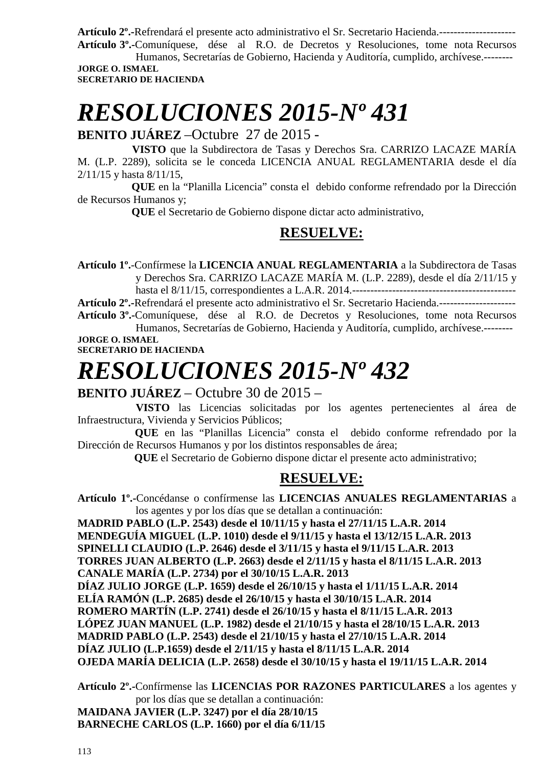**Artículo 2º.-**Refrendará el presente acto administrativo el Sr. Secretario Hacienda.---------------------

**Artículo 3º.-**Comuníquese, dése al R.O. de Decretos y Resoluciones, tome nota Recursos Humanos, Secretarías de Gobierno, Hacienda y Auditoría, cumplido, archívese.--------

**JORGE O. ISMAEL**
**SECRETARIO DE HACIENDA**

# *RESOLUCIONES 2015-Nº 431*

**BENITO JUÁREZ** –Octubre 27 de 2015 -

**VISTO** que la Subdirectora de Tasas y Derechos Sra. CARRIZO LACAZE MARÍA M. (L.P. 2289), solicita se le conceda LICENCIA ANUAL REGLAMENTARIA desde el día 2/11/15 y hasta 8/11/15,

**QUE** en la "Planilla Licencia" consta el debido conforme refrendado por la Dirección de Recursos Humanos y;

**QUE** el Secretario de Gobierno dispone dictar acto administrativo,

## RESUELVE:

**Artículo 1º.-**Confírmese la **LICENCIA ANUAL REGLAMENTARIA** a la Subdirectora de Tasas y Derechos Sra. CARRIZO LACAZE MARÍA M. (L.P. 2289), desde el día 2/11/15 y hasta el 8/11/15, correspondientes a L.A.R. 2014.--------------------------------------------

**Artículo 2º.-**Refrendará el presente acto administrativo el Sr. Secretario Hacienda.---------------------

**Artículo 3º.-**Comuníquese, dése al R.O. de Decretos y Resoluciones, tome nota Recursos Humanos, Secretarías de Gobierno, Hacienda y Auditoría, cumplido, archívese.--------

**JORGE O. ISMAEL**
**SECRETARIO DE HACIENDA**

# *RESOLUCIONES 2015-Nº 432*

**BENITO JUÁREZ** – Octubre 30 de 2015 –

**VISTO** las Licencias solicitadas por los agentes pertenecientes al área de Infraestructura, Vivienda y Servicios Públicos;

**QUE** en las "Planillas Licencia" consta el debido conforme refrendado por la Dirección de Recursos Humanos y por los distintos responsables de área;

**QUE** el Secretario de Gobierno dispone dictar el presente acto administrativo;

## RESUELVE:

**Artículo 1º.-**Concédanse o confírmense las **LICENCIAS ANUALES REGLAMENTARIAS** a los agentes y por los días que se detallan a continuación:

**MADRID PABLO (L.P. 2543) desde el 10/11/15 y hasta el 27/11/15 L.A.R. 2014**
**MENDEGUÍA MIGUEL (L.P. 1010) desde el 9/11/15 y hasta el 13/12/15 L.A.R. 2013**
**SPINELLI CLAUDIO (L.P. 2646) desde el 3/11/15 y hasta el 9/11/15 L.A.R. 2013**
**TORRES JUAN ALBERTO (L.P. 2663) desde el 2/11/15 y hasta el 8/11/15 L.A.R. 2013**
**CANALE MARÍA (L.P. 2734) por el 30/10/15 L.A.R. 2013**
**DÍAZ JULIO JORGE (L.P. 1659) desde el 26/10/15 y hasta el 1/11/15 L.A.R. 2014**
**ELÍA RAMÓN (L.P. 2685) desde el 26/10/15 y hasta el 30/10/15 L.A.R. 2014**
**ROMERO MARTÍN (L.P. 2741) desde el 26/10/15 y hasta el 8/11/15 L.A.R. 2013**
**LÓPEZ JUAN MANUEL (L.P. 1982) desde el 21/10/15 y hasta el 28/10/15 L.A.R. 2013**
**MADRID PABLO (L.P. 2543) desde el 21/10/15 y hasta el 27/10/15 L.A.R. 2014**
**DÍAZ JULIO (L.P.1659) desde el 2/11/15 y hasta el 8/11/15 L.A.R. 2014**
**OJEDA MARÍA DELICIA (L.P. 2658) desde el 30/10/15 y hasta el 19/11/15 L.A.R. 2014**

**Artículo 2º.-**Confírmense las **LICENCIAS POR RAZONES PARTICULARES** a los agentes y por los días que se detallan a continuación:

**MAIDANA JAVIER (L.P. 3247) por el día 28/10/15**
**BARNECHE CARLOS (L.P. 1660) por el día 6/11/15**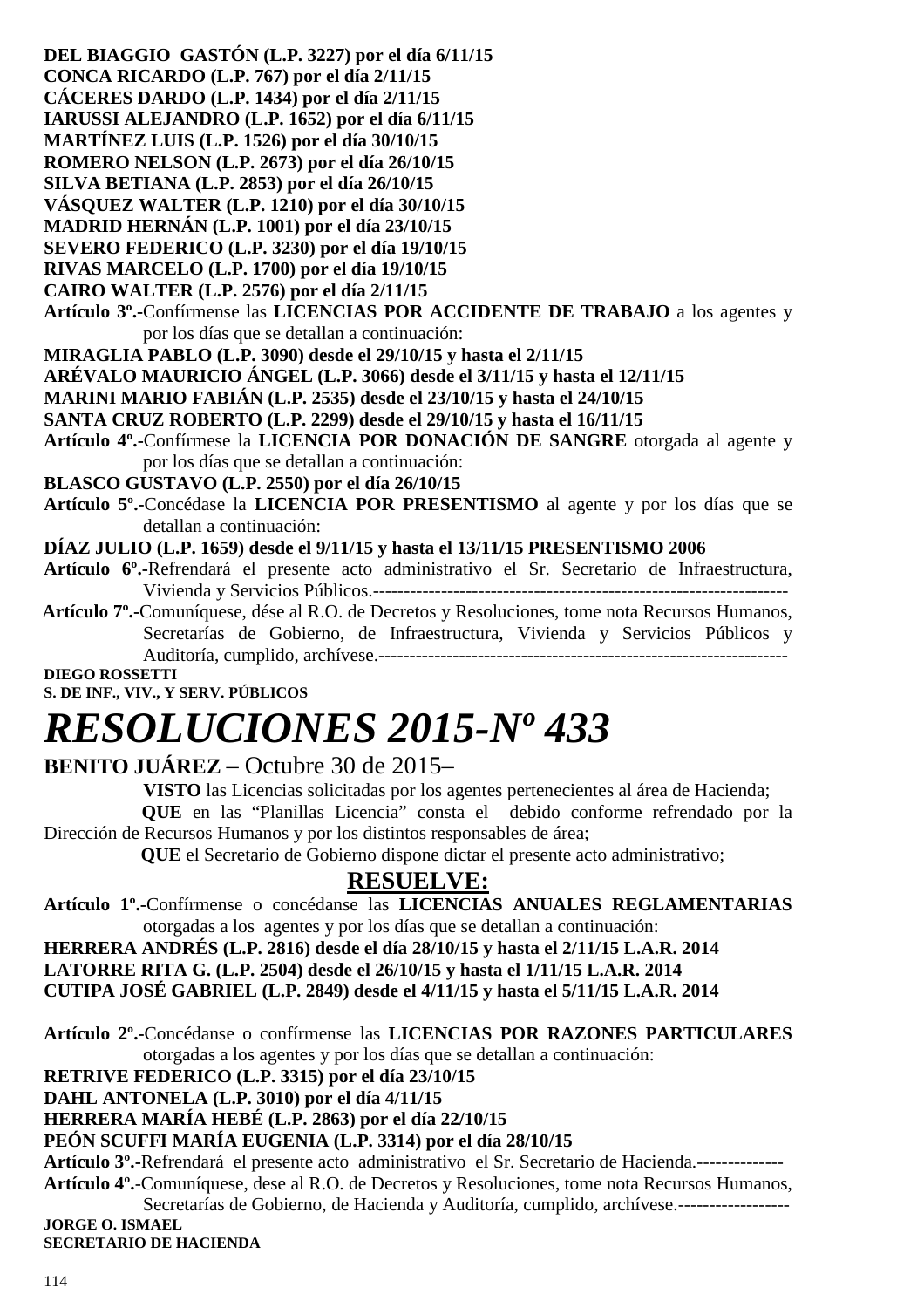**DEL BIAGGIO GASTÓN (L.P. 3227) por el día 6/11/15**
**CONCA RICARDO (L.P. 767) por el día 2/11/15**
**CÁCERES DARDO (L.P. 1434) por el día 2/11/15**
**IARUSSI ALEJANDRO (L.P. 1652) por el día 6/11/15**
**MARTÍNEZ LUIS (L.P. 1526) por el día 30/10/15**
**ROMERO NELSON (L.P. 2673) por el día 26/10/15**
**SILVA BETIANA (L.P. 2853) por el día 26/10/15**
**VÁSQUEZ WALTER (L.P. 1210) por el día 30/10/15**
**MADRID HERNÁN (L.P. 1001) por el día 23/10/15**
**SEVERO FEDERICO (L.P. 3230) por el día 19/10/15**
**RIVAS MARCELO (L.P. 1700) por el día 19/10/15**
**CAIRO WALTER (L.P. 2576) por el día 2/11/15**

**Artículo 3º.-**Confírmense las **LICENCIAS POR ACCIDENTE DE TRABAJO** a los agentes y por los días que se detallan a continuación:

**MIRAGLIA PABLO (L.P. 3090) desde el 29/10/15 y hasta el 2/11/15**
**ARÉVALO MAURICIO ÁNGEL (L.P. 3066) desde el 3/11/15 y hasta el 12/11/15**
**MARINI MARIO FABIÁN (L.P. 2535) desde el 23/10/15 y hasta el 24/10/15**
**SANTA CRUZ ROBERTO (L.P. 2299) desde el 29/10/15 y hasta el 16/11/15**

**Artículo 4º.-**Confírmese la **LICENCIA POR DONACIÓN DE SANGRE** otorgada al agente y por los días que se detallan a continuación:

**BLASCO GUSTAVO (L.P. 2550) por el día 26/10/15**

**Artículo 5º.-**Concédase la **LICENCIA POR PRESENTISMO** al agente y por los días que se detallan a continuación:

**DÍAZ JULIO (L.P. 1659) desde el 9/11/15 y hasta el 13/11/15 PRESENTISMO 2006**

**Artículo 6º.-**Refrendará el presente acto administrativo el Sr. Secretario de Infraestructura, Vivienda y Servicios Públicos.-------------------------------------------------------------------

**Artículo 7º.-**Comuníquese, dése al R.O. de Decretos y Resoluciones, tome nota Recursos Humanos, Secretarías de Gobierno, de Infraestructura, Vivienda y Servicios Públicos y Auditoría, cumplido, archívese.------------------------------------------------------------------

**DIEGO ROSSETTI**
**S. DE INF., VIV., Y SERV. PÚBLICOS**

# *RESOLUCIONES 2015-Nº 433*

**BENITO JUÁREZ** – Octubre 30 de 2015–

**VISTO** las Licencias solicitadas por los agentes pertenecientes al área de Hacienda;

**QUE** en las "Planillas Licencia" consta el debido conforme refrendado por la Dirección de Recursos Humanos y por los distintos responsables de área;

**QUE** el Secretario de Gobierno dispone dictar el presente acto administrativo;

## RESUELVE:

**Artículo 1º.-**Confírmense o concédanse las **LICENCIAS ANUALES REGLAMENTARIAS** otorgadas a los agentes y por los días que se detallan a continuación:

**HERRERA ANDRÉS (L.P. 2816) desde el día 28/10/15 y hasta el 2/11/15 L.A.R. 2014**
**LATORRE RITA G. (L.P. 2504) desde el 26/10/15 y hasta el 1/11/15 L.A.R. 2014**
**CUTIPA JOSÉ GABRIEL (L.P. 2849) desde el 4/11/15 y hasta el 5/11/15 L.A.R. 2014**

**Artículo 2º.-**Concédanse o confírmense las **LICENCIAS POR RAZONES PARTICULARES** otorgadas a los agentes y por los días que se detallan a continuación:

**RETRIVE FEDERICO (L.P. 3315) por el día 23/10/15**
**DAHL ANTONELA (L.P. 3010) por el día 4/11/15**
**HERRERA MARÍA HEBÉ (L.P. 2863) por el día 22/10/15**
**PEÓN SCUFFI MARÍA EUGENIA (L.P. 3314) por el día 28/10/15**

**Artículo 3º.-**Refrendará el presente acto administrativo el Sr. Secretario de Hacienda.--------------

**Artículo 4º.-**Comuníquese, dese al R.O. de Decretos y Resoluciones, tome nota Recursos Humanos, Secretarías de Gobierno, de Hacienda y Auditoría, cumplido, archívese.------------------

**JORGE O. ISMAEL**
**SECRETARIO DE HACIENDA**